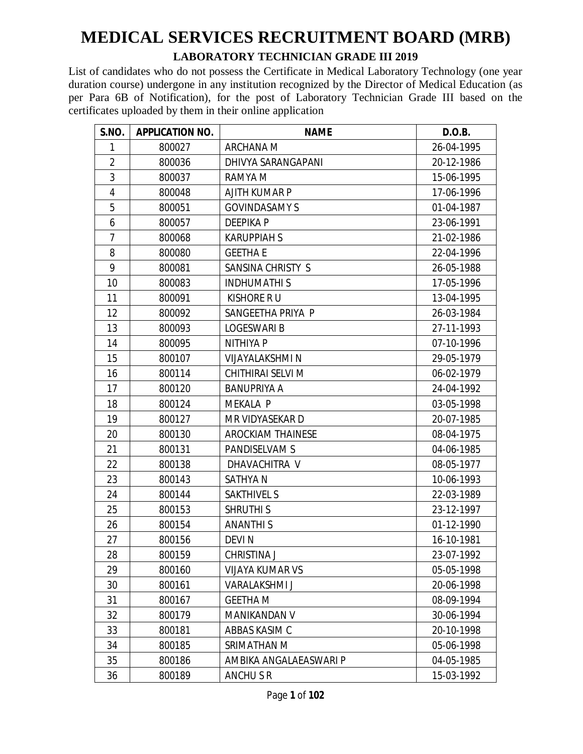# MEDICAL SERVICES RECRUITMENT BOARD (MRB)

## LABORATORY TECHNICIAN GRADE III 2019

List of candidates who do not possess the Certificate in Medical Laboratory Technology (one year duration course) undergone in any institution recognized by the Director of Medical Education (as per Para 6B of Notification), for the post of Laboratory Technician Grade III based on the certificates uploaded by them in their online application

| S.NO. | APPLICATION NO. | NAME | D.O.B. |
|---|---|---|---|
| 1 | 800027 | ARCHANA M | 26-04-1995 |
| 2 | 800036 | DHIVYA SARANGAPANI | 20-12-1986 |
| 3 | 800037 | RAMYA M | 15-06-1995 |
| 4 | 800048 | AJITH KUMAR P | 17-06-1996 |
| 5 | 800051 | GOVINDASAMY S | 01-04-1987 |
| 6 | 800057 | DEEPIKA P | 23-06-1991 |
| 7 | 800068 | KARUPPIAH S | 21-02-1986 |
| 8 | 800080 | GEETHA E | 22-04-1996 |
| 9 | 800081 | SANSINA CHRISTY S | 26-05-1988 |
| 10 | 800083 | INDHUMATHI S | 17-05-1996 |
| 11 | 800091 | KISHORE R U | 13-04-1995 |
| 12 | 800092 | SANGEETHA PRIYA P | 26-03-1984 |
| 13 | 800093 | LOGESWARI B | 27-11-1993 |
| 14 | 800095 | NITHIYA P | 07-10-1996 |
| 15 | 800107 | VIJAYALAKSHMI N | 29-05-1979 |
| 16 | 800114 | CHITHIRAI SELVI M | 06-02-1979 |
| 17 | 800120 | BANUPRIYA A | 24-04-1992 |
| 18 | 800124 | MEKALA P | 03-05-1998 |
| 19 | 800127 | MR VIDYASEKAR D | 20-07-1985 |
| 20 | 800130 | AROCKIAM THAINESE | 08-04-1975 |
| 21 | 800131 | PANDISELVAM S | 04-06-1985 |
| 22 | 800138 | DHAVACHITRA V | 08-05-1977 |
| 23 | 800143 | SATHYA N | 10-06-1993 |
| 24 | 800144 | SAKTHIVEL S | 22-03-1989 |
| 25 | 800153 | SHRUTHI S | 23-12-1997 |
| 26 | 800154 | ANANTHI S | 01-12-1990 |
| 27 | 800156 | DEVI N | 16-10-1981 |
| 28 | 800159 | CHRISTINA J | 23-07-1992 |
| 29 | 800160 | VIJAYA KUMAR VS | 05-05-1998 |
| 30 | 800161 | VARALAKSHMI J | 20-06-1998 |
| 31 | 800167 | GEETHA M | 08-09-1994 |
| 32 | 800179 | MANIKANDAN V | 30-06-1994 |
| 33 | 800181 | ABBAS KASIM C | 20-10-1998 |
| 34 | 800185 | SRIMATHAN M | 05-06-1998 |
| 35 | 800186 | AMBIKA ANGALAEASWARI P | 04-05-1985 |
| 36 | 800189 | ANCHU S R | 15-03-1992 |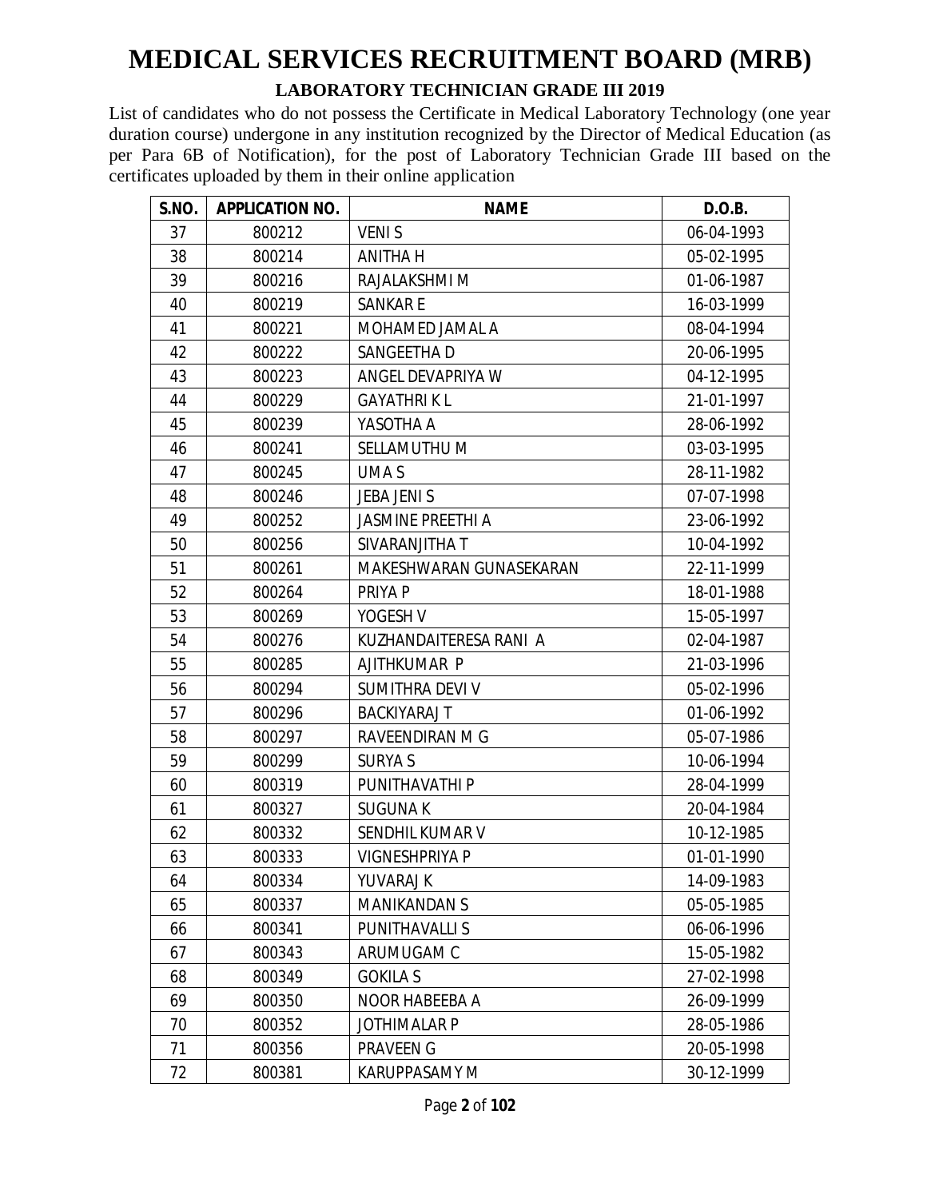# MEDICAL SERVICES RECRUITMENT BOARD (MRB)

## LABORATORY TECHNICIAN GRADE III 2019

List of candidates who do not possess the Certificate in Medical Laboratory Technology (one year duration course) undergone in any institution recognized by the Director of Medical Education (as per Para 6B of Notification), for the post of Laboratory Technician Grade III based on the certificates uploaded by them in their online application

| S.NO. | APPLICATION NO. | NAME | D.O.B. |
|---|---|---|---|
| 37 | 800212 | VENI S | 06-04-1993 |
| 38 | 800214 | ANITHA H | 05-02-1995 |
| 39 | 800216 | RAJALAKSHMI M | 01-06-1987 |
| 40 | 800219 | SANKAR E | 16-03-1999 |
| 41 | 800221 | MOHAMED JAMAL A | 08-04-1994 |
| 42 | 800222 | SANGEETHA D | 20-06-1995 |
| 43 | 800223 | ANGEL DEVAPRIYA W | 04-12-1995 |
| 44 | 800229 | GAYATHRI K L | 21-01-1997 |
| 45 | 800239 | YASOTHA A | 28-06-1992 |
| 46 | 800241 | SELLAMUTHU M | 03-03-1995 |
| 47 | 800245 | UMA S | 28-11-1982 |
| 48 | 800246 | JEBA JENI S | 07-07-1998 |
| 49 | 800252 | JASMINE PREETHI A | 23-06-1992 |
| 50 | 800256 | SIVARANJITHA T | 10-04-1992 |
| 51 | 800261 | MAKESHWARAN GUNASEKARAN | 22-11-1999 |
| 52 | 800264 | PRIYA P | 18-01-1988 |
| 53 | 800269 | YOGESH V | 15-05-1997 |
| 54 | 800276 | KUZHANDAITERESA RANI A | 02-04-1987 |
| 55 | 800285 | AJITHKUMAR P | 21-03-1996 |
| 56 | 800294 | SUMITHRA DEVI V | 05-02-1996 |
| 57 | 800296 | BACKIYARAJ T | 01-06-1992 |
| 58 | 800297 | RAVEENDIRAN M G | 05-07-1986 |
| 59 | 800299 | SURYA S | 10-06-1994 |
| 60 | 800319 | PUNITHAVATHI P | 28-04-1999 |
| 61 | 800327 | SUGUNA K | 20-04-1984 |
| 62 | 800332 | SENDHIL KUMAR V | 10-12-1985 |
| 63 | 800333 | VIGNESHPRIYA P | 01-01-1990 |
| 64 | 800334 | YUVARAJ K | 14-09-1983 |
| 65 | 800337 | MANIKANDAN S | 05-05-1985 |
| 66 | 800341 | PUNITHAVALLI S | 06-06-1996 |
| 67 | 800343 | ARUMUGAM C | 15-05-1982 |
| 68 | 800349 | GOKILA S | 27-02-1998 |
| 69 | 800350 | NOOR HABEEBA A | 26-09-1999 |
| 70 | 800352 | JOTHIMALAR P | 28-05-1986 |
| 71 | 800356 | PRAVEEN G | 20-05-1998 |
| 72 | 800381 | KARUPPASAMY M | 30-12-1999 |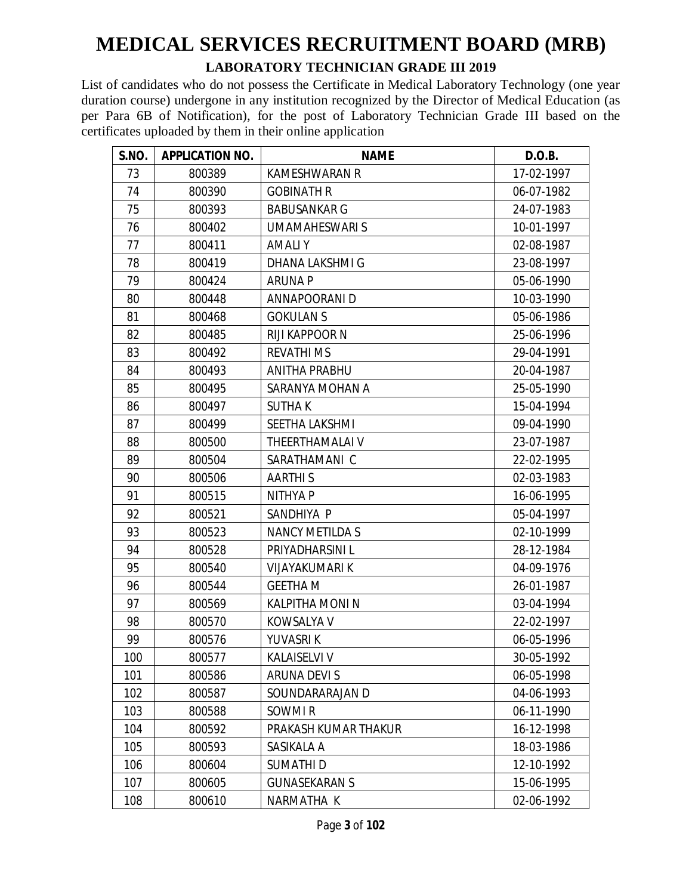# MEDICAL SERVICES RECRUITMENT BOARD (MRB)

## LABORATORY TECHNICIAN GRADE III 2019

List of candidates who do not possess the Certificate in Medical Laboratory Technology (one year duration course) undergone in any institution recognized by the Director of Medical Education (as per Para 6B of Notification), for the post of Laboratory Technician Grade III based on the certificates uploaded by them in their online application

| S.NO. | APPLICATION NO. | NAME | D.O.B. |
|---|---|---|---|
| 73 | 800389 | KAMESHWARAN R | 17-02-1997 |
| 74 | 800390 | GOBINATH R | 06-07-1982 |
| 75 | 800393 | BABUSANKAR G | 24-07-1983 |
| 76 | 800402 | UMAMAHESWARI S | 10-01-1997 |
| 77 | 800411 | AMALI Y | 02-08-1987 |
| 78 | 800419 | DHANA LAKSHMI G | 23-08-1997 |
| 79 | 800424 | ARUNA P | 05-06-1990 |
| 80 | 800448 | ANNAPOORANI D | 10-03-1990 |
| 81 | 800468 | GOKULAN S | 05-06-1986 |
| 82 | 800485 | RIJI KAPPOOR N | 25-06-1996 |
| 83 | 800492 | REVATHI M S | 29-04-1991 |
| 84 | 800493 | ANITHA PRABHU | 20-04-1987 |
| 85 | 800495 | SARANYA MOHAN A | 25-05-1990 |
| 86 | 800497 | SUTHA K | 15-04-1994 |
| 87 | 800499 | SEETHA LAKSHMI | 09-04-1990 |
| 88 | 800500 | THEERTHAMALAI V | 23-07-1987 |
| 89 | 800504 | SARATHAMANI C | 22-02-1995 |
| 90 | 800506 | AARTHI S | 02-03-1983 |
| 91 | 800515 | NITHYA P | 16-06-1995 |
| 92 | 800521 | SANDHIYA P | 05-04-1997 |
| 93 | 800523 | NANCY METILDA S | 02-10-1999 |
| 94 | 800528 | PRIYADHARSINI L | 28-12-1984 |
| 95 | 800540 | VIJAYAKUMARI K | 04-09-1976 |
| 96 | 800544 | GEETHA M | 26-01-1987 |
| 97 | 800569 | KALPITHA MONI N | 03-04-1994 |
| 98 | 800570 | KOWSALYA V | 22-02-1997 |
| 99 | 800576 | YUVASRI K | 06-05-1996 |
| 100 | 800577 | KALAISELVI V | 30-05-1992 |
| 101 | 800586 | ARUNA DEVI S | 06-05-1998 |
| 102 | 800587 | SOUNDARARAJAN D | 04-06-1993 |
| 103 | 800588 | SOWMI R | 06-11-1990 |
| 104 | 800592 | PRAKASH KUMAR THAKUR | 16-12-1998 |
| 105 | 800593 | SASIKALA A | 18-03-1986 |
| 106 | 800604 | SUMATHI D | 12-10-1992 |
| 107 | 800605 | GUNASEKARAN S | 15-06-1995 |
| 108 | 800610 | NARMATHA K | 02-06-1992 |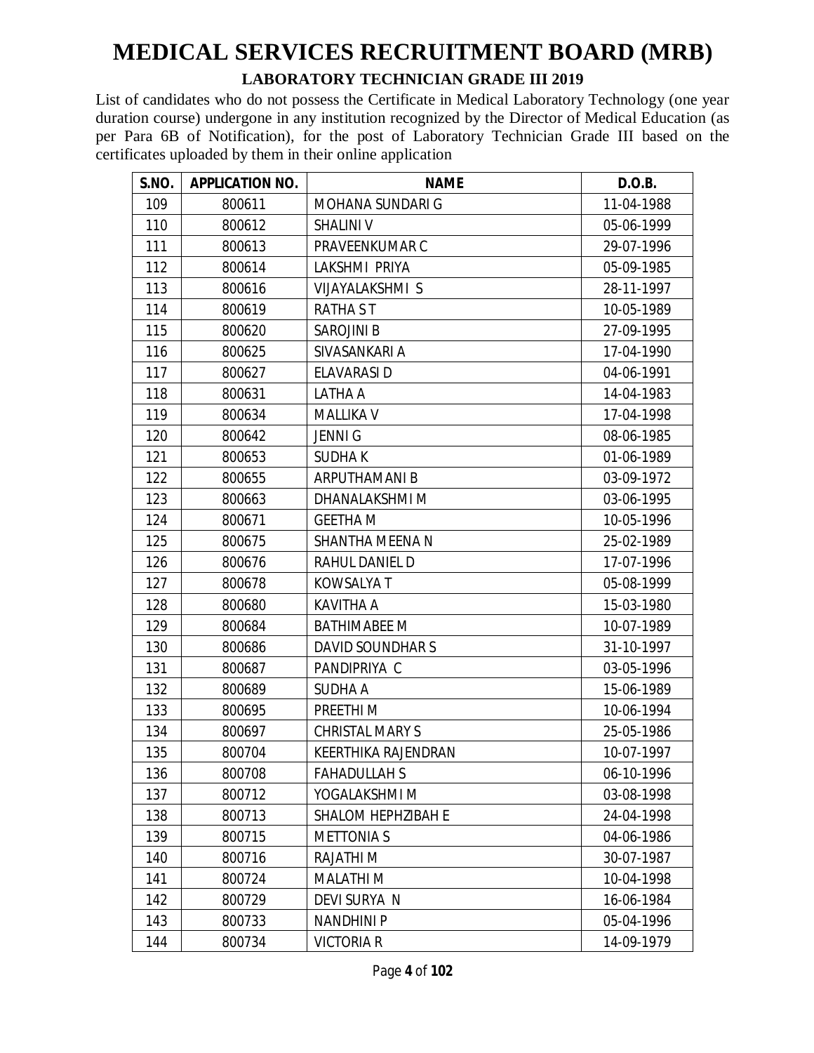# MEDICAL SERVICES RECRUITMENT BOARD (MRB)

## LABORATORY TECHNICIAN GRADE III 2019

List of candidates who do not possess the Certificate in Medical Laboratory Technology (one year duration course) undergone in any institution recognized by the Director of Medical Education (as per Para 6B of Notification), for the post of Laboratory Technician Grade III based on the certificates uploaded by them in their online application

| S.NO. | APPLICATION NO. | NAME | D.O.B. |
|---|---|---|---|
| 109 | 800611 | MOHANA SUNDARI G | 11-04-1988 |
| 110 | 800612 | SHALINI V | 05-06-1999 |
| 111 | 800613 | PRAVEENKUMAR C | 29-07-1996 |
| 112 | 800614 | LAKSHMI PRIYA | 05-09-1985 |
| 113 | 800616 | VIJAYALAKSHMI S | 28-11-1997 |
| 114 | 800619 | RATHA S T | 10-05-1989 |
| 115 | 800620 | SAROJINI B | 27-09-1995 |
| 116 | 800625 | SIVASANKARI A | 17-04-1990 |
| 117 | 800627 | ELAVARASI D | 04-06-1991 |
| 118 | 800631 | LATHA A | 14-04-1983 |
| 119 | 800634 | MALLIKA V | 17-04-1998 |
| 120 | 800642 | JENNI G | 08-06-1985 |
| 121 | 800653 | SUDHA K | 01-06-1989 |
| 122 | 800655 | ARPUTHAMANI B | 03-09-1972 |
| 123 | 800663 | DHANALAKSHMI M | 03-06-1995 |
| 124 | 800671 | GEETHA M | 10-05-1996 |
| 125 | 800675 | SHANTHA MEENA N | 25-02-1989 |
| 126 | 800676 | RAHUL DANIEL D | 17-07-1996 |
| 127 | 800678 | KOWSALYA T | 05-08-1999 |
| 128 | 800680 | KAVITHA A | 15-03-1980 |
| 129 | 800684 | BATHIMABEE M | 10-07-1989 |
| 130 | 800686 | DAVID SOUNDHAR S | 31-10-1997 |
| 131 | 800687 | PANDIPRIYA C | 03-05-1996 |
| 132 | 800689 | SUDHA A | 15-06-1989 |
| 133 | 800695 | PREETHI M | 10-06-1994 |
| 134 | 800697 | CHRISTAL MARY S | 25-05-1986 |
| 135 | 800704 | KEERTHIKA RAJENDRAN | 10-07-1997 |
| 136 | 800708 | FAHADULLAH S | 06-10-1996 |
| 137 | 800712 | YOGALAKSHMI M | 03-08-1998 |
| 138 | 800713 | SHALOM HEPHZIBAH E | 24-04-1998 |
| 139 | 800715 | METTONIA S | 04-06-1986 |
| 140 | 800716 | RAJATHI M | 30-07-1987 |
| 141 | 800724 | MALATHI M | 10-04-1998 |
| 142 | 800729 | DEVI SURYA N | 16-06-1984 |
| 143 | 800733 | NANDHINI P | 05-04-1996 |
| 144 | 800734 | VICTORIA R | 14-09-1979 |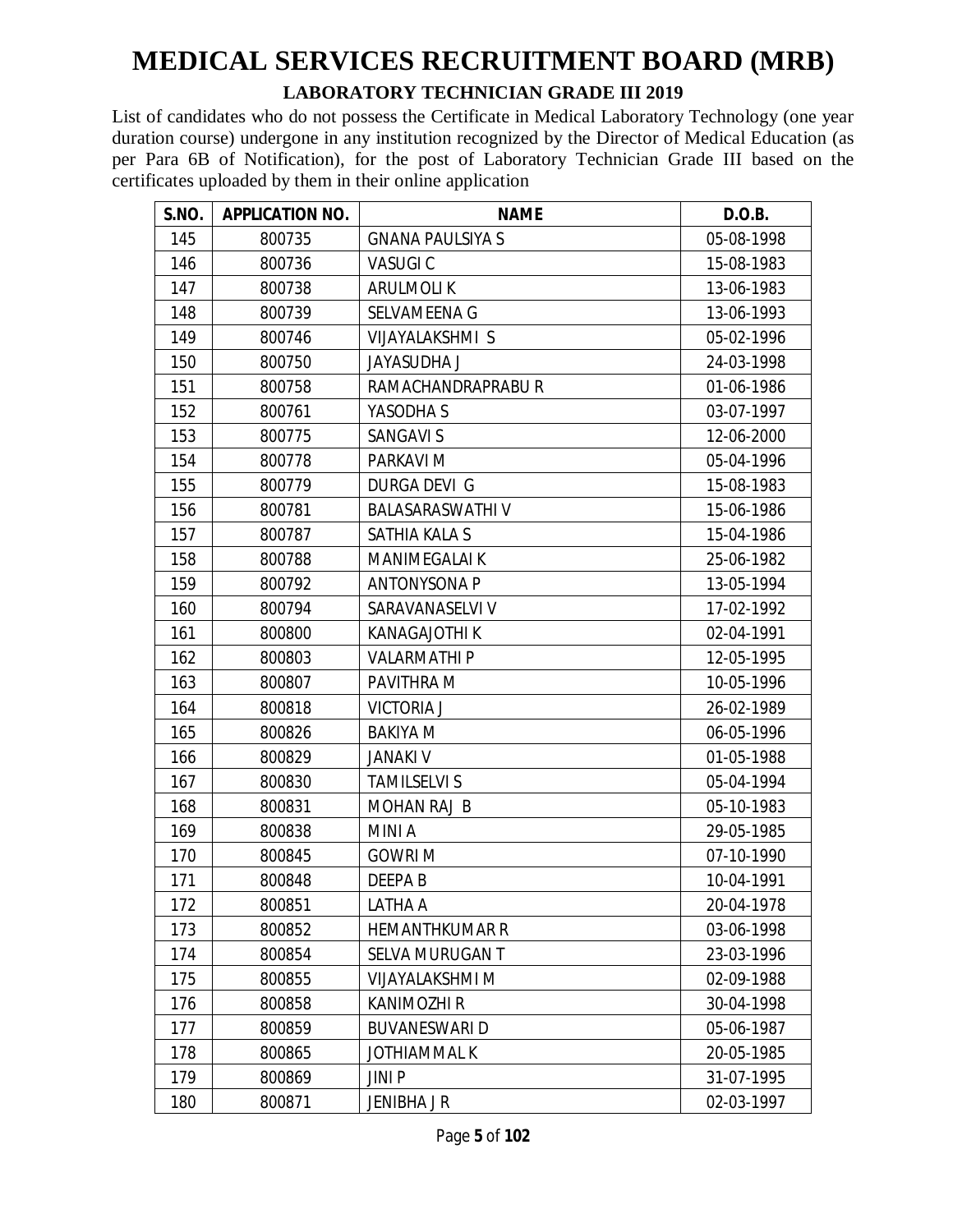# MEDICAL SERVICES RECRUITMENT BOARD (MRB)

## LABORATORY TECHNICIAN GRADE III 2019

List of candidates who do not possess the Certificate in Medical Laboratory Technology (one year duration course) undergone in any institution recognized by the Director of Medical Education (as per Para 6B of Notification), for the post of Laboratory Technician Grade III based on the certificates uploaded by them in their online application

| S.NO. | APPLICATION NO. | NAME | D.O.B. |
|---|---|---|---|
| 145 | 800735 | GNANA PAULSIYA S | 05-08-1998 |
| 146 | 800736 | VASUGI C | 15-08-1983 |
| 147 | 800738 | ARULMOLI K | 13-06-1983 |
| 148 | 800739 | SELVAMEENA G | 13-06-1993 |
| 149 | 800746 | VIJAYALAKSHMI S | 05-02-1996 |
| 150 | 800750 | JAYASUDHA J | 24-03-1998 |
| 151 | 800758 | RAMACHANDRAPRABU R | 01-06-1986 |
| 152 | 800761 | YASODHA S | 03-07-1997 |
| 153 | 800775 | SANGAVI S | 12-06-2000 |
| 154 | 800778 | PARKAVI M | 05-04-1996 |
| 155 | 800779 | DURGA DEVI G | 15-08-1983 |
| 156 | 800781 | BALASARASWATHI V | 15-06-1986 |
| 157 | 800787 | SATHIA KALA S | 15-04-1986 |
| 158 | 800788 | MANIMEGALAI K | 25-06-1982 |
| 159 | 800792 | ANTONYSONA P | 13-05-1994 |
| 160 | 800794 | SARAVANASELVI V | 17-02-1992 |
| 161 | 800800 | KANAGAJOTHI K | 02-04-1991 |
| 162 | 800803 | VALARMATHI P | 12-05-1995 |
| 163 | 800807 | PAVITHRA M | 10-05-1996 |
| 164 | 800818 | VICTORIA J | 26-02-1989 |
| 165 | 800826 | BAKIYA M | 06-05-1996 |
| 166 | 800829 | JANAKI V | 01-05-1988 |
| 167 | 800830 | TAMILSELVI S | 05-04-1994 |
| 168 | 800831 | MOHAN RAJ B | 05-10-1983 |
| 169 | 800838 | MINI A | 29-05-1985 |
| 170 | 800845 | GOWRI M | 07-10-1990 |
| 171 | 800848 | DEEPA B | 10-04-1991 |
| 172 | 800851 | LATHA A | 20-04-1978 |
| 173 | 800852 | HEMANTHKUMAR R | 03-06-1998 |
| 174 | 800854 | SELVA MURUGAN T | 23-03-1996 |
| 175 | 800855 | VIJAYALAKSHMI M | 02-09-1988 |
| 176 | 800858 | KANIMOZHI R | 30-04-1998 |
| 177 | 800859 | BUVANESWARI D | 05-06-1987 |
| 178 | 800865 | JOTHIAMMAL K | 20-05-1985 |
| 179 | 800869 | JINI P | 31-07-1995 |
| 180 | 800871 | JENIBHA J R | 02-03-1997 |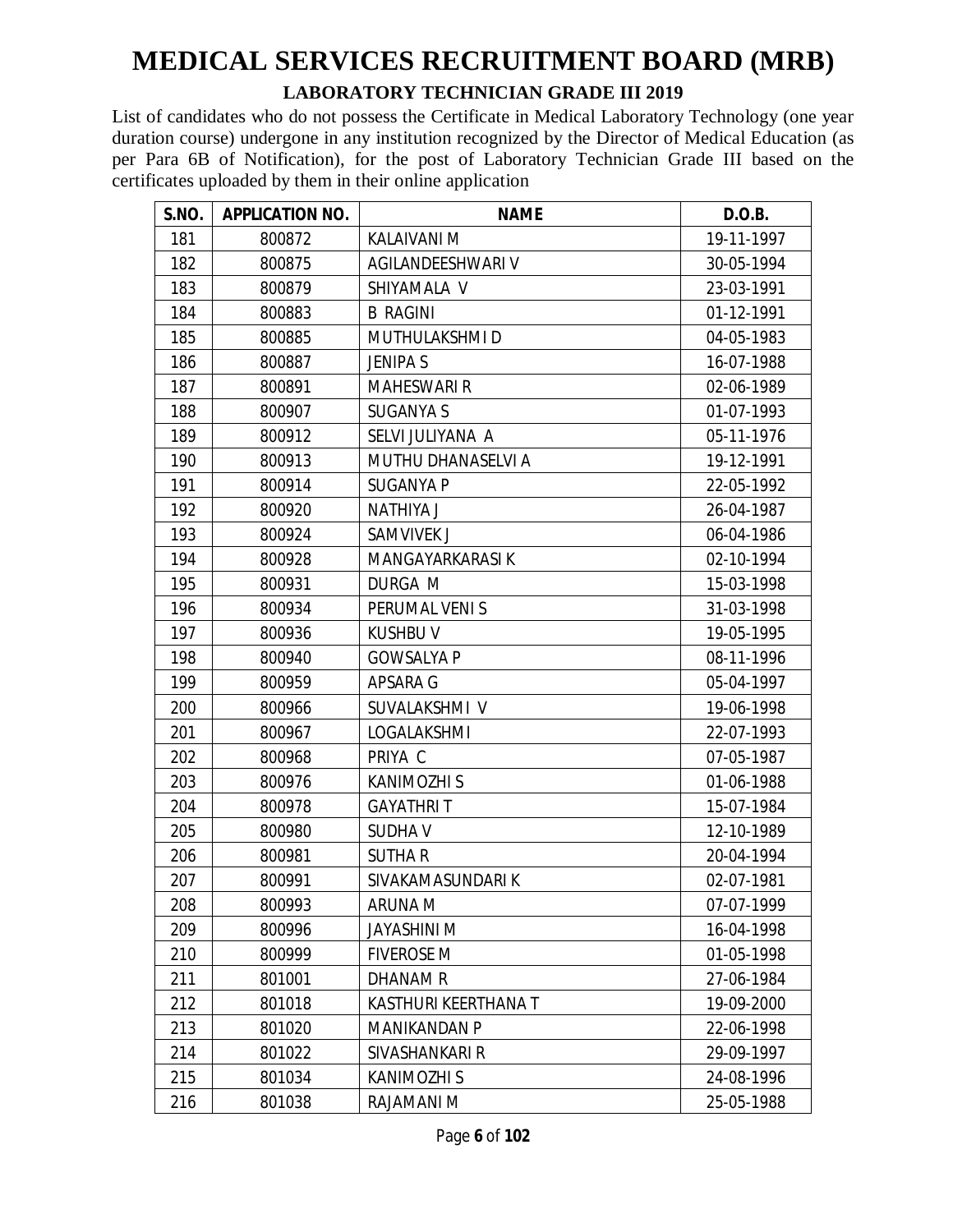# MEDICAL SERVICES RECRUITMENT BOARD (MRB)

## LABORATORY TECHNICIAN GRADE III 2019

List of candidates who do not possess the Certificate in Medical Laboratory Technology (one year duration course) undergone in any institution recognized by the Director of Medical Education (as per Para 6B of Notification), for the post of Laboratory Technician Grade III based on the certificates uploaded by them in their online application

| S.NO. | APPLICATION NO. | NAME | D.O.B. |
|---|---|---|---|
| 181 | 800872 | KALAIVANI M | 19-11-1997 |
| 182 | 800875 | AGILANDEESHWARI V | 30-05-1994 |
| 183 | 800879 | SHIYAMALA V | 23-03-1991 |
| 184 | 800883 | B RAGINI | 01-12-1991 |
| 185 | 800885 | MUTHULAKSHMI D | 04-05-1983 |
| 186 | 800887 | JENIPA S | 16-07-1988 |
| 187 | 800891 | MAHESWARI R | 02-06-1989 |
| 188 | 800907 | SUGANYA S | 01-07-1993 |
| 189 | 800912 | SELVI JULIYANA A | 05-11-1976 |
| 190 | 800913 | MUTHU DHANASELVI A | 19-12-1991 |
| 191 | 800914 | SUGANYA P | 22-05-1992 |
| 192 | 800920 | NATHIYA J | 26-04-1987 |
| 193 | 800924 | SAMVIVEK J | 06-04-1986 |
| 194 | 800928 | MANGAYARKARASI K | 02-10-1994 |
| 195 | 800931 | DURGA M | 15-03-1998 |
| 196 | 800934 | PERUMAL VENI S | 31-03-1998 |
| 197 | 800936 | KUSHBU V | 19-05-1995 |
| 198 | 800940 | GOWSALYA P | 08-11-1996 |
| 199 | 800959 | APSARA G | 05-04-1997 |
| 200 | 800966 | SUVALAKSHMI V | 19-06-1998 |
| 201 | 800967 | LOGALAKSHMI | 22-07-1993 |
| 202 | 800968 | PRIYA C | 07-05-1987 |
| 203 | 800976 | KANIMOZHI S | 01-06-1988 |
| 204 | 800978 | GAYATHRI T | 15-07-1984 |
| 205 | 800980 | SUDHA V | 12-10-1989 |
| 206 | 800981 | SUTHA R | 20-04-1994 |
| 207 | 800991 | SIVAKAMASUNDARI K | 02-07-1981 |
| 208 | 800993 | ARUNA M | 07-07-1999 |
| 209 | 800996 | JAYASHINI M | 16-04-1998 |
| 210 | 800999 | FIVEROSE M | 01-05-1998 |
| 211 | 801001 | DHANAM R | 27-06-1984 |
| 212 | 801018 | KASTHURI KEERTHANA T | 19-09-2000 |
| 213 | 801020 | MANIKANDAN P | 22-06-1998 |
| 214 | 801022 | SIVASHANKARI R | 29-09-1997 |
| 215 | 801034 | KANIMOZHI S | 24-08-1996 |
| 216 | 801038 | RAJAMANI M | 25-05-1988 |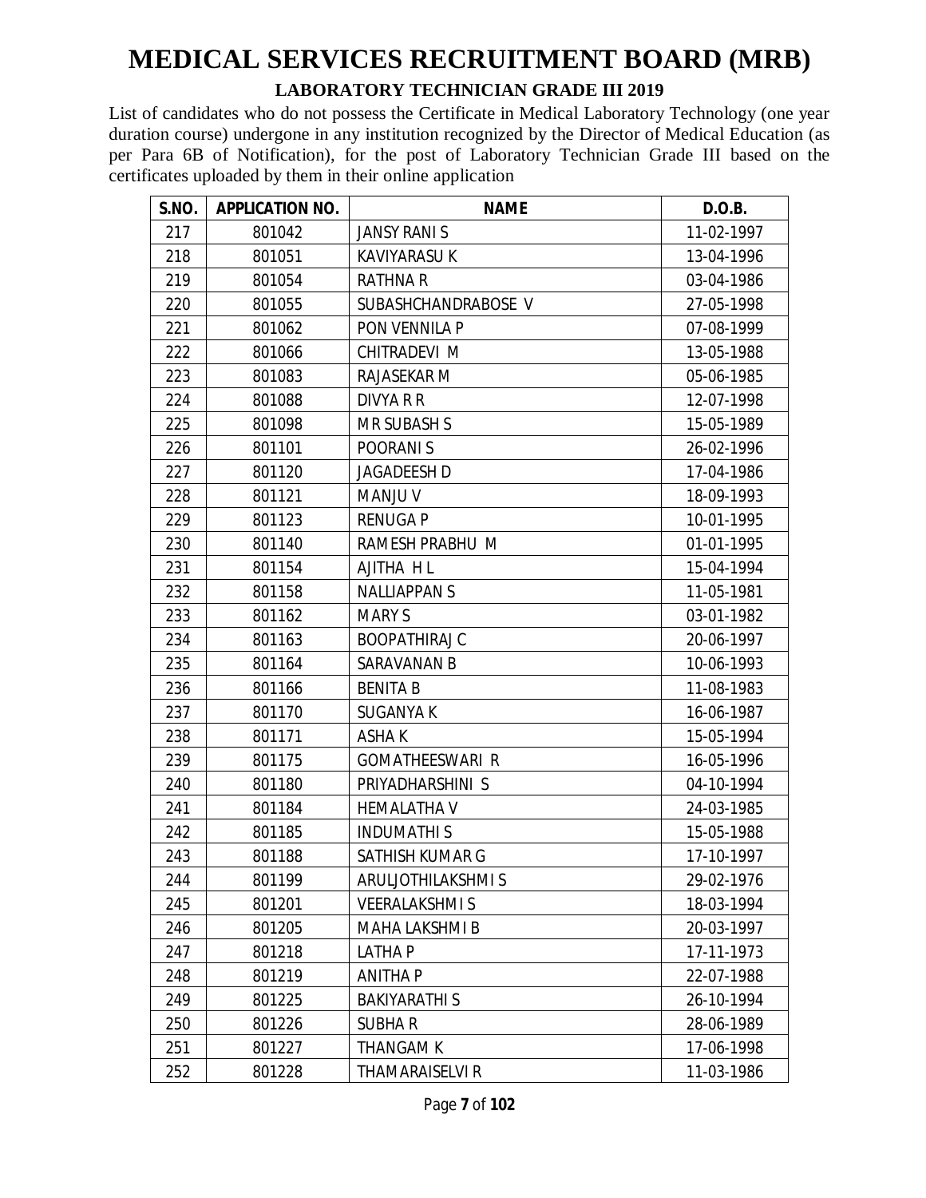# MEDICAL SERVICES RECRUITMENT BOARD (MRB)

## LABORATORY TECHNICIAN GRADE III 2019

List of candidates who do not possess the Certificate in Medical Laboratory Technology (one year duration course) undergone in any institution recognized by the Director of Medical Education (as per Para 6B of Notification), for the post of Laboratory Technician Grade III based on the certificates uploaded by them in their online application

| S.NO. | APPLICATION NO. | NAME | D.O.B. |
|---|---|---|---|
| 217 | 801042 | JANSY RANI S | 11-02-1997 |
| 218 | 801051 | KAVIYARASU K | 13-04-1996 |
| 219 | 801054 | RATHNA R | 03-04-1986 |
| 220 | 801055 | SUBASHCHANDRABOSE V | 27-05-1998 |
| 221 | 801062 | PON VENNILA P | 07-08-1999 |
| 222 | 801066 | CHITRADEVI M | 13-05-1988 |
| 223 | 801083 | RAJASEKAR M | 05-06-1985 |
| 224 | 801088 | DIVYA R R | 12-07-1998 |
| 225 | 801098 | MR SUBASH S | 15-05-1989 |
| 226 | 801101 | POORANI S | 26-02-1996 |
| 227 | 801120 | JAGADEESH D | 17-04-1986 |
| 228 | 801121 | MANJU V | 18-09-1993 |
| 229 | 801123 | RENUGA P | 10-01-1995 |
| 230 | 801140 | RAMESH PRABHU M | 01-01-1995 |
| 231 | 801154 | AJITHA H L | 15-04-1994 |
| 232 | 801158 | NALLIAPPAN S | 11-05-1981 |
| 233 | 801162 | MARY S | 03-01-1982 |
| 234 | 801163 | BOOPATHIRAJ C | 20-06-1997 |
| 235 | 801164 | SARAVANAN B | 10-06-1993 |
| 236 | 801166 | BENITA B | 11-08-1983 |
| 237 | 801170 | SUGANYA K | 16-06-1987 |
| 238 | 801171 | ASHA K | 15-05-1994 |
| 239 | 801175 | GOMATHEESWARI R | 16-05-1996 |
| 240 | 801180 | PRIYADHARSHINI S | 04-10-1994 |
| 241 | 801184 | HEMALATHA V | 24-03-1985 |
| 242 | 801185 | INDUMATHI S | 15-05-1988 |
| 243 | 801188 | SATHISH KUMAR G | 17-10-1997 |
| 244 | 801199 | ARULJOTHILAKSHMI S | 29-02-1976 |
| 245 | 801201 | VEERALAKSHMI S | 18-03-1994 |
| 246 | 801205 | MAHA LAKSHMI B | 20-03-1997 |
| 247 | 801218 | LATHA P | 17-11-1973 |
| 248 | 801219 | ANITHA P | 22-07-1988 |
| 249 | 801225 | BAKIYARATHI S | 26-10-1994 |
| 250 | 801226 | SUBHA R | 28-06-1989 |
| 251 | 801227 | THANGAM K | 17-06-1998 |
| 252 | 801228 | THAMARAISELVI R | 11-03-1986 |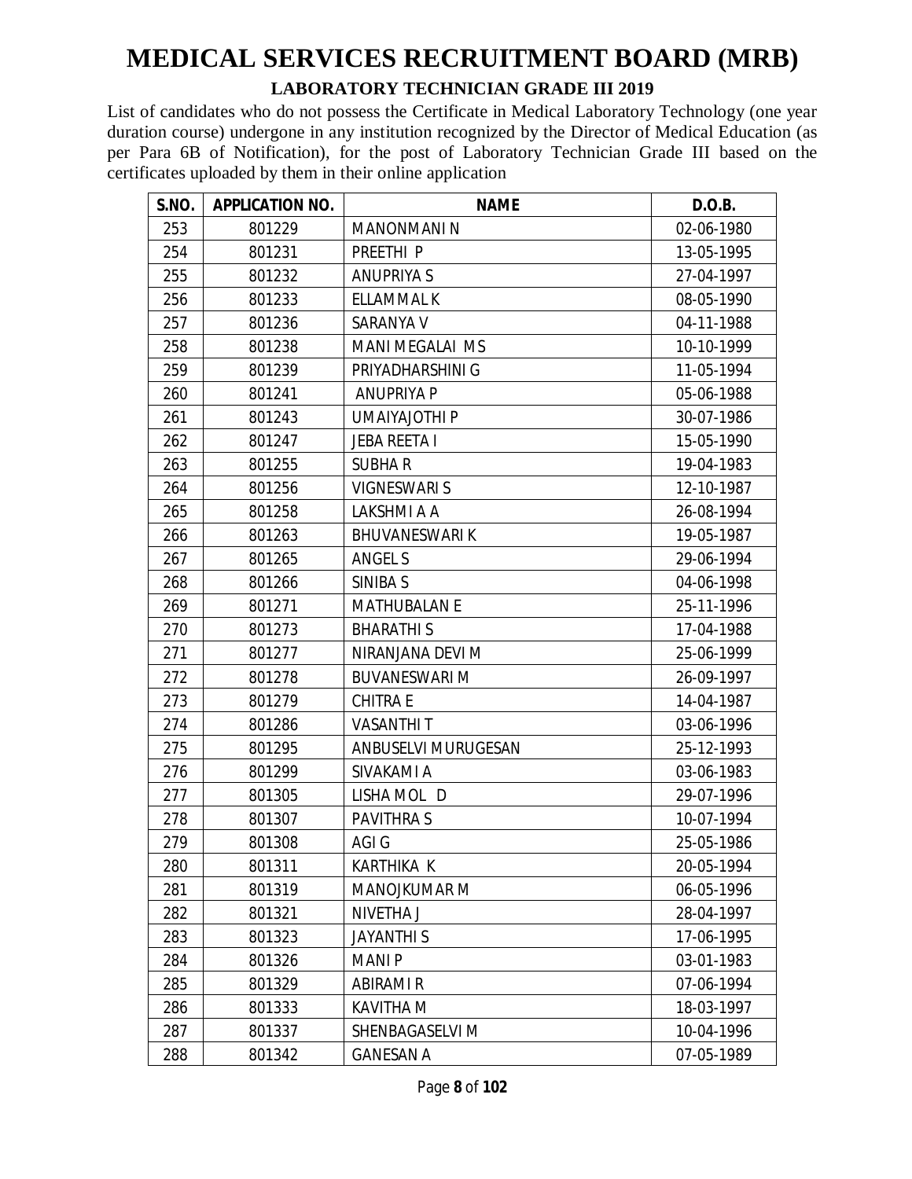# MEDICAL SERVICES RECRUITMENT BOARD (MRB)

## LABORATORY TECHNICIAN GRADE III 2019

List of candidates who do not possess the Certificate in Medical Laboratory Technology (one year duration course) undergone in any institution recognized by the Director of Medical Education (as per Para 6B of Notification), for the post of Laboratory Technician Grade III based on the certificates uploaded by them in their online application

| S.NO. | APPLICATION NO. | NAME | D.O.B. |
|---|---|---|---|
| 253 | 801229 | MANONMANI N | 02-06-1980 |
| 254 | 801231 | PREETHI P | 13-05-1995 |
| 255 | 801232 | ANUPRIYA S | 27-04-1997 |
| 256 | 801233 | ELLAMMAL K | 08-05-1990 |
| 257 | 801236 | SARANYA V | 04-11-1988 |
| 258 | 801238 | MANI MEGALAI MS | 10-10-1999 |
| 259 | 801239 | PRIYADHARSHINI G | 11-05-1994 |
| 260 | 801241 | ANUPRIYA P | 05-06-1988 |
| 261 | 801243 | UMAIYAJOTHI P | 30-07-1986 |
| 262 | 801247 | JEBA REETA I | 15-05-1990 |
| 263 | 801255 | SUBHA R | 19-04-1983 |
| 264 | 801256 | VIGNESWARI S | 12-10-1987 |
| 265 | 801258 | LAKSHMI A A | 26-08-1994 |
| 266 | 801263 | BHUVANESWARI K | 19-05-1987 |
| 267 | 801265 | ANGEL S | 29-06-1994 |
| 268 | 801266 | SINIBA S | 04-06-1998 |
| 269 | 801271 | MATHUBALAN E | 25-11-1996 |
| 270 | 801273 | BHARATHI S | 17-04-1988 |
| 271 | 801277 | NIRANJANA DEVI M | 25-06-1999 |
| 272 | 801278 | BUVANESWARI M | 26-09-1997 |
| 273 | 801279 | CHITRA E | 14-04-1987 |
| 274 | 801286 | VASANTHI T | 03-06-1996 |
| 275 | 801295 | ANBUSELVI MURUGESAN | 25-12-1993 |
| 276 | 801299 | SIVAKAMI A | 03-06-1983 |
| 277 | 801305 | LISHA MOL D | 29-07-1996 |
| 278 | 801307 | PAVITHRA S | 10-07-1994 |
| 279 | 801308 | AGI G | 25-05-1986 |
| 280 | 801311 | KARTHIKA K | 20-05-1994 |
| 281 | 801319 | MANOJKUMAR M | 06-05-1996 |
| 282 | 801321 | NIVETHA J | 28-04-1997 |
| 283 | 801323 | JAYANTHI S | 17-06-1995 |
| 284 | 801326 | MANI P | 03-01-1983 |
| 285 | 801329 | ABIRAMI R | 07-06-1994 |
| 286 | 801333 | KAVITHA M | 18-03-1997 |
| 287 | 801337 | SHENBAGASELVI M | 10-04-1996 |
| 288 | 801342 | GANESAN A | 07-05-1989 |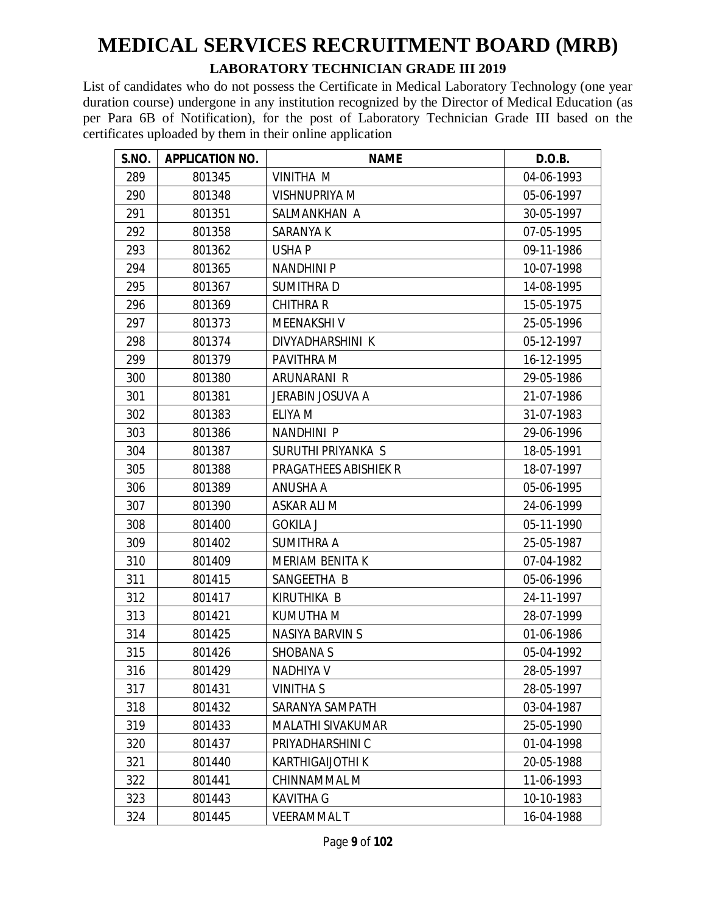# MEDICAL SERVICES RECRUITMENT BOARD (MRB)

## LABORATORY TECHNICIAN GRADE III 2019

List of candidates who do not possess the Certificate in Medical Laboratory Technology (one year duration course) undergone in any institution recognized by the Director of Medical Education (as per Para 6B of Notification), for the post of Laboratory Technician Grade III based on the certificates uploaded by them in their online application

| S.NO. | APPLICATION NO. | NAME | D.O.B. |
|---|---|---|---|
| 289 | 801345 | VINITHA M | 04-06-1993 |
| 290 | 801348 | VISHNUPRIYA M | 05-06-1997 |
| 291 | 801351 | SALMANKHAN A | 30-05-1997 |
| 292 | 801358 | SARANYA K | 07-05-1995 |
| 293 | 801362 | USHA P | 09-11-1986 |
| 294 | 801365 | NANDHINI P | 10-07-1998 |
| 295 | 801367 | SUMITHRA D | 14-08-1995 |
| 296 | 801369 | CHITHRA R | 15-05-1975 |
| 297 | 801373 | MEENAKSHI V | 25-05-1996 |
| 298 | 801374 | DIVYADHARSHINI K | 05-12-1997 |
| 299 | 801379 | PAVITHRA M | 16-12-1995 |
| 300 | 801380 | ARUNARANI R | 29-05-1986 |
| 301 | 801381 | JERABIN JOSUVA A | 21-07-1986 |
| 302 | 801383 | ELIYA M | 31-07-1983 |
| 303 | 801386 | NANDHINI P | 29-06-1996 |
| 304 | 801387 | SURUTHI PRIYANKA S | 18-05-1991 |
| 305 | 801388 | PRAGATHEES ABISHIEK R | 18-07-1997 |
| 306 | 801389 | ANUSHA A | 05-06-1995 |
| 307 | 801390 | ASKAR ALI M | 24-06-1999 |
| 308 | 801400 | GOKILA J | 05-11-1990 |
| 309 | 801402 | SUMITHRA A | 25-05-1987 |
| 310 | 801409 | MERIAM BENITA K | 07-04-1982 |
| 311 | 801415 | SANGEETHA B | 05-06-1996 |
| 312 | 801417 | KIRUTHIKA B | 24-11-1997 |
| 313 | 801421 | KUMUTHA M | 28-07-1999 |
| 314 | 801425 | NASIYA BARVIN S | 01-06-1986 |
| 315 | 801426 | SHOBANA S | 05-04-1992 |
| 316 | 801429 | NADHIYA V | 28-05-1997 |
| 317 | 801431 | VINITHA S | 28-05-1997 |
| 318 | 801432 | SARANYA SAMPATH | 03-04-1987 |
| 319 | 801433 | MALATHI SIVAKUMAR | 25-05-1990 |
| 320 | 801437 | PRIYADHARSHINI C | 01-04-1998 |
| 321 | 801440 | KARTHIGAIJOTHI K | 20-05-1988 |
| 322 | 801441 | CHINNAMMAL M | 11-06-1993 |
| 323 | 801443 | KAVITHA G | 10-10-1983 |
| 324 | 801445 | VEERAMMAL T | 16-04-1988 |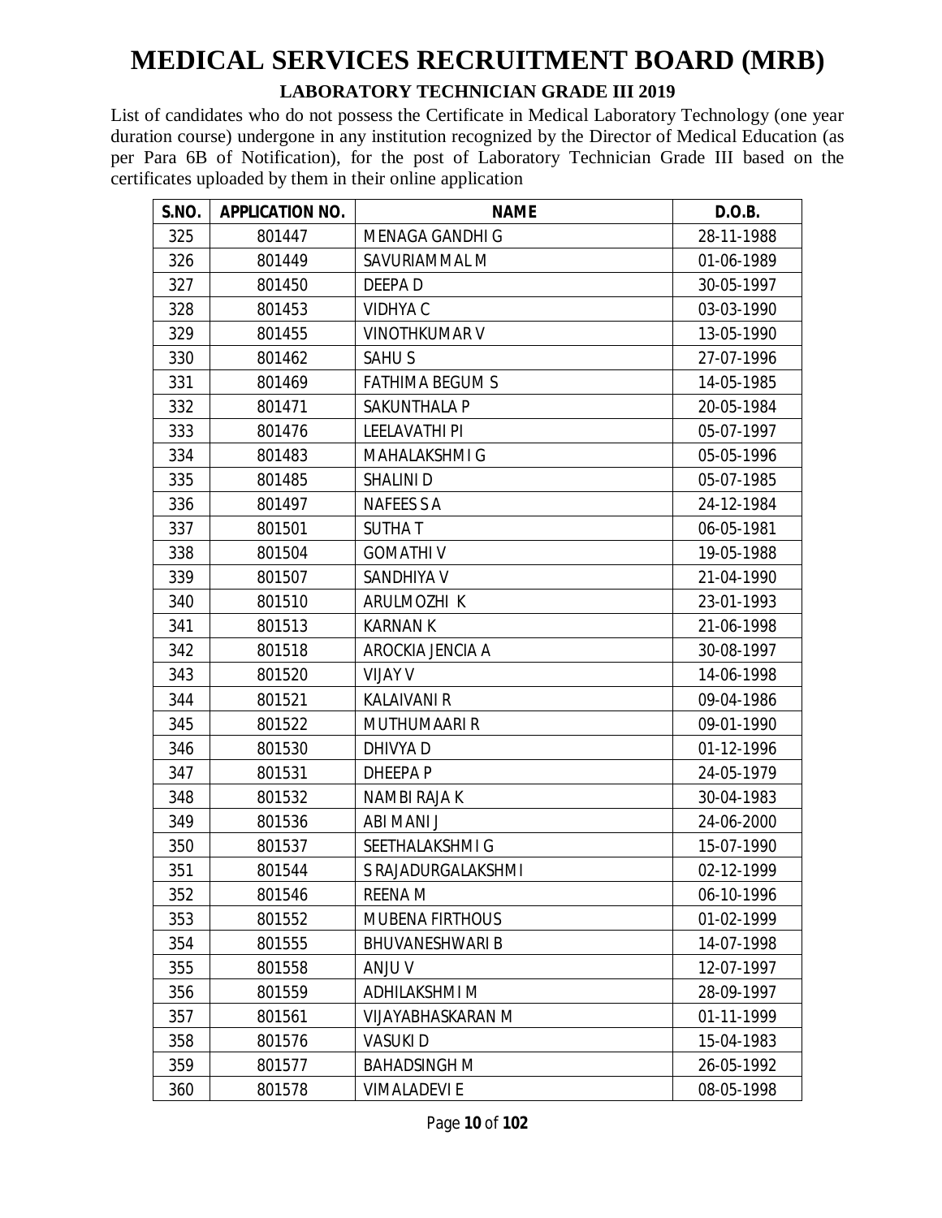# MEDICAL SERVICES RECRUITMENT BOARD (MRB)

## LABORATORY TECHNICIAN GRADE III 2019

List of candidates who do not possess the Certificate in Medical Laboratory Technology (one year duration course) undergone in any institution recognized by the Director of Medical Education (as per Para 6B of Notification), for the post of Laboratory Technician Grade III based on the certificates uploaded by them in their online application

| S.NO. | APPLICATION NO. | NAME | D.O.B. |
|---|---|---|---|
| 325 | 801447 | MENAGA GANDHI G | 28-11-1988 |
| 326 | 801449 | SAVURIAMMAL M | 01-06-1989 |
| 327 | 801450 | DEEPA D | 30-05-1997 |
| 328 | 801453 | VIDHYA C | 03-03-1990 |
| 329 | 801455 | VINOTHKUMAR V | 13-05-1990 |
| 330 | 801462 | SAHU S | 27-07-1996 |
| 331 | 801469 | FATHIMA BEGUM S | 14-05-1985 |
| 332 | 801471 | SAKUNTHALA P | 20-05-1984 |
| 333 | 801476 | LEELAVATHI PI | 05-07-1997 |
| 334 | 801483 | MAHALAKSHMI G | 05-05-1996 |
| 335 | 801485 | SHALINI D | 05-07-1985 |
| 336 | 801497 | NAFEES S A | 24-12-1984 |
| 337 | 801501 | SUTHA T | 06-05-1981 |
| 338 | 801504 | GOMATHI V | 19-05-1988 |
| 339 | 801507 | SANDHIYA V | 21-04-1990 |
| 340 | 801510 | ARULMOZHI K | 23-01-1993 |
| 341 | 801513 | KARNAN K | 21-06-1998 |
| 342 | 801518 | AROCKIA JENCIA A | 30-08-1997 |
| 343 | 801520 | VIJAY V | 14-06-1998 |
| 344 | 801521 | KALAIVANI R | 09-04-1986 |
| 345 | 801522 | MUTHUMAARI R | 09-01-1990 |
| 346 | 801530 | DHIVYA D | 01-12-1996 |
| 347 | 801531 | DHEEPA P | 24-05-1979 |
| 348 | 801532 | NAMBI RAJA K | 30-04-1983 |
| 349 | 801536 | ABI MANI J | 24-06-2000 |
| 350 | 801537 | SEETHALAKSHMI G | 15-07-1990 |
| 351 | 801544 | S RAJADURGALAKSHMI | 02-12-1999 |
| 352 | 801546 | REENA M | 06-10-1996 |
| 353 | 801552 | MUBENA FIRTHOUS | 01-02-1999 |
| 354 | 801555 | BHUVANESHWARI B | 14-07-1998 |
| 355 | 801558 | ANJU V | 12-07-1997 |
| 356 | 801559 | ADHILAKSHMI M | 28-09-1997 |
| 357 | 801561 | VIJAYABHASKARAN M | 01-11-1999 |
| 358 | 801576 | VASUKI D | 15-04-1983 |
| 359 | 801577 | BAHADSINGH M | 26-05-1992 |
| 360 | 801578 | VIMALADEVI E | 08-05-1998 |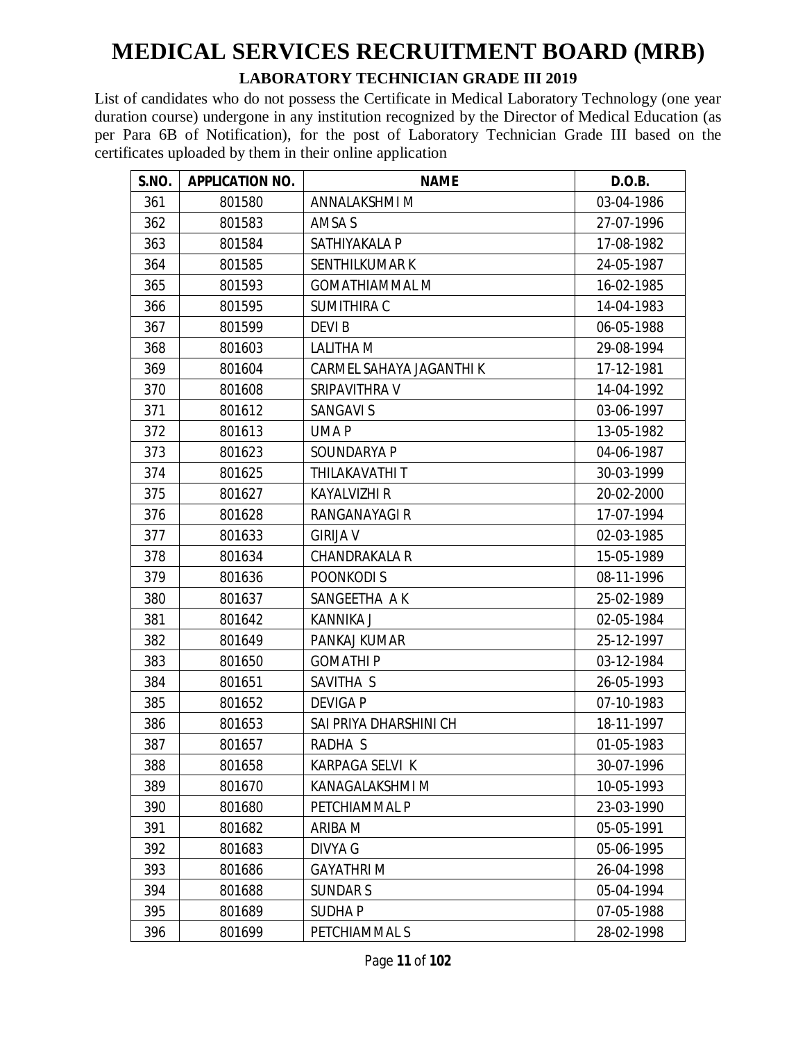# MEDICAL SERVICES RECRUITMENT BOARD (MRB)

## LABORATORY TECHNICIAN GRADE III 2019

List of candidates who do not possess the Certificate in Medical Laboratory Technology (one year duration course) undergone in any institution recognized by the Director of Medical Education (as per Para 6B of Notification), for the post of Laboratory Technician Grade III based on the certificates uploaded by them in their online application

| S.NO. | APPLICATION NO. | NAME | D.O.B. |
|---|---|---|---|
| 361 | 801580 | ANNALAKSHMI M | 03-04-1986 |
| 362 | 801583 | AMSA S | 27-07-1996 |
| 363 | 801584 | SATHIYAKALA P | 17-08-1982 |
| 364 | 801585 | SENTHILKUMAR K | 24-05-1987 |
| 365 | 801593 | GOMATHIAMMAL M | 16-02-1985 |
| 366 | 801595 | SUMITHIRA C | 14-04-1983 |
| 367 | 801599 | DEVI B | 06-05-1988 |
| 368 | 801603 | LALITHA M | 29-08-1994 |
| 369 | 801604 | CARMEL SAHAYA JAGANTHI K | 17-12-1981 |
| 370 | 801608 | SRIPAVITHRA V | 14-04-1992 |
| 371 | 801612 | SANGAVI S | 03-06-1997 |
| 372 | 801613 | UMA P | 13-05-1982 |
| 373 | 801623 | SOUNDARYA P | 04-06-1987 |
| 374 | 801625 | THILAKAVATHI T | 30-03-1999 |
| 375 | 801627 | KAYALVIZHI R | 20-02-2000 |
| 376 | 801628 | RANGANAYAGI R | 17-07-1994 |
| 377 | 801633 | GIRIJA V | 02-03-1985 |
| 378 | 801634 | CHANDRAKALA R | 15-05-1989 |
| 379 | 801636 | POONKODI S | 08-11-1996 |
| 380 | 801637 | SANGEETHA A K | 25-02-1989 |
| 381 | 801642 | KANNIKA J | 02-05-1984 |
| 382 | 801649 | PANKAJ KUMAR | 25-12-1997 |
| 383 | 801650 | GOMATHI P | 03-12-1984 |
| 384 | 801651 | SAVITHA S | 26-05-1993 |
| 385 | 801652 | DEVIGA P | 07-10-1983 |
| 386 | 801653 | SAI PRIYA DHARSHINI CH | 18-11-1997 |
| 387 | 801657 | RADHA S | 01-05-1983 |
| 388 | 801658 | KARPAGA SELVI K | 30-07-1996 |
| 389 | 801670 | KANAGALAKSHMI M | 10-05-1993 |
| 390 | 801680 | PETCHIAMMAL P | 23-03-1990 |
| 391 | 801682 | ARIBA M | 05-05-1991 |
| 392 | 801683 | DIVYA G | 05-06-1995 |
| 393 | 801686 | GAYATHRI M | 26-04-1998 |
| 394 | 801688 | SUNDAR S | 05-04-1994 |
| 395 | 801689 | SUDHA P | 07-05-1988 |
| 396 | 801699 | PETCHIAMMAL S | 28-02-1998 |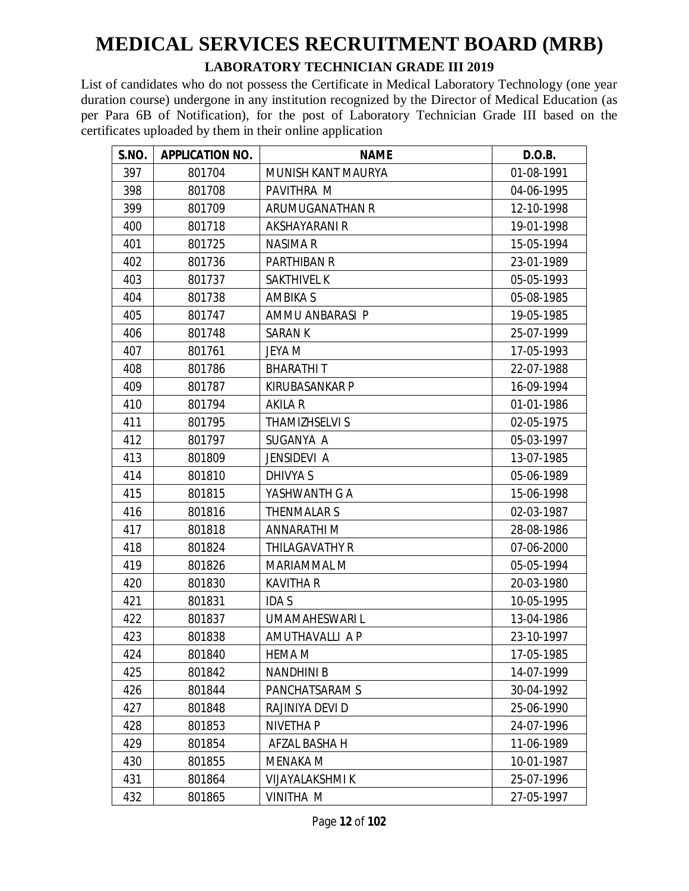# MEDICAL SERVICES RECRUITMENT BOARD (MRB)

## LABORATORY TECHNICIAN GRADE III 2019

List of candidates who do not possess the Certificate in Medical Laboratory Technology (one year duration course) undergone in any institution recognized by the Director of Medical Education (as per Para 6B of Notification), for the post of Laboratory Technician Grade III based on the certificates uploaded by them in their online application

| S.NO. | APPLICATION NO. | NAME | D.O.B. |
|---|---|---|---|
| 397 | 801704 | MUNISH KANT MAURYA | 01-08-1991 |
| 398 | 801708 | PAVITHRA M | 04-06-1995 |
| 399 | 801709 | ARUMUGANATHAN R | 12-10-1998 |
| 400 | 801718 | AKSHAYARANI R | 19-01-1998 |
| 401 | 801725 | NASIMA R | 15-05-1994 |
| 402 | 801736 | PARTHIBAN R | 23-01-1989 |
| 403 | 801737 | SAKTHIVEL K | 05-05-1993 |
| 404 | 801738 | AMBIKA S | 05-08-1985 |
| 405 | 801747 | AMMU ANBARASI P | 19-05-1985 |
| 406 | 801748 | SARAN K | 25-07-1999 |
| 407 | 801761 | JEYA M | 17-05-1993 |
| 408 | 801786 | BHARATHI T | 22-07-1988 |
| 409 | 801787 | KIRUBASANKAR P | 16-09-1994 |
| 410 | 801794 | AKILA R | 01-01-1986 |
| 411 | 801795 | THAMIZHSELVI S | 02-05-1975 |
| 412 | 801797 | SUGANYA A | 05-03-1997 |
| 413 | 801809 | JENSIDEVI A | 13-07-1985 |
| 414 | 801810 | DHIVYA S | 05-06-1989 |
| 415 | 801815 | YASHWANTH G A | 15-06-1998 |
| 416 | 801816 | THENMALAR S | 02-03-1987 |
| 417 | 801818 | ANNARATHI M | 28-08-1986 |
| 418 | 801824 | THILAGAVATHY R | 07-06-2000 |
| 419 | 801826 | MARIAMMAL M | 05-05-1994 |
| 420 | 801830 | KAVITHA R | 20-03-1980 |
| 421 | 801831 | IDA S | 10-05-1995 |
| 422 | 801837 | UMAMAHESWARI L | 13-04-1986 |
| 423 | 801838 | AMUTHAVALLI A P | 23-10-1997 |
| 424 | 801840 | HEMA M | 17-05-1985 |
| 425 | 801842 | NANDHINI B | 14-07-1999 |
| 426 | 801844 | PANCHATSARAM S | 30-04-1992 |
| 427 | 801848 | RAJINIYA DEVI D | 25-06-1990 |
| 428 | 801853 | NIVETHA P | 24-07-1996 |
| 429 | 801854 | AFZAL BASHA H | 11-06-1989 |
| 430 | 801855 | MENAKA M | 10-01-1987 |
| 431 | 801864 | VIJAYALAKSHMI K | 25-07-1996 |
| 432 | 801865 | VINITHA M | 27-05-1997 |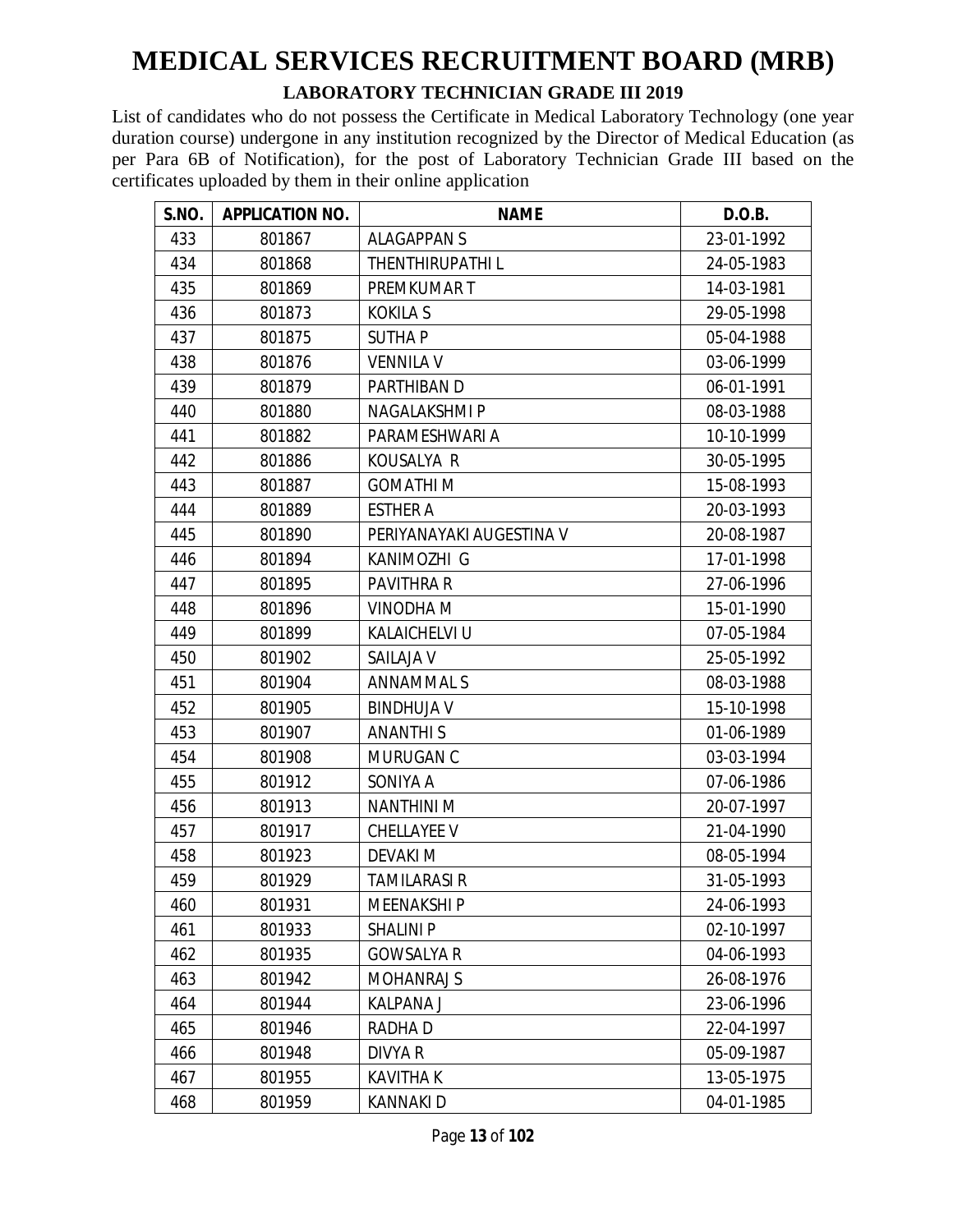# MEDICAL SERVICES RECRUITMENT BOARD (MRB)

## LABORATORY TECHNICIAN GRADE III 2019

List of candidates who do not possess the Certificate in Medical Laboratory Technology (one year duration course) undergone in any institution recognized by the Director of Medical Education (as per Para 6B of Notification), for the post of Laboratory Technician Grade III based on the certificates uploaded by them in their online application

| S.NO. | APPLICATION NO. | NAME | D.O.B. |
|---|---|---|---|
| 433 | 801867 | ALAGAPPAN S | 23-01-1992 |
| 434 | 801868 | THENTHIRUPATHI L | 24-05-1983 |
| 435 | 801869 | PREMKUMAR T | 14-03-1981 |
| 436 | 801873 | KOKILA S | 29-05-1998 |
| 437 | 801875 | SUTHA P | 05-04-1988 |
| 438 | 801876 | VENNILA V | 03-06-1999 |
| 439 | 801879 | PARTHIBAN D | 06-01-1991 |
| 440 | 801880 | NAGALAKSHMI P | 08-03-1988 |
| 441 | 801882 | PARAMESHWARI A | 10-10-1999 |
| 442 | 801886 | KOUSALYA R | 30-05-1995 |
| 443 | 801887 | GOMATHI M | 15-08-1993 |
| 444 | 801889 | ESTHER A | 20-03-1993 |
| 445 | 801890 | PERIYANAYAKI AUGESTINA V | 20-08-1987 |
| 446 | 801894 | KANIMOZHI G | 17-01-1998 |
| 447 | 801895 | PAVITHRA R | 27-06-1996 |
| 448 | 801896 | VINODHA M | 15-01-1990 |
| 449 | 801899 | KALAICHELVI U | 07-05-1984 |
| 450 | 801902 | SAILAJA V | 25-05-1992 |
| 451 | 801904 | ANNAMMAL S | 08-03-1988 |
| 452 | 801905 | BINDHUJA V | 15-10-1998 |
| 453 | 801907 | ANANTHI S | 01-06-1989 |
| 454 | 801908 | MURUGAN C | 03-03-1994 |
| 455 | 801912 | SONIYA A | 07-06-1986 |
| 456 | 801913 | NANTHINI M | 20-07-1997 |
| 457 | 801917 | CHELLAYEE V | 21-04-1990 |
| 458 | 801923 | DEVAKI M | 08-05-1994 |
| 459 | 801929 | TAMILARASI R | 31-05-1993 |
| 460 | 801931 | MEENAKSHI P | 24-06-1993 |
| 461 | 801933 | SHALINI P | 02-10-1997 |
| 462 | 801935 | GOWSALYA R | 04-06-1993 |
| 463 | 801942 | MOHANRAJ S | 26-08-1976 |
| 464 | 801944 | KALPANA J | 23-06-1996 |
| 465 | 801946 | RADHA D | 22-04-1997 |
| 466 | 801948 | DIVYA R | 05-09-1987 |
| 467 | 801955 | KAVITHA K | 13-05-1975 |
| 468 | 801959 | KANNAKI D | 04-01-1985 |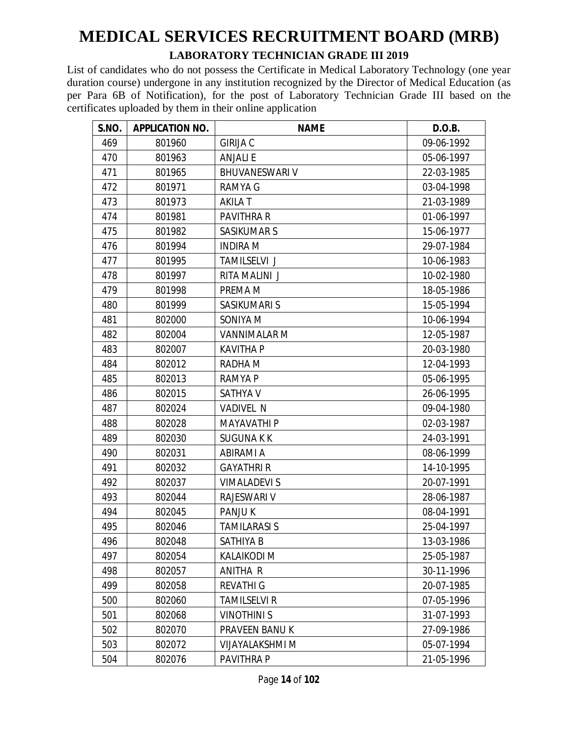# MEDICAL SERVICES RECRUITMENT BOARD (MRB)

## LABORATORY TECHNICIAN GRADE III 2019

List of candidates who do not possess the Certificate in Medical Laboratory Technology (one year duration course) undergone in any institution recognized by the Director of Medical Education (as per Para 6B of Notification), for the post of Laboratory Technician Grade III based on the certificates uploaded by them in their online application

| S.NO. | APPLICATION NO. | NAME | D.O.B. |
|---|---|---|---|
| 469 | 801960 | GIRIJA C | 09-06-1992 |
| 470 | 801963 | ANJALI E | 05-06-1997 |
| 471 | 801965 | BHUVANESWARI V | 22-03-1985 |
| 472 | 801971 | RAMYA G | 03-04-1998 |
| 473 | 801973 | AKILA T | 21-03-1989 |
| 474 | 801981 | PAVITHRA R | 01-06-1997 |
| 475 | 801982 | SASIKUMAR S | 15-06-1977 |
| 476 | 801994 | INDIRA M | 29-07-1984 |
| 477 | 801995 | TAMILSELVI J | 10-06-1983 |
| 478 | 801997 | RITA MALINI J | 10-02-1980 |
| 479 | 801998 | PREMA M | 18-05-1986 |
| 480 | 801999 | SASIKUMARI S | 15-05-1994 |
| 481 | 802000 | SONIYA M | 10-06-1994 |
| 482 | 802004 | VANNIMALAR M | 12-05-1987 |
| 483 | 802007 | KAVITHA P | 20-03-1980 |
| 484 | 802012 | RADHA M | 12-04-1993 |
| 485 | 802013 | RAMYA P | 05-06-1995 |
| 486 | 802015 | SATHYA V | 26-06-1995 |
| 487 | 802024 | VADIVEL N | 09-04-1980 |
| 488 | 802028 | MAYAVATHI P | 02-03-1987 |
| 489 | 802030 | SUGUNA K K | 24-03-1991 |
| 490 | 802031 | ABIRAMI A | 08-06-1999 |
| 491 | 802032 | GAYATHRI R | 14-10-1995 |
| 492 | 802037 | VIMALADEVI S | 20-07-1991 |
| 493 | 802044 | RAJESWARI V | 28-06-1987 |
| 494 | 802045 | PANJU K | 08-04-1991 |
| 495 | 802046 | TAMILARASI S | 25-04-1997 |
| 496 | 802048 | SATHIYA B | 13-03-1986 |
| 497 | 802054 | KALAIKODI M | 25-05-1987 |
| 498 | 802057 | ANITHA R | 30-11-1996 |
| 499 | 802058 | REVATHI G | 20-07-1985 |
| 500 | 802060 | TAMILSELVI R | 07-05-1996 |
| 501 | 802068 | VINOTHINI S | 31-07-1993 |
| 502 | 802070 | PRAVEEN BANU K | 27-09-1986 |
| 503 | 802072 | VIJAYALAKSHMI M | 05-07-1994 |
| 504 | 802076 | PAVITHRA P | 21-05-1996 |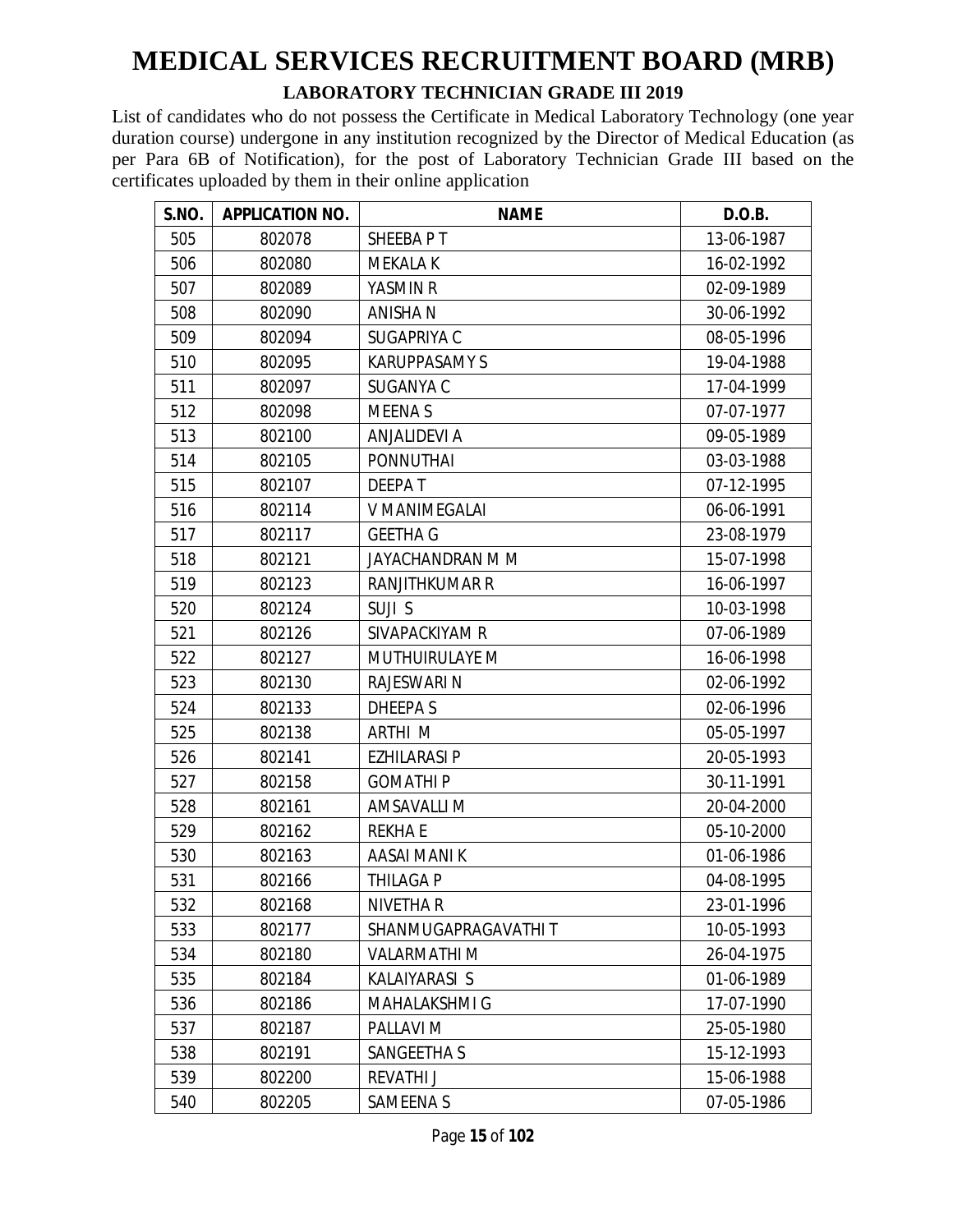# MEDICAL SERVICES RECRUITMENT BOARD (MRB)

## LABORATORY TECHNICIAN GRADE III 2019

List of candidates who do not possess the Certificate in Medical Laboratory Technology (one year duration course) undergone in any institution recognized by the Director of Medical Education (as per Para 6B of Notification), for the post of Laboratory Technician Grade III based on the certificates uploaded by them in their online application

| S.NO. | APPLICATION NO. | NAME | D.O.B. |
|---|---|---|---|
| 505 | 802078 | SHEEBA P T | 13-06-1987 |
| 506 | 802080 | MEKALA K | 16-02-1992 |
| 507 | 802089 | YASMIN R | 02-09-1989 |
| 508 | 802090 | ANISHA N | 30-06-1992 |
| 509 | 802094 | SUGAPRIYA C | 08-05-1996 |
| 510 | 802095 | KARUPPASAMY S | 19-04-1988 |
| 511 | 802097 | SUGANYA C | 17-04-1999 |
| 512 | 802098 | MEENA S | 07-07-1977 |
| 513 | 802100 | ANJALIDEVI A | 09-05-1989 |
| 514 | 802105 | PONNUTHAI | 03-03-1988 |
| 515 | 802107 | DEEPA T | 07-12-1995 |
| 516 | 802114 | V MANIMEGALAI | 06-06-1991 |
| 517 | 802117 | GEETHA G | 23-08-1979 |
| 518 | 802121 | JAYACHANDRAN M M | 15-07-1998 |
| 519 | 802123 | RANJITHKUMAR R | 16-06-1997 |
| 520 | 802124 | SUJI S | 10-03-1998 |
| 521 | 802126 | SIVAPACKIYAM R | 07-06-1989 |
| 522 | 802127 | MUTHUIRULAYE M | 16-06-1998 |
| 523 | 802130 | RAJESWARI N | 02-06-1992 |
| 524 | 802133 | DHEEPA S | 02-06-1996 |
| 525 | 802138 | ARTHI M | 05-05-1997 |
| 526 | 802141 | EZHILARASI P | 20-05-1993 |
| 527 | 802158 | GOMATHI P | 30-11-1991 |
| 528 | 802161 | AMSAVALLI M | 20-04-2000 |
| 529 | 802162 | REKHA E | 05-10-2000 |
| 530 | 802163 | AASAI MANI K | 01-06-1986 |
| 531 | 802166 | THILAGA P | 04-08-1995 |
| 532 | 802168 | NIVETHA R | 23-01-1996 |
| 533 | 802177 | SHANMUGAPRAGAVATHI T | 10-05-1993 |
| 534 | 802180 | VALARMATHI M | 26-04-1975 |
| 535 | 802184 | KALAIYARASI S | 01-06-1989 |
| 536 | 802186 | MAHALAKSHMI G | 17-07-1990 |
| 537 | 802187 | PALLAVI M | 25-05-1980 |
| 538 | 802191 | SANGEETHA S | 15-12-1993 |
| 539 | 802200 | REVATHI J | 15-06-1988 |
| 540 | 802205 | SAMEENA S | 07-05-1986 |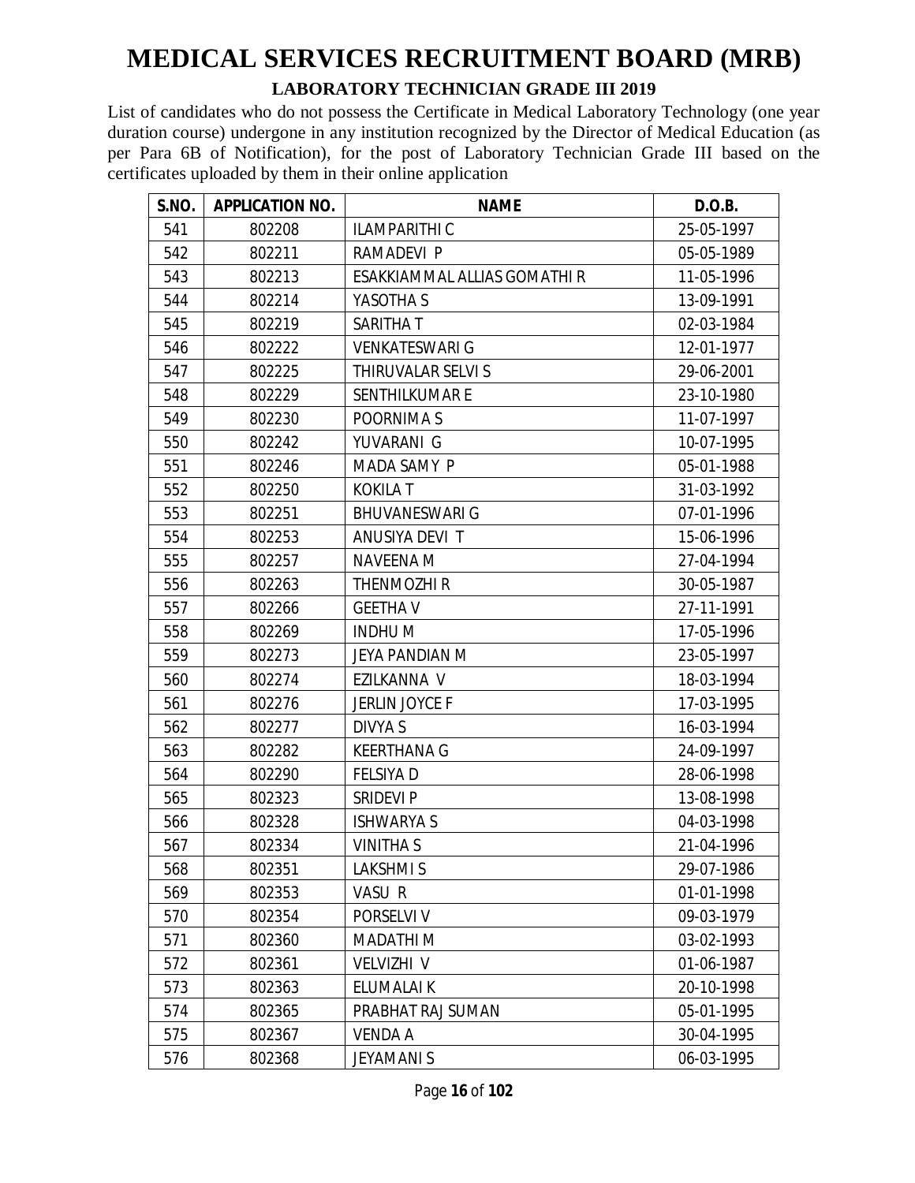# MEDICAL SERVICES RECRUITMENT BOARD (MRB)

## LABORATORY TECHNICIAN GRADE III 2019

List of candidates who do not possess the Certificate in Medical Laboratory Technology (one year duration course) undergone in any institution recognized by the Director of Medical Education (as per Para 6B of Notification), for the post of Laboratory Technician Grade III based on the certificates uploaded by them in their online application

| S.NO. | APPLICATION NO. | NAME | D.O.B. |
|---|---|---|---|
| 541 | 802208 | ILAMPARITHI C | 25-05-1997 |
| 542 | 802211 | RAMADEVI P | 05-05-1989 |
| 543 | 802213 | ESAKKIAMMAL ALLIAS GOMATHI R | 11-05-1996 |
| 544 | 802214 | YASOTHA S | 13-09-1991 |
| 545 | 802219 | SARITHA T | 02-03-1984 |
| 546 | 802222 | VENKATESWARI G | 12-01-1977 |
| 547 | 802225 | THIRUVALAR SELVI S | 29-06-2001 |
| 548 | 802229 | SENTHILKUMAR E | 23-10-1980 |
| 549 | 802230 | POORNIMA S | 11-07-1997 |
| 550 | 802242 | YUVARANI G | 10-07-1995 |
| 551 | 802246 | MADA SAMY P | 05-01-1988 |
| 552 | 802250 | KOKILA T | 31-03-1992 |
| 553 | 802251 | BHUVANESWARI G | 07-01-1996 |
| 554 | 802253 | ANUSIYA DEVI T | 15-06-1996 |
| 555 | 802257 | NAVEENA M | 27-04-1994 |
| 556 | 802263 | THENMOZHI R | 30-05-1987 |
| 557 | 802266 | GEETHA V | 27-11-1991 |
| 558 | 802269 | INDHU M | 17-05-1996 |
| 559 | 802273 | JEYA PANDIAN M | 23-05-1997 |
| 560 | 802274 | EZILKANNA V | 18-03-1994 |
| 561 | 802276 | JERLIN JOYCE F | 17-03-1995 |
| 562 | 802277 | DIVYA S | 16-03-1994 |
| 563 | 802282 | KEERTHANA G | 24-09-1997 |
| 564 | 802290 | FELSIYA D | 28-06-1998 |
| 565 | 802323 | SRIDEVI P | 13-08-1998 |
| 566 | 802328 | ISHWARYA S | 04-03-1998 |
| 567 | 802334 | VINITHA S | 21-04-1996 |
| 568 | 802351 | LAKSHMI S | 29-07-1986 |
| 569 | 802353 | VASU R | 01-01-1998 |
| 570 | 802354 | PORSELVI V | 09-03-1979 |
| 571 | 802360 | MADATHI M | 03-02-1993 |
| 572 | 802361 | VELVIZHI V | 01-06-1987 |
| 573 | 802363 | ELUMALAI K | 20-10-1998 |
| 574 | 802365 | PRABHAT RAJ SUMAN | 05-01-1995 |
| 575 | 802367 | VENDA A | 30-04-1995 |
| 576 | 802368 | JEYAMANI S | 06-03-1995 |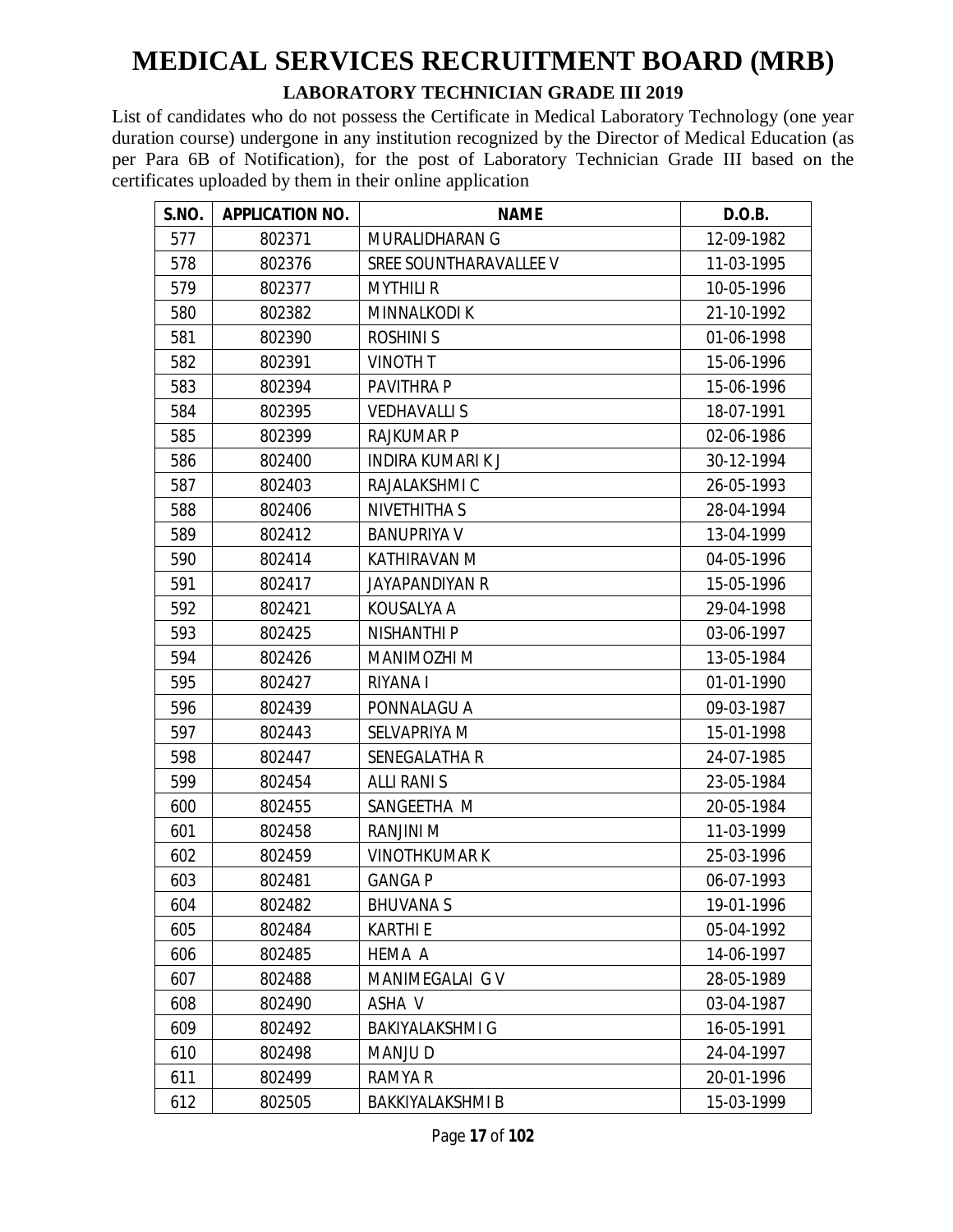# MEDICAL SERVICES RECRUITMENT BOARD (MRB)

## LABORATORY TECHNICIAN GRADE III 2019

List of candidates who do not possess the Certificate in Medical Laboratory Technology (one year duration course) undergone in any institution recognized by the Director of Medical Education (as per Para 6B of Notification), for the post of Laboratory Technician Grade III based on the certificates uploaded by them in their online application

| S.NO. | APPLICATION NO. | NAME | D.O.B. |
|---|---|---|---|
| 577 | 802371 | MURALIDHARAN G | 12-09-1982 |
| 578 | 802376 | SREE SOUNTHARAVALLEE V | 11-03-1995 |
| 579 | 802377 | MYTHILI R | 10-05-1996 |
| 580 | 802382 | MINNALKODI K | 21-10-1992 |
| 581 | 802390 | ROSHINI S | 01-06-1998 |
| 582 | 802391 | VINOTH T | 15-06-1996 |
| 583 | 802394 | PAVITHRA P | 15-06-1996 |
| 584 | 802395 | VEDHAVALLI S | 18-07-1991 |
| 585 | 802399 | RAJKUMAR P | 02-06-1986 |
| 586 | 802400 | INDIRA KUMARI K J | 30-12-1994 |
| 587 | 802403 | RAJALAKSHMI C | 26-05-1993 |
| 588 | 802406 | NIVETHITHA S | 28-04-1994 |
| 589 | 802412 | BANUPRIYA V | 13-04-1999 |
| 590 | 802414 | KATHIRAVAN M | 04-05-1996 |
| 591 | 802417 | JAYAPANDIYAN R | 15-05-1996 |
| 592 | 802421 | KOUSALYA A | 29-04-1998 |
| 593 | 802425 | NISHANTHI P | 03-06-1997 |
| 594 | 802426 | MANIMOZHI M | 13-05-1984 |
| 595 | 802427 | RIYANA I | 01-01-1990 |
| 596 | 802439 | PONNALAGU A | 09-03-1987 |
| 597 | 802443 | SELVAPRIYA M | 15-01-1998 |
| 598 | 802447 | SENEGALATHA R | 24-07-1985 |
| 599 | 802454 | ALLI RANI S | 23-05-1984 |
| 600 | 802455 | SANGEETHA M | 20-05-1984 |
| 601 | 802458 | RANJINI M | 11-03-1999 |
| 602 | 802459 | VINOTHKUMAR K | 25-03-1996 |
| 603 | 802481 | GANGA P | 06-07-1993 |
| 604 | 802482 | BHUVANA S | 19-01-1996 |
| 605 | 802484 | KARTHI E | 05-04-1992 |
| 606 | 802485 | HEMA A | 14-06-1997 |
| 607 | 802488 | MANIMEGALAI G V | 28-05-1989 |
| 608 | 802490 | ASHA V | 03-04-1987 |
| 609 | 802492 | BAKIYALAKSHMI G | 16-05-1991 |
| 610 | 802498 | MANJU D | 24-04-1997 |
| 611 | 802499 | RAMYA R | 20-01-1996 |
| 612 | 802505 | BAKKIYALAKSHMI B | 15-03-1999 |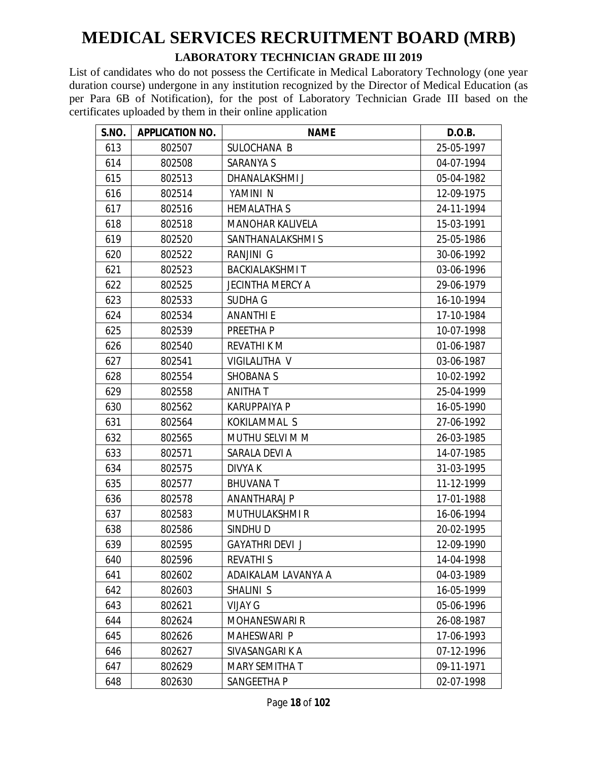# MEDICAL SERVICES RECRUITMENT BOARD (MRB)

## LABORATORY TECHNICIAN GRADE III 2019

List of candidates who do not possess the Certificate in Medical Laboratory Technology (one year duration course) undergone in any institution recognized by the Director of Medical Education (as per Para 6B of Notification), for the post of Laboratory Technician Grade III based on the certificates uploaded by them in their online application

| S.NO. | APPLICATION NO. | NAME | D.O.B. |
|---|---|---|---|
| 613 | 802507 | SULOCHANA B | 25-05-1997 |
| 614 | 802508 | SARANYA S | 04-07-1994 |
| 615 | 802513 | DHANALAKSHMI J | 05-04-1982 |
| 616 | 802514 | YAMINI N | 12-09-1975 |
| 617 | 802516 | HEMALATHA S | 24-11-1994 |
| 618 | 802518 | MANOHAR KALIVELA | 15-03-1991 |
| 619 | 802520 | SANTHANALAKSHMI S | 25-05-1986 |
| 620 | 802522 | RANJINI G | 30-06-1992 |
| 621 | 802523 | BACKIALAKSHMI T | 03-06-1996 |
| 622 | 802525 | JECINTHA MERCY A | 29-06-1979 |
| 623 | 802533 | SUDHA G | 16-10-1994 |
| 624 | 802534 | ANANTHI E | 17-10-1984 |
| 625 | 802539 | PREETHA P | 10-07-1998 |
| 626 | 802540 | REVATHI K M | 01-06-1987 |
| 627 | 802541 | VIGILALITHA V | 03-06-1987 |
| 628 | 802554 | SHOBANA S | 10-02-1992 |
| 629 | 802558 | ANITHA T | 25-04-1999 |
| 630 | 802562 | KARUPPAIYA P | 16-05-1990 |
| 631 | 802564 | KOKILAMMAL S | 27-06-1992 |
| 632 | 802565 | MUTHU SELVI M M | 26-03-1985 |
| 633 | 802571 | SARALA DEVI A | 14-07-1985 |
| 634 | 802575 | DIVYA K | 31-03-1995 |
| 635 | 802577 | BHUVANA T | 11-12-1999 |
| 636 | 802578 | ANANTHARAJ P | 17-01-1988 |
| 637 | 802583 | MUTHULAKSHMI R | 16-06-1994 |
| 638 | 802586 | SINDHU D | 20-02-1995 |
| 639 | 802595 | GAYATHRI DEVI J | 12-09-1990 |
| 640 | 802596 | REVATHI S | 14-04-1998 |
| 641 | 802602 | ADAIKALAM LAVANYA A | 04-03-1989 |
| 642 | 802603 | SHALINI S | 16-05-1999 |
| 643 | 802621 | VIJAY G | 05-06-1996 |
| 644 | 802624 | MOHANESWARI R | 26-08-1987 |
| 645 | 802626 | MAHESWARI P | 17-06-1993 |
| 646 | 802627 | SIVASANGARI K A | 07-12-1996 |
| 647 | 802629 | MARY SEMITHA T | 09-11-1971 |
| 648 | 802630 | SANGEETHA P | 02-07-1998 |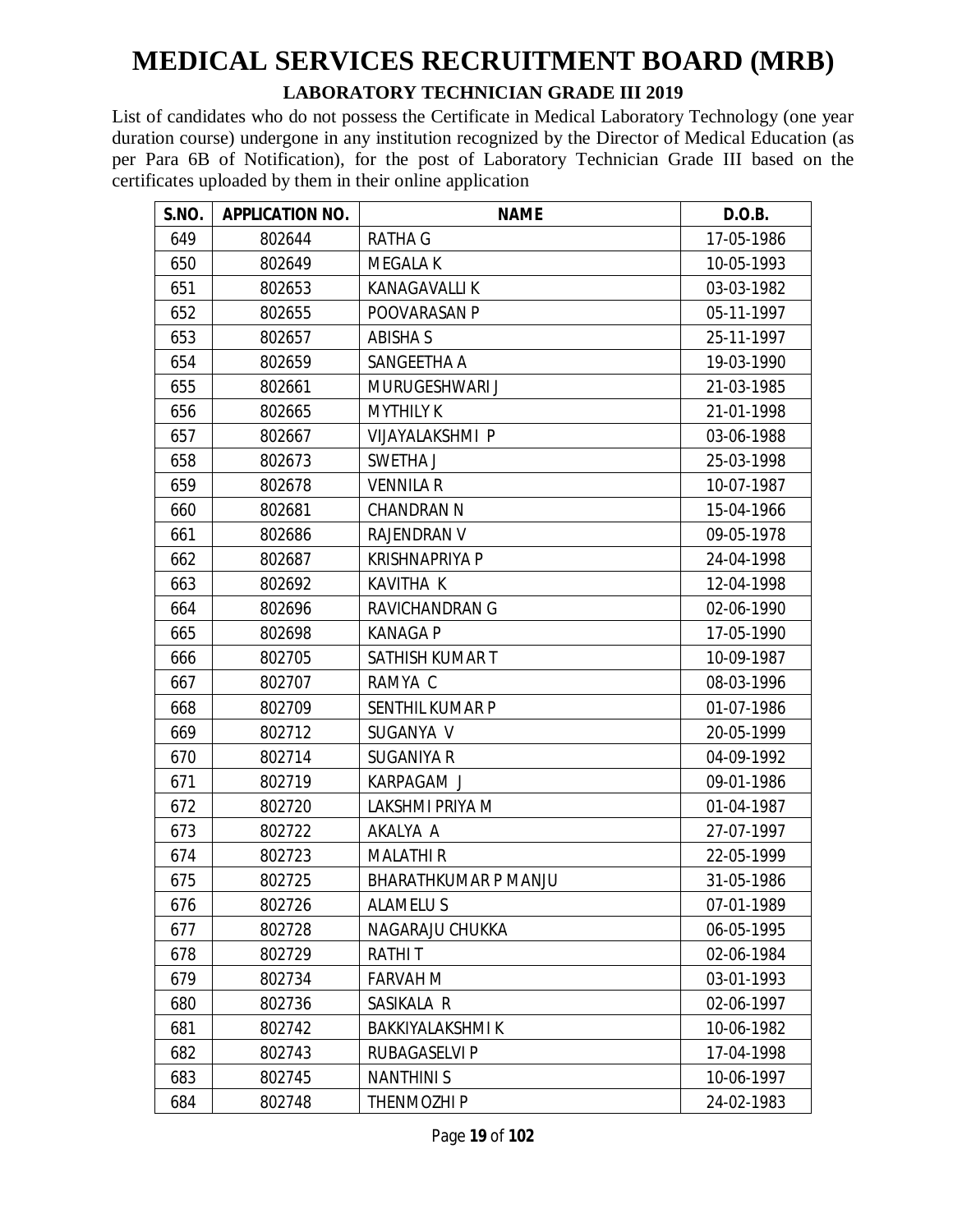# MEDICAL SERVICES RECRUITMENT BOARD (MRB)

## LABORATORY TECHNICIAN GRADE III 2019

List of candidates who do not possess the Certificate in Medical Laboratory Technology (one year duration course) undergone in any institution recognized by the Director of Medical Education (as per Para 6B of Notification), for the post of Laboratory Technician Grade III based on the certificates uploaded by them in their online application

| S.NO. | APPLICATION NO. | NAME | D.O.B. |
|---|---|---|---|
| 649 | 802644 | RATHA G | 17-05-1986 |
| 650 | 802649 | MEGALA K | 10-05-1993 |
| 651 | 802653 | KANAGAVALLI K | 03-03-1982 |
| 652 | 802655 | POOVARASAN P | 05-11-1997 |
| 653 | 802657 | ABISHA S | 25-11-1997 |
| 654 | 802659 | SANGEETHA A | 19-03-1990 |
| 655 | 802661 | MURUGESHWARI J | 21-03-1985 |
| 656 | 802665 | MYTHILY K | 21-01-1998 |
| 657 | 802667 | VIJAYALAKSHMI P | 03-06-1988 |
| 658 | 802673 | SWETHA J | 25-03-1998 |
| 659 | 802678 | VENNILA R | 10-07-1987 |
| 660 | 802681 | CHANDRAN N | 15-04-1966 |
| 661 | 802686 | RAJENDRAN V | 09-05-1978 |
| 662 | 802687 | KRISHNAPRIYA P | 24-04-1998 |
| 663 | 802692 | KAVITHA K | 12-04-1998 |
| 664 | 802696 | RAVICHANDRAN G | 02-06-1990 |
| 665 | 802698 | KANAGA P | 17-05-1990 |
| 666 | 802705 | SATHISH KUMAR T | 10-09-1987 |
| 667 | 802707 | RAMYA C | 08-03-1996 |
| 668 | 802709 | SENTHIL KUMAR P | 01-07-1986 |
| 669 | 802712 | SUGANYA V | 20-05-1999 |
| 670 | 802714 | SUGANIYA R | 04-09-1992 |
| 671 | 802719 | KARPAGAM J | 09-01-1986 |
| 672 | 802720 | LAKSHMI PRIYA M | 01-04-1987 |
| 673 | 802722 | AKALYA A | 27-07-1997 |
| 674 | 802723 | MALATHI R | 22-05-1999 |
| 675 | 802725 | BHARATHKUMAR P MANJU | 31-05-1986 |
| 676 | 802726 | ALAMELU S | 07-01-1989 |
| 677 | 802728 | NAGARAJU CHUKKA | 06-05-1995 |
| 678 | 802729 | RATHI T | 02-06-1984 |
| 679 | 802734 | FARVAH M | 03-01-1993 |
| 680 | 802736 | SASIKALA R | 02-06-1997 |
| 681 | 802742 | BAKKIYALAKSHMI K | 10-06-1982 |
| 682 | 802743 | RUBAGASELVI P | 17-04-1998 |
| 683 | 802745 | NANTHINI S | 10-06-1997 |
| 684 | 802748 | THENMOZHI P | 24-02-1983 |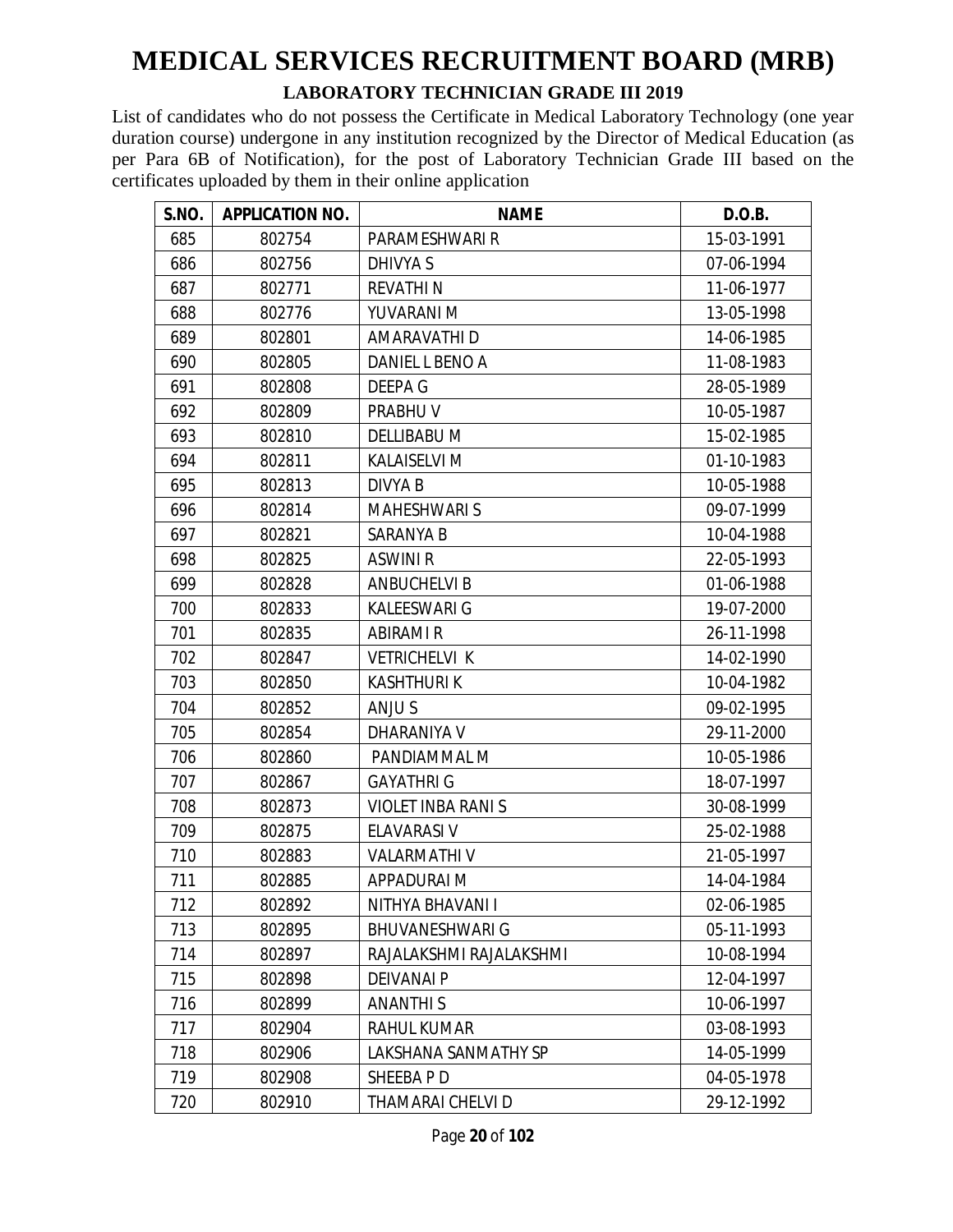# MEDICAL SERVICES RECRUITMENT BOARD (MRB)

## LABORATORY TECHNICIAN GRADE III 2019

List of candidates who do not possess the Certificate in Medical Laboratory Technology (one year duration course) undergone in any institution recognized by the Director of Medical Education (as per Para 6B of Notification), for the post of Laboratory Technician Grade III based on the certificates uploaded by them in their online application

| S.NO. | APPLICATION NO. | NAME | D.O.B. |
|---|---|---|---|
| 685 | 802754 | PARAMESHWARI R | 15-03-1991 |
| 686 | 802756 | DHIVYA S | 07-06-1994 |
| 687 | 802771 | REVATHI N | 11-06-1977 |
| 688 | 802776 | YUVARANI M | 13-05-1998 |
| 689 | 802801 | AMARAVATHI D | 14-06-1985 |
| 690 | 802805 | DANIEL L BENO A | 11-08-1983 |
| 691 | 802808 | DEEPA G | 28-05-1989 |
| 692 | 802809 | PRABHU V | 10-05-1987 |
| 693 | 802810 | DELLIBABU M | 15-02-1985 |
| 694 | 802811 | KALAISELVI M | 01-10-1983 |
| 695 | 802813 | DIVYA B | 10-05-1988 |
| 696 | 802814 | MAHESHWARI S | 09-07-1999 |
| 697 | 802821 | SARANYA B | 10-04-1988 |
| 698 | 802825 | ASWINI R | 22-05-1993 |
| 699 | 802828 | ANBUCHELVI B | 01-06-1988 |
| 700 | 802833 | KALEESWARI G | 19-07-2000 |
| 701 | 802835 | ABIRAMI R | 26-11-1998 |
| 702 | 802847 | VETRICHELVI K | 14-02-1990 |
| 703 | 802850 | KASHTHURI K | 10-04-1982 |
| 704 | 802852 | ANJU S | 09-02-1995 |
| 705 | 802854 | DHARANIYA V | 29-11-2000 |
| 706 | 802860 | PANDIAMMAL M | 10-05-1986 |
| 707 | 802867 | GAYATHRI G | 18-07-1997 |
| 708 | 802873 | VIOLET INBA RANI S | 30-08-1999 |
| 709 | 802875 | ELAVARASI V | 25-02-1988 |
| 710 | 802883 | VALARMATHI V | 21-05-1997 |
| 711 | 802885 | APPADURAI M | 14-04-1984 |
| 712 | 802892 | NITHYA BHAVANI I | 02-06-1985 |
| 713 | 802895 | BHUVANESHWARI G | 05-11-1993 |
| 714 | 802897 | RAJALAKSHMI RAJALAKSHMI | 10-08-1994 |
| 715 | 802898 | DEIVANAI P | 12-04-1997 |
| 716 | 802899 | ANANTHI S | 10-06-1997 |
| 717 | 802904 | RAHUL KUMAR | 03-08-1993 |
| 718 | 802906 | LAKSHANA SANMATHY SP | 14-05-1999 |
| 719 | 802908 | SHEEBA P D | 04-05-1978 |
| 720 | 802910 | THAMARAI CHELVI D | 29-12-1992 |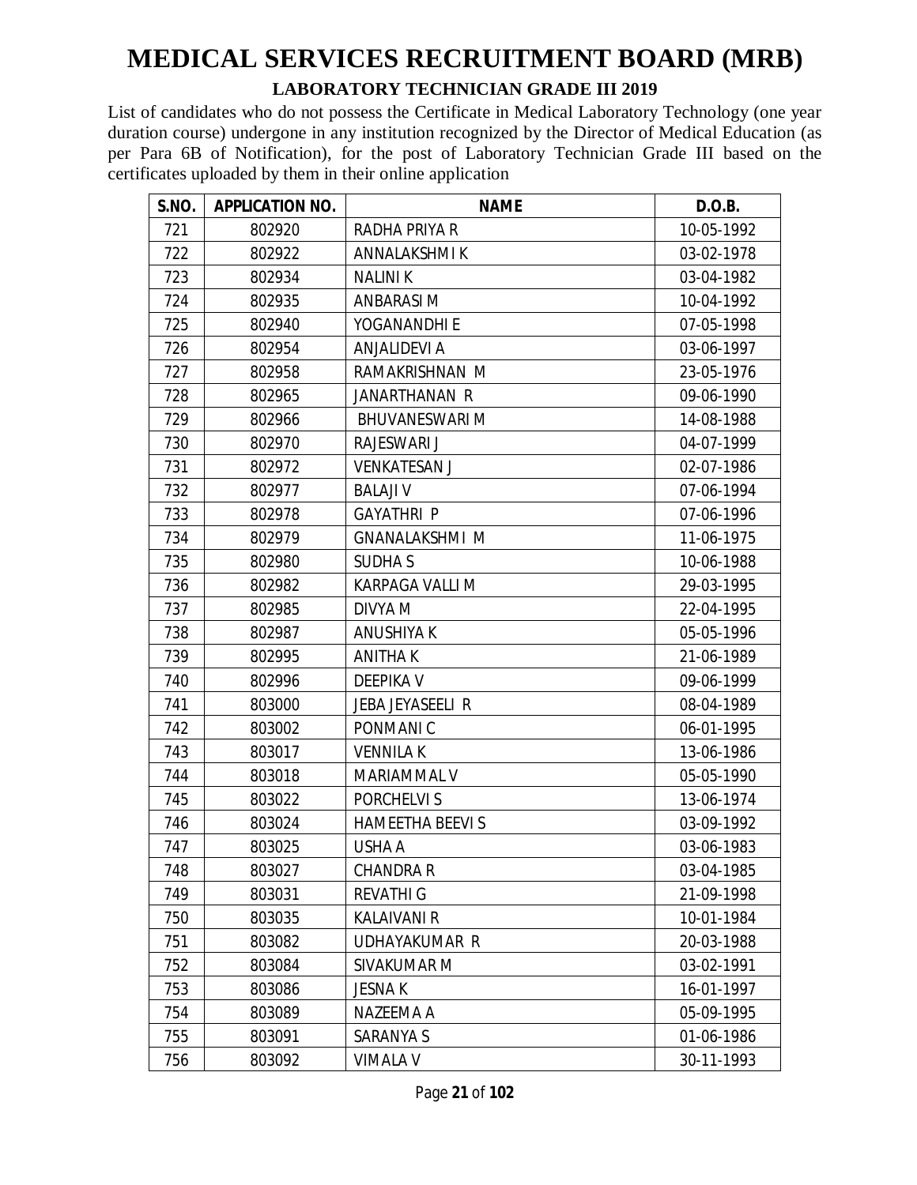# MEDICAL SERVICES RECRUITMENT BOARD (MRB)

## LABORATORY TECHNICIAN GRADE III 2019

List of candidates who do not possess the Certificate in Medical Laboratory Technology (one year duration course) undergone in any institution recognized by the Director of Medical Education (as per Para 6B of Notification), for the post of Laboratory Technician Grade III based on the certificates uploaded by them in their online application

| S.NO. | APPLICATION NO. | NAME | D.O.B. |
|---|---|---|---|
| 721 | 802920 | RADHA PRIYA R | 10-05-1992 |
| 722 | 802922 | ANNALAKSHMI K | 03-02-1978 |
| 723 | 802934 | NALINI K | 03-04-1982 |
| 724 | 802935 | ANBARASI M | 10-04-1992 |
| 725 | 802940 | YOGANANDHI E | 07-05-1998 |
| 726 | 802954 | ANJALIDEVI A | 03-06-1997 |
| 727 | 802958 | RAMAKRISHNAN M | 23-05-1976 |
| 728 | 802965 | JANARTHANAN R | 09-06-1990 |
| 729 | 802966 | BHUVANESWARI M | 14-08-1988 |
| 730 | 802970 | RAJESWARI J | 04-07-1999 |
| 731 | 802972 | VENKATESAN J | 02-07-1986 |
| 732 | 802977 | BALAJI V | 07-06-1994 |
| 733 | 802978 | GAYATHRI P | 07-06-1996 |
| 734 | 802979 | GNANALAKSHMI M | 11-06-1975 |
| 735 | 802980 | SUDHA S | 10-06-1988 |
| 736 | 802982 | KARPAGA VALLI M | 29-03-1995 |
| 737 | 802985 | DIVYA M | 22-04-1995 |
| 738 | 802987 | ANUSHIYA K | 05-05-1996 |
| 739 | 802995 | ANITHA K | 21-06-1989 |
| 740 | 802996 | DEEPIKA V | 09-06-1999 |
| 741 | 803000 | JEBA JEYASEELI R | 08-04-1989 |
| 742 | 803002 | PONMANI C | 06-01-1995 |
| 743 | 803017 | VENNILA K | 13-06-1986 |
| 744 | 803018 | MARIAMMAL V | 05-05-1990 |
| 745 | 803022 | PORCHELVI S | 13-06-1974 |
| 746 | 803024 | HAMEETHA BEEVI S | 03-09-1992 |
| 747 | 803025 | USHA A | 03-06-1983 |
| 748 | 803027 | CHANDRA R | 03-04-1985 |
| 749 | 803031 | REVATHI G | 21-09-1998 |
| 750 | 803035 | KALAIVANI R | 10-01-1984 |
| 751 | 803082 | UDHAYAKUMAR R | 20-03-1988 |
| 752 | 803084 | SIVAKUMAR M | 03-02-1991 |
| 753 | 803086 | JESNA K | 16-01-1997 |
| 754 | 803089 | NAZEEMA A | 05-09-1995 |
| 755 | 803091 | SARANYA S | 01-06-1986 |
| 756 | 803092 | VIMALA V | 30-11-1993 |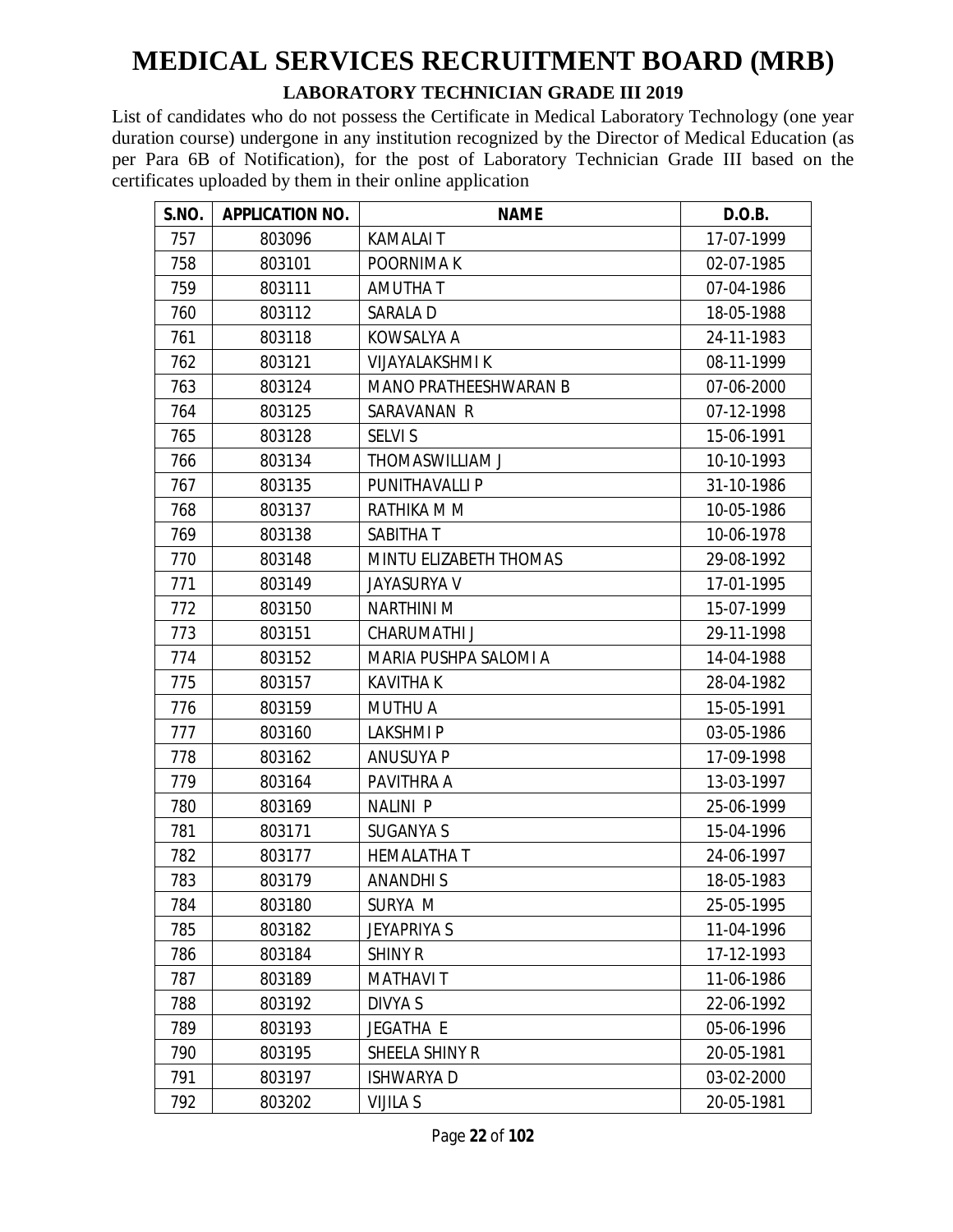# MEDICAL SERVICES RECRUITMENT BOARD (MRB)

**LABORATORY TECHNICIAN GRADE III 2019**

List of candidates who do not possess the Certificate in Medical Laboratory Technology (one year duration course) undergone in any institution recognized by the Director of Medical Education (as per Para 6B of Notification), for the post of Laboratory Technician Grade III based on the certificates uploaded by them in their online application

| S.NO. | APPLICATION NO. | NAME | D.O.B. |
|---|---|---|---|
| 757 | 803096 | KAMALAI T | 17-07-1999 |
| 758 | 803101 | POORNIMA K | 02-07-1985 |
| 759 | 803111 | AMUTHA T | 07-04-1986 |
| 760 | 803112 | SARALA D | 18-05-1988 |
| 761 | 803118 | KOWSALYA A | 24-11-1983 |
| 762 | 803121 | VIJAYALAKSHMI K | 08-11-1999 |
| 763 | 803124 | MANO PRATHEESHWARAN B | 07-06-2000 |
| 764 | 803125 | SARAVANAN R | 07-12-1998 |
| 765 | 803128 | SELVI S | 15-06-1991 |
| 766 | 803134 | THOMASWILLIAM J | 10-10-1993 |
| 767 | 803135 | PUNITHAVALLI P | 31-10-1986 |
| 768 | 803137 | RATHIKA M M | 10-05-1986 |
| 769 | 803138 | SABITHA T | 10-06-1978 |
| 770 | 803148 | MINTU ELIZABETH THOMAS | 29-08-1992 |
| 771 | 803149 | JAYASURYA V | 17-01-1995 |
| 772 | 803150 | NARTHINI M | 15-07-1999 |
| 773 | 803151 | CHARUMATHI J | 29-11-1998 |
| 774 | 803152 | MARIA PUSHPA SALOMI A | 14-04-1988 |
| 775 | 803157 | KAVITHA K | 28-04-1982 |
| 776 | 803159 | MUTHU A | 15-05-1991 |
| 777 | 803160 | LAKSHMI P | 03-05-1986 |
| 778 | 803162 | ANUSUYA P | 17-09-1998 |
| 779 | 803164 | PAVITHRA A | 13-03-1997 |
| 780 | 803169 | NALINI P | 25-06-1999 |
| 781 | 803171 | SUGANYA S | 15-04-1996 |
| 782 | 803177 | HEMALATHA T | 24-06-1997 |
| 783 | 803179 | ANANDHI S | 18-05-1983 |
| 784 | 803180 | SURYA M | 25-05-1995 |
| 785 | 803182 | JEYAPRIYA S | 11-04-1996 |
| 786 | 803184 | SHINY R | 17-12-1993 |
| 787 | 803189 | MATHAVI T | 11-06-1986 |
| 788 | 803192 | DIVYA S | 22-06-1992 |
| 789 | 803193 | JEGATHA E | 05-06-1996 |
| 790 | 803195 | SHEELA SHINY R | 20-05-1981 |
| 791 | 803197 | ISHWARYA D | 03-02-2000 |
| 792 | 803202 | VIJILA S | 20-05-1981 |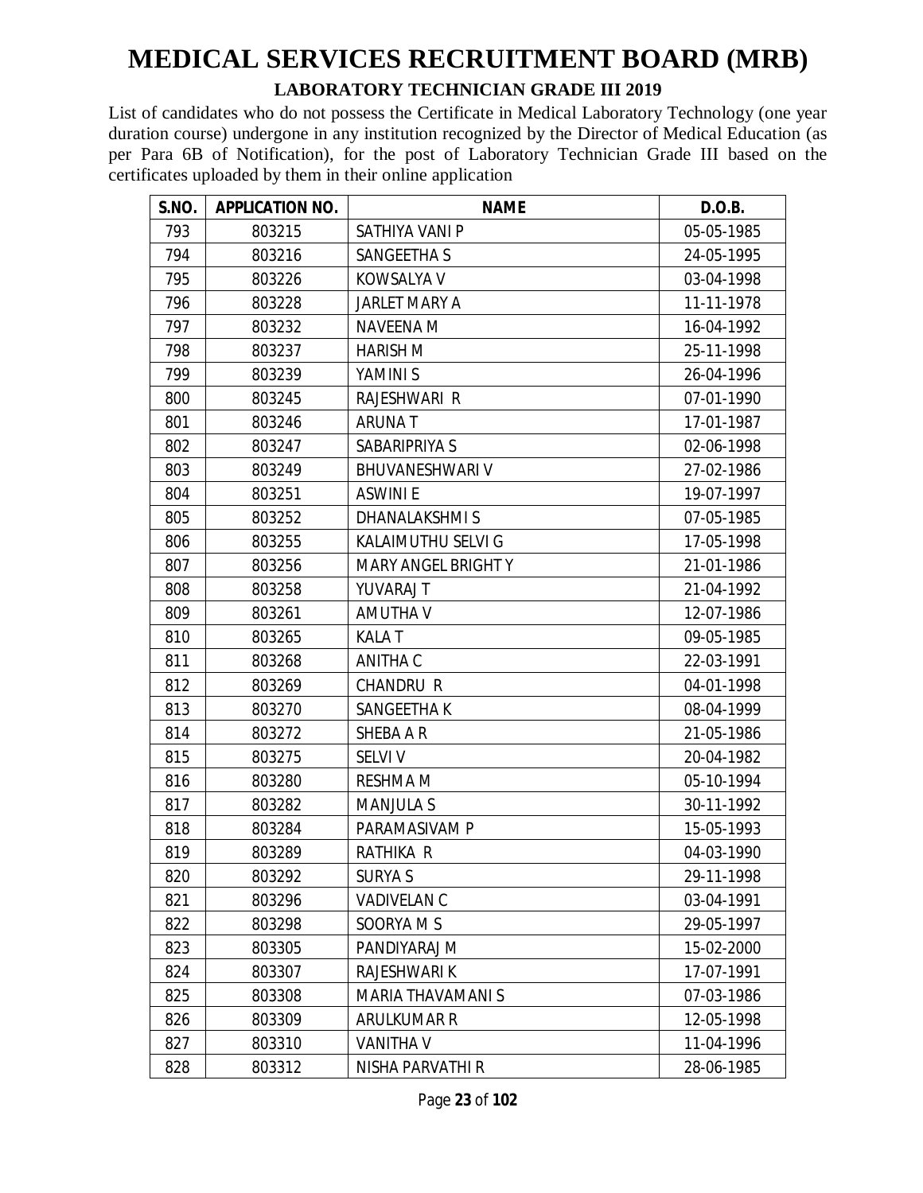# MEDICAL SERVICES RECRUITMENT BOARD (MRB)

## LABORATORY TECHNICIAN GRADE III 2019

List of candidates who do not possess the Certificate in Medical Laboratory Technology (one year duration course) undergone in any institution recognized by the Director of Medical Education (as per Para 6B of Notification), for the post of Laboratory Technician Grade III based on the certificates uploaded by them in their online application

| S.NO. | APPLICATION NO. | NAME | D.O.B. |
|---|---|---|---|
| 793 | 803215 | SATHIYA VANI P | 05-05-1985 |
| 794 | 803216 | SANGEETHA S | 24-05-1995 |
| 795 | 803226 | KOWSALYA V | 03-04-1998 |
| 796 | 803228 | JARLET MARY A | 11-11-1978 |
| 797 | 803232 | NAVEENA M | 16-04-1992 |
| 798 | 803237 | HARISH M | 25-11-1998 |
| 799 | 803239 | YAMINI S | 26-04-1996 |
| 800 | 803245 | RAJESHWARI R | 07-01-1990 |
| 801 | 803246 | ARUNA T | 17-01-1987 |
| 802 | 803247 | SABARIPRIYA S | 02-06-1998 |
| 803 | 803249 | BHUVANESHWARI V | 27-02-1986 |
| 804 | 803251 | ASWINI E | 19-07-1997 |
| 805 | 803252 | DHANALAKSHMI S | 07-05-1985 |
| 806 | 803255 | KALAIMUTHU SELVI G | 17-05-1998 |
| 807 | 803256 | MARY ANGEL BRIGHT Y | 21-01-1986 |
| 808 | 803258 | YUVARAJ T | 21-04-1992 |
| 809 | 803261 | AMUTHA V | 12-07-1986 |
| 810 | 803265 | KALA T | 09-05-1985 |
| 811 | 803268 | ANITHA C | 22-03-1991 |
| 812 | 803269 | CHANDRU R | 04-01-1998 |
| 813 | 803270 | SANGEETHA K | 08-04-1999 |
| 814 | 803272 | SHEBA A R | 21-05-1986 |
| 815 | 803275 | SELVI V | 20-04-1982 |
| 816 | 803280 | RESHMA M | 05-10-1994 |
| 817 | 803282 | MANJULA S | 30-11-1992 |
| 818 | 803284 | PARAMASIVAM P | 15-05-1993 |
| 819 | 803289 | RATHIKA R | 04-03-1990 |
| 820 | 803292 | SURYA S | 29-11-1998 |
| 821 | 803296 | VADIVELAN C | 03-04-1991 |
| 822 | 803298 | SOORYA M S | 29-05-1997 |
| 823 | 803305 | PANDIYARAJ M | 15-02-2000 |
| 824 | 803307 | RAJESHWARI K | 17-07-1991 |
| 825 | 803308 | MARIA THAVAMANI S | 07-03-1986 |
| 826 | 803309 | ARULKUMAR R | 12-05-1998 |
| 827 | 803310 | VANITHA V | 11-04-1996 |
| 828 | 803312 | NISHA PARVATHI R | 28-06-1985 |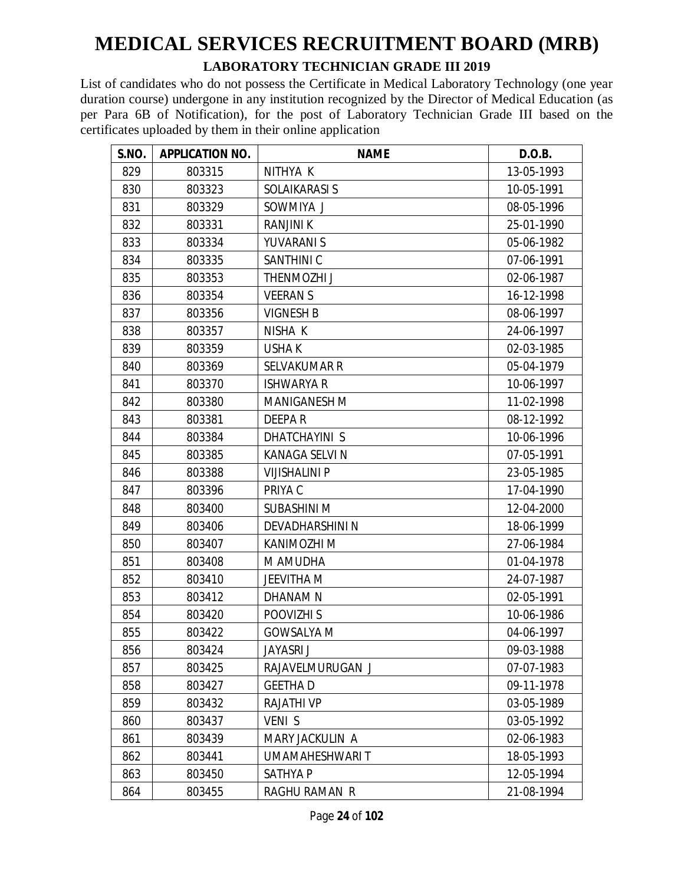# MEDICAL SERVICES RECRUITMENT BOARD (MRB)

## LABORATORY TECHNICIAN GRADE III 2019

List of candidates who do not possess the Certificate in Medical Laboratory Technology (one year duration course) undergone in any institution recognized by the Director of Medical Education (as per Para 6B of Notification), for the post of Laboratory Technician Grade III based on the certificates uploaded by them in their online application

| S.NO. | APPLICATION NO. | NAME | D.O.B. |
|---|---|---|---|
| 829 | 803315 | NITHYA K | 13-05-1993 |
| 830 | 803323 | SOLAIKARASI S | 10-05-1991 |
| 831 | 803329 | SOWMIYA J | 08-05-1996 |
| 832 | 803331 | RANJINI K | 25-01-1990 |
| 833 | 803334 | YUVARANI S | 05-06-1982 |
| 834 | 803335 | SANTHINI C | 07-06-1991 |
| 835 | 803353 | THENMOZHI J | 02-06-1987 |
| 836 | 803354 | VEERAN S | 16-12-1998 |
| 837 | 803356 | VIGNESH B | 08-06-1997 |
| 838 | 803357 | NISHA K | 24-06-1997 |
| 839 | 803359 | USHA K | 02-03-1985 |
| 840 | 803369 | SELVAKUMAR R | 05-04-1979 |
| 841 | 803370 | ISHWARYA R | 10-06-1997 |
| 842 | 803380 | MANIGANESH M | 11-02-1998 |
| 843 | 803381 | DEEPA R | 08-12-1992 |
| 844 | 803384 | DHATCHAYINI S | 10-06-1996 |
| 845 | 803385 | KANAGA SELVI N | 07-05-1991 |
| 846 | 803388 | VIJISHALINI P | 23-05-1985 |
| 847 | 803396 | PRIYA C | 17-04-1990 |
| 848 | 803400 | SUBASHINI M | 12-04-2000 |
| 849 | 803406 | DEVADHARSHINI N | 18-06-1999 |
| 850 | 803407 | KANIMOZHI M | 27-06-1984 |
| 851 | 803408 | M AMUDHA | 01-04-1978 |
| 852 | 803410 | JEEVITHA M | 24-07-1987 |
| 853 | 803412 | DHANAM N | 02-05-1991 |
| 854 | 803420 | POOVIZHI S | 10-06-1986 |
| 855 | 803422 | GOWSALYA M | 04-06-1997 |
| 856 | 803424 | JAYASRI J | 09-03-1988 |
| 857 | 803425 | RAJAVELMURUGAN J | 07-07-1983 |
| 858 | 803427 | GEETHA D | 09-11-1978 |
| 859 | 803432 | RAJATHI VP | 03-05-1989 |
| 860 | 803437 | VENI S | 03-05-1992 |
| 861 | 803439 | MARY JACKULIN A | 02-06-1983 |
| 862 | 803441 | UMAMAHESHWARI T | 18-05-1993 |
| 863 | 803450 | SATHYA P | 12-05-1994 |
| 864 | 803455 | RAGHU RAMAN R | 21-08-1994 |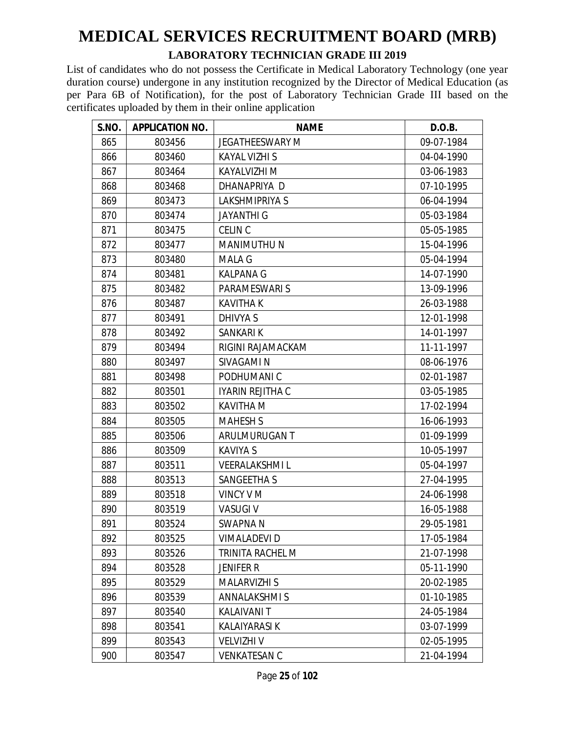# MEDICAL SERVICES RECRUITMENT BOARD (MRB)

## LABORATORY TECHNICIAN GRADE III 2019

List of candidates who do not possess the Certificate in Medical Laboratory Technology (one year duration course) undergone in any institution recognized by the Director of Medical Education (as per Para 6B of Notification), for the post of Laboratory Technician Grade III based on the certificates uploaded by them in their online application

| S.NO. | APPLICATION NO. | NAME | D.O.B. |
|---|---|---|---|
| 865 | 803456 | JEGATHEESWARY M | 09-07-1984 |
| 866 | 803460 | KAYAL VIZHI S | 04-04-1990 |
| 867 | 803464 | KAYALVIZHI M | 03-06-1983 |
| 868 | 803468 | DHANAPRIYA D | 07-10-1995 |
| 869 | 803473 | LAKSHMIPRIYA S | 06-04-1994 |
| 870 | 803474 | JAYANTHI G | 05-03-1984 |
| 871 | 803475 | CELIN C | 05-05-1985 |
| 872 | 803477 | MANIMUTHU N | 15-04-1996 |
| 873 | 803480 | MALA G | 05-04-1994 |
| 874 | 803481 | KALPANA G | 14-07-1990 |
| 875 | 803482 | PARAMESWARI S | 13-09-1996 |
| 876 | 803487 | KAVITHA K | 26-03-1988 |
| 877 | 803491 | DHIVYA S | 12-01-1998 |
| 878 | 803492 | SANKARI K | 14-01-1997 |
| 879 | 803494 | RIGINI RAJAMACKAM | 11-11-1997 |
| 880 | 803497 | SIVAGAMI N | 08-06-1976 |
| 881 | 803498 | PODHUMANI C | 02-01-1987 |
| 882 | 803501 | IYARIN REJITHA C | 03-05-1985 |
| 883 | 803502 | KAVITHA M | 17-02-1994 |
| 884 | 803505 | MAHESH S | 16-06-1993 |
| 885 | 803506 | ARULMURUGAN T | 01-09-1999 |
| 886 | 803509 | KAVIYA S | 10-05-1997 |
| 887 | 803511 | VEERALAKSHMI L | 05-04-1997 |
| 888 | 803513 | SANGEETHA S | 27-04-1995 |
| 889 | 803518 | VINCY V M | 24-06-1998 |
| 890 | 803519 | VASUGI V | 16-05-1988 |
| 891 | 803524 | SWAPNA N | 29-05-1981 |
| 892 | 803525 | VIMALADEVI D | 17-05-1984 |
| 893 | 803526 | TRINITA RACHEL M | 21-07-1998 |
| 894 | 803528 | JENIFER R | 05-11-1990 |
| 895 | 803529 | MALARVIZHI S | 20-02-1985 |
| 896 | 803539 | ANNALAKSHMI S | 01-10-1985 |
| 897 | 803540 | KALAIVANI T | 24-05-1984 |
| 898 | 803541 | KALAIYARASI K | 03-07-1999 |
| 899 | 803543 | VELVIZHI V | 02-05-1995 |
| 900 | 803547 | VENKATESAN C | 21-04-1994 |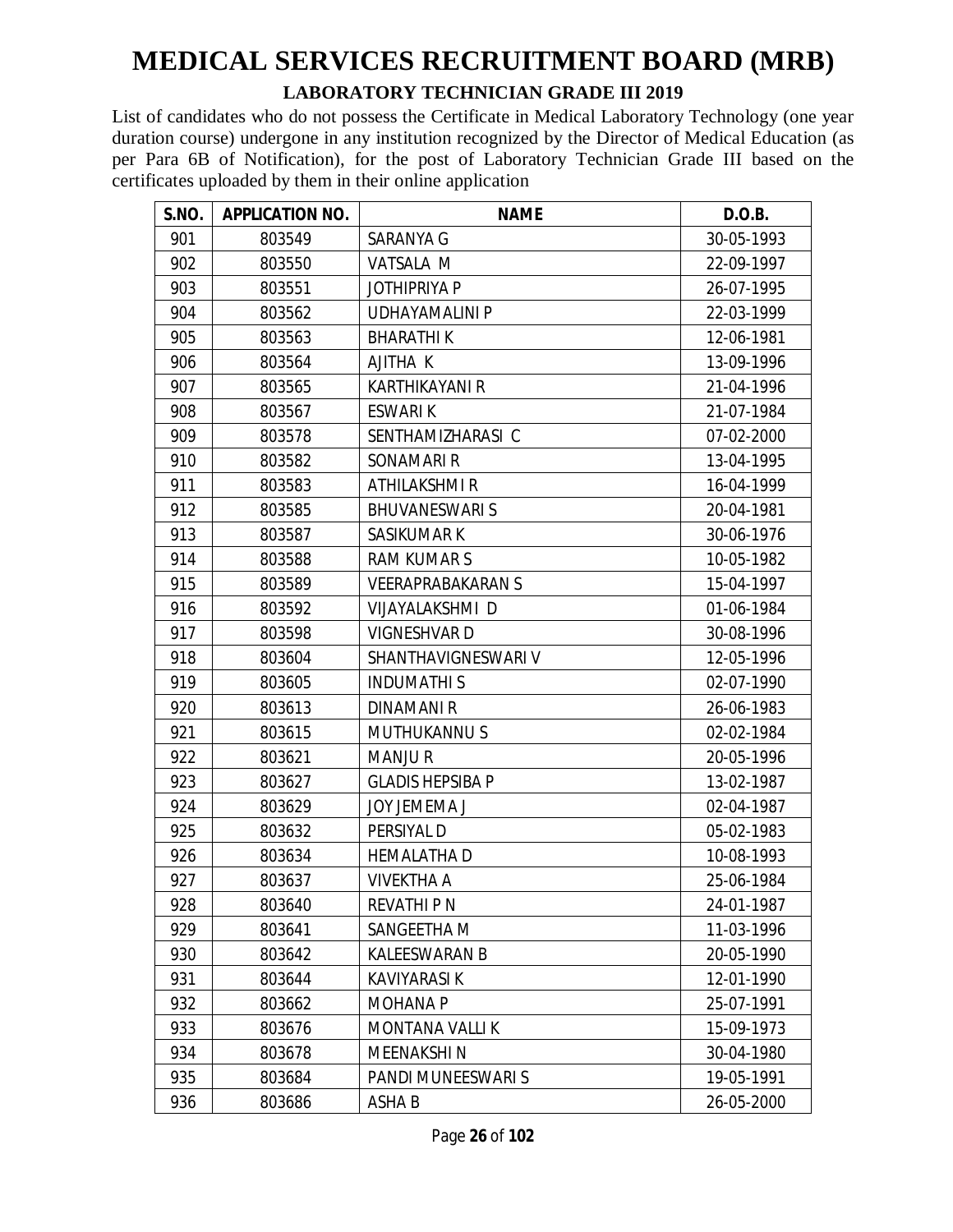# MEDICAL SERVICES RECRUITMENT BOARD (MRB)

## LABORATORY TECHNICIAN GRADE III 2019

List of candidates who do not possess the Certificate in Medical Laboratory Technology (one year duration course) undergone in any institution recognized by the Director of Medical Education (as per Para 6B of Notification), for the post of Laboratory Technician Grade III based on the certificates uploaded by them in their online application

| S.NO. | APPLICATION NO. | NAME | D.O.B. |
|---|---|---|---|
| 901 | 803549 | SARANYA G | 30-05-1993 |
| 902 | 803550 | VATSALA M | 22-09-1997 |
| 903 | 803551 | JOTHIPRIYA P | 26-07-1995 |
| 904 | 803562 | UDHAYAMALINI P | 22-03-1999 |
| 905 | 803563 | BHARATHI K | 12-06-1981 |
| 906 | 803564 | AJITHA K | 13-09-1996 |
| 907 | 803565 | KARTHIKAYANI R | 21-04-1996 |
| 908 | 803567 | ESWARI K | 21-07-1984 |
| 909 | 803578 | SENTHAMIZHARASI C | 07-02-2000 |
| 910 | 803582 | SONAMARI R | 13-04-1995 |
| 911 | 803583 | ATHILAKSHMI R | 16-04-1999 |
| 912 | 803585 | BHUVANESWARI S | 20-04-1981 |
| 913 | 803587 | SASIKUMAR K | 30-06-1976 |
| 914 | 803588 | RAM KUMAR S | 10-05-1982 |
| 915 | 803589 | VEERAPRABAKARAN S | 15-04-1997 |
| 916 | 803592 | VIJAYALAKSHMI D | 01-06-1984 |
| 917 | 803598 | VIGNESHVAR D | 30-08-1996 |
| 918 | 803604 | SHANTHAVIGNESWARI V | 12-05-1996 |
| 919 | 803605 | INDUMATHI S | 02-07-1990 |
| 920 | 803613 | DINAMANI R | 26-06-1983 |
| 921 | 803615 | MUTHUKANNU S | 02-02-1984 |
| 922 | 803621 | MANJU R | 20-05-1996 |
| 923 | 803627 | GLADIS HEPSIBA P | 13-02-1987 |
| 924 | 803629 | JOY JEMEMA J | 02-04-1987 |
| 925 | 803632 | PERSIYAL D | 05-02-1983 |
| 926 | 803634 | HEMALATHA D | 10-08-1993 |
| 927 | 803637 | VIVEKTHA A | 25-06-1984 |
| 928 | 803640 | REVATHI P N | 24-01-1987 |
| 929 | 803641 | SANGEETHA M | 11-03-1996 |
| 930 | 803642 | KALEESWARAN B | 20-05-1990 |
| 931 | 803644 | KAVIYARASI K | 12-01-1990 |
| 932 | 803662 | MOHANA P | 25-07-1991 |
| 933 | 803676 | MONTANA VALLI K | 15-09-1973 |
| 934 | 803678 | MEENAKSHI N | 30-04-1980 |
| 935 | 803684 | PANDI MUNEESWARI S | 19-05-1991 |
| 936 | 803686 | ASHA B | 26-05-2000 |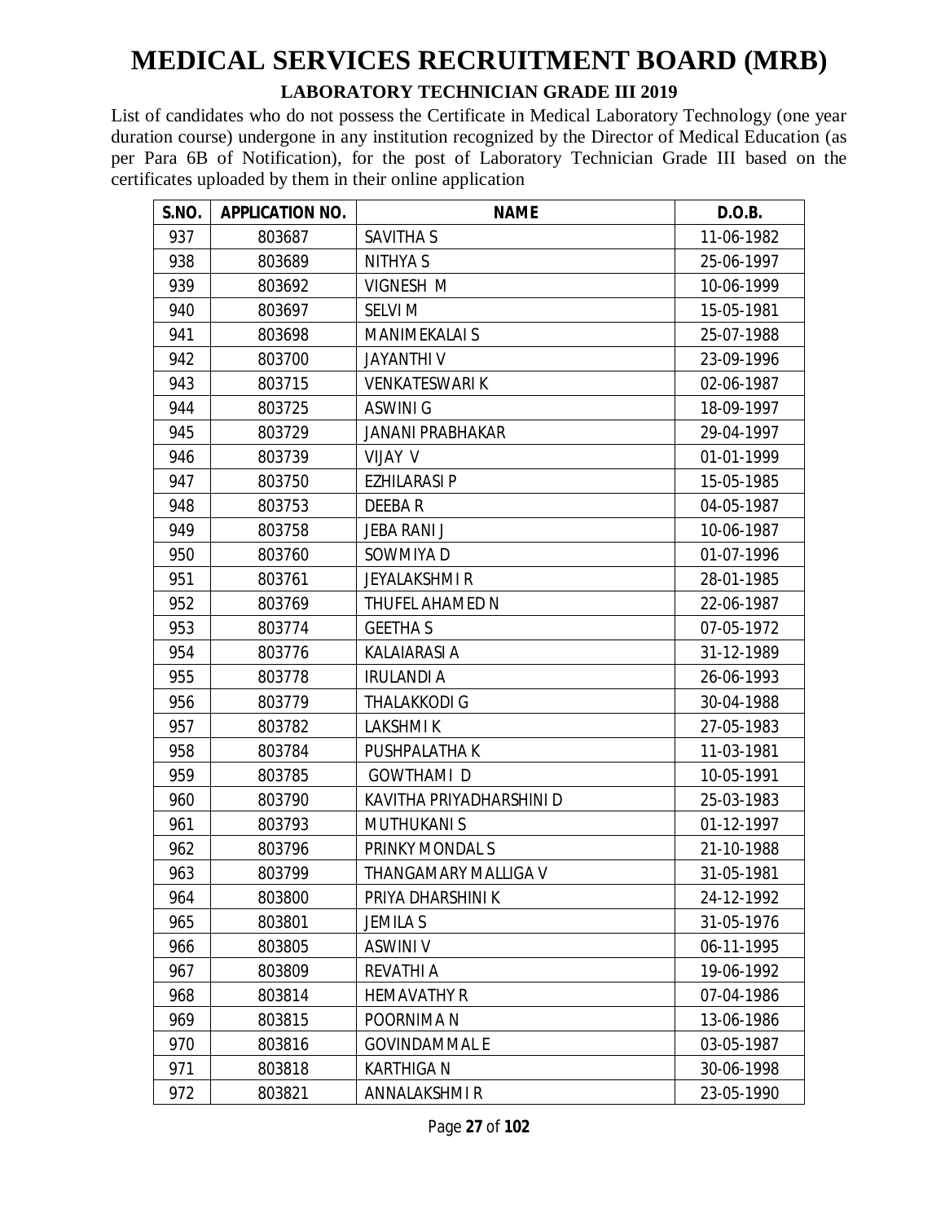# MEDICAL SERVICES RECRUITMENT BOARD (MRB)

**LABORATORY TECHNICIAN GRADE III 2019**

List of candidates who do not possess the Certificate in Medical Laboratory Technology (one year duration course) undergone in any institution recognized by the Director of Medical Education (as per Para 6B of Notification), for the post of Laboratory Technician Grade III based on the certificates uploaded by them in their online application

| S.NO. | APPLICATION NO. | NAME | D.O.B. |
|---|---|---|---|
| 937 | 803687 | SAVITHA S | 11-06-1982 |
| 938 | 803689 | NITHYA S | 25-06-1997 |
| 939 | 803692 | VIGNESH M | 10-06-1999 |
| 940 | 803697 | SELVI M | 15-05-1981 |
| 941 | 803698 | MANIMEKALAI S | 25-07-1988 |
| 942 | 803700 | JAYANTHI V | 23-09-1996 |
| 943 | 803715 | VENKATESWARI K | 02-06-1987 |
| 944 | 803725 | ASWINI G | 18-09-1997 |
| 945 | 803729 | JANANI PRABHAKAR | 29-04-1997 |
| 946 | 803739 | VIJAY V | 01-01-1999 |
| 947 | 803750 | EZHILARASI P | 15-05-1985 |
| 948 | 803753 | DEEBA R | 04-05-1987 |
| 949 | 803758 | JEBA RANI J | 10-06-1987 |
| 950 | 803760 | SOWMIYA D | 01-07-1996 |
| 951 | 803761 | JEYALAKSHMI R | 28-01-1985 |
| 952 | 803769 | THUFEL AHAMED N | 22-06-1987 |
| 953 | 803774 | GEETHA S | 07-05-1972 |
| 954 | 803776 | KALAIARASI A | 31-12-1989 |
| 955 | 803778 | IRULANDI A | 26-06-1993 |
| 956 | 803779 | THALAKKODI G | 30-04-1988 |
| 957 | 803782 | LAKSHMI K | 27-05-1983 |
| 958 | 803784 | PUSHPALATHA K | 11-03-1981 |
| 959 | 803785 | GOWTHAMI D | 10-05-1991 |
| 960 | 803790 | KAVITHA PRIYADHARSHINI D | 25-03-1983 |
| 961 | 803793 | MUTHUKANI S | 01-12-1997 |
| 962 | 803796 | PRINKY MONDAL S | 21-10-1988 |
| 963 | 803799 | THANGAMARY MALLIGA V | 31-05-1981 |
| 964 | 803800 | PRIYA DHARSHINI K | 24-12-1992 |
| 965 | 803801 | JEMILA S | 31-05-1976 |
| 966 | 803805 | ASWINI V | 06-11-1995 |
| 967 | 803809 | REVATHI A | 19-06-1992 |
| 968 | 803814 | HEMAVATHY R | 07-04-1986 |
| 969 | 803815 | POORNIMA N | 13-06-1986 |
| 970 | 803816 | GOVINDAMMAL E | 03-05-1987 |
| 971 | 803818 | KARTHIGA N | 30-06-1998 |
| 972 | 803821 | ANNALAKSHMI R | 23-05-1990 |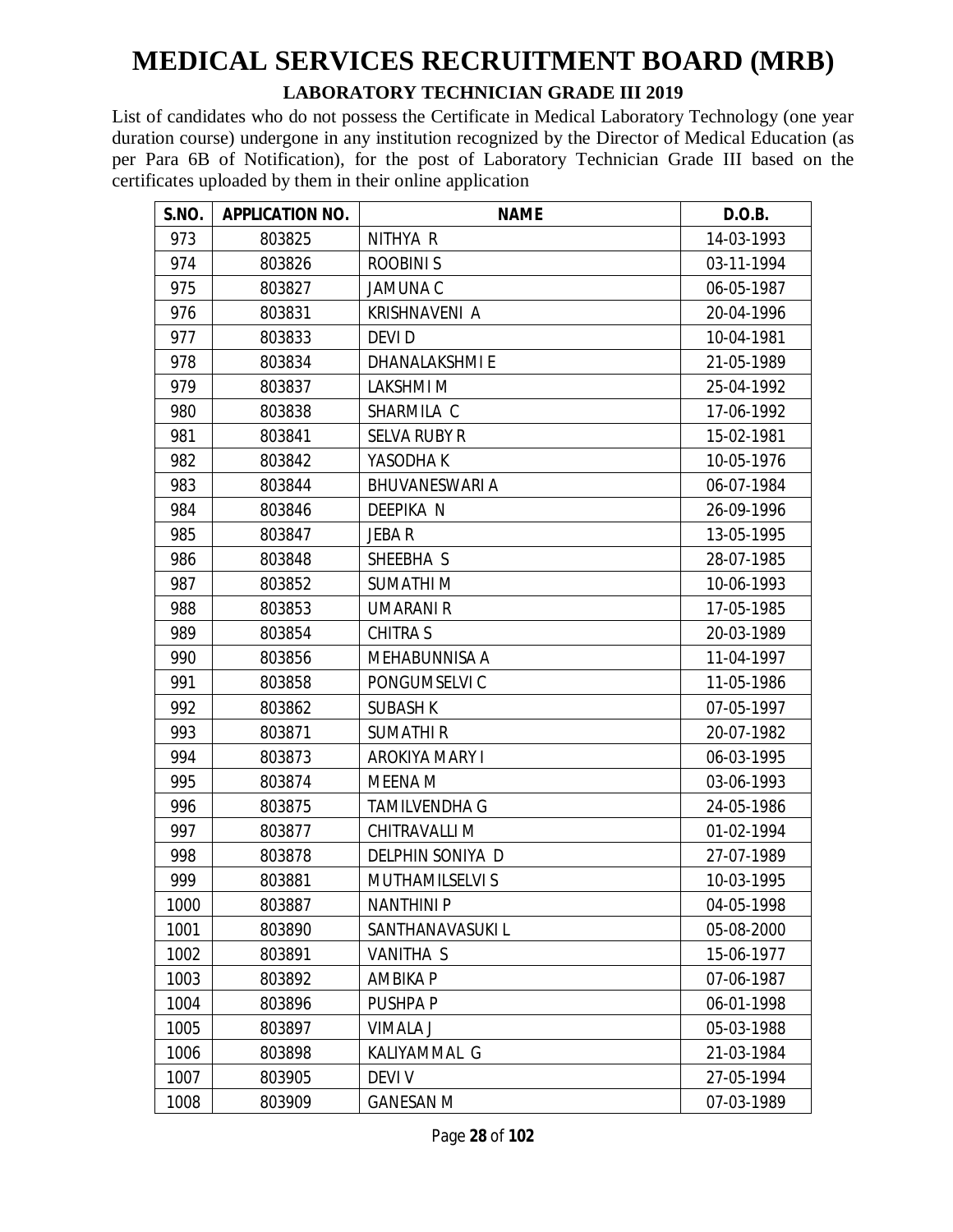# MEDICAL SERVICES RECRUITMENT BOARD (MRB)

## LABORATORY TECHNICIAN GRADE III 2019

List of candidates who do not possess the Certificate in Medical Laboratory Technology (one year duration course) undergone in any institution recognized by the Director of Medical Education (as per Para 6B of Notification), for the post of Laboratory Technician Grade III based on the certificates uploaded by them in their online application

| S.NO. | APPLICATION NO. | NAME | D.O.B. |
|---|---|---|---|
| 973 | 803825 | NITHYA R | 14-03-1993 |
| 974 | 803826 | ROOBINI S | 03-11-1994 |
| 975 | 803827 | JAMUNA C | 06-05-1987 |
| 976 | 803831 | KRISHNAVENI A | 20-04-1996 |
| 977 | 803833 | DEVI D | 10-04-1981 |
| 978 | 803834 | DHANALAKSHMI E | 21-05-1989 |
| 979 | 803837 | LAKSHMI M | 25-04-1992 |
| 980 | 803838 | SHARMILA C | 17-06-1992 |
| 981 | 803841 | SELVA RUBY R | 15-02-1981 |
| 982 | 803842 | YASODHA K | 10-05-1976 |
| 983 | 803844 | BHUVANESWARI A | 06-07-1984 |
| 984 | 803846 | DEEPIKA N | 26-09-1996 |
| 985 | 803847 | JEBA R | 13-05-1995 |
| 986 | 803848 | SHEEBHA S | 28-07-1985 |
| 987 | 803852 | SUMATHI M | 10-06-1993 |
| 988 | 803853 | UMARANI R | 17-05-1985 |
| 989 | 803854 | CHITRA S | 20-03-1989 |
| 990 | 803856 | MEHABUNNISA A | 11-04-1997 |
| 991 | 803858 | PONGUMSELVI C | 11-05-1986 |
| 992 | 803862 | SUBASH K | 07-05-1997 |
| 993 | 803871 | SUMATHI R | 20-07-1982 |
| 994 | 803873 | AROKIYA MARY I | 06-03-1995 |
| 995 | 803874 | MEENA M | 03-06-1993 |
| 996 | 803875 | TAMILVENDHA G | 24-05-1986 |
| 997 | 803877 | CHITRAVALLI M | 01-02-1994 |
| 998 | 803878 | DELPHIN SONIYA D | 27-07-1989 |
| 999 | 803881 | MUTHAMILSELVI S | 10-03-1995 |
| 1000 | 803887 | NANTHINI P | 04-05-1998 |
| 1001 | 803890 | SANTHANAVASUKI L | 05-08-2000 |
| 1002 | 803891 | VANITHA S | 15-06-1977 |
| 1003 | 803892 | AMBIKA P | 07-06-1987 |
| 1004 | 803896 | PUSHPA P | 06-01-1998 |
| 1005 | 803897 | VIMALA J | 05-03-1988 |
| 1006 | 803898 | KALIYAMMAL G | 21-03-1984 |
| 1007 | 803905 | DEVI V | 27-05-1994 |
| 1008 | 803909 | GANESAN M | 07-03-1989 |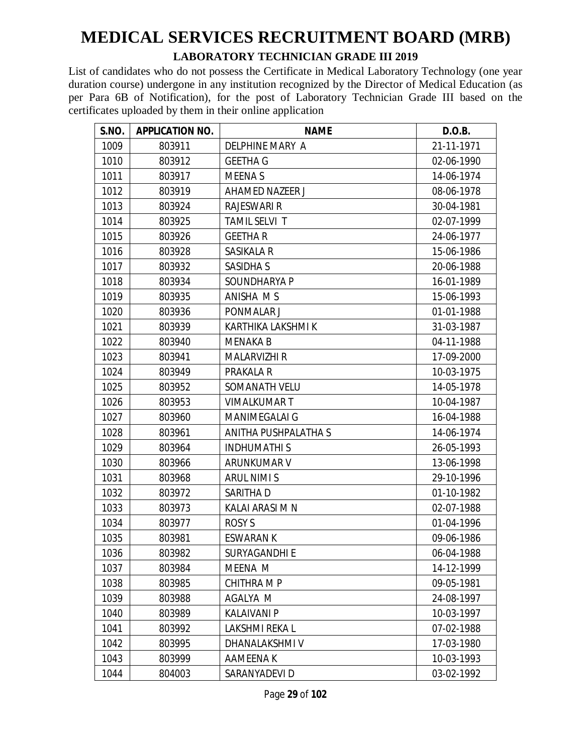# MEDICAL SERVICES RECRUITMENT BOARD (MRB)

## LABORATORY TECHNICIAN GRADE III 2019

List of candidates who do not possess the Certificate in Medical Laboratory Technology (one year duration course) undergone in any institution recognized by the Director of Medical Education (as per Para 6B of Notification), for the post of Laboratory Technician Grade III based on the certificates uploaded by them in their online application

| S.NO. | APPLICATION NO. | NAME | D.O.B. |
|---|---|---|---|
| 1009 | 803911 | DELPHINE MARY A | 21-11-1971 |
| 1010 | 803912 | GEETHA G | 02-06-1990 |
| 1011 | 803917 | MEENA S | 14-06-1974 |
| 1012 | 803919 | AHAMED NAZEER J | 08-06-1978 |
| 1013 | 803924 | RAJESWARI R | 30-04-1981 |
| 1014 | 803925 | TAMIL SELVI T | 02-07-1999 |
| 1015 | 803926 | GEETHA R | 24-06-1977 |
| 1016 | 803928 | SASIKALA R | 15-06-1986 |
| 1017 | 803932 | SASIDHA S | 20-06-1988 |
| 1018 | 803934 | SOUNDHARYA P | 16-01-1989 |
| 1019 | 803935 | ANISHA M S | 15-06-1993 |
| 1020 | 803936 | PONMALAR J | 01-01-1988 |
| 1021 | 803939 | KARTHIKA LAKSHMI K | 31-03-1987 |
| 1022 | 803940 | MENAKA B | 04-11-1988 |
| 1023 | 803941 | MALARVIZHI R | 17-09-2000 |
| 1024 | 803949 | PRAKALA R | 10-03-1975 |
| 1025 | 803952 | SOMANATH VELU | 14-05-1978 |
| 1026 | 803953 | VIMALKUMAR T | 10-04-1987 |
| 1027 | 803960 | MANIMEGALAI G | 16-04-1988 |
| 1028 | 803961 | ANITHA PUSHPALATHA S | 14-06-1974 |
| 1029 | 803964 | INDHUMATHI S | 26-05-1993 |
| 1030 | 803966 | ARUNKUMAR V | 13-06-1998 |
| 1031 | 803968 | ARUL NIMI S | 29-10-1996 |
| 1032 | 803972 | SARITHA D | 01-10-1982 |
| 1033 | 803973 | KALAI ARASI M N | 02-07-1988 |
| 1034 | 803977 | ROSY S | 01-04-1996 |
| 1035 | 803981 | ESWARAN K | 09-06-1986 |
| 1036 | 803982 | SURYAGANDHI E | 06-04-1988 |
| 1037 | 803984 | MEENA M | 14-12-1999 |
| 1038 | 803985 | CHITHRA M P | 09-05-1981 |
| 1039 | 803988 | AGALYA M | 24-08-1997 |
| 1040 | 803989 | KALAIVANI P | 10-03-1997 |
| 1041 | 803992 | LAKSHMI REKA L | 07-02-1988 |
| 1042 | 803995 | DHANALAKSHMI V | 17-03-1980 |
| 1043 | 803999 | AAMEENA K | 10-03-1993 |
| 1044 | 804003 | SARANYADEVI D | 03-02-1992 |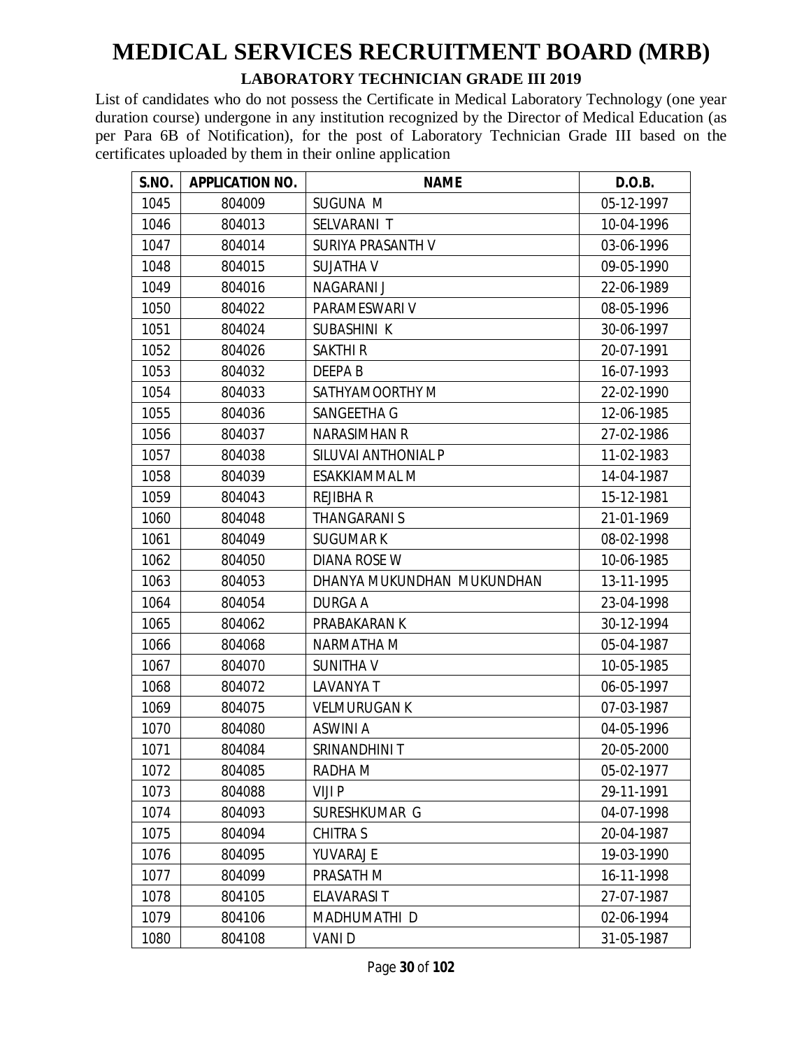# MEDICAL SERVICES RECRUITMENT BOARD (MRB)

## LABORATORY TECHNICIAN GRADE III 2019

List of candidates who do not possess the Certificate in Medical Laboratory Technology (one year duration course) undergone in any institution recognized by the Director of Medical Education (as per Para 6B of Notification), for the post of Laboratory Technician Grade III based on the certificates uploaded by them in their online application

| S.NO. | APPLICATION NO. | NAME | D.O.B. |
|---|---|---|---|
| 1045 | 804009 | SUGUNA M | 05-12-1997 |
| 1046 | 804013 | SELVARANI T | 10-04-1996 |
| 1047 | 804014 | SURIYA PRASANTH V | 03-06-1996 |
| 1048 | 804015 | SUJATHA V | 09-05-1990 |
| 1049 | 804016 | NAGARANI J | 22-06-1989 |
| 1050 | 804022 | PARAMESWARI V | 08-05-1996 |
| 1051 | 804024 | SUBASHINI K | 30-06-1997 |
| 1052 | 804026 | SAKTHI R | 20-07-1991 |
| 1053 | 804032 | DEEPA B | 16-07-1993 |
| 1054 | 804033 | SATHYAMOORTHY M | 22-02-1990 |
| 1055 | 804036 | SANGEETHA G | 12-06-1985 |
| 1056 | 804037 | NARASIMHAN R | 27-02-1986 |
| 1057 | 804038 | SILUVAI ANTHONIAL P | 11-02-1983 |
| 1058 | 804039 | ESAKKIAMMAL M | 14-04-1987 |
| 1059 | 804043 | REJIBHA R | 15-12-1981 |
| 1060 | 804048 | THANGARANI S | 21-01-1969 |
| 1061 | 804049 | SUGUMAR K | 08-02-1998 |
| 1062 | 804050 | DIANA ROSE W | 10-06-1985 |
| 1063 | 804053 | DHANYA MUKUNDHAN MUKUNDHAN | 13-11-1995 |
| 1064 | 804054 | DURGA A | 23-04-1998 |
| 1065 | 804062 | PRABAKARAN K | 30-12-1994 |
| 1066 | 804068 | NARMATHA M | 05-04-1987 |
| 1067 | 804070 | SUNITHA V | 10-05-1985 |
| 1068 | 804072 | LAVANYA T | 06-05-1997 |
| 1069 | 804075 | VELMURUGAN K | 07-03-1987 |
| 1070 | 804080 | ASWINI A | 04-05-1996 |
| 1071 | 804084 | SRINANDHINI T | 20-05-2000 |
| 1072 | 804085 | RADHA M | 05-02-1977 |
| 1073 | 804088 | VIJI P | 29-11-1991 |
| 1074 | 804093 | SURESHKUMAR G | 04-07-1998 |
| 1075 | 804094 | CHITRA S | 20-04-1987 |
| 1076 | 804095 | YUVARAJ E | 19-03-1990 |
| 1077 | 804099 | PRASATH M | 16-11-1998 |
| 1078 | 804105 | ELAVARASI T | 27-07-1987 |
| 1079 | 804106 | MADHUMATHI D | 02-06-1994 |
| 1080 | 804108 | VANI D | 31-05-1987 |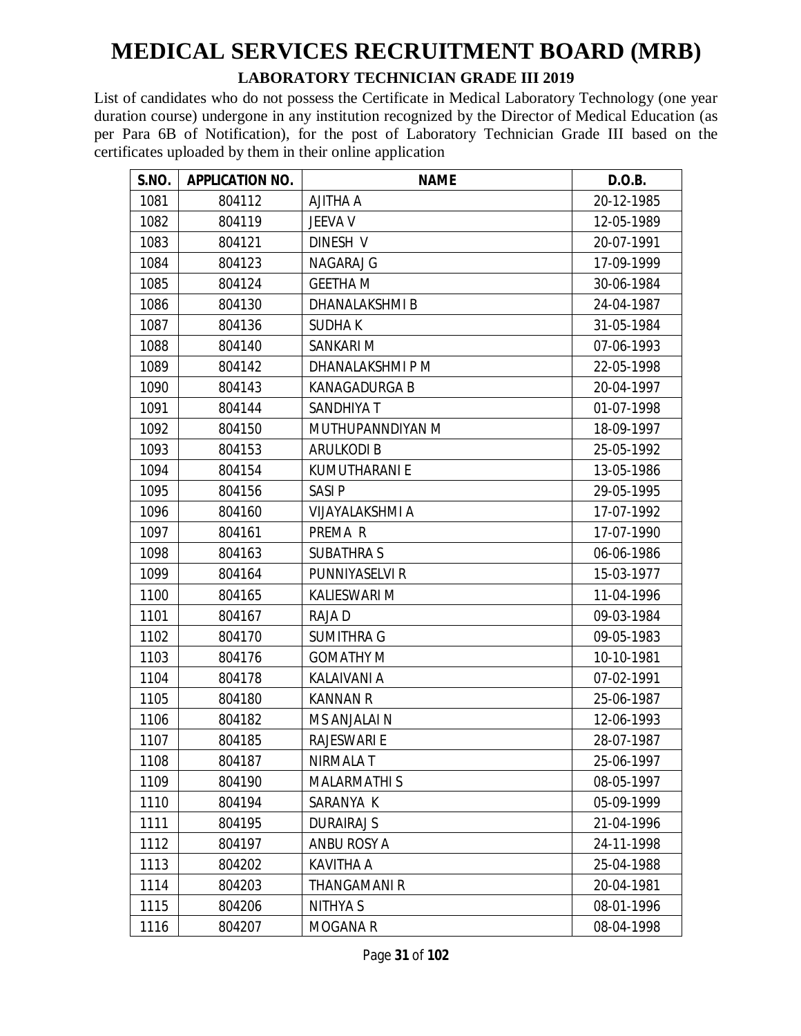# MEDICAL SERVICES RECRUITMENT BOARD (MRB)

## LABORATORY TECHNICIAN GRADE III 2019

List of candidates who do not possess the Certificate in Medical Laboratory Technology (one year duration course) undergone in any institution recognized by the Director of Medical Education (as per Para 6B of Notification), for the post of Laboratory Technician Grade III based on the certificates uploaded by them in their online application

| S.NO. | APPLICATION NO. | NAME | D.O.B. |
|---|---|---|---|
| 1081 | 804112 | AJITHA A | 20-12-1985 |
| 1082 | 804119 | JEEVA V | 12-05-1989 |
| 1083 | 804121 | DINESH V | 20-07-1991 |
| 1084 | 804123 | NAGARAJ G | 17-09-1999 |
| 1085 | 804124 | GEETHA M | 30-06-1984 |
| 1086 | 804130 | DHANALAKSHMI B | 24-04-1987 |
| 1087 | 804136 | SUDHA K | 31-05-1984 |
| 1088 | 804140 | SANKARI M | 07-06-1993 |
| 1089 | 804142 | DHANALAKSHMI P M | 22-05-1998 |
| 1090 | 804143 | KANAGADURGA B | 20-04-1997 |
| 1091 | 804144 | SANDHIYA T | 01-07-1998 |
| 1092 | 804150 | MUTHUPANNDIYAN M | 18-09-1997 |
| 1093 | 804153 | ARULKODI B | 25-05-1992 |
| 1094 | 804154 | KUMUTHARANI E | 13-05-1986 |
| 1095 | 804156 | SASI P | 29-05-1995 |
| 1096 | 804160 | VIJAYALAKSHMI A | 17-07-1992 |
| 1097 | 804161 | PREMA R | 17-07-1990 |
| 1098 | 804163 | SUBATHRA S | 06-06-1986 |
| 1099 | 804164 | PUNNIYASELVI R | 15-03-1977 |
| 1100 | 804165 | KALIESWARI M | 11-04-1996 |
| 1101 | 804167 | RAJA D | 09-03-1984 |
| 1102 | 804170 | SUMITHRA G | 09-05-1983 |
| 1103 | 804176 | GOMATHY M | 10-10-1981 |
| 1104 | 804178 | KALAIVANI A | 07-02-1991 |
| 1105 | 804180 | KANNAN R | 25-06-1987 |
| 1106 | 804182 | MS ANJALAI N | 12-06-1993 |
| 1107 | 804185 | RAJESWARI E | 28-07-1987 |
| 1108 | 804187 | NIRMALA T | 25-06-1997 |
| 1109 | 804190 | MALARMATHI S | 08-05-1997 |
| 1110 | 804194 | SARANYA K | 05-09-1999 |
| 1111 | 804195 | DURAIRAJ S | 21-04-1996 |
| 1112 | 804197 | ANBU ROSY A | 24-11-1998 |
| 1113 | 804202 | KAVITHA A | 25-04-1988 |
| 1114 | 804203 | THANGAMANI R | 20-04-1981 |
| 1115 | 804206 | NITHYA S | 08-01-1996 |
| 1116 | 804207 | MOGANA R | 08-04-1998 |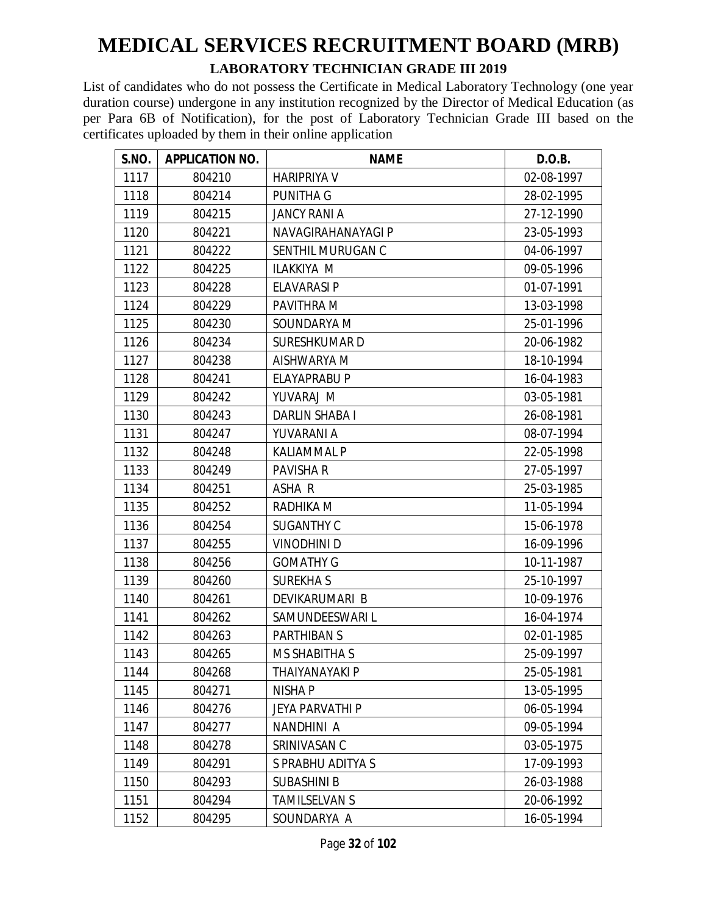# MEDICAL SERVICES RECRUITMENT BOARD (MRB)

## LABORATORY TECHNICIAN GRADE III 2019

List of candidates who do not possess the Certificate in Medical Laboratory Technology (one year duration course) undergone in any institution recognized by the Director of Medical Education (as per Para 6B of Notification), for the post of Laboratory Technician Grade III based on the certificates uploaded by them in their online application

| S.NO. | APPLICATION NO. | NAME | D.O.B. |
|---|---|---|---|
| 1117 | 804210 | HARIPRIYA V | 02-08-1997 |
| 1118 | 804214 | PUNITHA G | 28-02-1995 |
| 1119 | 804215 | JANCY RANI A | 27-12-1990 |
| 1120 | 804221 | NAVAGIRAHANAYAGI P | 23-05-1993 |
| 1121 | 804222 | SENTHIL MURUGAN C | 04-06-1997 |
| 1122 | 804225 | ILAKKIYA M | 09-05-1996 |
| 1123 | 804228 | ELAVARASI P | 01-07-1991 |
| 1124 | 804229 | PAVITHRA M | 13-03-1998 |
| 1125 | 804230 | SOUNDARYA M | 25-01-1996 |
| 1126 | 804234 | SURESHKUMAR D | 20-06-1982 |
| 1127 | 804238 | AISHWARYA M | 18-10-1994 |
| 1128 | 804241 | ELAYAPRABU P | 16-04-1983 |
| 1129 | 804242 | YUVARAJ M | 03-05-1981 |
| 1130 | 804243 | DARLIN SHABA I | 26-08-1981 |
| 1131 | 804247 | YUVARANI A | 08-07-1994 |
| 1132 | 804248 | KALIAMMAL P | 22-05-1998 |
| 1133 | 804249 | PAVISHA R | 27-05-1997 |
| 1134 | 804251 | ASHA R | 25-03-1985 |
| 1135 | 804252 | RADHIKA M | 11-05-1994 |
| 1136 | 804254 | SUGANTHY C | 15-06-1978 |
| 1137 | 804255 | VINODHINI D | 16-09-1996 |
| 1138 | 804256 | GOMATHY G | 10-11-1987 |
| 1139 | 804260 | SUREKHA S | 25-10-1997 |
| 1140 | 804261 | DEVIKARUMARI B | 10-09-1976 |
| 1141 | 804262 | SAMUNDEESWARI L | 16-04-1974 |
| 1142 | 804263 | PARTHIBAN S | 02-01-1985 |
| 1143 | 804265 | MS SHABITHA S | 25-09-1997 |
| 1144 | 804268 | THAIYANAYAKI P | 25-05-1981 |
| 1145 | 804271 | NISHA P | 13-05-1995 |
| 1146 | 804276 | JEYA PARVATHI P | 06-05-1994 |
| 1147 | 804277 | NANDHINI A | 09-05-1994 |
| 1148 | 804278 | SRINIVASAN C | 03-05-1975 |
| 1149 | 804291 | S PRABHU ADITYA S | 17-09-1993 |
| 1150 | 804293 | SUBASHINI B | 26-03-1988 |
| 1151 | 804294 | TAMILSELVAN S | 20-06-1992 |
| 1152 | 804295 | SOUNDARYA A | 16-05-1994 |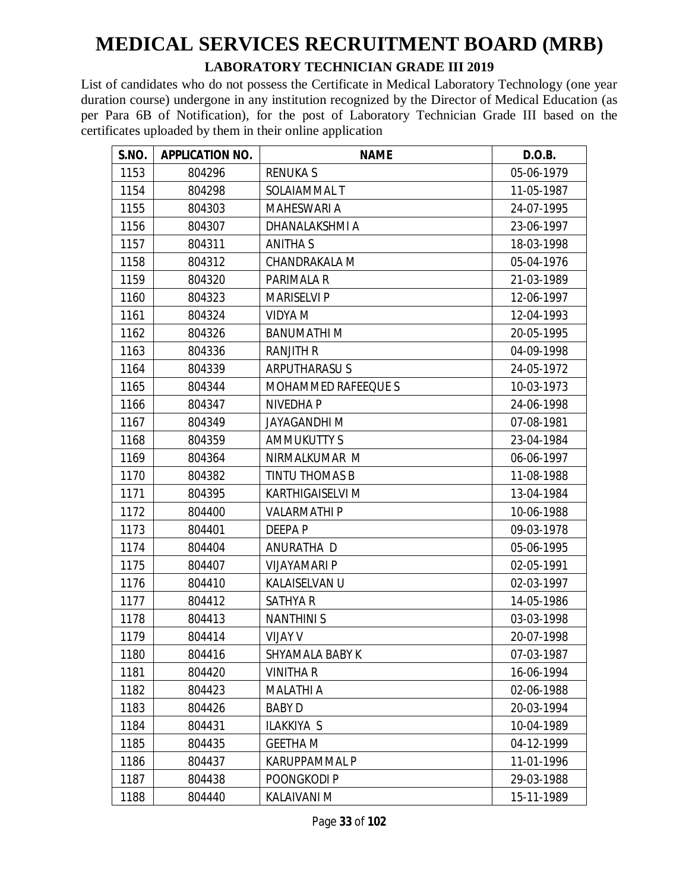# MEDICAL SERVICES RECRUITMENT BOARD (MRB)

## LABORATORY TECHNICIAN GRADE III 2019

List of candidates who do not possess the Certificate in Medical Laboratory Technology (one year duration course) undergone in any institution recognized by the Director of Medical Education (as per Para 6B of Notification), for the post of Laboratory Technician Grade III based on the certificates uploaded by them in their online application

| S.NO. | APPLICATION NO. | NAME | D.O.B. |
|---|---|---|---|
| 1153 | 804296 | RENUKA S | 05-06-1979 |
| 1154 | 804298 | SOLAIAMMAL T | 11-05-1987 |
| 1155 | 804303 | MAHESWARI A | 24-07-1995 |
| 1156 | 804307 | DHANALAKSHMI A | 23-06-1997 |
| 1157 | 804311 | ANITHA S | 18-03-1998 |
| 1158 | 804312 | CHANDRAKALA M | 05-04-1976 |
| 1159 | 804320 | PARIMALA R | 21-03-1989 |
| 1160 | 804323 | MARISELVI P | 12-06-1997 |
| 1161 | 804324 | VIDYA M | 12-04-1993 |
| 1162 | 804326 | BANUMATHI M | 20-05-1995 |
| 1163 | 804336 | RANJITH R | 04-09-1998 |
| 1164 | 804339 | ARPUTHARASU S | 24-05-1972 |
| 1165 | 804344 | MOHAMMED RAFEEQUE S | 10-03-1973 |
| 1166 | 804347 | NIVEDHA P | 24-06-1998 |
| 1167 | 804349 | JAYAGANDHI M | 07-08-1981 |
| 1168 | 804359 | AMMUKUTTY S | 23-04-1984 |
| 1169 | 804364 | NIRMALKUMAR M | 06-06-1997 |
| 1170 | 804382 | TINTU THOMAS B | 11-08-1988 |
| 1171 | 804395 | KARTHIGAISELVI M | 13-04-1984 |
| 1172 | 804400 | VALARMATHI P | 10-06-1988 |
| 1173 | 804401 | DEEPA P | 09-03-1978 |
| 1174 | 804404 | ANURATHA D | 05-06-1995 |
| 1175 | 804407 | VIJAYAMARI P | 02-05-1991 |
| 1176 | 804410 | KALAISELVAN U | 02-03-1997 |
| 1177 | 804412 | SATHYA R | 14-05-1986 |
| 1178 | 804413 | NANTHINI S | 03-03-1998 |
| 1179 | 804414 | VIJAY V | 20-07-1998 |
| 1180 | 804416 | SHYAMALA BABY K | 07-03-1987 |
| 1181 | 804420 | VINITHA R | 16-06-1994 |
| 1182 | 804423 | MALATHI A | 02-06-1988 |
| 1183 | 804426 | BABY D | 20-03-1994 |
| 1184 | 804431 | ILAKKIYA S | 10-04-1989 |
| 1185 | 804435 | GEETHA M | 04-12-1999 |
| 1186 | 804437 | KARUPPAMMAL P | 11-01-1996 |
| 1187 | 804438 | POONGKODI P | 29-03-1988 |
| 1188 | 804440 | KALAIVANI M | 15-11-1989 |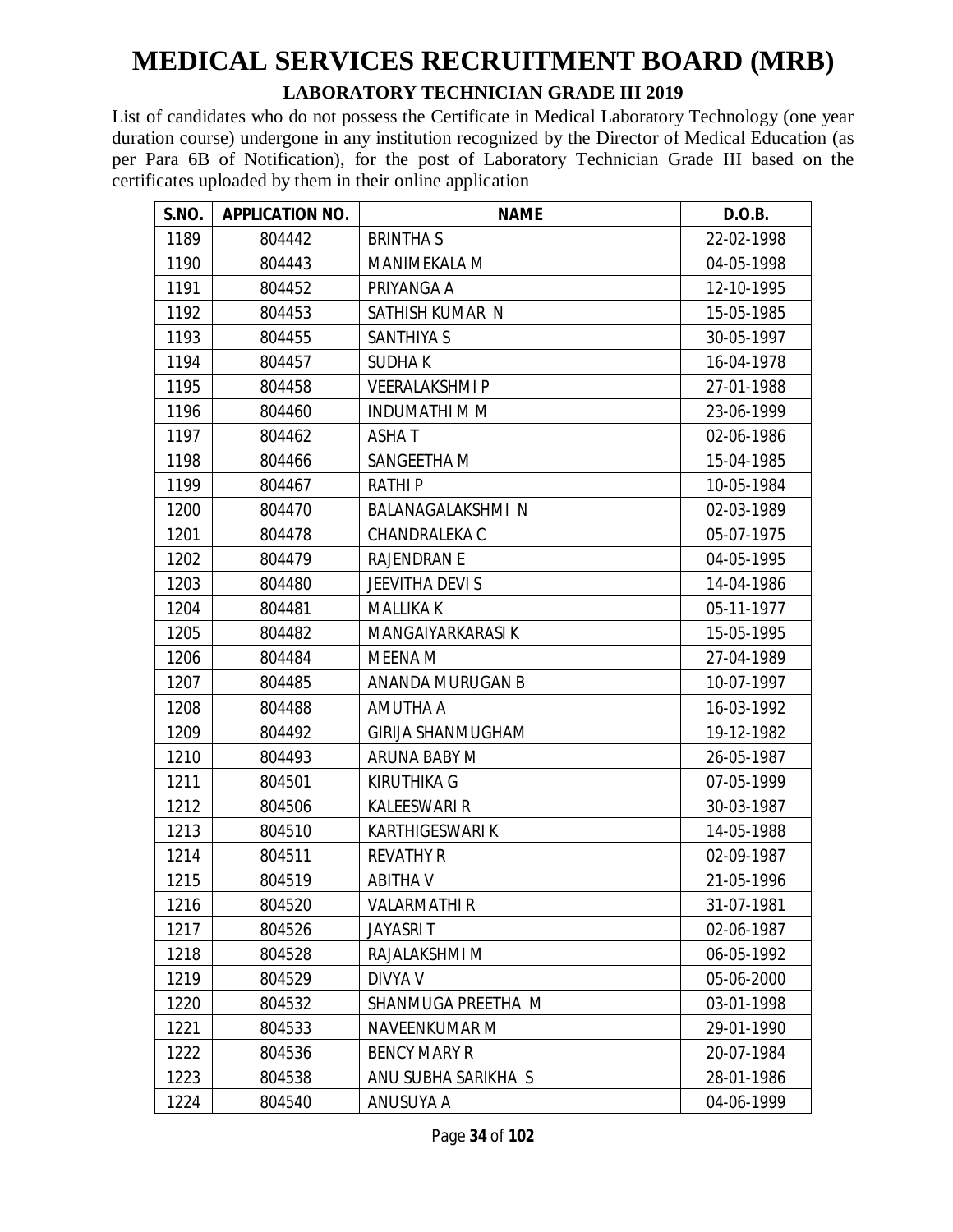# MEDICAL SERVICES RECRUITMENT BOARD (MRB)

## LABORATORY TECHNICIAN GRADE III 2019

List of candidates who do not possess the Certificate in Medical Laboratory Technology (one year duration course) undergone in any institution recognized by the Director of Medical Education (as per Para 6B of Notification), for the post of Laboratory Technician Grade III based on the certificates uploaded by them in their online application

| S.NO. | APPLICATION NO. | NAME | D.O.B. |
|---|---|---|---|
| 1189 | 804442 | BRINTHA S | 22-02-1998 |
| 1190 | 804443 | MANIMEKALA M | 04-05-1998 |
| 1191 | 804452 | PRIYANGA A | 12-10-1995 |
| 1192 | 804453 | SATHISH KUMAR N | 15-05-1985 |
| 1193 | 804455 | SANTHIYA S | 30-05-1997 |
| 1194 | 804457 | SUDHA K | 16-04-1978 |
| 1195 | 804458 | VEERALAKSHMI P | 27-01-1988 |
| 1196 | 804460 | INDUMATHI M M | 23-06-1999 |
| 1197 | 804462 | ASHA T | 02-06-1986 |
| 1198 | 804466 | SANGEETHA M | 15-04-1985 |
| 1199 | 804467 | RATHI P | 10-05-1984 |
| 1200 | 804470 | BALANAGALAKSHMI N | 02-03-1989 |
| 1201 | 804478 | CHANDRALEKA C | 05-07-1975 |
| 1202 | 804479 | RAJENDRAN E | 04-05-1995 |
| 1203 | 804480 | JEEVITHA DEVI S | 14-04-1986 |
| 1204 | 804481 | MALLIKA K | 05-11-1977 |
| 1205 | 804482 | MANGAIYARKARASI K | 15-05-1995 |
| 1206 | 804484 | MEENA M | 27-04-1989 |
| 1207 | 804485 | ANANDA MURUGAN B | 10-07-1997 |
| 1208 | 804488 | AMUTHA A | 16-03-1992 |
| 1209 | 804492 | GIRIJA SHANMUGHAM | 19-12-1982 |
| 1210 | 804493 | ARUNA BABY M | 26-05-1987 |
| 1211 | 804501 | KIRUTHIKA G | 07-05-1999 |
| 1212 | 804506 | KALEESWARI R | 30-03-1987 |
| 1213 | 804510 | KARTHIGESWARI K | 14-05-1988 |
| 1214 | 804511 | REVATHY R | 02-09-1987 |
| 1215 | 804519 | ABITHA V | 21-05-1996 |
| 1216 | 804520 | VALARMATHI R | 31-07-1981 |
| 1217 | 804526 | JAYASRI T | 02-06-1987 |
| 1218 | 804528 | RAJALAKSHMI M | 06-05-1992 |
| 1219 | 804529 | DIVYA V | 05-06-2000 |
| 1220 | 804532 | SHANMUGA PREETHA M | 03-01-1998 |
| 1221 | 804533 | NAVEENKUMAR M | 29-01-1990 |
| 1222 | 804536 | BENCY MARY R | 20-07-1984 |
| 1223 | 804538 | ANU SUBHA SARIKHA S | 28-01-1986 |
| 1224 | 804540 | ANUSUYA A | 04-06-1999 |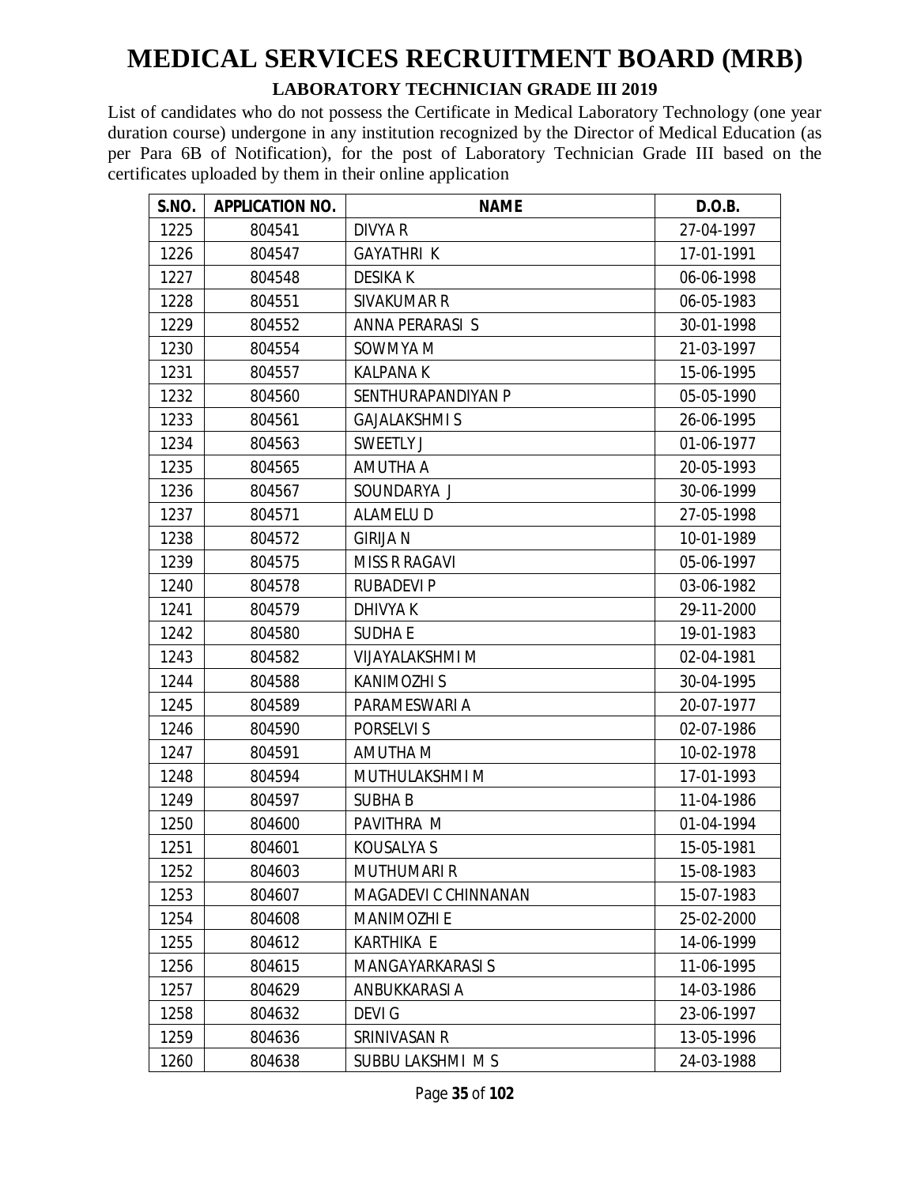# MEDICAL SERVICES RECRUITMENT BOARD (MRB)

## LABORATORY TECHNICIAN GRADE III 2019

List of candidates who do not possess the Certificate in Medical Laboratory Technology (one year duration course) undergone in any institution recognized by the Director of Medical Education (as per Para 6B of Notification), for the post of Laboratory Technician Grade III based on the certificates uploaded by them in their online application

| S.NO. | APPLICATION NO. | NAME | D.O.B. |
|---|---|---|---|
| 1225 | 804541 | DIVYA R | 27-04-1997 |
| 1226 | 804547 | GAYATHRI K | 17-01-1991 |
| 1227 | 804548 | DESIKA K | 06-06-1998 |
| 1228 | 804551 | SIVAKUMAR R | 06-05-1983 |
| 1229 | 804552 | ANNA PERARASI S | 30-01-1998 |
| 1230 | 804554 | SOWMYA M | 21-03-1997 |
| 1231 | 804557 | KALPANA K | 15-06-1995 |
| 1232 | 804560 | SENTHURAPANDIYAN P | 05-05-1990 |
| 1233 | 804561 | GAJALAKSHMI S | 26-06-1995 |
| 1234 | 804563 | SWEETLY J | 01-06-1977 |
| 1235 | 804565 | AMUTHA A | 20-05-1993 |
| 1236 | 804567 | SOUNDARYA J | 30-06-1999 |
| 1237 | 804571 | ALAMELU D | 27-05-1998 |
| 1238 | 804572 | GIRIJA N | 10-01-1989 |
| 1239 | 804575 | MISS R RAGAVI | 05-06-1997 |
| 1240 | 804578 | RUBADEVI P | 03-06-1982 |
| 1241 | 804579 | DHIVYA K | 29-11-2000 |
| 1242 | 804580 | SUDHA E | 19-01-1983 |
| 1243 | 804582 | VIJAYALAKSHMI M | 02-04-1981 |
| 1244 | 804588 | KANIMOZHI S | 30-04-1995 |
| 1245 | 804589 | PARAMESWARI A | 20-07-1977 |
| 1246 | 804590 | PORSELVI S | 02-07-1986 |
| 1247 | 804591 | AMUTHA M | 10-02-1978 |
| 1248 | 804594 | MUTHULAKSHMI M | 17-01-1993 |
| 1249 | 804597 | SUBHA B | 11-04-1986 |
| 1250 | 804600 | PAVITHRA M | 01-04-1994 |
| 1251 | 804601 | KOUSALYA S | 15-05-1981 |
| 1252 | 804603 | MUTHUMARI R | 15-08-1983 |
| 1253 | 804607 | MAGADEVI C CHINNANAN | 15-07-1983 |
| 1254 | 804608 | MANIMOZHI E | 25-02-2000 |
| 1255 | 804612 | KARTHIKA E | 14-06-1999 |
| 1256 | 804615 | MANGAYARKARASI S | 11-06-1995 |
| 1257 | 804629 | ANBUKKARASI A | 14-03-1986 |
| 1258 | 804632 | DEVI G | 23-06-1997 |
| 1259 | 804636 | SRINIVASAN R | 13-05-1996 |
| 1260 | 804638 | SUBBU LAKSHMI M S | 24-03-1988 |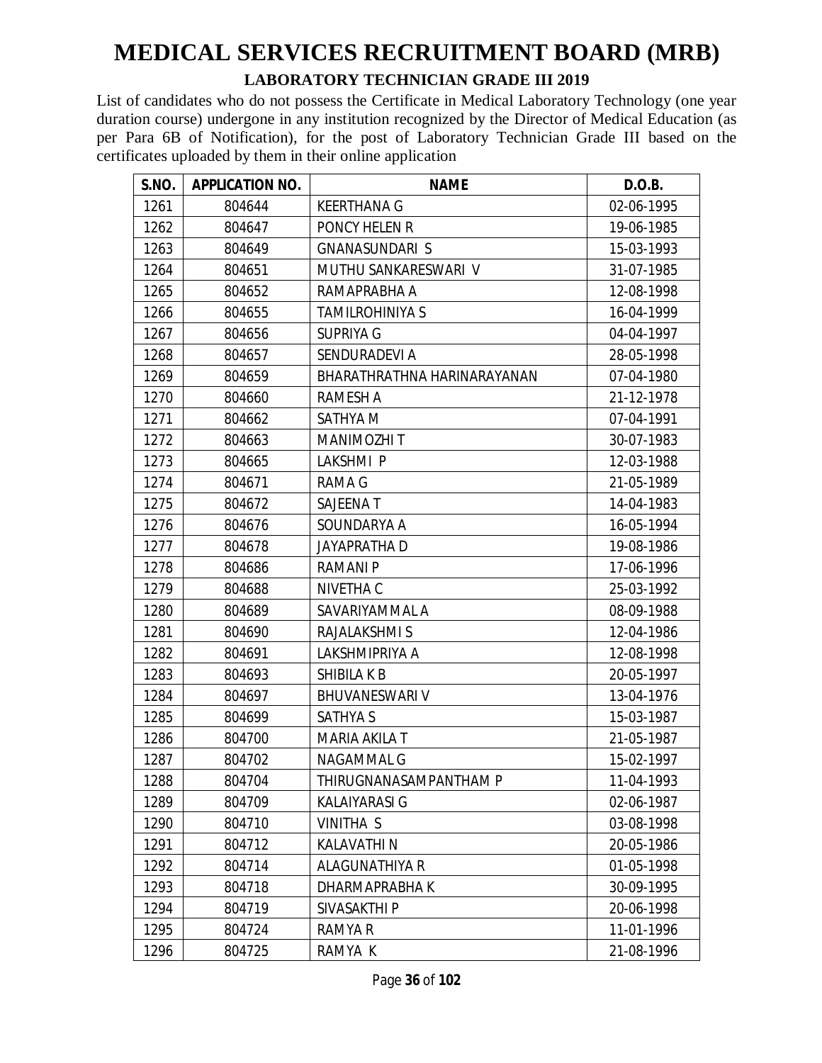# MEDICAL SERVICES RECRUITMENT BOARD (MRB)

## LABORATORY TECHNICIAN GRADE III 2019

List of candidates who do not possess the Certificate in Medical Laboratory Technology (one year duration course) undergone in any institution recognized by the Director of Medical Education (as per Para 6B of Notification), for the post of Laboratory Technician Grade III based on the certificates uploaded by them in their online application

| S.NO. | APPLICATION NO. | NAME | D.O.B. |
|---|---|---|---|
| 1261 | 804644 | KEERTHANA G | 02-06-1995 |
| 1262 | 804647 | PONCY HELEN R | 19-06-1985 |
| 1263 | 804649 | GNANASUNDARI S | 15-03-1993 |
| 1264 | 804651 | MUTHU SANKARESWARI V | 31-07-1985 |
| 1265 | 804652 | RAMAPRABHA A | 12-08-1998 |
| 1266 | 804655 | TAMILROHINIYA S | 16-04-1999 |
| 1267 | 804656 | SUPRIYA G | 04-04-1997 |
| 1268 | 804657 | SENDURADEVI A | 28-05-1998 |
| 1269 | 804659 | BHARATHRATHNA HARINARAYANAN | 07-04-1980 |
| 1270 | 804660 | RAMESH A | 21-12-1978 |
| 1271 | 804662 | SATHYA M | 07-04-1991 |
| 1272 | 804663 | MANIMOZHI T | 30-07-1983 |
| 1273 | 804665 | LAKSHMI P | 12-03-1988 |
| 1274 | 804671 | RAMA G | 21-05-1989 |
| 1275 | 804672 | SAJEENA T | 14-04-1983 |
| 1276 | 804676 | SOUNDARYA A | 16-05-1994 |
| 1277 | 804678 | JAYAPRATHA D | 19-08-1986 |
| 1278 | 804686 | RAMANI P | 17-06-1996 |
| 1279 | 804688 | NIVETHA C | 25-03-1992 |
| 1280 | 804689 | SAVARIYAMMAL A | 08-09-1988 |
| 1281 | 804690 | RAJALAKSHMI S | 12-04-1986 |
| 1282 | 804691 | LAKSHMIPRIYA A | 12-08-1998 |
| 1283 | 804693 | SHIBILA K B | 20-05-1997 |
| 1284 | 804697 | BHUVANESWARI V | 13-04-1976 |
| 1285 | 804699 | SATHYA S | 15-03-1987 |
| 1286 | 804700 | MARIA AKILA T | 21-05-1987 |
| 1287 | 804702 | NAGAMMAL G | 15-02-1997 |
| 1288 | 804704 | THIRUGNANASAMPANTHAM P | 11-04-1993 |
| 1289 | 804709 | KALAIYARASI G | 02-06-1987 |
| 1290 | 804710 | VINITHA S | 03-08-1998 |
| 1291 | 804712 | KALAVATHI N | 20-05-1986 |
| 1292 | 804714 | ALAGUNATHIYA R | 01-05-1998 |
| 1293 | 804718 | DHARMAPRABHA K | 30-09-1995 |
| 1294 | 804719 | SIVASAKTHI P | 20-06-1998 |
| 1295 | 804724 | RAMYA R | 11-01-1996 |
| 1296 | 804725 | RAMYA K | 21-08-1996 |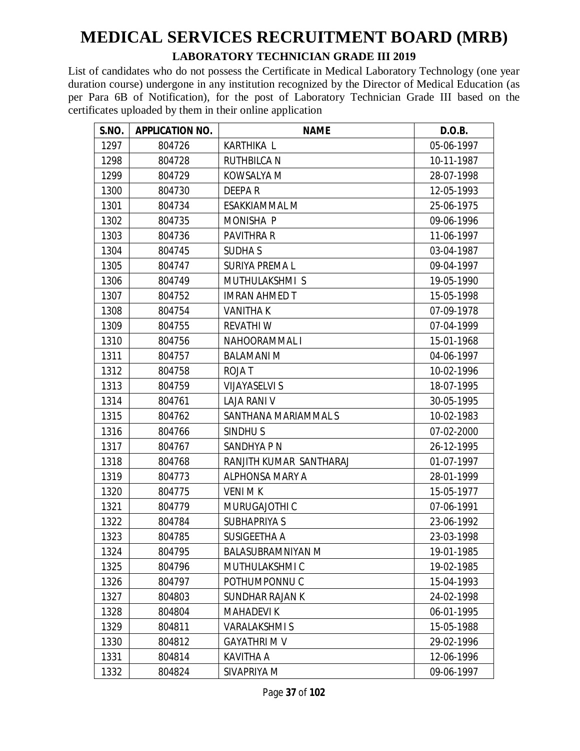# MEDICAL SERVICES RECRUITMENT BOARD (MRB)

**LABORATORY TECHNICIAN GRADE III 2019**

List of candidates who do not possess the Certificate in Medical Laboratory Technology (one year duration course) undergone in any institution recognized by the Director of Medical Education (as per Para 6B of Notification), for the post of Laboratory Technician Grade III based on the certificates uploaded by them in their online application

| S.NO. | APPLICATION NO. | NAME | D.O.B. |
|---|---|---|---|
| 1297 | 804726 | KARTHIKA L | 05-06-1997 |
| 1298 | 804728 | RUTHBILCA N | 10-11-1987 |
| 1299 | 804729 | KOWSALYA M | 28-07-1998 |
| 1300 | 804730 | DEEPA R | 12-05-1993 |
| 1301 | 804734 | ESAKKIAMMAL M | 25-06-1975 |
| 1302 | 804735 | MONISHA P | 09-06-1996 |
| 1303 | 804736 | PAVITHRA R | 11-06-1997 |
| 1304 | 804745 | SUDHA S | 03-04-1987 |
| 1305 | 804747 | SURIYA PREMA L | 09-04-1997 |
| 1306 | 804749 | MUTHULAKSHMI S | 19-05-1990 |
| 1307 | 804752 | IMRAN AHMED T | 15-05-1998 |
| 1308 | 804754 | VANITHA K | 07-09-1978 |
| 1309 | 804755 | REVATHI W | 07-04-1999 |
| 1310 | 804756 | NAHOORAMMAL I | 15-01-1968 |
| 1311 | 804757 | BALAMANI M | 04-06-1997 |
| 1312 | 804758 | ROJA T | 10-02-1996 |
| 1313 | 804759 | VIJAYASELVI S | 18-07-1995 |
| 1314 | 804761 | LAJA RANI V | 30-05-1995 |
| 1315 | 804762 | SANTHANA MARIAMMAL S | 10-02-1983 |
| 1316 | 804766 | SINDHU S | 07-02-2000 |
| 1317 | 804767 | SANDHYA P N | 26-12-1995 |
| 1318 | 804768 | RANJITH KUMAR SANTHARAJ | 01-07-1997 |
| 1319 | 804773 | ALPHONSA MARY A | 28-01-1999 |
| 1320 | 804775 | VENI M K | 15-05-1977 |
| 1321 | 804779 | MURUGAJOTHI C | 07-06-1991 |
| 1322 | 804784 | SUBHAPRIYA S | 23-06-1992 |
| 1323 | 804785 | SUSIGEETHA A | 23-03-1998 |
| 1324 | 804795 | BALASUBRAMNIYAN M | 19-01-1985 |
| 1325 | 804796 | MUTHULAKSHMI C | 19-02-1985 |
| 1326 | 804797 | POTHUMPONNU C | 15-04-1993 |
| 1327 | 804803 | SUNDHAR RAJAN K | 24-02-1998 |
| 1328 | 804804 | MAHADEVI K | 06-01-1995 |
| 1329 | 804811 | VARALAKSHMI S | 15-05-1988 |
| 1330 | 804812 | GAYATHRI M V | 29-02-1996 |
| 1331 | 804814 | KAVITHA A | 12-06-1996 |
| 1332 | 804824 | SIVAPRIYA M | 09-06-1997 |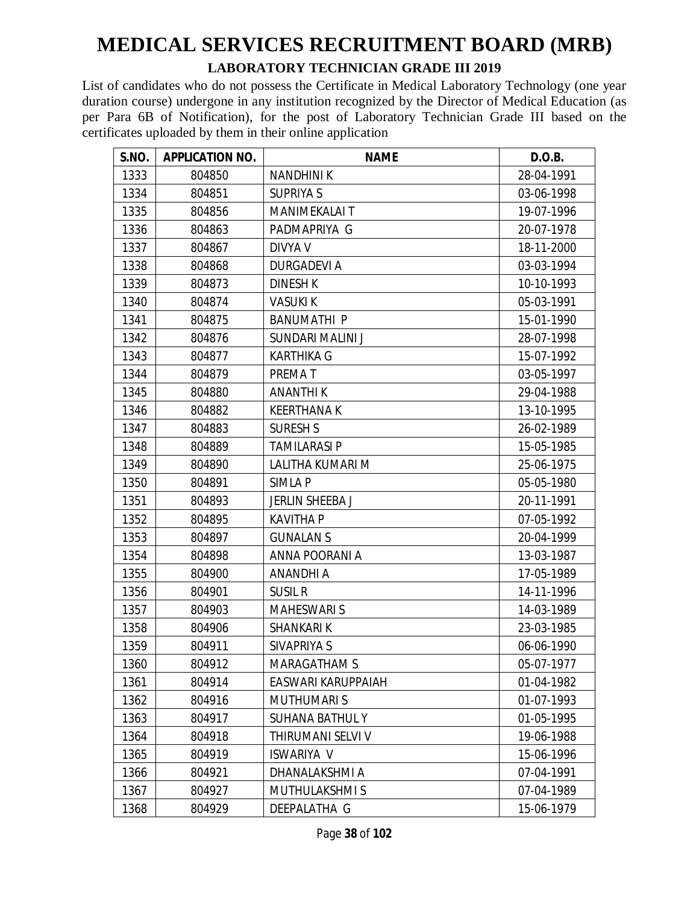# MEDICAL SERVICES RECRUITMENT BOARD (MRB)

## LABORATORY TECHNICIAN GRADE III 2019

List of candidates who do not possess the Certificate in Medical Laboratory Technology (one year duration course) undergone in any institution recognized by the Director of Medical Education (as per Para 6B of Notification), for the post of Laboratory Technician Grade III based on the certificates uploaded by them in their online application

| S.NO. | APPLICATION NO. | NAME | D.O.B. |
|---|---|---|---|
| 1333 | 804850 | NANDHINI K | 28-04-1991 |
| 1334 | 804851 | SUPRIYA S | 03-06-1998 |
| 1335 | 804856 | MANIMEKALAI T | 19-07-1996 |
| 1336 | 804863 | PADMAPRIYA G | 20-07-1978 |
| 1337 | 804867 | DIVYA V | 18-11-2000 |
| 1338 | 804868 | DURGADEVI A | 03-03-1994 |
| 1339 | 804873 | DINESH K | 10-10-1993 |
| 1340 | 804874 | VASUKI K | 05-03-1991 |
| 1341 | 804875 | BANUMATHI P | 15-01-1990 |
| 1342 | 804876 | SUNDARI MALINI J | 28-07-1998 |
| 1343 | 804877 | KARTHIKA G | 15-07-1992 |
| 1344 | 804879 | PREMA T | 03-05-1997 |
| 1345 | 804880 | ANANTHI K | 29-04-1988 |
| 1346 | 804882 | KEERTHANA K | 13-10-1995 |
| 1347 | 804883 | SURESH S | 26-02-1989 |
| 1348 | 804889 | TAMILARASI P | 15-05-1985 |
| 1349 | 804890 | LALITHA KUMARI M | 25-06-1975 |
| 1350 | 804891 | SIMLA P | 05-05-1980 |
| 1351 | 804893 | JERLIN SHEEBA J | 20-11-1991 |
| 1352 | 804895 | KAVITHA P | 07-05-1992 |
| 1353 | 804897 | GUNALAN S | 20-04-1999 |
| 1354 | 804898 | ANNA POORANI A | 13-03-1987 |
| 1355 | 804900 | ANANDHI A | 17-05-1989 |
| 1356 | 804901 | SUSIL R | 14-11-1996 |
| 1357 | 804903 | MAHESWARI S | 14-03-1989 |
| 1358 | 804906 | SHANKARI K | 23-03-1985 |
| 1359 | 804911 | SIVAPRIYA S | 06-06-1990 |
| 1360 | 804912 | MARAGATHAM S | 05-07-1977 |
| 1361 | 804914 | EASWARI KARUPPAIAH | 01-04-1982 |
| 1362 | 804916 | MUTHUMARI S | 01-07-1993 |
| 1363 | 804917 | SUHANA BATHUL Y | 01-05-1995 |
| 1364 | 804918 | THIRUMANI SELVI V | 19-06-1988 |
| 1365 | 804919 | ISWARIYA V | 15-06-1996 |
| 1366 | 804921 | DHANALAKSHMI A | 07-04-1991 |
| 1367 | 804927 | MUTHULAKSHMI S | 07-04-1989 |
| 1368 | 804929 | DEEPALATHA G | 15-06-1979 |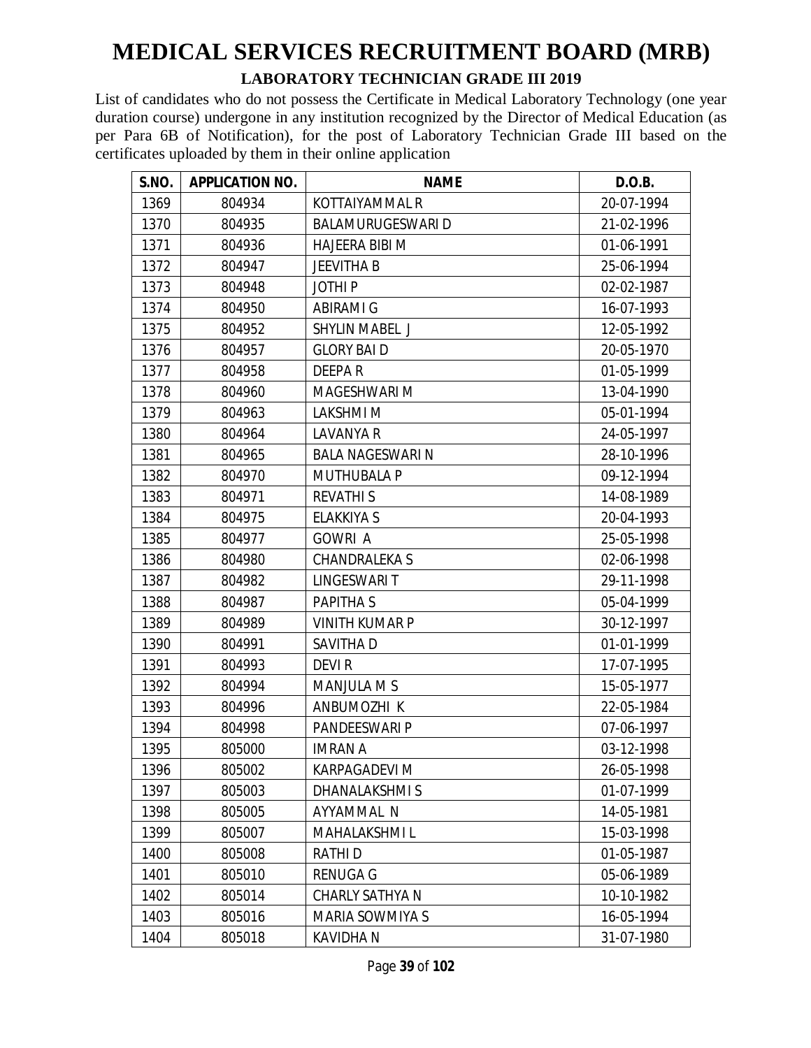# MEDICAL SERVICES RECRUITMENT BOARD (MRB)

## LABORATORY TECHNICIAN GRADE III 2019

List of candidates who do not possess the Certificate in Medical Laboratory Technology (one year duration course) undergone in any institution recognized by the Director of Medical Education (as per Para 6B of Notification), for the post of Laboratory Technician Grade III based on the certificates uploaded by them in their online application

| S.NO. | APPLICATION NO. | NAME | D.O.B. |
|---|---|---|---|
| 1369 | 804934 | KOTTAIYAMMAL R | 20-07-1994 |
| 1370 | 804935 | BALAMURUGESWARI D | 21-02-1996 |
| 1371 | 804936 | HAJEERA BIBI M | 01-06-1991 |
| 1372 | 804947 | JEEVITHA B | 25-06-1994 |
| 1373 | 804948 | JOTHI P | 02-02-1987 |
| 1374 | 804950 | ABIRAMI G | 16-07-1993 |
| 1375 | 804952 | SHYLIN MABEL J | 12-05-1992 |
| 1376 | 804957 | GLORY BAI D | 20-05-1970 |
| 1377 | 804958 | DEEPA R | 01-05-1999 |
| 1378 | 804960 | MAGESHWARI M | 13-04-1990 |
| 1379 | 804963 | LAKSHMI M | 05-01-1994 |
| 1380 | 804964 | LAVANYA R | 24-05-1997 |
| 1381 | 804965 | BALA NAGESWARI N | 28-10-1996 |
| 1382 | 804970 | MUTHUBALA P | 09-12-1994 |
| 1383 | 804971 | REVATHI S | 14-08-1989 |
| 1384 | 804975 | ELAKKIYA S | 20-04-1993 |
| 1385 | 804977 | GOWRI A | 25-05-1998 |
| 1386 | 804980 | CHANDRALEKA S | 02-06-1998 |
| 1387 | 804982 | LINGESWARI T | 29-11-1998 |
| 1388 | 804987 | PAPITHA S | 05-04-1999 |
| 1389 | 804989 | VINITH KUMAR P | 30-12-1997 |
| 1390 | 804991 | SAVITHA D | 01-01-1999 |
| 1391 | 804993 | DEVI R | 17-07-1995 |
| 1392 | 804994 | MANJULA M S | 15-05-1977 |
| 1393 | 804996 | ANBUMOZHI K | 22-05-1984 |
| 1394 | 804998 | PANDEESWARI P | 07-06-1997 |
| 1395 | 805000 | IMRAN A | 03-12-1998 |
| 1396 | 805002 | KARPAGADEVI M | 26-05-1998 |
| 1397 | 805003 | DHANALAKSHMI S | 01-07-1999 |
| 1398 | 805005 | AYYAMMAL N | 14-05-1981 |
| 1399 | 805007 | MAHALAKSHMI L | 15-03-1998 |
| 1400 | 805008 | RATHI D | 01-05-1987 |
| 1401 | 805010 | RENUGA G | 05-06-1989 |
| 1402 | 805014 | CHARLY SATHYA N | 10-10-1982 |
| 1403 | 805016 | MARIA SOWMIYA S | 16-05-1994 |
| 1404 | 805018 | KAVIDHA N | 31-07-1980 |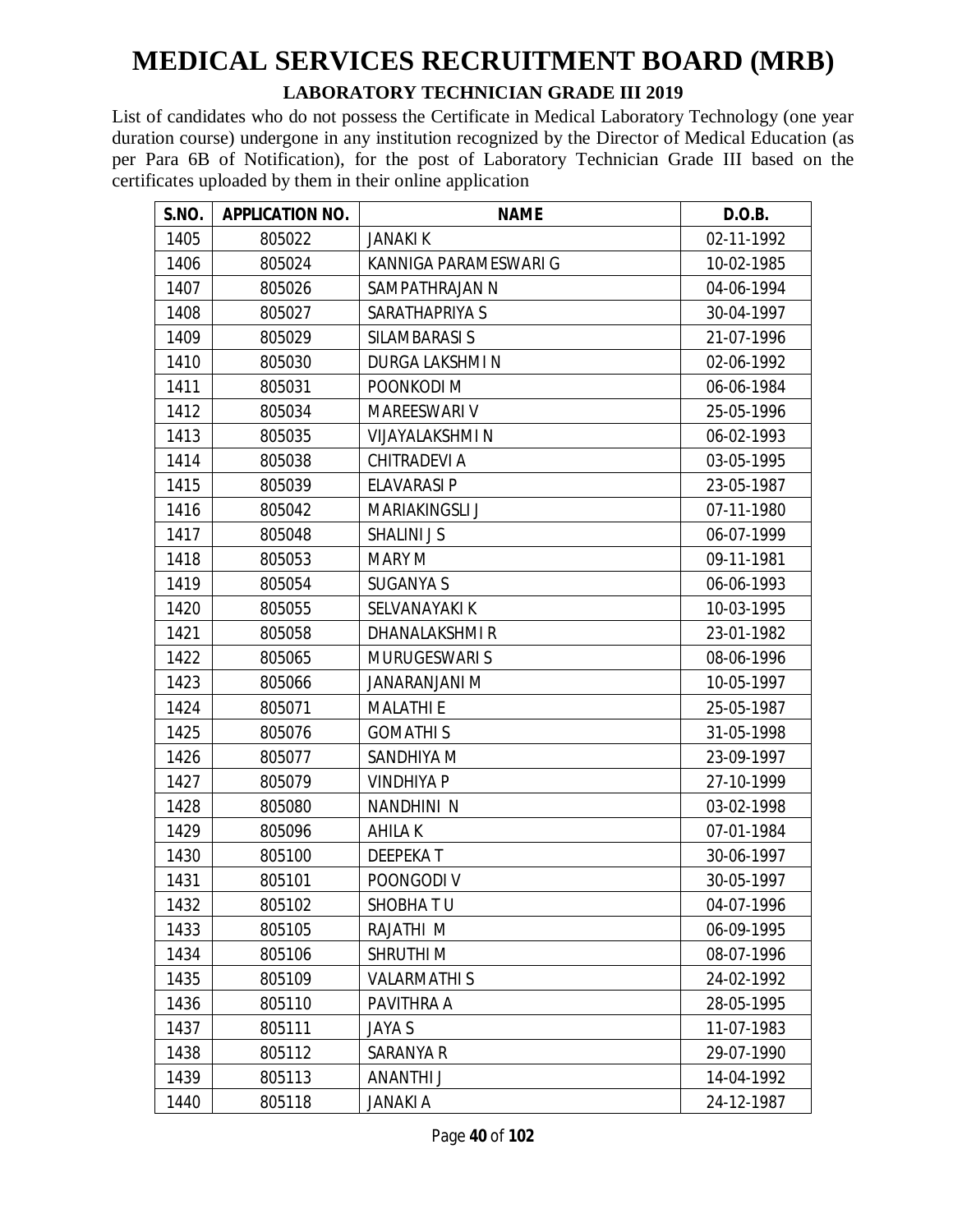# MEDICAL SERVICES RECRUITMENT BOARD (MRB)

## LABORATORY TECHNICIAN GRADE III 2019

List of candidates who do not possess the Certificate in Medical Laboratory Technology (one year duration course) undergone in any institution recognized by the Director of Medical Education (as per Para 6B of Notification), for the post of Laboratory Technician Grade III based on the certificates uploaded by them in their online application

| S.NO. | APPLICATION NO. | NAME | D.O.B. |
|---|---|---|---|
| 1405 | 805022 | JANAKI K | 02-11-1992 |
| 1406 | 805024 | KANNIGA PARAMESWARI G | 10-02-1985 |
| 1407 | 805026 | SAMPATHRAJAN N | 04-06-1994 |
| 1408 | 805027 | SARATHAPRIYA S | 30-04-1997 |
| 1409 | 805029 | SILAMBARASI S | 21-07-1996 |
| 1410 | 805030 | DURGA LAKSHMI N | 02-06-1992 |
| 1411 | 805031 | POONKODI M | 06-06-1984 |
| 1412 | 805034 | MAREESWARI V | 25-05-1996 |
| 1413 | 805035 | VIJAYALAKSHMI N | 06-02-1993 |
| 1414 | 805038 | CHITRADEVI A | 03-05-1995 |
| 1415 | 805039 | ELAVARASI P | 23-05-1987 |
| 1416 | 805042 | MARIAKINGSLI J | 07-11-1980 |
| 1417 | 805048 | SHALINI J S | 06-07-1999 |
| 1418 | 805053 | MARY M | 09-11-1981 |
| 1419 | 805054 | SUGANYA S | 06-06-1993 |
| 1420 | 805055 | SELVANAYAKI K | 10-03-1995 |
| 1421 | 805058 | DHANALAKSHMI R | 23-01-1982 |
| 1422 | 805065 | MURUGESWARI S | 08-06-1996 |
| 1423 | 805066 | JANARANJANI M | 10-05-1997 |
| 1424 | 805071 | MALATHI E | 25-05-1987 |
| 1425 | 805076 | GOMATHI S | 31-05-1998 |
| 1426 | 805077 | SANDHIYA M | 23-09-1997 |
| 1427 | 805079 | VINDHIYA P | 27-10-1999 |
| 1428 | 805080 | NANDHINI N | 03-02-1998 |
| 1429 | 805096 | AHILA K | 07-01-1984 |
| 1430 | 805100 | DEEPEKA T | 30-06-1997 |
| 1431 | 805101 | POONGODI V | 30-05-1997 |
| 1432 | 805102 | SHOBHA T U | 04-07-1996 |
| 1433 | 805105 | RAJATHI M | 06-09-1995 |
| 1434 | 805106 | SHRUTHI M | 08-07-1996 |
| 1435 | 805109 | VALARMATHI S | 24-02-1992 |
| 1436 | 805110 | PAVITHRA A | 28-05-1995 |
| 1437 | 805111 | JAYA S | 11-07-1983 |
| 1438 | 805112 | SARANYA R | 29-07-1990 |
| 1439 | 805113 | ANANTHI J | 14-04-1992 |
| 1440 | 805118 | JANAKI A | 24-12-1987 |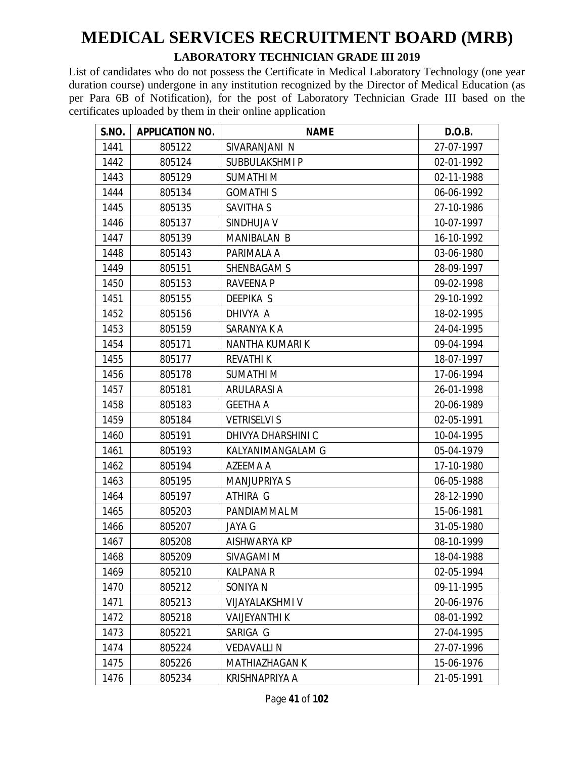# MEDICAL SERVICES RECRUITMENT BOARD (MRB)

## LABORATORY TECHNICIAN GRADE III 2019

List of candidates who do not possess the Certificate in Medical Laboratory Technology (one year duration course) undergone in any institution recognized by the Director of Medical Education (as per Para 6B of Notification), for the post of Laboratory Technician Grade III based on the certificates uploaded by them in their online application

| S.NO. | APPLICATION NO. | NAME | D.O.B. |
|---|---|---|---|
| 1441 | 805122 | SIVARANJANI N | 27-07-1997 |
| 1442 | 805124 | SUBBULAKSHMI P | 02-01-1992 |
| 1443 | 805129 | SUMATHI M | 02-11-1988 |
| 1444 | 805134 | GOMATHI S | 06-06-1992 |
| 1445 | 805135 | SAVITHA S | 27-10-1986 |
| 1446 | 805137 | SINDHUJA V | 10-07-1997 |
| 1447 | 805139 | MANIBALAN B | 16-10-1992 |
| 1448 | 805143 | PARIMALA A | 03-06-1980 |
| 1449 | 805151 | SHENBAGAM S | 28-09-1997 |
| 1450 | 805153 | RAVEENA P | 09-02-1998 |
| 1451 | 805155 | DEEPIKA S | 29-10-1992 |
| 1452 | 805156 | DHIVYA A | 18-02-1995 |
| 1453 | 805159 | SARANYA K A | 24-04-1995 |
| 1454 | 805171 | NANTHA KUMARI K | 09-04-1994 |
| 1455 | 805177 | REVATHI K | 18-07-1997 |
| 1456 | 805178 | SUMATHI M | 17-06-1994 |
| 1457 | 805181 | ARULARASI A | 26-01-1998 |
| 1458 | 805183 | GEETHA A | 20-06-1989 |
| 1459 | 805184 | VETRISELVI S | 02-05-1991 |
| 1460 | 805191 | DHIVYA DHARSHINI C | 10-04-1995 |
| 1461 | 805193 | KALYANIMANGALAM G | 05-04-1979 |
| 1462 | 805194 | AZEEMA A | 17-10-1980 |
| 1463 | 805195 | MANJUPRIYA S | 06-05-1988 |
| 1464 | 805197 | ATHIRA G | 28-12-1990 |
| 1465 | 805203 | PANDIAMMAL M | 15-06-1981 |
| 1466 | 805207 | JAYA G | 31-05-1980 |
| 1467 | 805208 | AISHWARYA KP | 08-10-1999 |
| 1468 | 805209 | SIVAGAMI M | 18-04-1988 |
| 1469 | 805210 | KALPANA R | 02-05-1994 |
| 1470 | 805212 | SONIYA N | 09-11-1995 |
| 1471 | 805213 | VIJAYALAKSHMI V | 20-06-1976 |
| 1472 | 805218 | VAIJEYANTHI K | 08-01-1992 |
| 1473 | 805221 | SARIGA G | 27-04-1995 |
| 1474 | 805224 | VEDAVALLI N | 27-07-1996 |
| 1475 | 805226 | MATHIAZHAGAN K | 15-06-1976 |
| 1476 | 805234 | KRISHNAPRIYA A | 21-05-1991 |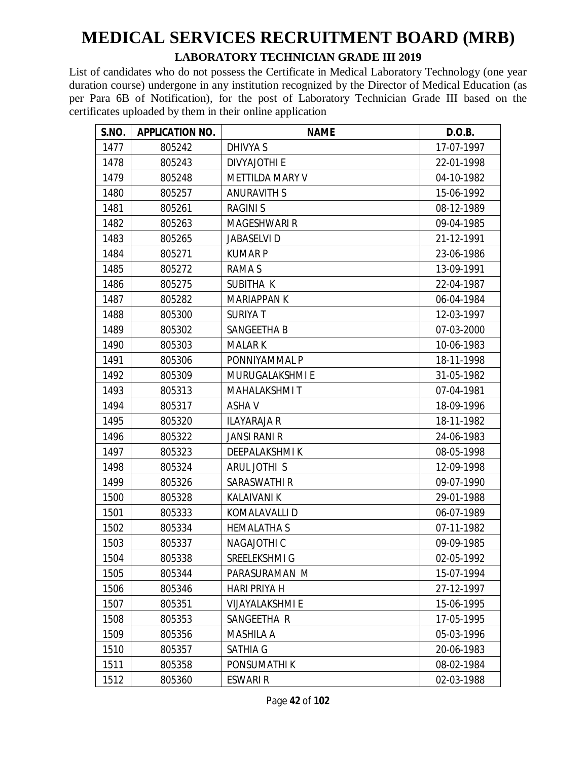# MEDICAL SERVICES RECRUITMENT BOARD (MRB)

## LABORATORY TECHNICIAN GRADE III 2019

List of candidates who do not possess the Certificate in Medical Laboratory Technology (one year duration course) undergone in any institution recognized by the Director of Medical Education (as per Para 6B of Notification), for the post of Laboratory Technician Grade III based on the certificates uploaded by them in their online application

| S.NO. | APPLICATION NO. | NAME | D.O.B. |
|---|---|---|---|
| 1477 | 805242 | DHIVYA S | 17-07-1997 |
| 1478 | 805243 | DIVYAJOTHI E | 22-01-1998 |
| 1479 | 805248 | METTILDA MARY V | 04-10-1982 |
| 1480 | 805257 | ANURAVITH S | 15-06-1992 |
| 1481 | 805261 | RAGINI S | 08-12-1989 |
| 1482 | 805263 | MAGESHWARI R | 09-04-1985 |
| 1483 | 805265 | JABASELVI D | 21-12-1991 |
| 1484 | 805271 | KUMAR P | 23-06-1986 |
| 1485 | 805272 | RAMA S | 13-09-1991 |
| 1486 | 805275 | SUBITHA K | 22-04-1987 |
| 1487 | 805282 | MARIAPPAN K | 06-04-1984 |
| 1488 | 805300 | SURIYA T | 12-03-1997 |
| 1489 | 805302 | SANGEETHA B | 07-03-2000 |
| 1490 | 805303 | MALAR K | 10-06-1983 |
| 1491 | 805306 | PONNIYAMMAL P | 18-11-1998 |
| 1492 | 805309 | MURUGALAKSHMI E | 31-05-1982 |
| 1493 | 805313 | MAHALAKSHMI T | 07-04-1981 |
| 1494 | 805317 | ASHA V | 18-09-1996 |
| 1495 | 805320 | ILAYARAJA R | 18-11-1982 |
| 1496 | 805322 | JANSI RANI R | 24-06-1983 |
| 1497 | 805323 | DEEPALAKSHMI K | 08-05-1998 |
| 1498 | 805324 | ARUL JOTHI S | 12-09-1998 |
| 1499 | 805326 | SARASWATHI R | 09-07-1990 |
| 1500 | 805328 | KALAIVANI K | 29-01-1988 |
| 1501 | 805333 | KOMALAVALLI D | 06-07-1989 |
| 1502 | 805334 | HEMALATHA S | 07-11-1982 |
| 1503 | 805337 | NAGAJOTHI C | 09-09-1985 |
| 1504 | 805338 | SREELEKSHMI G | 02-05-1992 |
| 1505 | 805344 | PARASURAMAN M | 15-07-1994 |
| 1506 | 805346 | HARI PRIYA H | 27-12-1997 |
| 1507 | 805351 | VIJAYALAKSHMI E | 15-06-1995 |
| 1508 | 805353 | SANGEETHA R | 17-05-1995 |
| 1509 | 805356 | MASHILA A | 05-03-1996 |
| 1510 | 805357 | SATHIA G | 20-06-1983 |
| 1511 | 805358 | PONSUMATHI K | 08-02-1984 |
| 1512 | 805360 | ESWARI R | 02-03-1988 |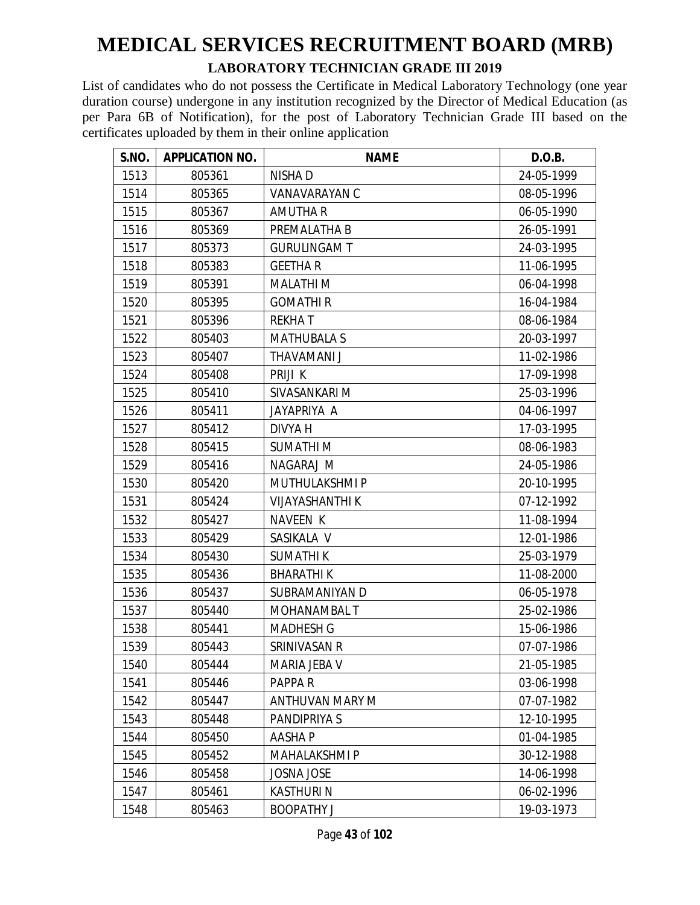# MEDICAL SERVICES RECRUITMENT BOARD (MRB)

## LABORATORY TECHNICIAN GRADE III 2019

List of candidates who do not possess the Certificate in Medical Laboratory Technology (one year duration course) undergone in any institution recognized by the Director of Medical Education (as per Para 6B of Notification), for the post of Laboratory Technician Grade III based on the certificates uploaded by them in their online application

| S.NO. | APPLICATION NO. | NAME | D.O.B. |
|---|---|---|---|
| 1513 | 805361 | NISHA D | 24-05-1999 |
| 1514 | 805365 | VANAVARAYAN C | 08-05-1996 |
| 1515 | 805367 | AMUTHA R | 06-05-1990 |
| 1516 | 805369 | PREMALATHA B | 26-05-1991 |
| 1517 | 805373 | GURULINGAM T | 24-03-1995 |
| 1518 | 805383 | GEETHA R | 11-06-1995 |
| 1519 | 805391 | MALATHI M | 06-04-1998 |
| 1520 | 805395 | GOMATHI R | 16-04-1984 |
| 1521 | 805396 | REKHA T | 08-06-1984 |
| 1522 | 805403 | MATHUBALA S | 20-03-1997 |
| 1523 | 805407 | THAVAMANI J | 11-02-1986 |
| 1524 | 805408 | PRIJI K | 17-09-1998 |
| 1525 | 805410 | SIVASANKARI M | 25-03-1996 |
| 1526 | 805411 | JAYAPRIYA A | 04-06-1997 |
| 1527 | 805412 | DIVYA H | 17-03-1995 |
| 1528 | 805415 | SUMATHI M | 08-06-1983 |
| 1529 | 805416 | NAGARAJ M | 24-05-1986 |
| 1530 | 805420 | MUTHULAKSHMI P | 20-10-1995 |
| 1531 | 805424 | VIJAYASHANTHI K | 07-12-1992 |
| 1532 | 805427 | NAVEEN K | 11-08-1994 |
| 1533 | 805429 | SASIKALA V | 12-01-1986 |
| 1534 | 805430 | SUMATHI K | 25-03-1979 |
| 1535 | 805436 | BHARATHI K | 11-08-2000 |
| 1536 | 805437 | SUBRAMANIYAN D | 06-05-1978 |
| 1537 | 805440 | MOHANAMBAL T | 25-02-1986 |
| 1538 | 805441 | MADHESH G | 15-06-1986 |
| 1539 | 805443 | SRINIVASAN R | 07-07-1986 |
| 1540 | 805444 | MARIA JEBA V | 21-05-1985 |
| 1541 | 805446 | PAPPA R | 03-06-1998 |
| 1542 | 805447 | ANTHUVAN MARY M | 07-07-1982 |
| 1543 | 805448 | PANDIPRIYA S | 12-10-1995 |
| 1544 | 805450 | AASHA P | 01-04-1985 |
| 1545 | 805452 | MAHALAKSHMI P | 30-12-1988 |
| 1546 | 805458 | JOSNA JOSE | 14-06-1998 |
| 1547 | 805461 | KASTHURI N | 06-02-1996 |
| 1548 | 805463 | BOOPATHY J | 19-03-1973 |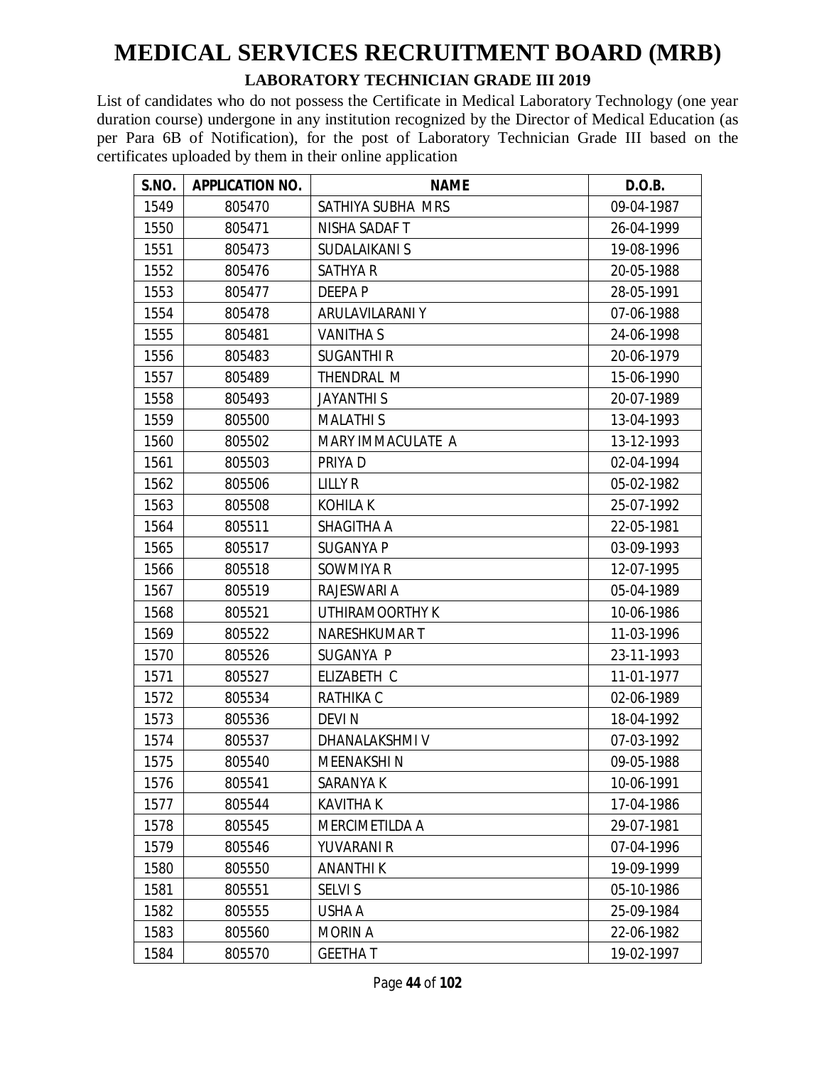# MEDICAL SERVICES RECRUITMENT BOARD (MRB)

## LABORATORY TECHNICIAN GRADE III 2019

List of candidates who do not possess the Certificate in Medical Laboratory Technology (one year duration course) undergone in any institution recognized by the Director of Medical Education (as per Para 6B of Notification), for the post of Laboratory Technician Grade III based on the certificates uploaded by them in their online application

| S.NO. | APPLICATION NO. | NAME | D.O.B. |
|---|---|---|---|
| 1549 | 805470 | SATHIYA SUBHA MRS | 09-04-1987 |
| 1550 | 805471 | NISHA SADAF T | 26-04-1999 |
| 1551 | 805473 | SUDALAIKANI S | 19-08-1996 |
| 1552 | 805476 | SATHYA R | 20-05-1988 |
| 1553 | 805477 | DEEPA P | 28-05-1991 |
| 1554 | 805478 | ARULAVILARANI Y | 07-06-1988 |
| 1555 | 805481 | VANITHA S | 24-06-1998 |
| 1556 | 805483 | SUGANTHI R | 20-06-1979 |
| 1557 | 805489 | THENDRAL M | 15-06-1990 |
| 1558 | 805493 | JAYANTHI S | 20-07-1989 |
| 1559 | 805500 | MALATHI S | 13-04-1993 |
| 1560 | 805502 | MARY IMMACULATE A | 13-12-1993 |
| 1561 | 805503 | PRIYA D | 02-04-1994 |
| 1562 | 805506 | LILLY R | 05-02-1982 |
| 1563 | 805508 | KOHILA K | 25-07-1992 |
| 1564 | 805511 | SHAGITHA A | 22-05-1981 |
| 1565 | 805517 | SUGANYA P | 03-09-1993 |
| 1566 | 805518 | SOWMIYA R | 12-07-1995 |
| 1567 | 805519 | RAJESWARI A | 05-04-1989 |
| 1568 | 805521 | UTHIRAMOORTHY K | 10-06-1986 |
| 1569 | 805522 | NARESHKUMAR T | 11-03-1996 |
| 1570 | 805526 | SUGANYA P | 23-11-1993 |
| 1571 | 805527 | ELIZABETH C | 11-01-1977 |
| 1572 | 805534 | RATHIKA C | 02-06-1989 |
| 1573 | 805536 | DEVI N | 18-04-1992 |
| 1574 | 805537 | DHANALAKSHMI V | 07-03-1992 |
| 1575 | 805540 | MEENAKSHI N | 09-05-1988 |
| 1576 | 805541 | SARANYA K | 10-06-1991 |
| 1577 | 805544 | KAVITHA K | 17-04-1986 |
| 1578 | 805545 | MERCIMETILDA A | 29-07-1981 |
| 1579 | 805546 | YUVARANI R | 07-04-1996 |
| 1580 | 805550 | ANANTHI K | 19-09-1999 |
| 1581 | 805551 | SELVI S | 05-10-1986 |
| 1582 | 805555 | USHA A | 25-09-1984 |
| 1583 | 805560 | MORIN A | 22-06-1982 |
| 1584 | 805570 | GEETHA T | 19-02-1997 |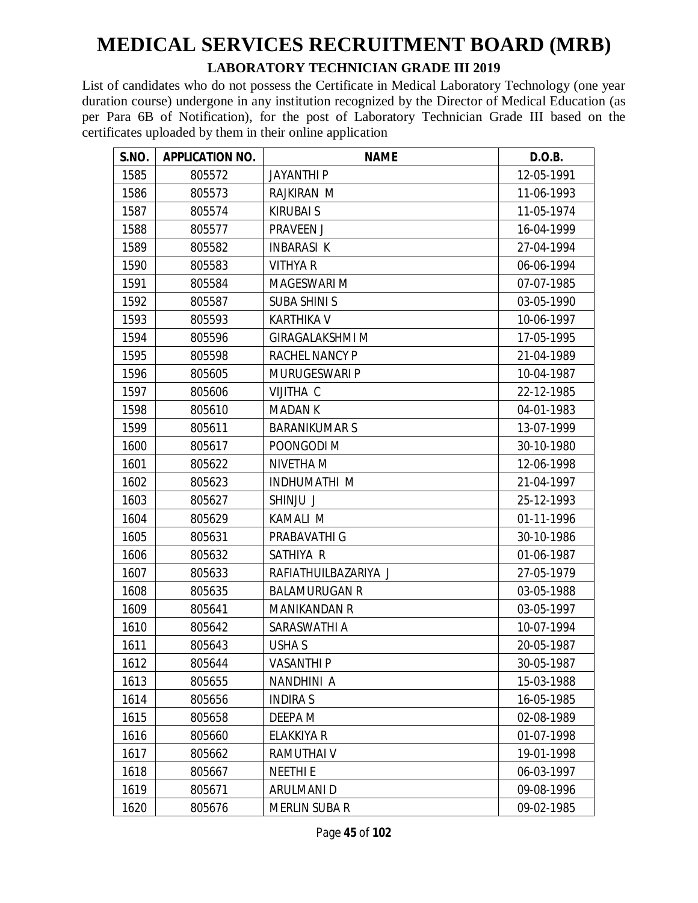# MEDICAL SERVICES RECRUITMENT BOARD (MRB)

## LABORATORY TECHNICIAN GRADE III 2019

List of candidates who do not possess the Certificate in Medical Laboratory Technology (one year duration course) undergone in any institution recognized by the Director of Medical Education (as per Para 6B of Notification), for the post of Laboratory Technician Grade III based on the certificates uploaded by them in their online application

| S.NO. | APPLICATION NO. | NAME | D.O.B. |
|---|---|---|---|
| 1585 | 805572 | JAYANTHI P | 12-05-1991 |
| 1586 | 805573 | RAJKIRAN M | 11-06-1993 |
| 1587 | 805574 | KIRUBAI S | 11-05-1974 |
| 1588 | 805577 | PRAVEEN J | 16-04-1999 |
| 1589 | 805582 | INBARASI K | 27-04-1994 |
| 1590 | 805583 | VITHYA R | 06-06-1994 |
| 1591 | 805584 | MAGESWARI M | 07-07-1985 |
| 1592 | 805587 | SUBA SHINI S | 03-05-1990 |
| 1593 | 805593 | KARTHIKA V | 10-06-1997 |
| 1594 | 805596 | GIRAGALAKSHMI M | 17-05-1995 |
| 1595 | 805598 | RACHEL NANCY P | 21-04-1989 |
| 1596 | 805605 | MURUGESWARI P | 10-04-1987 |
| 1597 | 805606 | VIJITHA C | 22-12-1985 |
| 1598 | 805610 | MADAN K | 04-01-1983 |
| 1599 | 805611 | BARANIKUMAR S | 13-07-1999 |
| 1600 | 805617 | POONGODI M | 30-10-1980 |
| 1601 | 805622 | NIVETHA M | 12-06-1998 |
| 1602 | 805623 | INDHUMATHI M | 21-04-1997 |
| 1603 | 805627 | SHINJU J | 25-12-1993 |
| 1604 | 805629 | KAMALI M | 01-11-1996 |
| 1605 | 805631 | PRABAVATHI G | 30-10-1986 |
| 1606 | 805632 | SATHIYA R | 01-06-1987 |
| 1607 | 805633 | RAFIATHUILBAZARIYA J | 27-05-1979 |
| 1608 | 805635 | BALAMURUGAN R | 03-05-1988 |
| 1609 | 805641 | MANIKANDAN R | 03-05-1997 |
| 1610 | 805642 | SARASWATHI A | 10-07-1994 |
| 1611 | 805643 | USHA S | 20-05-1987 |
| 1612 | 805644 | VASANTHI P | 30-05-1987 |
| 1613 | 805655 | NANDHINI A | 15-03-1988 |
| 1614 | 805656 | INDIRA S | 16-05-1985 |
| 1615 | 805658 | DEEPA M | 02-08-1989 |
| 1616 | 805660 | ELAKKIYA R | 01-07-1998 |
| 1617 | 805662 | RAMUTHAI V | 19-01-1998 |
| 1618 | 805667 | NEETHI E | 06-03-1997 |
| 1619 | 805671 | ARULMANI D | 09-08-1996 |
| 1620 | 805676 | MERLIN SUBA R | 09-02-1985 |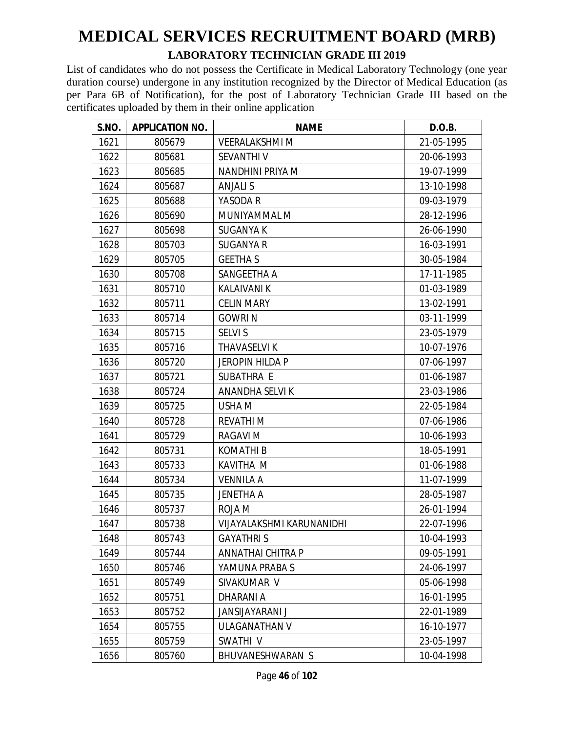# MEDICAL SERVICES RECRUITMENT BOARD (MRB)

## LABORATORY TECHNICIAN GRADE III 2019

List of candidates who do not possess the Certificate in Medical Laboratory Technology (one year duration course) undergone in any institution recognized by the Director of Medical Education (as per Para 6B of Notification), for the post of Laboratory Technician Grade III based on the certificates uploaded by them in their online application

| S.NO. | APPLICATION NO. | NAME | D.O.B. |
|---|---|---|---|
| 1621 | 805679 | VEERALAKSHMI M | 21-05-1995 |
| 1622 | 805681 | SEVANTHI V | 20-06-1993 |
| 1623 | 805685 | NANDHINI PRIYA M | 19-07-1999 |
| 1624 | 805687 | ANJALI S | 13-10-1998 |
| 1625 | 805688 | YASODA R | 09-03-1979 |
| 1626 | 805690 | MUNIYAMMAL M | 28-12-1996 |
| 1627 | 805698 | SUGANYA K | 26-06-1990 |
| 1628 | 805703 | SUGANYA R | 16-03-1991 |
| 1629 | 805705 | GEETHA S | 30-05-1984 |
| 1630 | 805708 | SANGEETHA A | 17-11-1985 |
| 1631 | 805710 | KALAIVANI K | 01-03-1989 |
| 1632 | 805711 | CELIN MARY | 13-02-1991 |
| 1633 | 805714 | GOWRI N | 03-11-1999 |
| 1634 | 805715 | SELVI S | 23-05-1979 |
| 1635 | 805716 | THAVASELVI K | 10-07-1976 |
| 1636 | 805720 | JEROPIN HILDA P | 07-06-1997 |
| 1637 | 805721 | SUBATHRA E | 01-06-1987 |
| 1638 | 805724 | ANANDHA SELVI K | 23-03-1986 |
| 1639 | 805725 | USHA M | 22-05-1984 |
| 1640 | 805728 | REVATHI M | 07-06-1986 |
| 1641 | 805729 | RAGAVI M | 10-06-1993 |
| 1642 | 805731 | KOMATHI B | 18-05-1991 |
| 1643 | 805733 | KAVITHA M | 01-06-1988 |
| 1644 | 805734 | VENNILA A | 11-07-1999 |
| 1645 | 805735 | JENETHA A | 28-05-1987 |
| 1646 | 805737 | ROJA M | 26-01-1994 |
| 1647 | 805738 | VIJAYALAKSHMI KARUNANIDHI | 22-07-1996 |
| 1648 | 805743 | GAYATHRI S | 10-04-1993 |
| 1649 | 805744 | ANNATHAI CHITRA P | 09-05-1991 |
| 1650 | 805746 | YAMUNA PRABA S | 24-06-1997 |
| 1651 | 805749 | SIVAKUMAR V | 05-06-1998 |
| 1652 | 805751 | DHARANI A | 16-01-1995 |
| 1653 | 805752 | JANSIJAYARANI J | 22-01-1989 |
| 1654 | 805755 | ULAGANATHAN V | 16-10-1977 |
| 1655 | 805759 | SWATHI V | 23-05-1997 |
| 1656 | 805760 | BHUVANESHWARAN S | 10-04-1998 |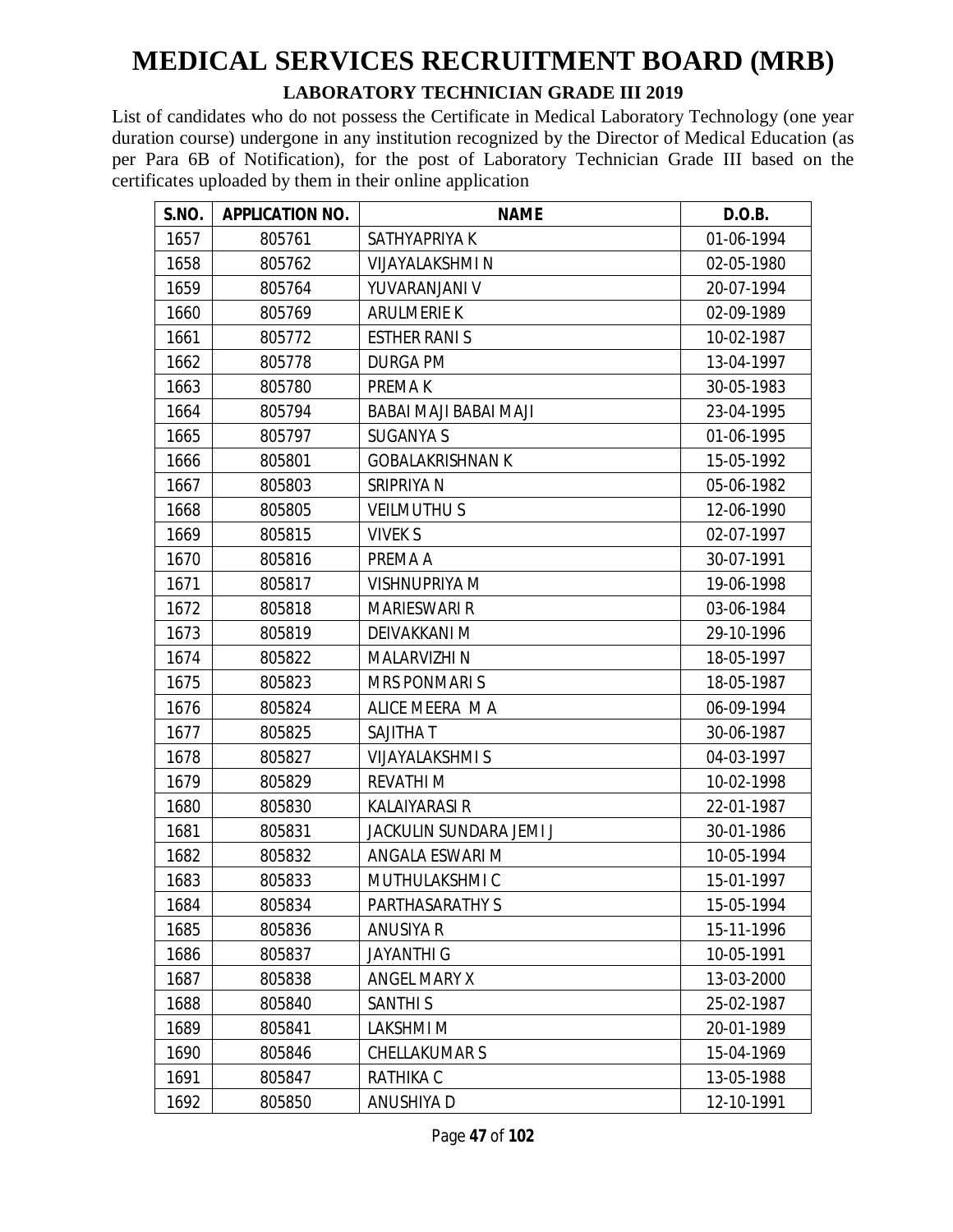# MEDICAL SERVICES RECRUITMENT BOARD (MRB)

**LABORATORY TECHNICIAN GRADE III 2019**

List of candidates who do not possess the Certificate in Medical Laboratory Technology (one year duration course) undergone in any institution recognized by the Director of Medical Education (as per Para 6B of Notification), for the post of Laboratory Technician Grade III based on the certificates uploaded by them in their online application

| S.NO. | APPLICATION NO. | NAME | D.O.B. |
|---|---|---|---|
| 1657 | 805761 | SATHYAPRIYA K | 01-06-1994 |
| 1658 | 805762 | VIJAYALAKSHMI N | 02-05-1980 |
| 1659 | 805764 | YUVARANJANI V | 20-07-1994 |
| 1660 | 805769 | ARULMERIE K | 02-09-1989 |
| 1661 | 805772 | ESTHER RANI S | 10-02-1987 |
| 1662 | 805778 | DURGA PM | 13-04-1997 |
| 1663 | 805780 | PREMA K | 30-05-1983 |
| 1664 | 805794 | BABAI MAJI BABAI MAJI | 23-04-1995 |
| 1665 | 805797 | SUGANYA S | 01-06-1995 |
| 1666 | 805801 | GOBALAKRISHNAN K | 15-05-1992 |
| 1667 | 805803 | SRIPRIYA N | 05-06-1982 |
| 1668 | 805805 | VEILMUTHU S | 12-06-1990 |
| 1669 | 805815 | VIVEK S | 02-07-1997 |
| 1670 | 805816 | PREMA A | 30-07-1991 |
| 1671 | 805817 | VISHNUPRIYA M | 19-06-1998 |
| 1672 | 805818 | MARIESWARI R | 03-06-1984 |
| 1673 | 805819 | DEIVAKKANI M | 29-10-1996 |
| 1674 | 805822 | MALARVIZHI N | 18-05-1997 |
| 1675 | 805823 | MRS PONMARI S | 18-05-1987 |
| 1676 | 805824 | ALICE MEERA M A | 06-09-1994 |
| 1677 | 805825 | SAJITHA T | 30-06-1987 |
| 1678 | 805827 | VIJAYALAKSHMI S | 04-03-1997 |
| 1679 | 805829 | REVATHI M | 10-02-1998 |
| 1680 | 805830 | KALAIYARASI R | 22-01-1987 |
| 1681 | 805831 | JACKULIN SUNDARA JEMI J | 30-01-1986 |
| 1682 | 805832 | ANGALA ESWARI M | 10-05-1994 |
| 1683 | 805833 | MUTHULAKSHMI C | 15-01-1997 |
| 1684 | 805834 | PARTHASARATHY S | 15-05-1994 |
| 1685 | 805836 | ANUSIYA R | 15-11-1996 |
| 1686 | 805837 | JAYANTHI G | 10-05-1991 |
| 1687 | 805838 | ANGEL MARY X | 13-03-2000 |
| 1688 | 805840 | SANTHI S | 25-02-1987 |
| 1689 | 805841 | LAKSHMI M | 20-01-1989 |
| 1690 | 805846 | CHELLAKUMAR S | 15-04-1969 |
| 1691 | 805847 | RATHIKA C | 13-05-1988 |
| 1692 | 805850 | ANUSHIYA D | 12-10-1991 |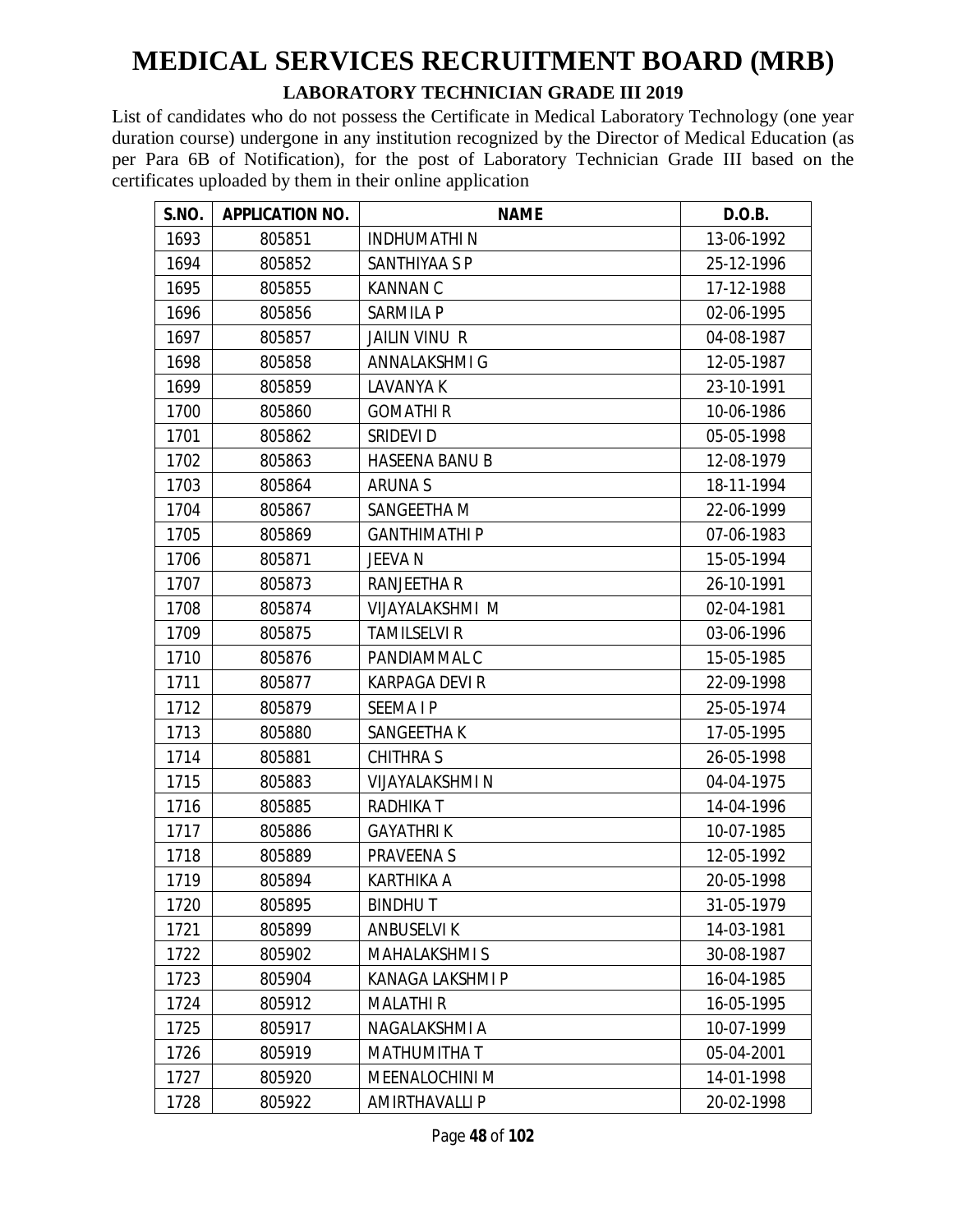# MEDICAL SERVICES RECRUITMENT BOARD (MRB)

## LABORATORY TECHNICIAN GRADE III 2019

List of candidates who do not possess the Certificate in Medical Laboratory Technology (one year duration course) undergone in any institution recognized by the Director of Medical Education (as per Para 6B of Notification), for the post of Laboratory Technician Grade III based on the certificates uploaded by them in their online application

| S.NO. | APPLICATION NO. | NAME | D.O.B. |
|---|---|---|---|
| 1693 | 805851 | INDHUMATHI N | 13-06-1992 |
| 1694 | 805852 | SANTHIYAA S P | 25-12-1996 |
| 1695 | 805855 | KANNAN C | 17-12-1988 |
| 1696 | 805856 | SARMILA P | 02-06-1995 |
| 1697 | 805857 | JAILIN VINU R | 04-08-1987 |
| 1698 | 805858 | ANNALAKSHMI G | 12-05-1987 |
| 1699 | 805859 | LAVANYA K | 23-10-1991 |
| 1700 | 805860 | GOMATHI R | 10-06-1986 |
| 1701 | 805862 | SRIDEVI D | 05-05-1998 |
| 1702 | 805863 | HASEENA BANU B | 12-08-1979 |
| 1703 | 805864 | ARUNA S | 18-11-1994 |
| 1704 | 805867 | SANGEETHA M | 22-06-1999 |
| 1705 | 805869 | GANTHIMATHI P | 07-06-1983 |
| 1706 | 805871 | JEEVA N | 15-05-1994 |
| 1707 | 805873 | RANJEETHA R | 26-10-1991 |
| 1708 | 805874 | VIJAYALAKSHMI M | 02-04-1981 |
| 1709 | 805875 | TAMILSELVI R | 03-06-1996 |
| 1710 | 805876 | PANDIAMMAL C | 15-05-1985 |
| 1711 | 805877 | KARPAGA DEVI R | 22-09-1998 |
| 1712 | 805879 | SEEMA I P | 25-05-1974 |
| 1713 | 805880 | SANGEETHA K | 17-05-1995 |
| 1714 | 805881 | CHITHRA S | 26-05-1998 |
| 1715 | 805883 | VIJAYALAKSHMI N | 04-04-1975 |
| 1716 | 805885 | RADHIKA T | 14-04-1996 |
| 1717 | 805886 | GAYATHRI K | 10-07-1985 |
| 1718 | 805889 | PRAVEENA S | 12-05-1992 |
| 1719 | 805894 | KARTHIKA A | 20-05-1998 |
| 1720 | 805895 | BINDHU T | 31-05-1979 |
| 1721 | 805899 | ANBUSELVI K | 14-03-1981 |
| 1722 | 805902 | MAHALAKSHMI S | 30-08-1987 |
| 1723 | 805904 | KANAGA LAKSHMI P | 16-04-1985 |
| 1724 | 805912 | MALATHI R | 16-05-1995 |
| 1725 | 805917 | NAGALAKSHMI A | 10-07-1999 |
| 1726 | 805919 | MATHUMITHA T | 05-04-2001 |
| 1727 | 805920 | MEENALOCHINI M | 14-01-1998 |
| 1728 | 805922 | AMIRTHAVALLI P | 20-02-1998 |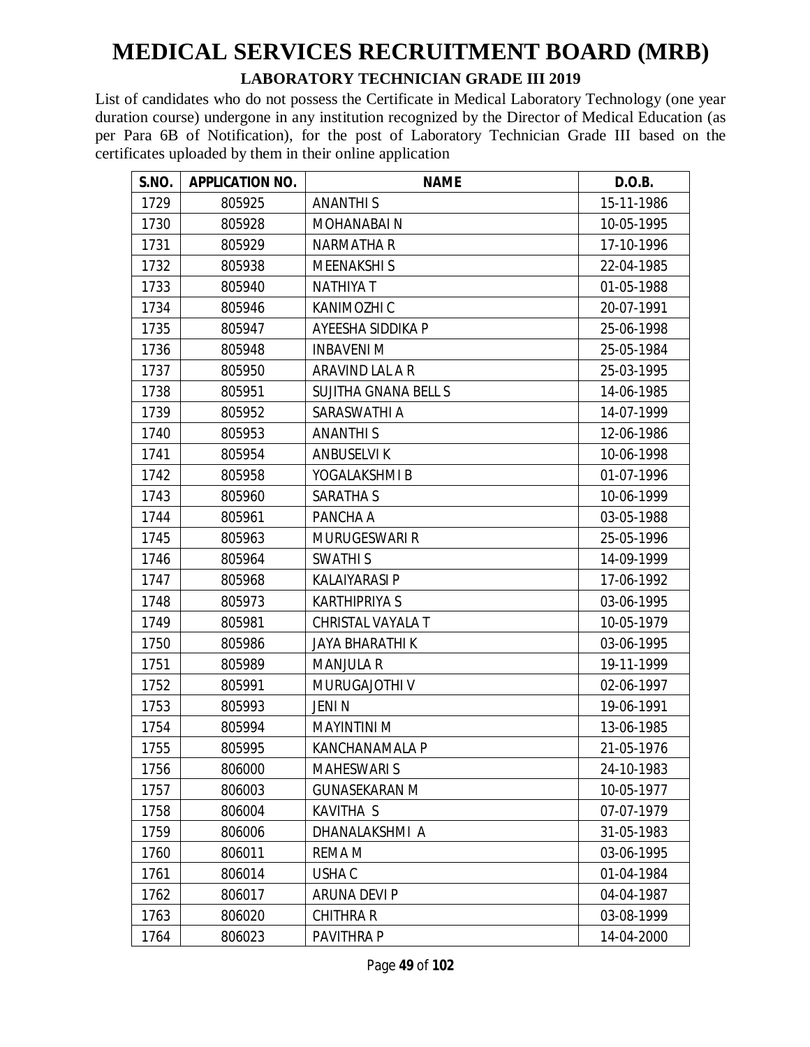# MEDICAL SERVICES RECRUITMENT BOARD (MRB)

## LABORATORY TECHNICIAN GRADE III 2019

List of candidates who do not possess the Certificate in Medical Laboratory Technology (one year duration course) undergone in any institution recognized by the Director of Medical Education (as per Para 6B of Notification), for the post of Laboratory Technician Grade III based on the certificates uploaded by them in their online application

| S.NO. | APPLICATION NO. | NAME | D.O.B. |
|---|---|---|---|
| 1729 | 805925 | ANANTHI S | 15-11-1986 |
| 1730 | 805928 | MOHANABAI N | 10-05-1995 |
| 1731 | 805929 | NARMATHA R | 17-10-1996 |
| 1732 | 805938 | MEENAKSHI S | 22-04-1985 |
| 1733 | 805940 | NATHIYA T | 01-05-1988 |
| 1734 | 805946 | KANIMOZHI C | 20-07-1991 |
| 1735 | 805947 | AYEESHA SIDDIKA P | 25-06-1998 |
| 1736 | 805948 | INBAVENI M | 25-05-1984 |
| 1737 | 805950 | ARAVIND LAL A R | 25-03-1995 |
| 1738 | 805951 | SUJITHA GNANA BELL S | 14-06-1985 |
| 1739 | 805952 | SARASWATHI A | 14-07-1999 |
| 1740 | 805953 | ANANTHI S | 12-06-1986 |
| 1741 | 805954 | ANBUSELVI K | 10-06-1998 |
| 1742 | 805958 | YOGALAKSHMI B | 01-07-1996 |
| 1743 | 805960 | SARATHA S | 10-06-1999 |
| 1744 | 805961 | PANCHA A | 03-05-1988 |
| 1745 | 805963 | MURUGESWARI R | 25-05-1996 |
| 1746 | 805964 | SWATHI S | 14-09-1999 |
| 1747 | 805968 | KALAIYARASI P | 17-06-1992 |
| 1748 | 805973 | KARTHIPRIYA S | 03-06-1995 |
| 1749 | 805981 | CHRISTAL VAYALA T | 10-05-1979 |
| 1750 | 805986 | JAYA BHARATHI K | 03-06-1995 |
| 1751 | 805989 | MANJULA R | 19-11-1999 |
| 1752 | 805991 | MURUGAJOTHI V | 02-06-1997 |
| 1753 | 805993 | JENI N | 19-06-1991 |
| 1754 | 805994 | MAYINTINI M | 13-06-1985 |
| 1755 | 805995 | KANCHANAMALA P | 21-05-1976 |
| 1756 | 806000 | MAHESWARI S | 24-10-1983 |
| 1757 | 806003 | GUNASEKARAN M | 10-05-1977 |
| 1758 | 806004 | KAVITHA S | 07-07-1979 |
| 1759 | 806006 | DHANALAKSHMI A | 31-05-1983 |
| 1760 | 806011 | REMA M | 03-06-1995 |
| 1761 | 806014 | USHA C | 01-04-1984 |
| 1762 | 806017 | ARUNA DEVI P | 04-04-1987 |
| 1763 | 806020 | CHITHRA R | 03-08-1999 |
| 1764 | 806023 | PAVITHRA P | 14-04-2000 |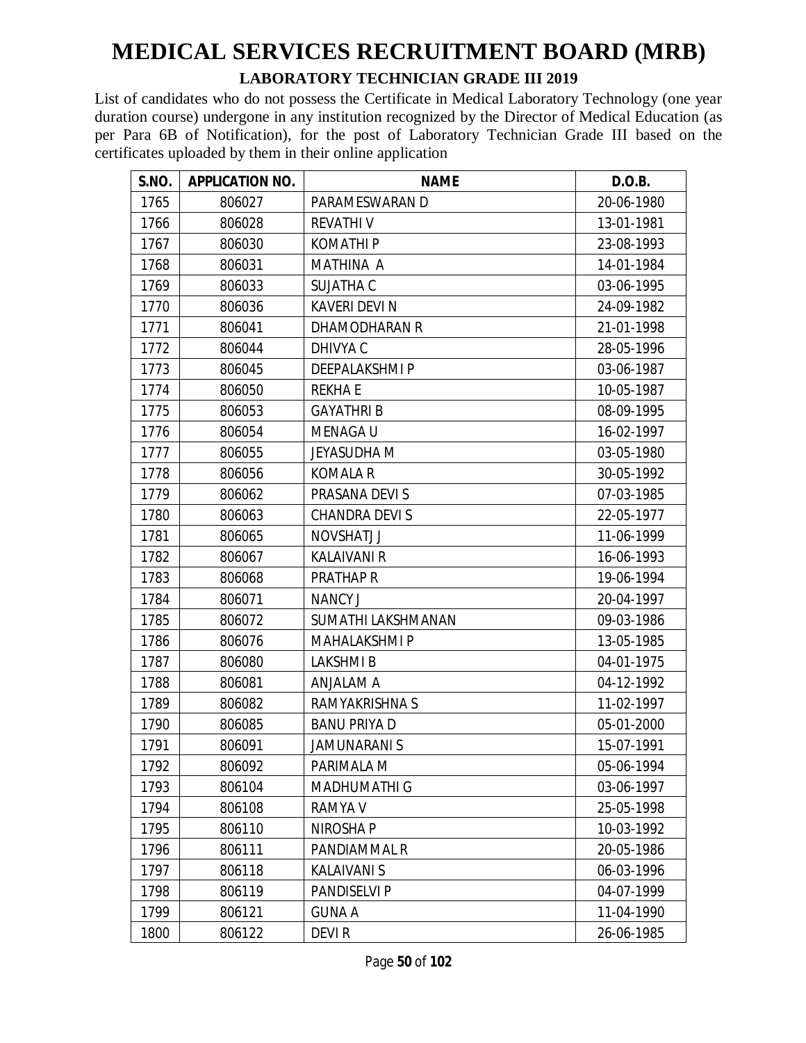# MEDICAL SERVICES RECRUITMENT BOARD (MRB)

## LABORATORY TECHNICIAN GRADE III 2019

List of candidates who do not possess the Certificate in Medical Laboratory Technology (one year duration course) undergone in any institution recognized by the Director of Medical Education (as per Para 6B of Notification), for the post of Laboratory Technician Grade III based on the certificates uploaded by them in their online application

| S.NO. | APPLICATION NO. | NAME | D.O.B. |
|---|---|---|---|
| 1765 | 806027 | PARAMESWARAN D | 20-06-1980 |
| 1766 | 806028 | REVATHI V | 13-01-1981 |
| 1767 | 806030 | KOMATHI P | 23-08-1993 |
| 1768 | 806031 | MATHINA A | 14-01-1984 |
| 1769 | 806033 | SUJATHA C | 03-06-1995 |
| 1770 | 806036 | KAVERI DEVI N | 24-09-1982 |
| 1771 | 806041 | DHAMODHARAN R | 21-01-1998 |
| 1772 | 806044 | DHIVYA C | 28-05-1996 |
| 1773 | 806045 | DEEPALAKSHMI P | 03-06-1987 |
| 1774 | 806050 | REKHA E | 10-05-1987 |
| 1775 | 806053 | GAYATHRI B | 08-09-1995 |
| 1776 | 806054 | MENAGA U | 16-02-1997 |
| 1777 | 806055 | JEYASUDHA M | 03-05-1980 |
| 1778 | 806056 | KOMALA R | 30-05-1992 |
| 1779 | 806062 | PRASANA DEVI S | 07-03-1985 |
| 1780 | 806063 | CHANDRA DEVI S | 22-05-1977 |
| 1781 | 806065 | NOVSHATJ J | 11-06-1999 |
| 1782 | 806067 | KALAIVANI R | 16-06-1993 |
| 1783 | 806068 | PRATHAP R | 19-06-1994 |
| 1784 | 806071 | NANCY J | 20-04-1997 |
| 1785 | 806072 | SUMATHI LAKSHMANAN | 09-03-1986 |
| 1786 | 806076 | MAHALAKSHMI P | 13-05-1985 |
| 1787 | 806080 | LAKSHMI B | 04-01-1975 |
| 1788 | 806081 | ANJALAM A | 04-12-1992 |
| 1789 | 806082 | RAMYAKRISHNA S | 11-02-1997 |
| 1790 | 806085 | BANU PRIYA D | 05-01-2000 |
| 1791 | 806091 | JAMUNARANI S | 15-07-1991 |
| 1792 | 806092 | PARIMALA M | 05-06-1994 |
| 1793 | 806104 | MADHUMATHI G | 03-06-1997 |
| 1794 | 806108 | RAMYA V | 25-05-1998 |
| 1795 | 806110 | NIROSHA P | 10-03-1992 |
| 1796 | 806111 | PANDIAMMAL R | 20-05-1986 |
| 1797 | 806118 | KALAIVANI S | 06-03-1996 |
| 1798 | 806119 | PANDISELVI P | 04-07-1999 |
| 1799 | 806121 | GUNA A | 11-04-1990 |
| 1800 | 806122 | DEVI R | 26-06-1985 |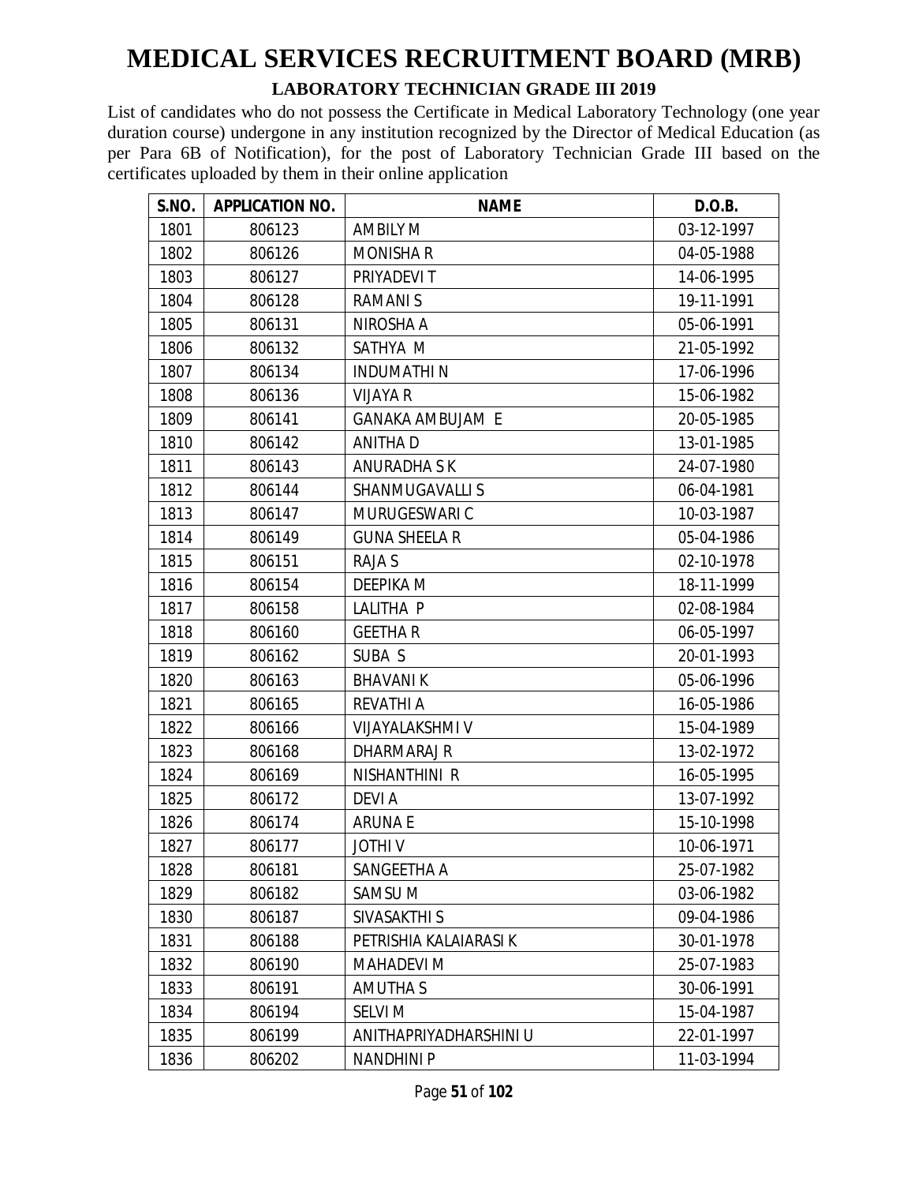# MEDICAL SERVICES RECRUITMENT BOARD (MRB)

## LABORATORY TECHNICIAN GRADE III 2019

List of candidates who do not possess the Certificate in Medical Laboratory Technology (one year duration course) undergone in any institution recognized by the Director of Medical Education (as per Para 6B of Notification), for the post of Laboratory Technician Grade III based on the certificates uploaded by them in their online application

| S.NO. | APPLICATION NO. | NAME | D.O.B. |
|---|---|---|---|
| 1801 | 806123 | AMBILY M | 03-12-1997 |
| 1802 | 806126 | MONISHA R | 04-05-1988 |
| 1803 | 806127 | PRIYADEVI T | 14-06-1995 |
| 1804 | 806128 | RAMANI S | 19-11-1991 |
| 1805 | 806131 | NIROSHA A | 05-06-1991 |
| 1806 | 806132 | SATHYA M | 21-05-1992 |
| 1807 | 806134 | INDUMATHI N | 17-06-1996 |
| 1808 | 806136 | VIJAYA R | 15-06-1982 |
| 1809 | 806141 | GANAKA AMBUJAM E | 20-05-1985 |
| 1810 | 806142 | ANITHA D | 13-01-1985 |
| 1811 | 806143 | ANURADHA S K | 24-07-1980 |
| 1812 | 806144 | SHANMUGAVALLI S | 06-04-1981 |
| 1813 | 806147 | MURUGESWARI C | 10-03-1987 |
| 1814 | 806149 | GUNA SHEELA R | 05-04-1986 |
| 1815 | 806151 | RAJA S | 02-10-1978 |
| 1816 | 806154 | DEEPIKA M | 18-11-1999 |
| 1817 | 806158 | LALITHA P | 02-08-1984 |
| 1818 | 806160 | GEETHA R | 06-05-1997 |
| 1819 | 806162 | SUBA S | 20-01-1993 |
| 1820 | 806163 | BHAVANI K | 05-06-1996 |
| 1821 | 806165 | REVATHI A | 16-05-1986 |
| 1822 | 806166 | VIJAYALAKSHMI V | 15-04-1989 |
| 1823 | 806168 | DHARMARAJ R | 13-02-1972 |
| 1824 | 806169 | NISHANTHINI R | 16-05-1995 |
| 1825 | 806172 | DEVI A | 13-07-1992 |
| 1826 | 806174 | ARUNA E | 15-10-1998 |
| 1827 | 806177 | JOTHI V | 10-06-1971 |
| 1828 | 806181 | SANGEETHA A | 25-07-1982 |
| 1829 | 806182 | SAMSU M | 03-06-1982 |
| 1830 | 806187 | SIVASAKTHI S | 09-04-1986 |
| 1831 | 806188 | PETRISHIA KALAIARASI K | 30-01-1978 |
| 1832 | 806190 | MAHADEVI M | 25-07-1983 |
| 1833 | 806191 | AMUTHA S | 30-06-1991 |
| 1834 | 806194 | SELVI M | 15-04-1987 |
| 1835 | 806199 | ANITHAPRIYADHARSHINI U | 22-01-1997 |
| 1836 | 806202 | NANDHINI P | 11-03-1994 |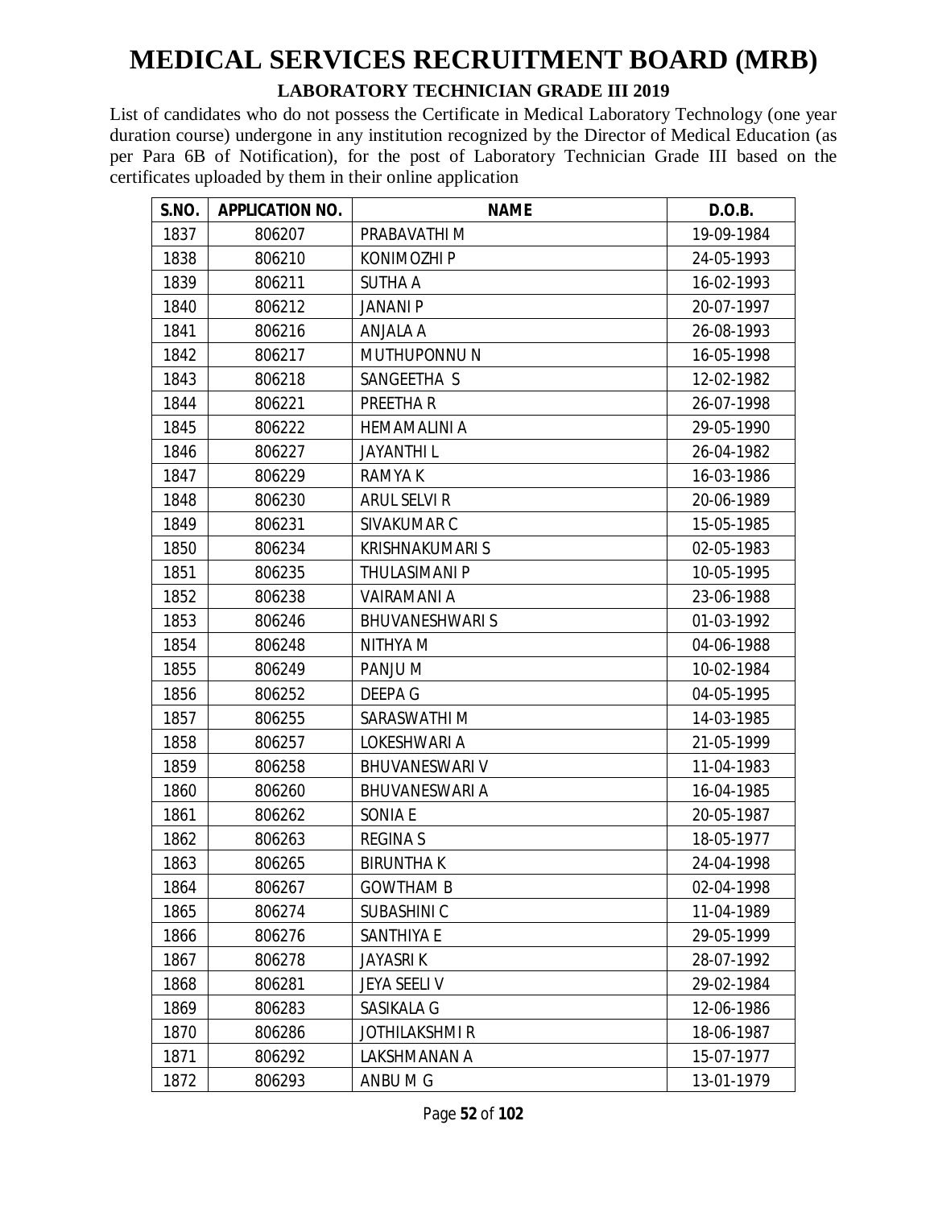# MEDICAL SERVICES RECRUITMENT BOARD (MRB)

## LABORATORY TECHNICIAN GRADE III 2019

List of candidates who do not possess the Certificate in Medical Laboratory Technology (one year duration course) undergone in any institution recognized by the Director of Medical Education (as per Para 6B of Notification), for the post of Laboratory Technician Grade III based on the certificates uploaded by them in their online application

| S.NO. | APPLICATION NO. | NAME | D.O.B. |
|---|---|---|---|
| 1837 | 806207 | PRABAVATHI M | 19-09-1984 |
| 1838 | 806210 | KONIMOZHI P | 24-05-1993 |
| 1839 | 806211 | SUTHA A | 16-02-1993 |
| 1840 | 806212 | JANANI P | 20-07-1997 |
| 1841 | 806216 | ANJALA A | 26-08-1993 |
| 1842 | 806217 | MUTHUPONNU N | 16-05-1998 |
| 1843 | 806218 | SANGEETHA S | 12-02-1982 |
| 1844 | 806221 | PREETHA R | 26-07-1998 |
| 1845 | 806222 | HEMAMALINI A | 29-05-1990 |
| 1846 | 806227 | JAYANTHI L | 26-04-1982 |
| 1847 | 806229 | RAMYA K | 16-03-1986 |
| 1848 | 806230 | ARUL SELVI R | 20-06-1989 |
| 1849 | 806231 | SIVAKUMAR C | 15-05-1985 |
| 1850 | 806234 | KRISHNAKUMARI S | 02-05-1983 |
| 1851 | 806235 | THULASIMANI P | 10-05-1995 |
| 1852 | 806238 | VAIRAMANI A | 23-06-1988 |
| 1853 | 806246 | BHUVANESHWARI S | 01-03-1992 |
| 1854 | 806248 | NITHYA M | 04-06-1988 |
| 1855 | 806249 | PANJU M | 10-02-1984 |
| 1856 | 806252 | DEEPA G | 04-05-1995 |
| 1857 | 806255 | SARASWATHI M | 14-03-1985 |
| 1858 | 806257 | LOKESHWARI A | 21-05-1999 |
| 1859 | 806258 | BHUVANESWARI V | 11-04-1983 |
| 1860 | 806260 | BHUVANESWARI A | 16-04-1985 |
| 1861 | 806262 | SONIA E | 20-05-1987 |
| 1862 | 806263 | REGINA S | 18-05-1977 |
| 1863 | 806265 | BIRUNTHA K | 24-04-1998 |
| 1864 | 806267 | GOWTHAM B | 02-04-1998 |
| 1865 | 806274 | SUBASHINI C | 11-04-1989 |
| 1866 | 806276 | SANTHIYA E | 29-05-1999 |
| 1867 | 806278 | JAYASRI K | 28-07-1992 |
| 1868 | 806281 | JEYA SEELI V | 29-02-1984 |
| 1869 | 806283 | SASIKALA G | 12-06-1986 |
| 1870 | 806286 | JOTHILAKSHMI R | 18-06-1987 |
| 1871 | 806292 | LAKSHMANAN A | 15-07-1977 |
| 1872 | 806293 | ANBU M G | 13-01-1979 |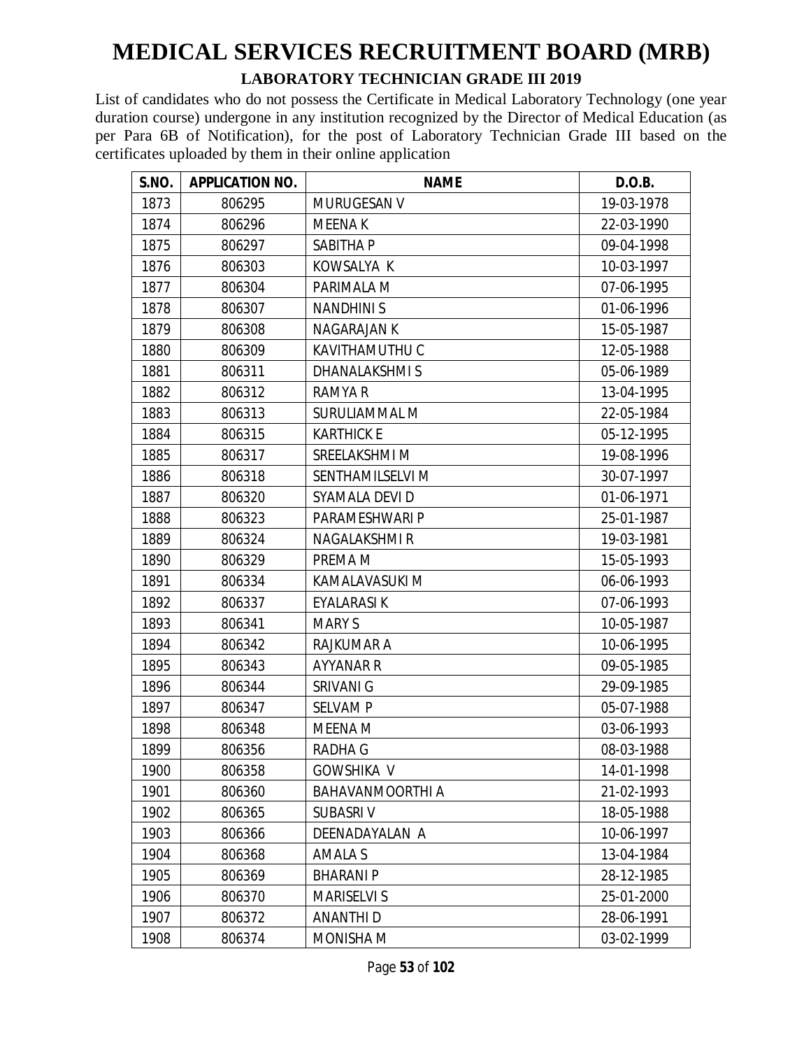# MEDICAL SERVICES RECRUITMENT BOARD (MRB)

## LABORATORY TECHNICIAN GRADE III 2019

List of candidates who do not possess the Certificate in Medical Laboratory Technology (one year duration course) undergone in any institution recognized by the Director of Medical Education (as per Para 6B of Notification), for the post of Laboratory Technician Grade III based on the certificates uploaded by them in their online application

| S.NO. | APPLICATION NO. | NAME | D.O.B. |
|---|---|---|---|
| 1873 | 806295 | MURUGESAN V | 19-03-1978 |
| 1874 | 806296 | MEENA K | 22-03-1990 |
| 1875 | 806297 | SABITHA P | 09-04-1998 |
| 1876 | 806303 | KOWSALYA K | 10-03-1997 |
| 1877 | 806304 | PARIMALA M | 07-06-1995 |
| 1878 | 806307 | NANDHINI S | 01-06-1996 |
| 1879 | 806308 | NAGARAJAN K | 15-05-1987 |
| 1880 | 806309 | KAVITHAMUTHU C | 12-05-1988 |
| 1881 | 806311 | DHANALAKSHMI S | 05-06-1989 |
| 1882 | 806312 | RAMYA R | 13-04-1995 |
| 1883 | 806313 | SURULIAMMAL M | 22-05-1984 |
| 1884 | 806315 | KARTHICK E | 05-12-1995 |
| 1885 | 806317 | SREELAKSHMI M | 19-08-1996 |
| 1886 | 806318 | SENTHAMILSELVI M | 30-07-1997 |
| 1887 | 806320 | SYAMALA DEVI D | 01-06-1971 |
| 1888 | 806323 | PARAMESHWARI P | 25-01-1987 |
| 1889 | 806324 | NAGALAKSHMI R | 19-03-1981 |
| 1890 | 806329 | PREMA M | 15-05-1993 |
| 1891 | 806334 | KAMALAVASUKI M | 06-06-1993 |
| 1892 | 806337 | EYALARASI K | 07-06-1993 |
| 1893 | 806341 | MARY S | 10-05-1987 |
| 1894 | 806342 | RAJKUMAR A | 10-06-1995 |
| 1895 | 806343 | AYYANAR R | 09-05-1985 |
| 1896 | 806344 | SRIVANI G | 29-09-1985 |
| 1897 | 806347 | SELVAM P | 05-07-1988 |
| 1898 | 806348 | MEENA M | 03-06-1993 |
| 1899 | 806356 | RADHA G | 08-03-1988 |
| 1900 | 806358 | GOWSHIKA V | 14-01-1998 |
| 1901 | 806360 | BAHAVANMOORTHI A | 21-02-1993 |
| 1902 | 806365 | SUBASRI V | 18-05-1988 |
| 1903 | 806366 | DEENADAYALAN A | 10-06-1997 |
| 1904 | 806368 | AMALA S | 13-04-1984 |
| 1905 | 806369 | BHARANI P | 28-12-1985 |
| 1906 | 806370 | MARISELVI S | 25-01-2000 |
| 1907 | 806372 | ANANTHI D | 28-06-1991 |
| 1908 | 806374 | MONISHA M | 03-02-1999 |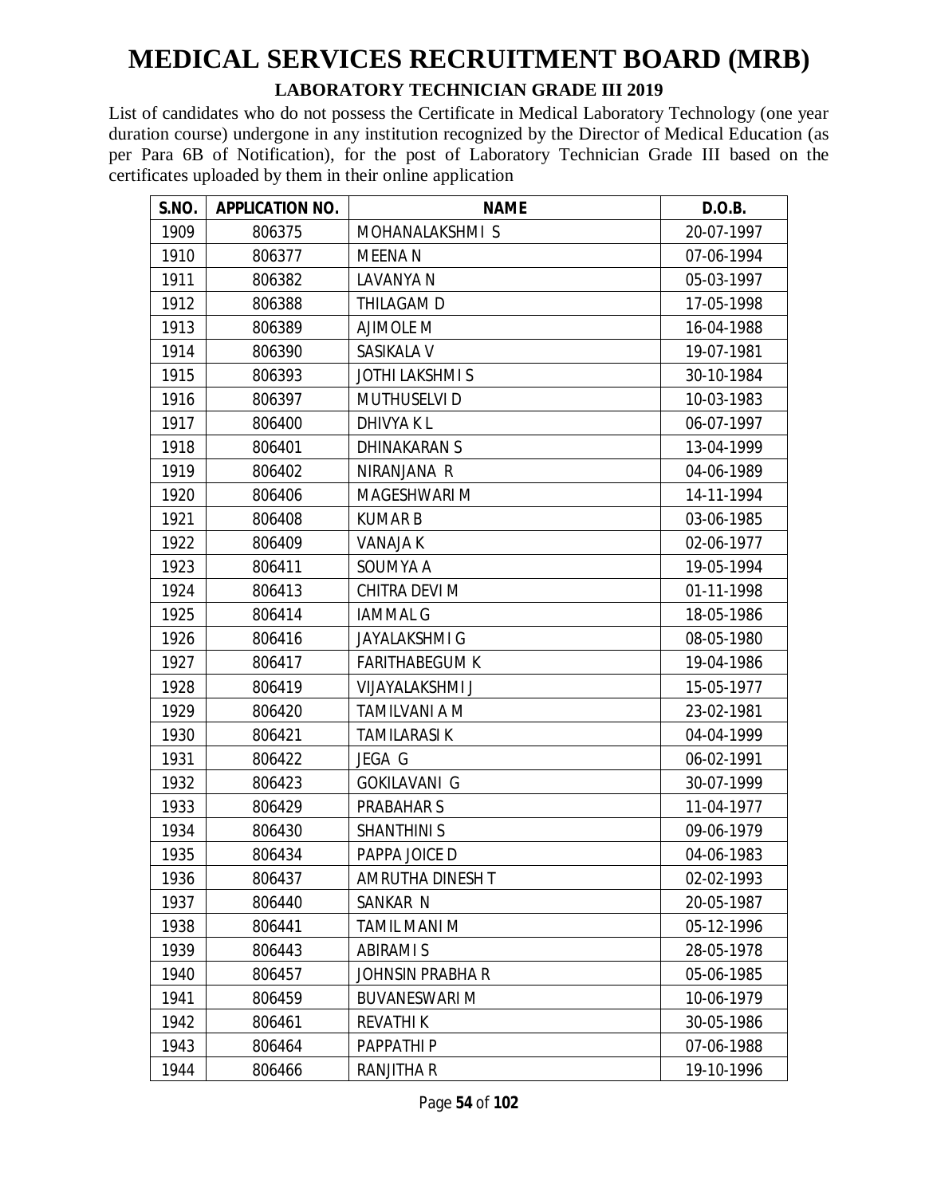# MEDICAL SERVICES RECRUITMENT BOARD (MRB)

## LABORATORY TECHNICIAN GRADE III 2019

List of candidates who do not possess the Certificate in Medical Laboratory Technology (one year duration course) undergone in any institution recognized by the Director of Medical Education (as per Para 6B of Notification), for the post of Laboratory Technician Grade III based on the certificates uploaded by them in their online application

| S.NO. | APPLICATION NO. | NAME | D.O.B. |
|---|---|---|---|
| 1909 | 806375 | MOHANALAKSHMI S | 20-07-1997 |
| 1910 | 806377 | MEENA N | 07-06-1994 |
| 1911 | 806382 | LAVANYA N | 05-03-1997 |
| 1912 | 806388 | THILAGAM D | 17-05-1998 |
| 1913 | 806389 | AJIMOLE M | 16-04-1988 |
| 1914 | 806390 | SASIKALA V | 19-07-1981 |
| 1915 | 806393 | JOTHI LAKSHMI S | 30-10-1984 |
| 1916 | 806397 | MUTHUSELVI D | 10-03-1983 |
| 1917 | 806400 | DHIVYA K L | 06-07-1997 |
| 1918 | 806401 | DHINAKARAN S | 13-04-1999 |
| 1919 | 806402 | NIRANJANA R | 04-06-1989 |
| 1920 | 806406 | MAGESHWARI M | 14-11-1994 |
| 1921 | 806408 | KUMAR B | 03-06-1985 |
| 1922 | 806409 | VANAJA K | 02-06-1977 |
| 1923 | 806411 | SOUMYA A | 19-05-1994 |
| 1924 | 806413 | CHITRA DEVI M | 01-11-1998 |
| 1925 | 806414 | IAMMAL G | 18-05-1986 |
| 1926 | 806416 | JAYALAKSHMI G | 08-05-1980 |
| 1927 | 806417 | FARITHABEGUM K | 19-04-1986 |
| 1928 | 806419 | VIJAYALAKSHMI J | 15-05-1977 |
| 1929 | 806420 | TAMILVANI A M | 23-02-1981 |
| 1930 | 806421 | TAMILARASI K | 04-04-1999 |
| 1931 | 806422 | JEGA G | 06-02-1991 |
| 1932 | 806423 | GOKILAVANI G | 30-07-1999 |
| 1933 | 806429 | PRABAHAR S | 11-04-1977 |
| 1934 | 806430 | SHANTHINI S | 09-06-1979 |
| 1935 | 806434 | PAPPA JOICE D | 04-06-1983 |
| 1936 | 806437 | AMRUTHA DINESH T | 02-02-1993 |
| 1937 | 806440 | SANKAR N | 20-05-1987 |
| 1938 | 806441 | TAMIL MANI M | 05-12-1996 |
| 1939 | 806443 | ABIRAMI S | 28-05-1978 |
| 1940 | 806457 | JOHNSIN PRABHA R | 05-06-1985 |
| 1941 | 806459 | BUVANESWARI M | 10-06-1979 |
| 1942 | 806461 | REVATHI K | 30-05-1986 |
| 1943 | 806464 | PAPPATHI P | 07-06-1988 |
| 1944 | 806466 | RANJITHA R | 19-10-1996 |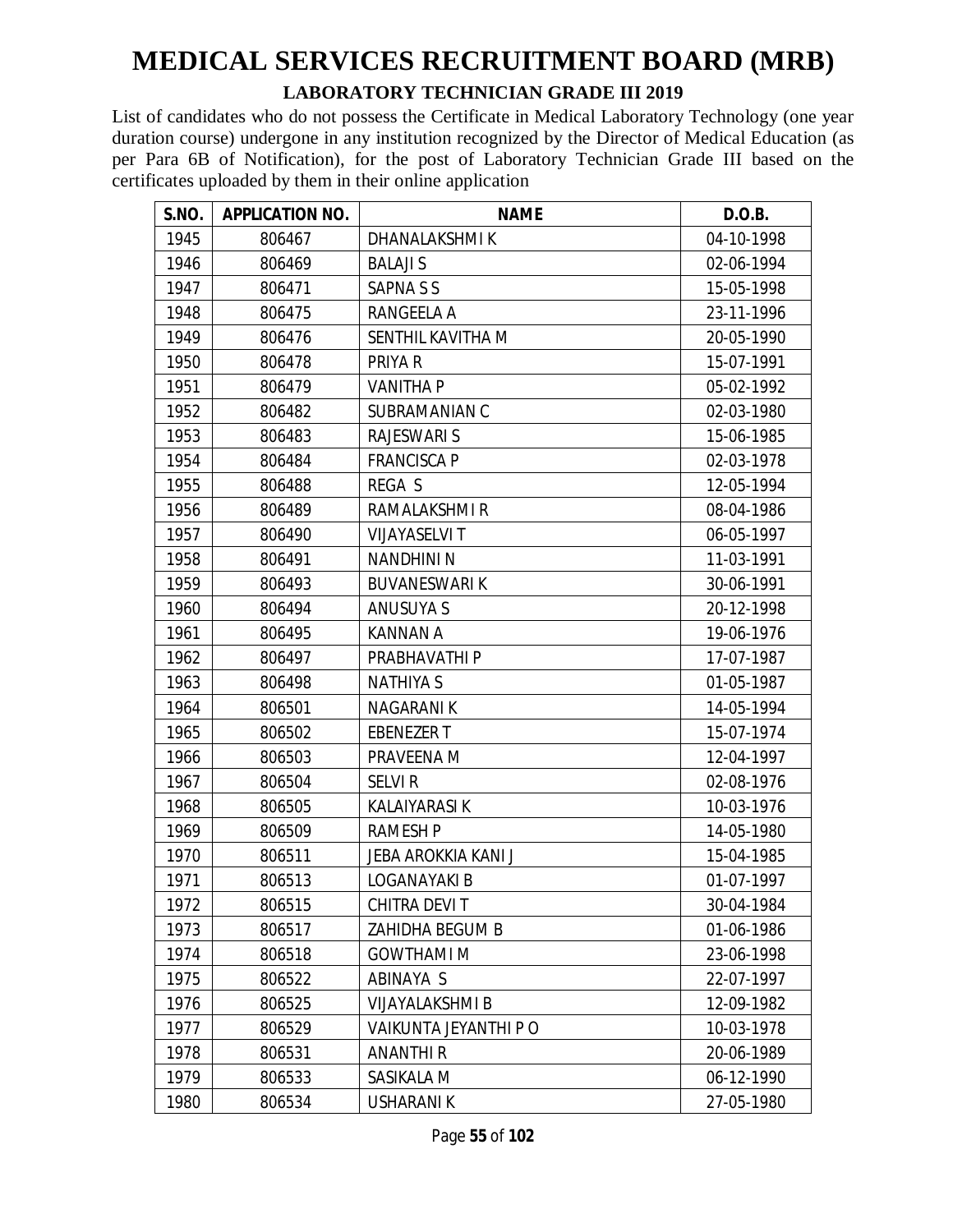# MEDICAL SERVICES RECRUITMENT BOARD (MRB)

## LABORATORY TECHNICIAN GRADE III 2019

List of candidates who do not possess the Certificate in Medical Laboratory Technology (one year duration course) undergone in any institution recognized by the Director of Medical Education (as per Para 6B of Notification), for the post of Laboratory Technician Grade III based on the certificates uploaded by them in their online application

| S.NO. | APPLICATION NO. | NAME | D.O.B. |
|---|---|---|---|
| 1945 | 806467 | DHANALAKSHMI K | 04-10-1998 |
| 1946 | 806469 | BALAJI S | 02-06-1994 |
| 1947 | 806471 | SAPNA S S | 15-05-1998 |
| 1948 | 806475 | RANGEELA A | 23-11-1996 |
| 1949 | 806476 | SENTHIL KAVITHA M | 20-05-1990 |
| 1950 | 806478 | PRIYA R | 15-07-1991 |
| 1951 | 806479 | VANITHA P | 05-02-1992 |
| 1952 | 806482 | SUBRAMANIAN C | 02-03-1980 |
| 1953 | 806483 | RAJESWARI S | 15-06-1985 |
| 1954 | 806484 | FRANCISCA P | 02-03-1978 |
| 1955 | 806488 | REGA S | 12-05-1994 |
| 1956 | 806489 | RAMALAKSHMI R | 08-04-1986 |
| 1957 | 806490 | VIJAYASELVI T | 06-05-1997 |
| 1958 | 806491 | NANDHINI N | 11-03-1991 |
| 1959 | 806493 | BUVANESWARI K | 30-06-1991 |
| 1960 | 806494 | ANUSUYA S | 20-12-1998 |
| 1961 | 806495 | KANNAN A | 19-06-1976 |
| 1962 | 806497 | PRABHAVATHI P | 17-07-1987 |
| 1963 | 806498 | NATHIYA S | 01-05-1987 |
| 1964 | 806501 | NAGARANI K | 14-05-1994 |
| 1965 | 806502 | EBENEZER T | 15-07-1974 |
| 1966 | 806503 | PRAVEENA M | 12-04-1997 |
| 1967 | 806504 | SELVI R | 02-08-1976 |
| 1968 | 806505 | KALAIYARASI K | 10-03-1976 |
| 1969 | 806509 | RAMESH P | 14-05-1980 |
| 1970 | 806511 | JEBA AROKKIA KANI J | 15-04-1985 |
| 1971 | 806513 | LOGANAYAKI B | 01-07-1997 |
| 1972 | 806515 | CHITRA DEVI T | 30-04-1984 |
| 1973 | 806517 | ZAHIDHA BEGUM B | 01-06-1986 |
| 1974 | 806518 | GOWTHAMI M | 23-06-1998 |
| 1975 | 806522 | ABINAYA S | 22-07-1997 |
| 1976 | 806525 | VIJAYALAKSHMI B | 12-09-1982 |
| 1977 | 806529 | VAIKUNTA JEYANTHI P O | 10-03-1978 |
| 1978 | 806531 | ANANTHI R | 20-06-1989 |
| 1979 | 806533 | SASIKALA M | 06-12-1990 |
| 1980 | 806534 | USHARANI K | 27-05-1980 |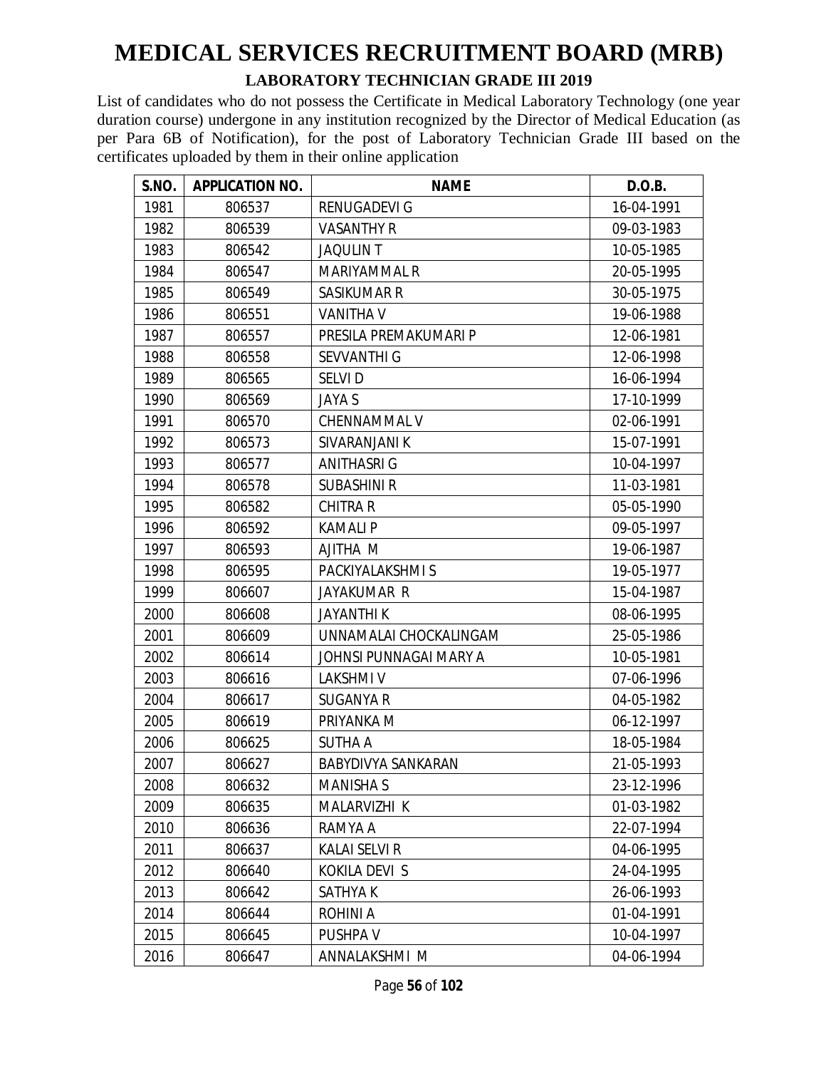# MEDICAL SERVICES RECRUITMENT BOARD (MRB)

## LABORATORY TECHNICIAN GRADE III 2019

List of candidates who do not possess the Certificate in Medical Laboratory Technology (one year duration course) undergone in any institution recognized by the Director of Medical Education (as per Para 6B of Notification), for the post of Laboratory Technician Grade III based on the certificates uploaded by them in their online application

| S.NO. | APPLICATION NO. | NAME | D.O.B. |
|---|---|---|---|
| 1981 | 806537 | RENUGADEVI G | 16-04-1991 |
| 1982 | 806539 | VASANTHY R | 09-03-1983 |
| 1983 | 806542 | JAQULIN T | 10-05-1985 |
| 1984 | 806547 | MARIYAMMAL R | 20-05-1995 |
| 1985 | 806549 | SASIKUMAR R | 30-05-1975 |
| 1986 | 806551 | VANITHA V | 19-06-1988 |
| 1987 | 806557 | PRESILA PREMAKUMARI P | 12-06-1981 |
| 1988 | 806558 | SEVVANTHI G | 12-06-1998 |
| 1989 | 806565 | SELVI D | 16-06-1994 |
| 1990 | 806569 | JAYA S | 17-10-1999 |
| 1991 | 806570 | CHENNAMMAL V | 02-06-1991 |
| 1992 | 806573 | SIVARANJANI K | 15-07-1991 |
| 1993 | 806577 | ANITHASRI G | 10-04-1997 |
| 1994 | 806578 | SUBASHINI R | 11-03-1981 |
| 1995 | 806582 | CHITRA R | 05-05-1990 |
| 1996 | 806592 | KAMALI P | 09-05-1997 |
| 1997 | 806593 | AJITHA M | 19-06-1987 |
| 1998 | 806595 | PACKIYALAKSHMI S | 19-05-1977 |
| 1999 | 806607 | JAYAKUMAR R | 15-04-1987 |
| 2000 | 806608 | JAYANTHI K | 08-06-1995 |
| 2001 | 806609 | UNNAMALAI CHOCKALINGAM | 25-05-1986 |
| 2002 | 806614 | JOHNSI PUNNAGAI MARY A | 10-05-1981 |
| 2003 | 806616 | LAKSHMI V | 07-06-1996 |
| 2004 | 806617 | SUGANYA R | 04-05-1982 |
| 2005 | 806619 | PRIYANKA M | 06-12-1997 |
| 2006 | 806625 | SUTHA A | 18-05-1984 |
| 2007 | 806627 | BABYDIVYA SANKARAN | 21-05-1993 |
| 2008 | 806632 | MANISHA S | 23-12-1996 |
| 2009 | 806635 | MALARVIZHI K | 01-03-1982 |
| 2010 | 806636 | RAMYA A | 22-07-1994 |
| 2011 | 806637 | KALAI SELVI R | 04-06-1995 |
| 2012 | 806640 | KOKILA DEVI S | 24-04-1995 |
| 2013 | 806642 | SATHYA K | 26-06-1993 |
| 2014 | 806644 | ROHINI A | 01-04-1991 |
| 2015 | 806645 | PUSHPA V | 10-04-1997 |
| 2016 | 806647 | ANNALAKSHMI M | 04-06-1994 |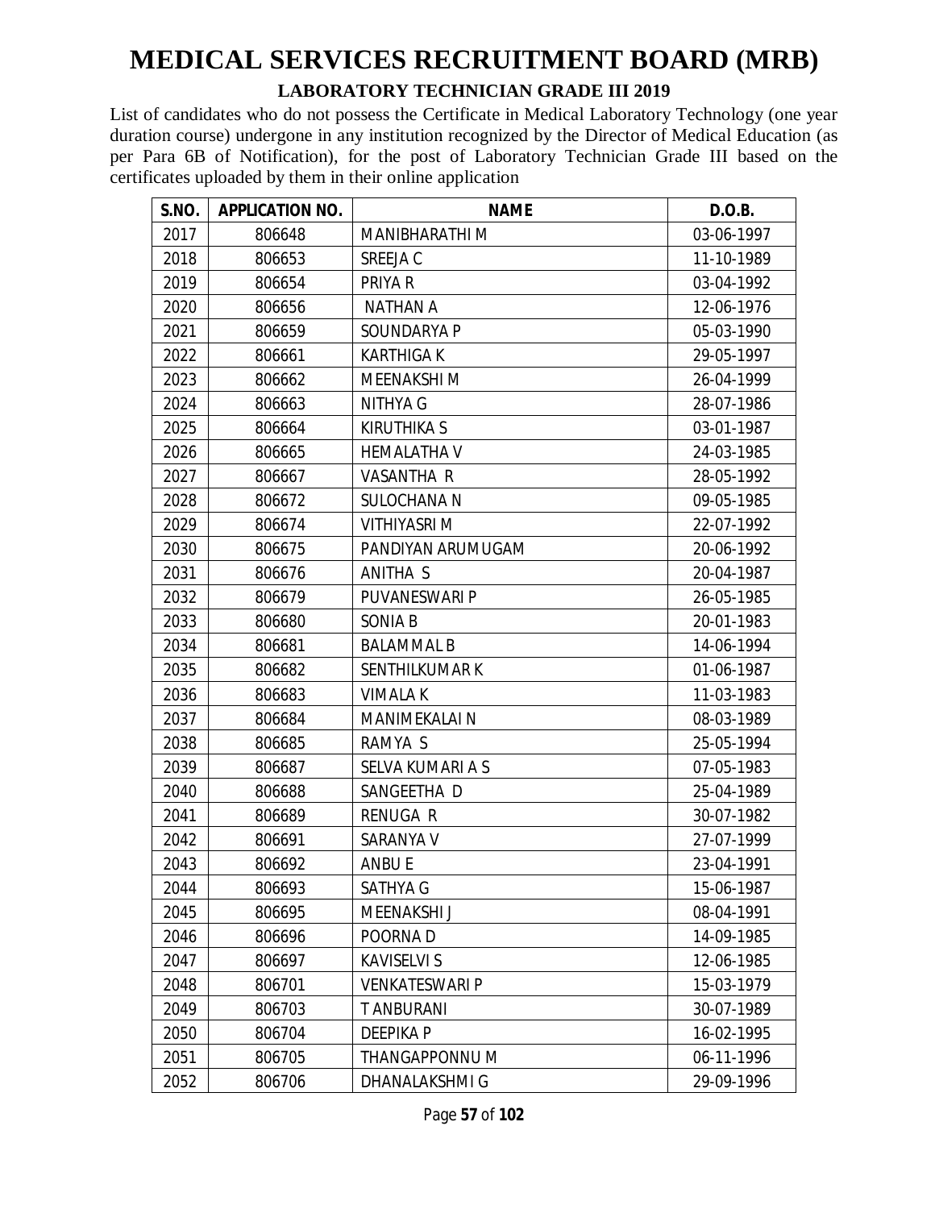# MEDICAL SERVICES RECRUITMENT BOARD (MRB)

## LABORATORY TECHNICIAN GRADE III 2019

List of candidates who do not possess the Certificate in Medical Laboratory Technology (one year duration course) undergone in any institution recognized by the Director of Medical Education (as per Para 6B of Notification), for the post of Laboratory Technician Grade III based on the certificates uploaded by them in their online application

| S.NO. | APPLICATION NO. | NAME | D.O.B. |
|---|---|---|---|
| 2017 | 806648 | MANIBHARATHI M | 03-06-1997 |
| 2018 | 806653 | SREEJA C | 11-10-1989 |
| 2019 | 806654 | PRIYA R | 03-04-1992 |
| 2020 | 806656 | NATHAN A | 12-06-1976 |
| 2021 | 806659 | SOUNDARYA P | 05-03-1990 |
| 2022 | 806661 | KARTHIGA K | 29-05-1997 |
| 2023 | 806662 | MEENAKSHI M | 26-04-1999 |
| 2024 | 806663 | NITHYA G | 28-07-1986 |
| 2025 | 806664 | KIRUTHIKA S | 03-01-1987 |
| 2026 | 806665 | HEMALATHA V | 24-03-1985 |
| 2027 | 806667 | VASANTHA R | 28-05-1992 |
| 2028 | 806672 | SULOCHANA N | 09-05-1985 |
| 2029 | 806674 | VITHIYASRI M | 22-07-1992 |
| 2030 | 806675 | PANDIYAN ARUMUGAM | 20-06-1992 |
| 2031 | 806676 | ANITHA S | 20-04-1987 |
| 2032 | 806679 | PUVANESWARI P | 26-05-1985 |
| 2033 | 806680 | SONIA B | 20-01-1983 |
| 2034 | 806681 | BALAMMAL B | 14-06-1994 |
| 2035 | 806682 | SENTHILKUMAR K | 01-06-1987 |
| 2036 | 806683 | VIMALA K | 11-03-1983 |
| 2037 | 806684 | MANIMEKALAI N | 08-03-1989 |
| 2038 | 806685 | RAMYA S | 25-05-1994 |
| 2039 | 806687 | SELVA KUMARI A S | 07-05-1983 |
| 2040 | 806688 | SANGEETHA D | 25-04-1989 |
| 2041 | 806689 | RENUGA R | 30-07-1982 |
| 2042 | 806691 | SARANYA V | 27-07-1999 |
| 2043 | 806692 | ANBU E | 23-04-1991 |
| 2044 | 806693 | SATHYA G | 15-06-1987 |
| 2045 | 806695 | MEENAKSHI J | 08-04-1991 |
| 2046 | 806696 | POORNA D | 14-09-1985 |
| 2047 | 806697 | KAVISELVI S | 12-06-1985 |
| 2048 | 806701 | VENKATESWARI P | 15-03-1979 |
| 2049 | 806703 | T ANBURANI | 30-07-1989 |
| 2050 | 806704 | DEEPIKA P | 16-02-1995 |
| 2051 | 806705 | THANGAPPONNU M | 06-11-1996 |
| 2052 | 806706 | DHANALAKSHMI G | 29-09-1996 |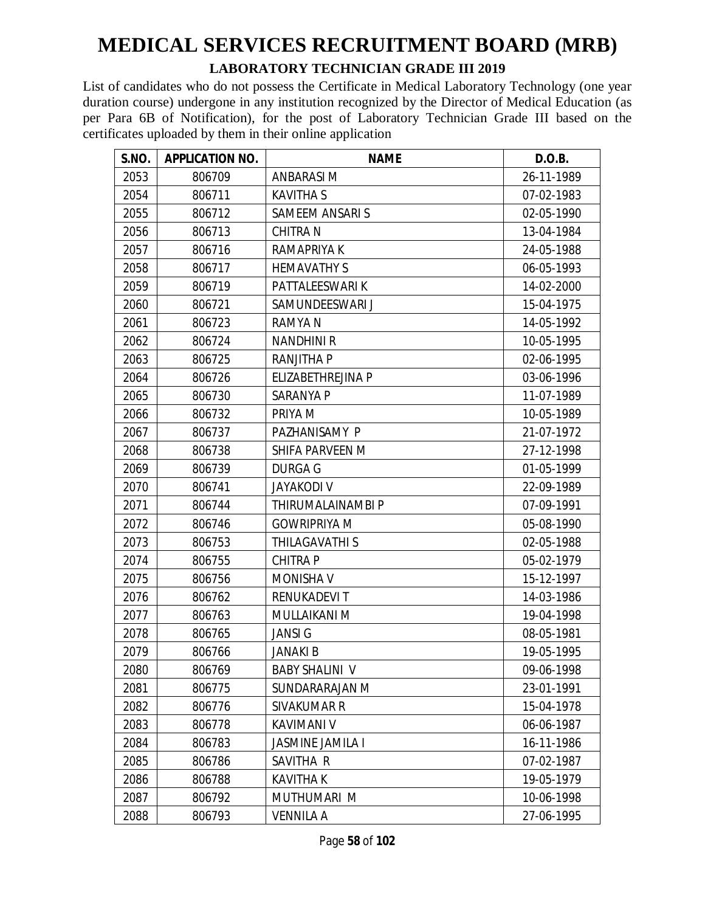# MEDICAL SERVICES RECRUITMENT BOARD (MRB)

## LABORATORY TECHNICIAN GRADE III 2019

List of candidates who do not possess the Certificate in Medical Laboratory Technology (one year duration course) undergone in any institution recognized by the Director of Medical Education (as per Para 6B of Notification), for the post of Laboratory Technician Grade III based on the certificates uploaded by them in their online application

| S.NO. | APPLICATION NO. | NAME | D.O.B. |
|---|---|---|---|
| 2053 | 806709 | ANBARASI M | 26-11-1989 |
| 2054 | 806711 | KAVITHA S | 07-02-1983 |
| 2055 | 806712 | SAMEEM ANSARI S | 02-05-1990 |
| 2056 | 806713 | CHITRA N | 13-04-1984 |
| 2057 | 806716 | RAMAPRIYA K | 24-05-1988 |
| 2058 | 806717 | HEMAVATHY S | 06-05-1993 |
| 2059 | 806719 | PATTALEESWARI K | 14-02-2000 |
| 2060 | 806721 | SAMUNDEESWARI J | 15-04-1975 |
| 2061 | 806723 | RAMYA N | 14-05-1992 |
| 2062 | 806724 | NANDHINI R | 10-05-1995 |
| 2063 | 806725 | RANJITHA P | 02-06-1995 |
| 2064 | 806726 | ELIZABETHREJINA P | 03-06-1996 |
| 2065 | 806730 | SARANYA P | 11-07-1989 |
| 2066 | 806732 | PRIYA M | 10-05-1989 |
| 2067 | 806737 | PAZHANISAMY P | 21-07-1972 |
| 2068 | 806738 | SHIFA PARVEEN M | 27-12-1998 |
| 2069 | 806739 | DURGA G | 01-05-1999 |
| 2070 | 806741 | JAYAKODI V | 22-09-1989 |
| 2071 | 806744 | THIRUMALAINAMBI P | 07-09-1991 |
| 2072 | 806746 | GOWRIPRIYA M | 05-08-1990 |
| 2073 | 806753 | THILAGAVATHI S | 02-05-1988 |
| 2074 | 806755 | CHITRA P | 05-02-1979 |
| 2075 | 806756 | MONISHA V | 15-12-1997 |
| 2076 | 806762 | RENUKADEVI T | 14-03-1986 |
| 2077 | 806763 | MULLAIKANI M | 19-04-1998 |
| 2078 | 806765 | JANSI G | 08-05-1981 |
| 2079 | 806766 | JANAKI B | 19-05-1995 |
| 2080 | 806769 | BABY SHALINI V | 09-06-1998 |
| 2081 | 806775 | SUNDARARAJAN M | 23-01-1991 |
| 2082 | 806776 | SIVAKUMAR R | 15-04-1978 |
| 2083 | 806778 | KAVIMANI V | 06-06-1987 |
| 2084 | 806783 | JASMINE JAMILA I | 16-11-1986 |
| 2085 | 806786 | SAVITHA R | 07-02-1987 |
| 2086 | 806788 | KAVITHA K | 19-05-1979 |
| 2087 | 806792 | MUTHUMARI M | 10-06-1998 |
| 2088 | 806793 | VENNILA A | 27-06-1995 |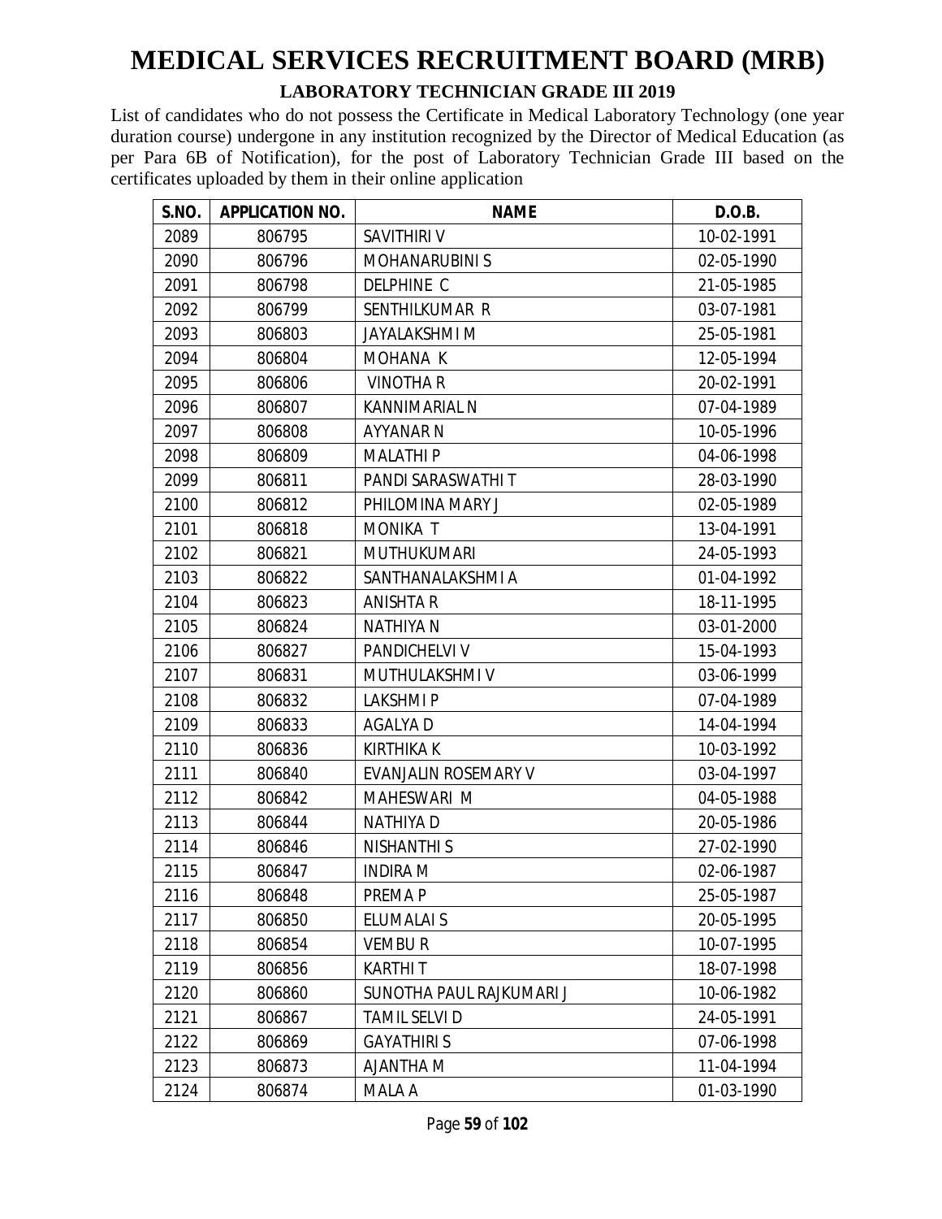# MEDICAL SERVICES RECRUITMENT BOARD (MRB)

## LABORATORY TECHNICIAN GRADE III 2019

List of candidates who do not possess the Certificate in Medical Laboratory Technology (one year duration course) undergone in any institution recognized by the Director of Medical Education (as per Para 6B of Notification), for the post of Laboratory Technician Grade III based on the certificates uploaded by them in their online application

| S.NO. | APPLICATION NO. | NAME | D.O.B. |
|---|---|---|---|
| 2089 | 806795 | SAVITHIRI V | 10-02-1991 |
| 2090 | 806796 | MOHANARUBINI S | 02-05-1990 |
| 2091 | 806798 | DELPHINE C | 21-05-1985 |
| 2092 | 806799 | SENTHILKUMAR R | 03-07-1981 |
| 2093 | 806803 | JAYALAKSHMI M | 25-05-1981 |
| 2094 | 806804 | MOHANA K | 12-05-1994 |
| 2095 | 806806 | VINOTHA R | 20-02-1991 |
| 2096 | 806807 | KANNIMARIAL N | 07-04-1989 |
| 2097 | 806808 | AYYANAR N | 10-05-1996 |
| 2098 | 806809 | MALATHI P | 04-06-1998 |
| 2099 | 806811 | PANDI SARASWATHI T | 28-03-1990 |
| 2100 | 806812 | PHILOMINA MARY J | 02-05-1989 |
| 2101 | 806818 | MONIKA T | 13-04-1991 |
| 2102 | 806821 | MUTHUKUMARI | 24-05-1993 |
| 2103 | 806822 | SANTHANALAKSHMI A | 01-04-1992 |
| 2104 | 806823 | ANISHTA R | 18-11-1995 |
| 2105 | 806824 | NATHIYA N | 03-01-2000 |
| 2106 | 806827 | PANDICHELVI V | 15-04-1993 |
| 2107 | 806831 | MUTHULAKSHMI V | 03-06-1999 |
| 2108 | 806832 | LAKSHMI P | 07-04-1989 |
| 2109 | 806833 | AGALYA D | 14-04-1994 |
| 2110 | 806836 | KIRTHIKA K | 10-03-1992 |
| 2111 | 806840 | EVANJALIN ROSEMARY V | 03-04-1997 |
| 2112 | 806842 | MAHESWARI M | 04-05-1988 |
| 2113 | 806844 | NATHIYA D | 20-05-1986 |
| 2114 | 806846 | NISHANTHI S | 27-02-1990 |
| 2115 | 806847 | INDIRA M | 02-06-1987 |
| 2116 | 806848 | PREMA P | 25-05-1987 |
| 2117 | 806850 | ELUMALAI S | 20-05-1995 |
| 2118 | 806854 | VEMBU R | 10-07-1995 |
| 2119 | 806856 | KARTHI T | 18-07-1998 |
| 2120 | 806860 | SUNOTHA PAUL RAJKUMARI J | 10-06-1982 |
| 2121 | 806867 | TAMIL SELVI D | 24-05-1991 |
| 2122 | 806869 | GAYATHIRI S | 07-06-1998 |
| 2123 | 806873 | AJANTHA M | 11-04-1994 |
| 2124 | 806874 | MALA A | 01-03-1990 |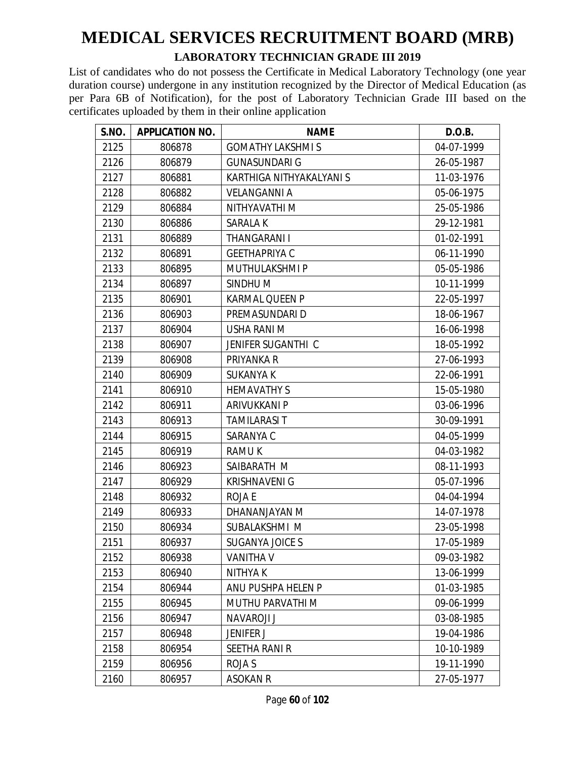# MEDICAL SERVICES RECRUITMENT BOARD (MRB)

## LABORATORY TECHNICIAN GRADE III 2019

List of candidates who do not possess the Certificate in Medical Laboratory Technology (one year duration course) undergone in any institution recognized by the Director of Medical Education (as per Para 6B of Notification), for the post of Laboratory Technician Grade III based on the certificates uploaded by them in their online application

| S.NO. | APPLICATION NO. | NAME | D.O.B. |
|---|---|---|---|
| 2125 | 806878 | GOMATHY LAKSHMI S | 04-07-1999 |
| 2126 | 806879 | GUNASUNDARI G | 26-05-1987 |
| 2127 | 806881 | KARTHIGA NITHYAKALYANI S | 11-03-1976 |
| 2128 | 806882 | VELANGANNI A | 05-06-1975 |
| 2129 | 806884 | NITHYAVATHI M | 25-05-1986 |
| 2130 | 806886 | SARALA K | 29-12-1981 |
| 2131 | 806889 | THANGARANI I | 01-02-1991 |
| 2132 | 806891 | GEETHAPRIYA C | 06-11-1990 |
| 2133 | 806895 | MUTHULAKSHMI P | 05-05-1986 |
| 2134 | 806897 | SINDHU M | 10-11-1999 |
| 2135 | 806901 | KARMAL QUEEN P | 22-05-1997 |
| 2136 | 806903 | PREMASUNDARI D | 18-06-1967 |
| 2137 | 806904 | USHA RANI M | 16-06-1998 |
| 2138 | 806907 | JENIFER SUGANTHI C | 18-05-1992 |
| 2139 | 806908 | PRIYANKA R | 27-06-1993 |
| 2140 | 806909 | SUKANYA K | 22-06-1991 |
| 2141 | 806910 | HEMAVATHY S | 15-05-1980 |
| 2142 | 806911 | ARIVUKKANI P | 03-06-1996 |
| 2143 | 806913 | TAMILARASI T | 30-09-1991 |
| 2144 | 806915 | SARANYA C | 04-05-1999 |
| 2145 | 806919 | RAMU K | 04-03-1982 |
| 2146 | 806923 | SAIBARATH M | 08-11-1993 |
| 2147 | 806929 | KRISHNAVENI G | 05-07-1996 |
| 2148 | 806932 | ROJA E | 04-04-1994 |
| 2149 | 806933 | DHANANJAYAN M | 14-07-1978 |
| 2150 | 806934 | SUBALAKSHMI M | 23-05-1998 |
| 2151 | 806937 | SUGANYA JOICE S | 17-05-1989 |
| 2152 | 806938 | VANITHA V | 09-03-1982 |
| 2153 | 806940 | NITHYA K | 13-06-1999 |
| 2154 | 806944 | ANU PUSHPA HELEN P | 01-03-1985 |
| 2155 | 806945 | MUTHU PARVATHI M | 09-06-1999 |
| 2156 | 806947 | NAVAROJI J | 03-08-1985 |
| 2157 | 806948 | JENIFER J | 19-04-1986 |
| 2158 | 806954 | SEETHA RANI R | 10-10-1989 |
| 2159 | 806956 | ROJA S | 19-11-1990 |
| 2160 | 806957 | ASOKAN R | 27-05-1977 |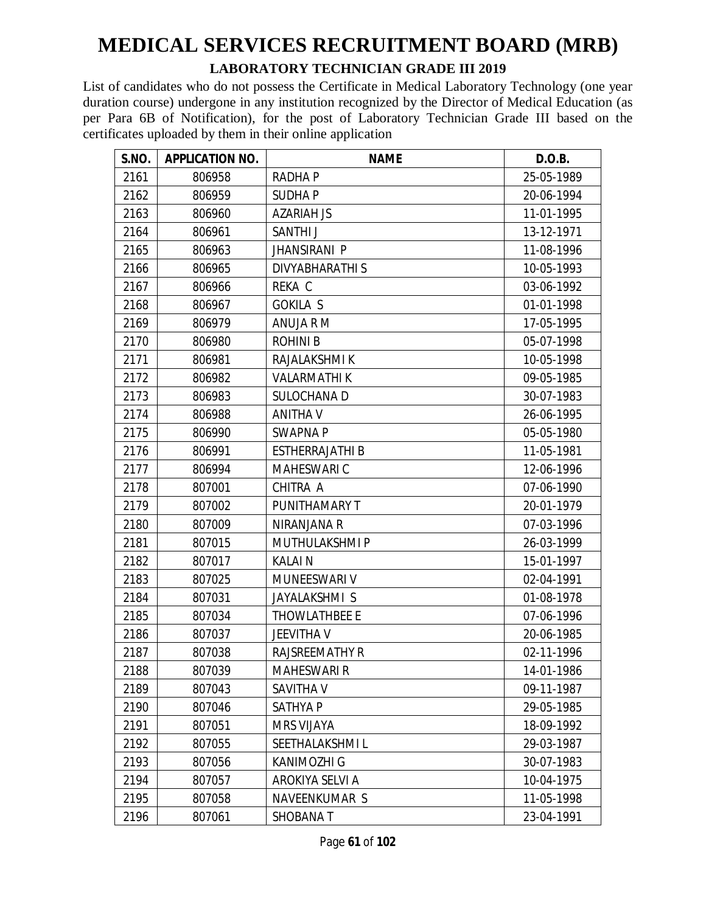# MEDICAL SERVICES RECRUITMENT BOARD (MRB)

## LABORATORY TECHNICIAN GRADE III 2019

List of candidates who do not possess the Certificate in Medical Laboratory Technology (one year duration course) undergone in any institution recognized by the Director of Medical Education (as per Para 6B of Notification), for the post of Laboratory Technician Grade III based on the certificates uploaded by them in their online application

| S.NO. | APPLICATION NO. | NAME | D.O.B. |
|---|---|---|---|
| 2161 | 806958 | RADHA P | 25-05-1989 |
| 2162 | 806959 | SUDHA P | 20-06-1994 |
| 2163 | 806960 | AZARIAH JS | 11-01-1995 |
| 2164 | 806961 | SANTHI J | 13-12-1971 |
| 2165 | 806963 | JHANSIRANI P | 11-08-1996 |
| 2166 | 806965 | DIVYABHARATHI S | 10-05-1993 |
| 2167 | 806966 | REKA C | 03-06-1992 |
| 2168 | 806967 | GOKILA S | 01-01-1998 |
| 2169 | 806979 | ANUJA R M | 17-05-1995 |
| 2170 | 806980 | ROHINI B | 05-07-1998 |
| 2171 | 806981 | RAJALAKSHMI K | 10-05-1998 |
| 2172 | 806982 | VALARMATHI K | 09-05-1985 |
| 2173 | 806983 | SULOCHANA D | 30-07-1983 |
| 2174 | 806988 | ANITHA V | 26-06-1995 |
| 2175 | 806990 | SWAPNA P | 05-05-1980 |
| 2176 | 806991 | ESTHERRAJATHI B | 11-05-1981 |
| 2177 | 806994 | MAHESWARI C | 12-06-1996 |
| 2178 | 807001 | CHITRA A | 07-06-1990 |
| 2179 | 807002 | PUNITHAMARY T | 20-01-1979 |
| 2180 | 807009 | NIRANJANA R | 07-03-1996 |
| 2181 | 807015 | MUTHULAKSHMI P | 26-03-1999 |
| 2182 | 807017 | KALAI N | 15-01-1997 |
| 2183 | 807025 | MUNEESWARI V | 02-04-1991 |
| 2184 | 807031 | JAYALAKSHMI S | 01-08-1978 |
| 2185 | 807034 | THOWLATHBEE E | 07-06-1996 |
| 2186 | 807037 | JEEVITHA V | 20-06-1985 |
| 2187 | 807038 | RAJSREEMATHY R | 02-11-1996 |
| 2188 | 807039 | MAHESWARI R | 14-01-1986 |
| 2189 | 807043 | SAVITHA V | 09-11-1987 |
| 2190 | 807046 | SATHYA P | 29-05-1985 |
| 2191 | 807051 | MRS VIJAYA | 18-09-1992 |
| 2192 | 807055 | SEETHALAKSHMI L | 29-03-1987 |
| 2193 | 807056 | KANIMOZHI G | 30-07-1983 |
| 2194 | 807057 | AROKIYA SELVI A | 10-04-1975 |
| 2195 | 807058 | NAVEENKUMAR S | 11-05-1998 |
| 2196 | 807061 | SHOBANA T | 23-04-1991 |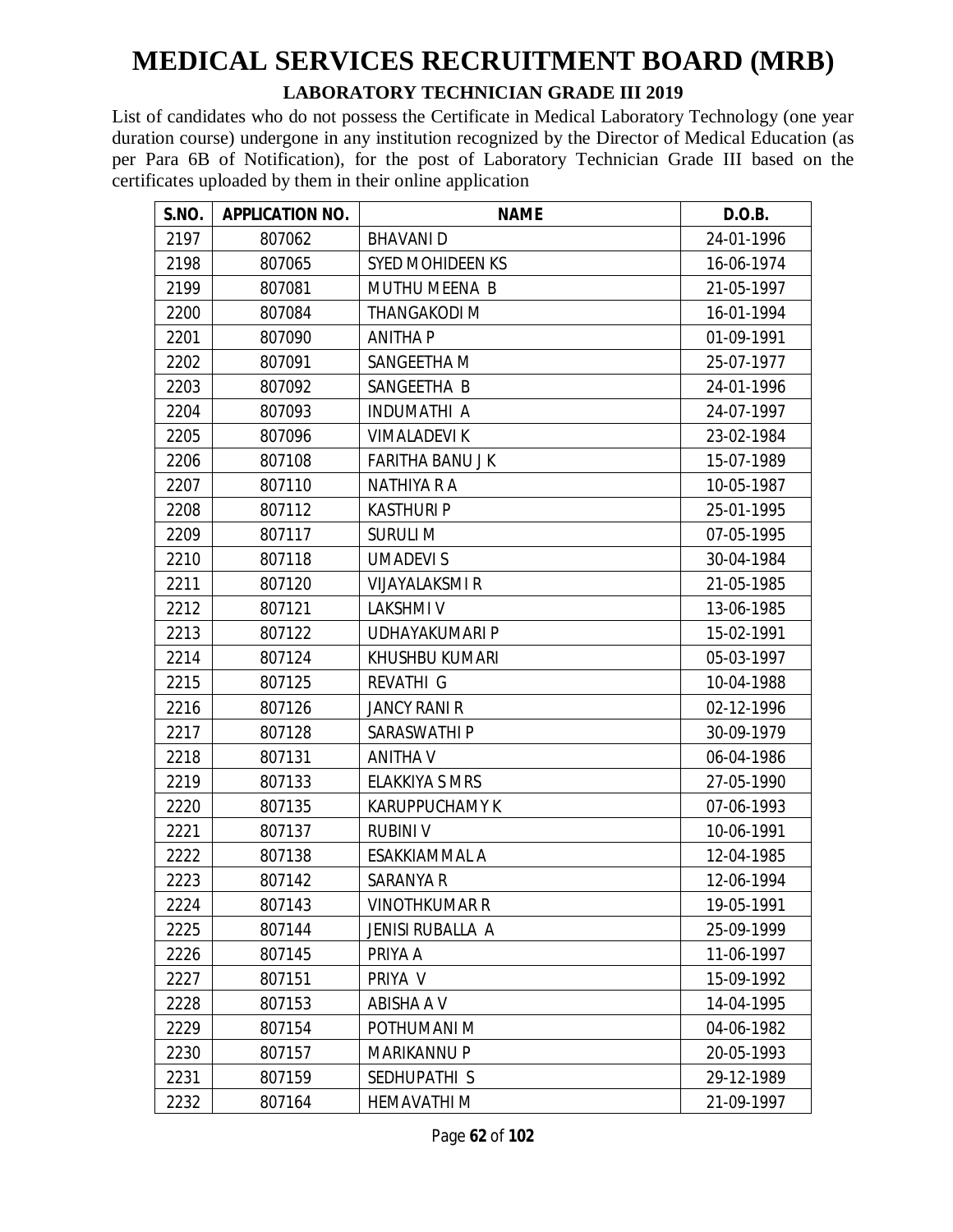# MEDICAL SERVICES RECRUITMENT BOARD (MRB)

## LABORATORY TECHNICIAN GRADE III 2019

List of candidates who do not possess the Certificate in Medical Laboratory Technology (one year duration course) undergone in any institution recognized by the Director of Medical Education (as per Para 6B of Notification), for the post of Laboratory Technician Grade III based on the certificates uploaded by them in their online application

| S.NO. | APPLICATION NO. | NAME | D.O.B. |
|---|---|---|---|
| 2197 | 807062 | BHAVANI D | 24-01-1996 |
| 2198 | 807065 | SYED MOHIDEEN KS | 16-06-1974 |
| 2199 | 807081 | MUTHU MEENA B | 21-05-1997 |
| 2200 | 807084 | THANGAKODI M | 16-01-1994 |
| 2201 | 807090 | ANITHA P | 01-09-1991 |
| 2202 | 807091 | SANGEETHA M | 25-07-1977 |
| 2203 | 807092 | SANGEETHA B | 24-01-1996 |
| 2204 | 807093 | INDUMATHI A | 24-07-1997 |
| 2205 | 807096 | VIMALADEVI K | 23-02-1984 |
| 2206 | 807108 | FARITHA BANU J K | 15-07-1989 |
| 2207 | 807110 | NATHIYA R A | 10-05-1987 |
| 2208 | 807112 | KASTHURI P | 25-01-1995 |
| 2209 | 807117 | SURULI M | 07-05-1995 |
| 2210 | 807118 | UMADEVI S | 30-04-1984 |
| 2211 | 807120 | VIJAYALAKSMI R | 21-05-1985 |
| 2212 | 807121 | LAKSHMI V | 13-06-1985 |
| 2213 | 807122 | UDHAYAKUMARI P | 15-02-1991 |
| 2214 | 807124 | KHUSHBU KUMARI | 05-03-1997 |
| 2215 | 807125 | REVATHI G | 10-04-1988 |
| 2216 | 807126 | JANCY RANI R | 02-12-1996 |
| 2217 | 807128 | SARASWATHI P | 30-09-1979 |
| 2218 | 807131 | ANITHA V | 06-04-1986 |
| 2219 | 807133 | ELAKKIYA S MRS | 27-05-1990 |
| 2220 | 807135 | KARUPPUCHAMY K | 07-06-1993 |
| 2221 | 807137 | RUBINI V | 10-06-1991 |
| 2222 | 807138 | ESAKKIAMMAL A | 12-04-1985 |
| 2223 | 807142 | SARANYA R | 12-06-1994 |
| 2224 | 807143 | VINOTHKUMAR R | 19-05-1991 |
| 2225 | 807144 | JENISI RUBALLA A | 25-09-1999 |
| 2226 | 807145 | PRIYA A | 11-06-1997 |
| 2227 | 807151 | PRIYA V | 15-09-1992 |
| 2228 | 807153 | ABISHA A V | 14-04-1995 |
| 2229 | 807154 | POTHUMANI M | 04-06-1982 |
| 2230 | 807157 | MARIKANNU P | 20-05-1993 |
| 2231 | 807159 | SEDHUPATHI S | 29-12-1989 |
| 2232 | 807164 | HEMAVATHI M | 21-09-1997 |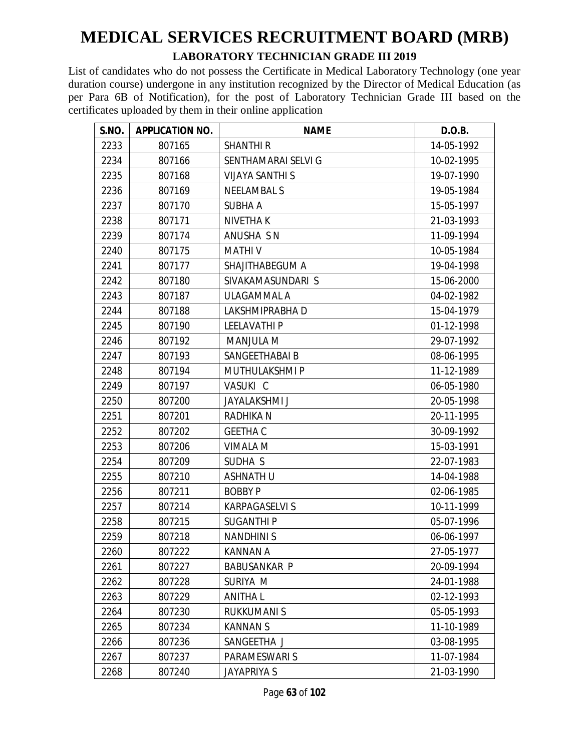# MEDICAL SERVICES RECRUITMENT BOARD (MRB)

## LABORATORY TECHNICIAN GRADE III 2019

List of candidates who do not possess the Certificate in Medical Laboratory Technology (one year duration course) undergone in any institution recognized by the Director of Medical Education (as per Para 6B of Notification), for the post of Laboratory Technician Grade III based on the certificates uploaded by them in their online application

| S.NO. | APPLICATION NO. | NAME | D.O.B. |
|---|---|---|---|
| 2233 | 807165 | SHANTHI R | 14-05-1992 |
| 2234 | 807166 | SENTHAMARAI SELVI G | 10-02-1995 |
| 2235 | 807168 | VIJAYA SANTHI S | 19-07-1990 |
| 2236 | 807169 | NEELAMBAL S | 19-05-1984 |
| 2237 | 807170 | SUBHA A | 15-05-1997 |
| 2238 | 807171 | NIVETHA K | 21-03-1993 |
| 2239 | 807174 | ANUSHA S N | 11-09-1994 |
| 2240 | 807175 | MATHI V | 10-05-1984 |
| 2241 | 807177 | SHAJITHABEGUM A | 19-04-1998 |
| 2242 | 807180 | SIVAKAMASUNDARI S | 15-06-2000 |
| 2243 | 807187 | ULAGAMMAL A | 04-02-1982 |
| 2244 | 807188 | LAKSHMIPRABHA D | 15-04-1979 |
| 2245 | 807190 | LEELAVATHI P | 01-12-1998 |
| 2246 | 807192 | MANJULA M | 29-07-1992 |
| 2247 | 807193 | SANGEETHABAI B | 08-06-1995 |
| 2248 | 807194 | MUTHULAKSHMI P | 11-12-1989 |
| 2249 | 807197 | VASUKI C | 06-05-1980 |
| 2250 | 807200 | JAYALAKSHMI J | 20-05-1998 |
| 2251 | 807201 | RADHIKA N | 20-11-1995 |
| 2252 | 807202 | GEETHA C | 30-09-1992 |
| 2253 | 807206 | VIMALA M | 15-03-1991 |
| 2254 | 807209 | SUDHA S | 22-07-1983 |
| 2255 | 807210 | ASHNATH U | 14-04-1988 |
| 2256 | 807211 | BOBBY P | 02-06-1985 |
| 2257 | 807214 | KARPAGASELVI S | 10-11-1999 |
| 2258 | 807215 | SUGANTHI P | 05-07-1996 |
| 2259 | 807218 | NANDHINI S | 06-06-1997 |
| 2260 | 807222 | KANNAN A | 27-05-1977 |
| 2261 | 807227 | BABUSANKAR P | 20-09-1994 |
| 2262 | 807228 | SURIYA M | 24-01-1988 |
| 2263 | 807229 | ANITHA L | 02-12-1993 |
| 2264 | 807230 | RUKKUMANI S | 05-05-1993 |
| 2265 | 807234 | KANNAN S | 11-10-1989 |
| 2266 | 807236 | SANGEETHA J | 03-08-1995 |
| 2267 | 807237 | PARAMESWARI S | 11-07-1984 |
| 2268 | 807240 | JAYAPRIYA S | 21-03-1990 |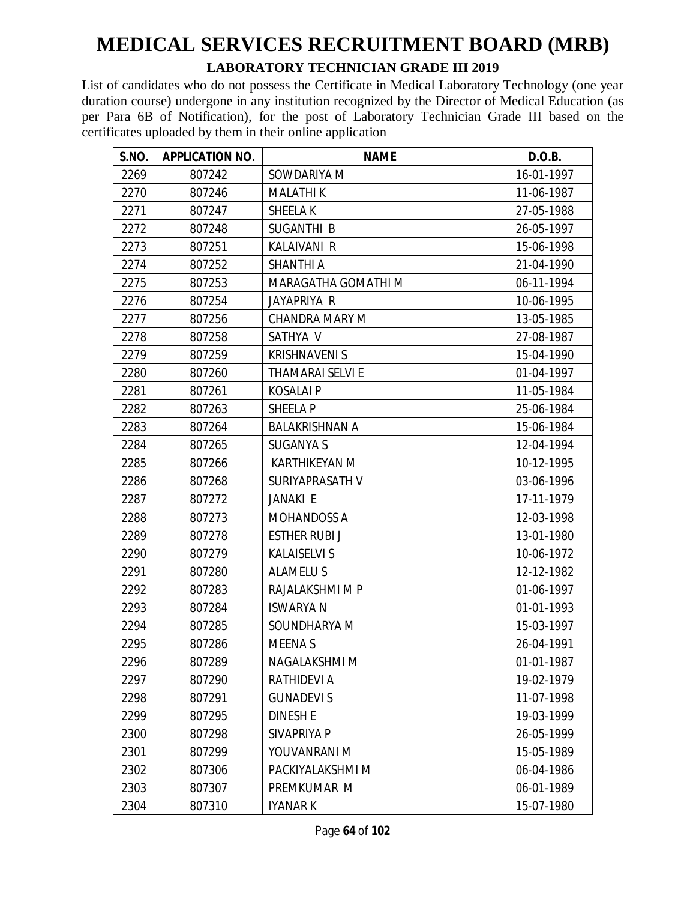# MEDICAL SERVICES RECRUITMENT BOARD (MRB)

## LABORATORY TECHNICIAN GRADE III 2019

List of candidates who do not possess the Certificate in Medical Laboratory Technology (one year duration course) undergone in any institution recognized by the Director of Medical Education (as per Para 6B of Notification), for the post of Laboratory Technician Grade III based on the certificates uploaded by them in their online application

| S.NO. | APPLICATION NO. | NAME | D.O.B. |
|---|---|---|---|
| 2269 | 807242 | SOWDARIYA M | 16-01-1997 |
| 2270 | 807246 | MALATHI K | 11-06-1987 |
| 2271 | 807247 | SHEELA K | 27-05-1988 |
| 2272 | 807248 | SUGANTHI B | 26-05-1997 |
| 2273 | 807251 | KALAIVANI R | 15-06-1998 |
| 2274 | 807252 | SHANTHI A | 21-04-1990 |
| 2275 | 807253 | MARAGATHA GOMATHI M | 06-11-1994 |
| 2276 | 807254 | JAYAPRIYA R | 10-06-1995 |
| 2277 | 807256 | CHANDRA MARY M | 13-05-1985 |
| 2278 | 807258 | SATHYA V | 27-08-1987 |
| 2279 | 807259 | KRISHNAVENI S | 15-04-1990 |
| 2280 | 807260 | THAMARAI SELVI E | 01-04-1997 |
| 2281 | 807261 | KOSALAI P | 11-05-1984 |
| 2282 | 807263 | SHEELA P | 25-06-1984 |
| 2283 | 807264 | BALAKRISHNAN A | 15-06-1984 |
| 2284 | 807265 | SUGANYA S | 12-04-1994 |
| 2285 | 807266 | KARTHIKEYAN M | 10-12-1995 |
| 2286 | 807268 | SURIYAPRASATH V | 03-06-1996 |
| 2287 | 807272 | JANAKI E | 17-11-1979 |
| 2288 | 807273 | MOHANDOSS A | 12-03-1998 |
| 2289 | 807278 | ESTHER RUBI J | 13-01-1980 |
| 2290 | 807279 | KALAISELVI S | 10-06-1972 |
| 2291 | 807280 | ALAMELU S | 12-12-1982 |
| 2292 | 807283 | RAJALAKSHMI M P | 01-06-1997 |
| 2293 | 807284 | ISWARYA N | 01-01-1993 |
| 2294 | 807285 | SOUNDHARYA M | 15-03-1997 |
| 2295 | 807286 | MEENA S | 26-04-1991 |
| 2296 | 807289 | NAGALAKSHMI M | 01-01-1987 |
| 2297 | 807290 | RATHIDEVI A | 19-02-1979 |
| 2298 | 807291 | GUNADEVI S | 11-07-1998 |
| 2299 | 807295 | DINESH E | 19-03-1999 |
| 2300 | 807298 | SIVAPRIYA P | 26-05-1999 |
| 2301 | 807299 | YOUVANRANI M | 15-05-1989 |
| 2302 | 807306 | PACKIYALAKSHMI M | 06-04-1986 |
| 2303 | 807307 | PREMKUMAR M | 06-01-1989 |
| 2304 | 807310 | IYANAR K | 15-07-1980 |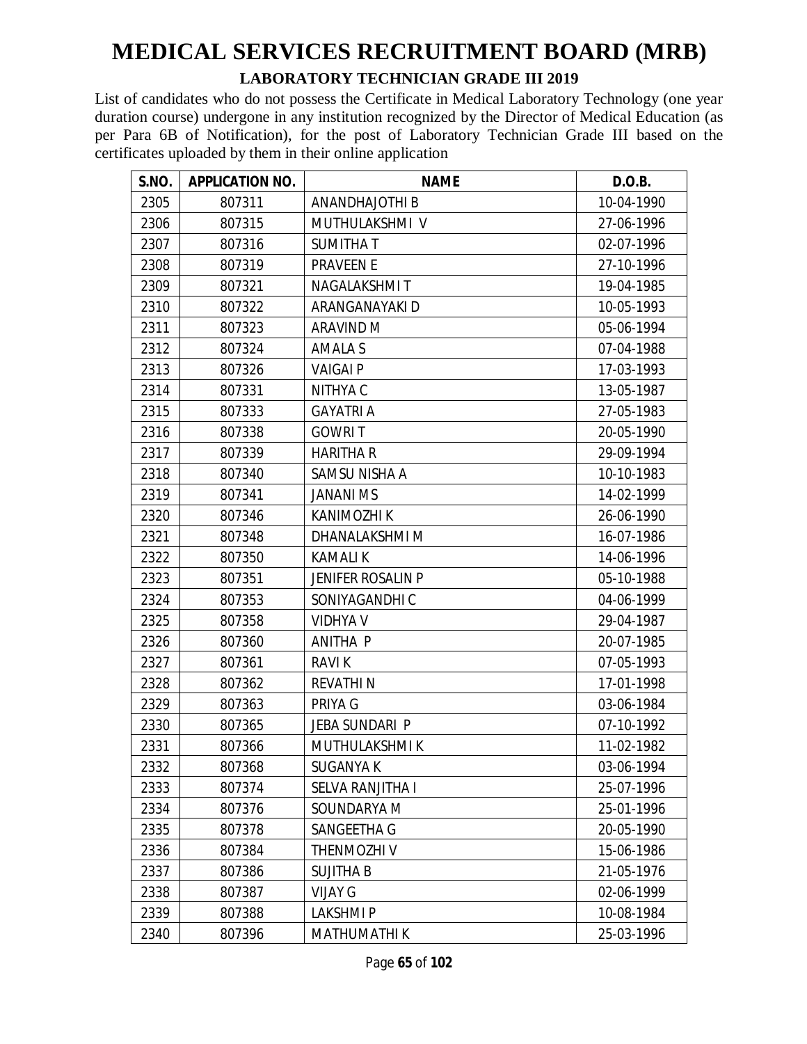# MEDICAL SERVICES RECRUITMENT BOARD (MRB)

## LABORATORY TECHNICIAN GRADE III 2019

List of candidates who do not possess the Certificate in Medical Laboratory Technology (one year duration course) undergone in any institution recognized by the Director of Medical Education (as per Para 6B of Notification), for the post of Laboratory Technician Grade III based on the certificates uploaded by them in their online application

| S.NO. | APPLICATION NO. | NAME | D.O.B. |
|---|---|---|---|
| 2305 | 807311 | ANANDHAJOTHI B | 10-04-1990 |
| 2306 | 807315 | MUTHULAKSHMI V | 27-06-1996 |
| 2307 | 807316 | SUMITHA T | 02-07-1996 |
| 2308 | 807319 | PRAVEEN E | 27-10-1996 |
| 2309 | 807321 | NAGALAKSHMI T | 19-04-1985 |
| 2310 | 807322 | ARANGANAYAKI D | 10-05-1993 |
| 2311 | 807323 | ARAVIND M | 05-06-1994 |
| 2312 | 807324 | AMALA S | 07-04-1988 |
| 2313 | 807326 | VAIGAI P | 17-03-1993 |
| 2314 | 807331 | NITHYA C | 13-05-1987 |
| 2315 | 807333 | GAYATRI A | 27-05-1983 |
| 2316 | 807338 | GOWRI T | 20-05-1990 |
| 2317 | 807339 | HARITHA R | 29-09-1994 |
| 2318 | 807340 | SAMSU NISHA A | 10-10-1983 |
| 2319 | 807341 | JANANI M S | 14-02-1999 |
| 2320 | 807346 | KANIMOZHI K | 26-06-1990 |
| 2321 | 807348 | DHANALAKSHMI M | 16-07-1986 |
| 2322 | 807350 | KAMALI K | 14-06-1996 |
| 2323 | 807351 | JENIFER ROSALIN P | 05-10-1988 |
| 2324 | 807353 | SONIYAGANDHI C | 04-06-1999 |
| 2325 | 807358 | VIDHYA V | 29-04-1987 |
| 2326 | 807360 | ANITHA P | 20-07-1985 |
| 2327 | 807361 | RAVI K | 07-05-1993 |
| 2328 | 807362 | REVATHI N | 17-01-1998 |
| 2329 | 807363 | PRIYA G | 03-06-1984 |
| 2330 | 807365 | JEBA SUNDARI P | 07-10-1992 |
| 2331 | 807366 | MUTHULAKSHMI K | 11-02-1982 |
| 2332 | 807368 | SUGANYA K | 03-06-1994 |
| 2333 | 807374 | SELVA RANJITHA I | 25-07-1996 |
| 2334 | 807376 | SOUNDARYA M | 25-01-1996 |
| 2335 | 807378 | SANGEETHA G | 20-05-1990 |
| 2336 | 807384 | THENMOZHI V | 15-06-1986 |
| 2337 | 807386 | SUJITHA B | 21-05-1976 |
| 2338 | 807387 | VIJAY G | 02-06-1999 |
| 2339 | 807388 | LAKSHMI P | 10-08-1984 |
| 2340 | 807396 | MATHUMATHI K | 25-03-1996 |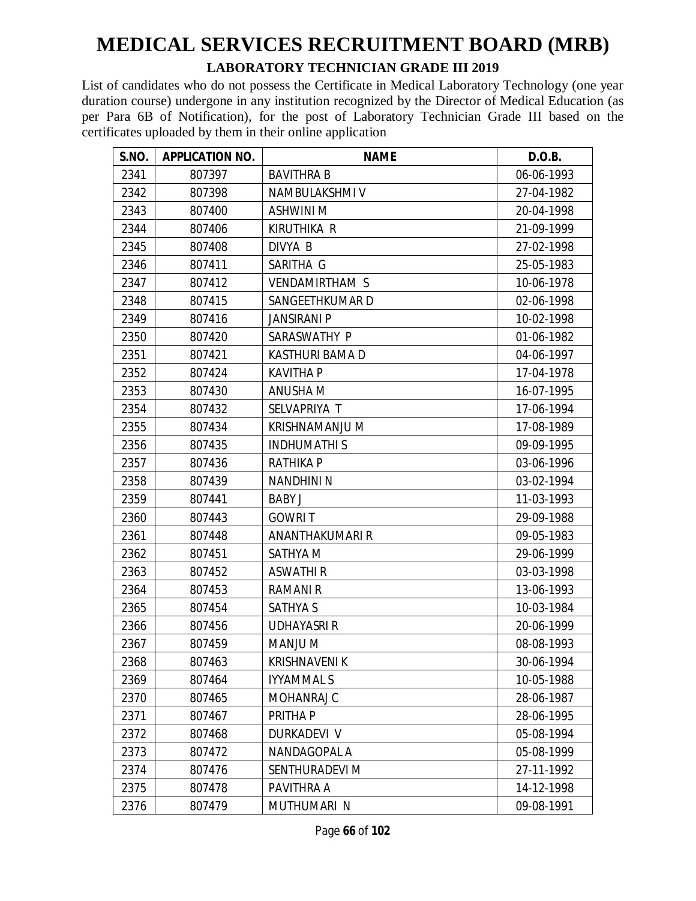# MEDICAL SERVICES RECRUITMENT BOARD (MRB)

## LABORATORY TECHNICIAN GRADE III 2019

List of candidates who do not possess the Certificate in Medical Laboratory Technology (one year duration course) undergone in any institution recognized by the Director of Medical Education (as per Para 6B of Notification), for the post of Laboratory Technician Grade III based on the certificates uploaded by them in their online application

| S.NO. | APPLICATION NO. | NAME | D.O.B. |
|---|---|---|---|
| 2341 | 807397 | BAVITHRA B | 06-06-1993 |
| 2342 | 807398 | NAMBULAKSHMI V | 27-04-1982 |
| 2343 | 807400 | ASHWINI M | 20-04-1998 |
| 2344 | 807406 | KIRUTHIKA R | 21-09-1999 |
| 2345 | 807408 | DIVYA B | 27-02-1998 |
| 2346 | 807411 | SARITHA G | 25-05-1983 |
| 2347 | 807412 | VENDAMIRTHAM S | 10-06-1978 |
| 2348 | 807415 | SANGEETHKUMAR D | 02-06-1998 |
| 2349 | 807416 | JANSIRANI P | 10-02-1998 |
| 2350 | 807420 | SARASWATHY P | 01-06-1982 |
| 2351 | 807421 | KASTHURI BAMA D | 04-06-1997 |
| 2352 | 807424 | KAVITHA P | 17-04-1978 |
| 2353 | 807430 | ANUSHA M | 16-07-1995 |
| 2354 | 807432 | SELVAPRIYA T | 17-06-1994 |
| 2355 | 807434 | KRISHNAMANJU M | 17-08-1989 |
| 2356 | 807435 | INDHUMATHI S | 09-09-1995 |
| 2357 | 807436 | RATHIKA P | 03-06-1996 |
| 2358 | 807439 | NANDHINI N | 03-02-1994 |
| 2359 | 807441 | BABY J | 11-03-1993 |
| 2360 | 807443 | GOWRI T | 29-09-1988 |
| 2361 | 807448 | ANANTHAKUMARI R | 09-05-1983 |
| 2362 | 807451 | SATHYA M | 29-06-1999 |
| 2363 | 807452 | ASWATHI R | 03-03-1998 |
| 2364 | 807453 | RAMANI R | 13-06-1993 |
| 2365 | 807454 | SATHYA S | 10-03-1984 |
| 2366 | 807456 | UDHAYASRI R | 20-06-1999 |
| 2367 | 807459 | MANJU M | 08-08-1993 |
| 2368 | 807463 | KRISHNAVENI K | 30-06-1994 |
| 2369 | 807464 | IYYAMMAL S | 10-05-1988 |
| 2370 | 807465 | MOHANRAJ C | 28-06-1987 |
| 2371 | 807467 | PRITHA P | 28-06-1995 |
| 2372 | 807468 | DURKADEVI V | 05-08-1994 |
| 2373 | 807472 | NANDAGOPAL A | 05-08-1999 |
| 2374 | 807476 | SENTHURADEVI M | 27-11-1992 |
| 2375 | 807478 | PAVITHRA A | 14-12-1998 |
| 2376 | 807479 | MUTHUMARI N | 09-08-1991 |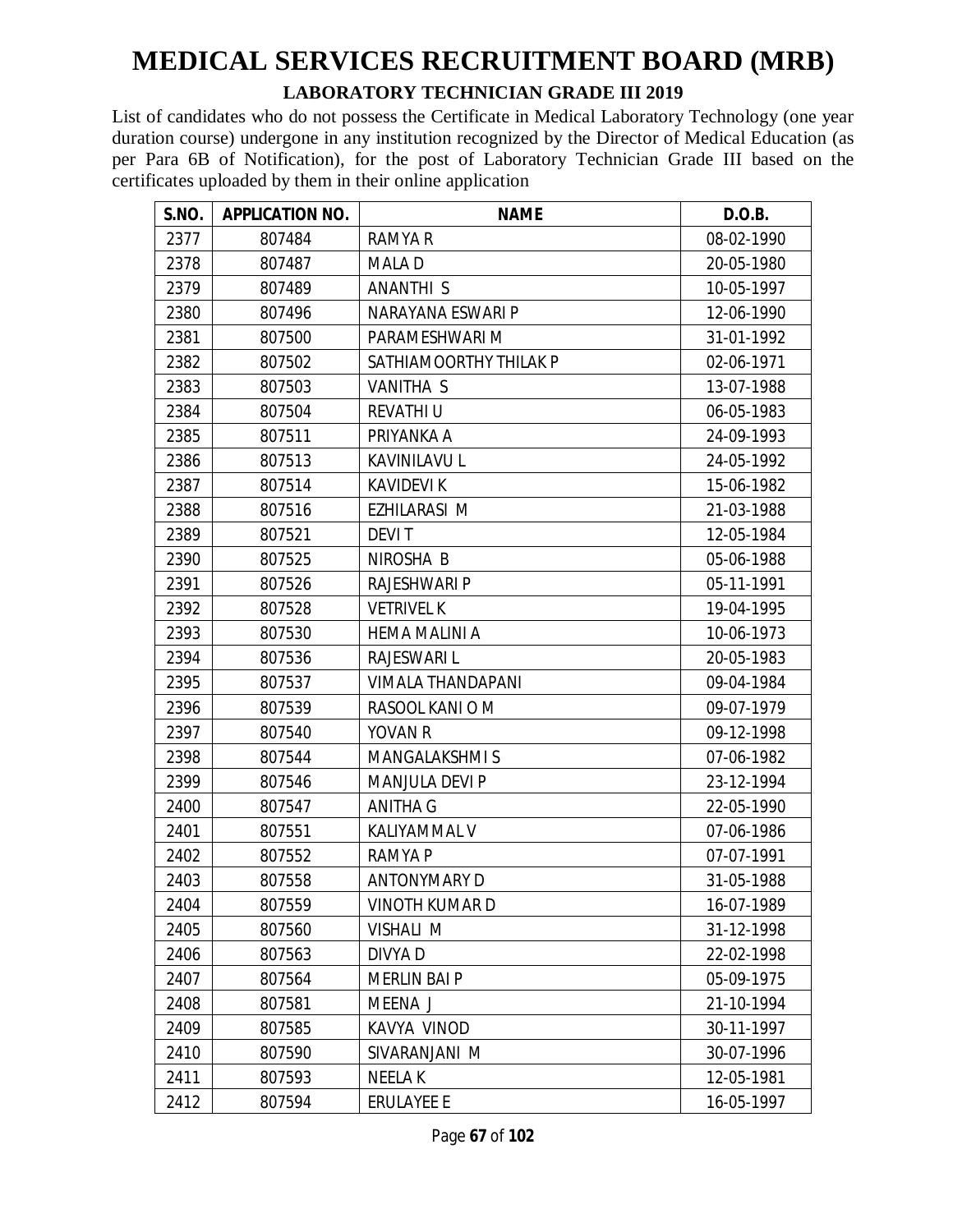# MEDICAL SERVICES RECRUITMENT BOARD (MRB)

## LABORATORY TECHNICIAN GRADE III 2019

List of candidates who do not possess the Certificate in Medical Laboratory Technology (one year duration course) undergone in any institution recognized by the Director of Medical Education (as per Para 6B of Notification), for the post of Laboratory Technician Grade III based on the certificates uploaded by them in their online application

| S.NO. | APPLICATION NO. | NAME | D.O.B. |
|---|---|---|---|
| 2377 | 807484 | RAMYA R | 08-02-1990 |
| 2378 | 807487 | MALA D | 20-05-1980 |
| 2379 | 807489 | ANANTHI S | 10-05-1997 |
| 2380 | 807496 | NARAYANA ESWARI P | 12-06-1990 |
| 2381 | 807500 | PARAMESHWARI M | 31-01-1992 |
| 2382 | 807502 | SATHIAMOORTHY THILAK P | 02-06-1971 |
| 2383 | 807503 | VANITHA S | 13-07-1988 |
| 2384 | 807504 | REVATHI U | 06-05-1983 |
| 2385 | 807511 | PRIYANKA A | 24-09-1993 |
| 2386 | 807513 | KAVINILAVU L | 24-05-1992 |
| 2387 | 807514 | KAVIDEVI K | 15-06-1982 |
| 2388 | 807516 | EZHILARASI M | 21-03-1988 |
| 2389 | 807521 | DEVI T | 12-05-1984 |
| 2390 | 807525 | NIROSHA B | 05-06-1988 |
| 2391 | 807526 | RAJESHWARI P | 05-11-1991 |
| 2392 | 807528 | VETRIVEL K | 19-04-1995 |
| 2393 | 807530 | HEMA MALINI A | 10-06-1973 |
| 2394 | 807536 | RAJESWARI L | 20-05-1983 |
| 2395 | 807537 | VIMALA THANDAPANI | 09-04-1984 |
| 2396 | 807539 | RASOOL KANI O M | 09-07-1979 |
| 2397 | 807540 | YOVAN R | 09-12-1998 |
| 2398 | 807544 | MANGALAKSHMI S | 07-06-1982 |
| 2399 | 807546 | MANJULA DEVI P | 23-12-1994 |
| 2400 | 807547 | ANITHA G | 22-05-1990 |
| 2401 | 807551 | KALIYAMMAL V | 07-06-1986 |
| 2402 | 807552 | RAMYA P | 07-07-1991 |
| 2403 | 807558 | ANTONYMARY D | 31-05-1988 |
| 2404 | 807559 | VINOTH KUMAR D | 16-07-1989 |
| 2405 | 807560 | VISHALI M | 31-12-1998 |
| 2406 | 807563 | DIVYA D | 22-02-1998 |
| 2407 | 807564 | MERLIN BAI P | 05-09-1975 |
| 2408 | 807581 | MEENA J | 21-10-1994 |
| 2409 | 807585 | KAVYA VINOD | 30-11-1997 |
| 2410 | 807590 | SIVARANJANI M | 30-07-1996 |
| 2411 | 807593 | NEELA K | 12-05-1981 |
| 2412 | 807594 | ERULAYEE E | 16-05-1997 |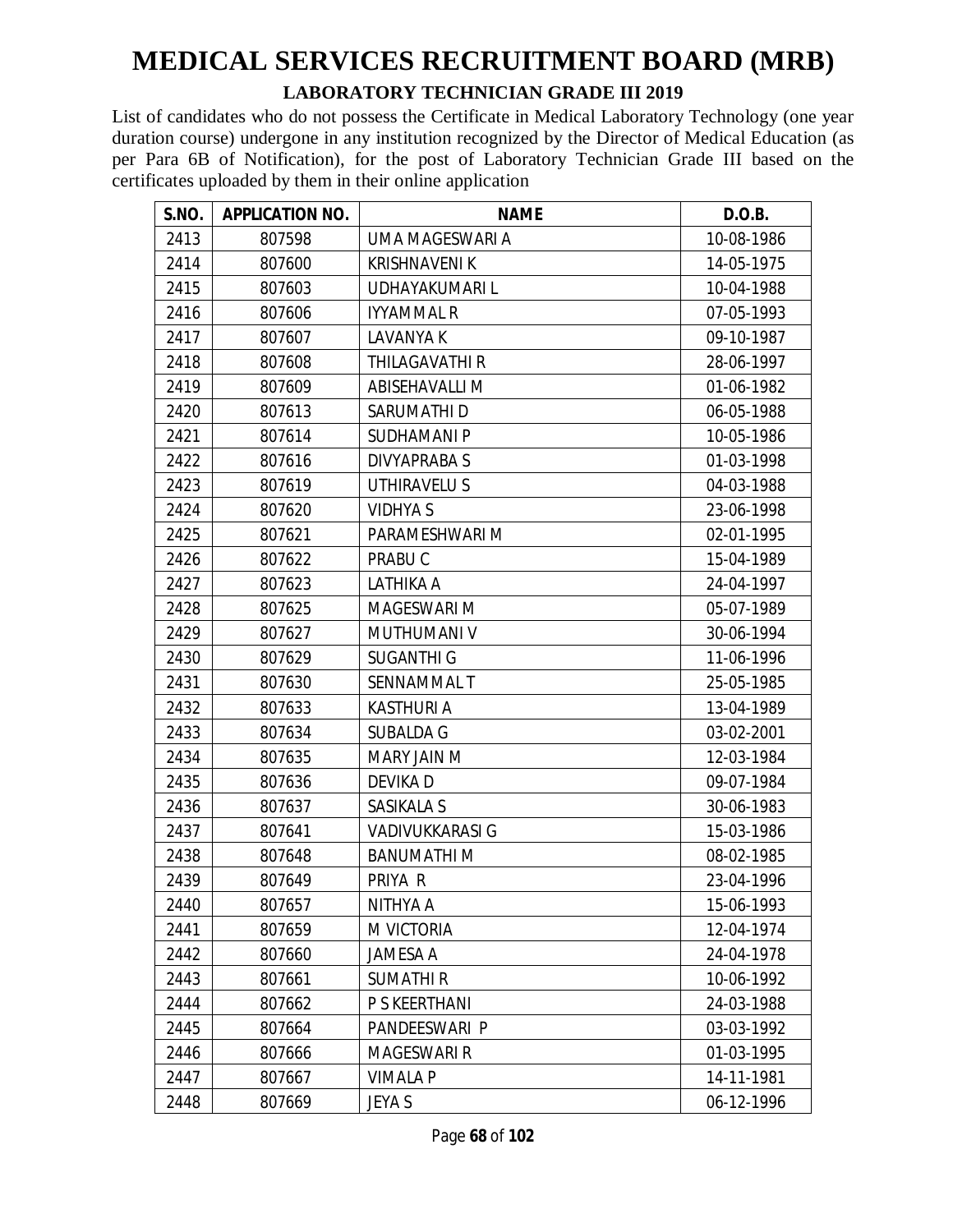# MEDICAL SERVICES RECRUITMENT BOARD (MRB)

## LABORATORY TECHNICIAN GRADE III 2019

List of candidates who do not possess the Certificate in Medical Laboratory Technology (one year duration course) undergone in any institution recognized by the Director of Medical Education (as per Para 6B of Notification), for the post of Laboratory Technician Grade III based on the certificates uploaded by them in their online application

| S.NO. | APPLICATION NO. | NAME | D.O.B. |
|---|---|---|---|
| 2413 | 807598 | UMA MAGESWARI A | 10-08-1986 |
| 2414 | 807600 | KRISHNAVENI K | 14-05-1975 |
| 2415 | 807603 | UDHAYAKUMARI L | 10-04-1988 |
| 2416 | 807606 | IYYAMMAL R | 07-05-1993 |
| 2417 | 807607 | LAVANYA K | 09-10-1987 |
| 2418 | 807608 | THILAGAVATHI R | 28-06-1997 |
| 2419 | 807609 | ABISEHAVALLI M | 01-06-1982 |
| 2420 | 807613 | SARUMATHI D | 06-05-1988 |
| 2421 | 807614 | SUDHAMANI P | 10-05-1986 |
| 2422 | 807616 | DIVYAPRABA S | 01-03-1998 |
| 2423 | 807619 | UTHIRAVELU S | 04-03-1988 |
| 2424 | 807620 | VIDHYA S | 23-06-1998 |
| 2425 | 807621 | PARAMESHWARI M | 02-01-1995 |
| 2426 | 807622 | PRABU C | 15-04-1989 |
| 2427 | 807623 | LATHIKA A | 24-04-1997 |
| 2428 | 807625 | MAGESWARI M | 05-07-1989 |
| 2429 | 807627 | MUTHUMANI V | 30-06-1994 |
| 2430 | 807629 | SUGANTHI G | 11-06-1996 |
| 2431 | 807630 | SENNAMMAL T | 25-05-1985 |
| 2432 | 807633 | KASTHURI A | 13-04-1989 |
| 2433 | 807634 | SUBALDA G | 03-02-2001 |
| 2434 | 807635 | MARY JAIN M | 12-03-1984 |
| 2435 | 807636 | DEVIKA D | 09-07-1984 |
| 2436 | 807637 | SASIKALA S | 30-06-1983 |
| 2437 | 807641 | VADIVUKKARASI G | 15-03-1986 |
| 2438 | 807648 | BANUMATHI M | 08-02-1985 |
| 2439 | 807649 | PRIYA R | 23-04-1996 |
| 2440 | 807657 | NITHYA A | 15-06-1993 |
| 2441 | 807659 | M VICTORIA | 12-04-1974 |
| 2442 | 807660 | JAMESA A | 24-04-1978 |
| 2443 | 807661 | SUMATHI R | 10-06-1992 |
| 2444 | 807662 | P S KEERTHANI | 24-03-1988 |
| 2445 | 807664 | PANDEESWARI P | 03-03-1992 |
| 2446 | 807666 | MAGESWARI R | 01-03-1995 |
| 2447 | 807667 | VIMALA P | 14-11-1981 |
| 2448 | 807669 | JEYA S | 06-12-1996 |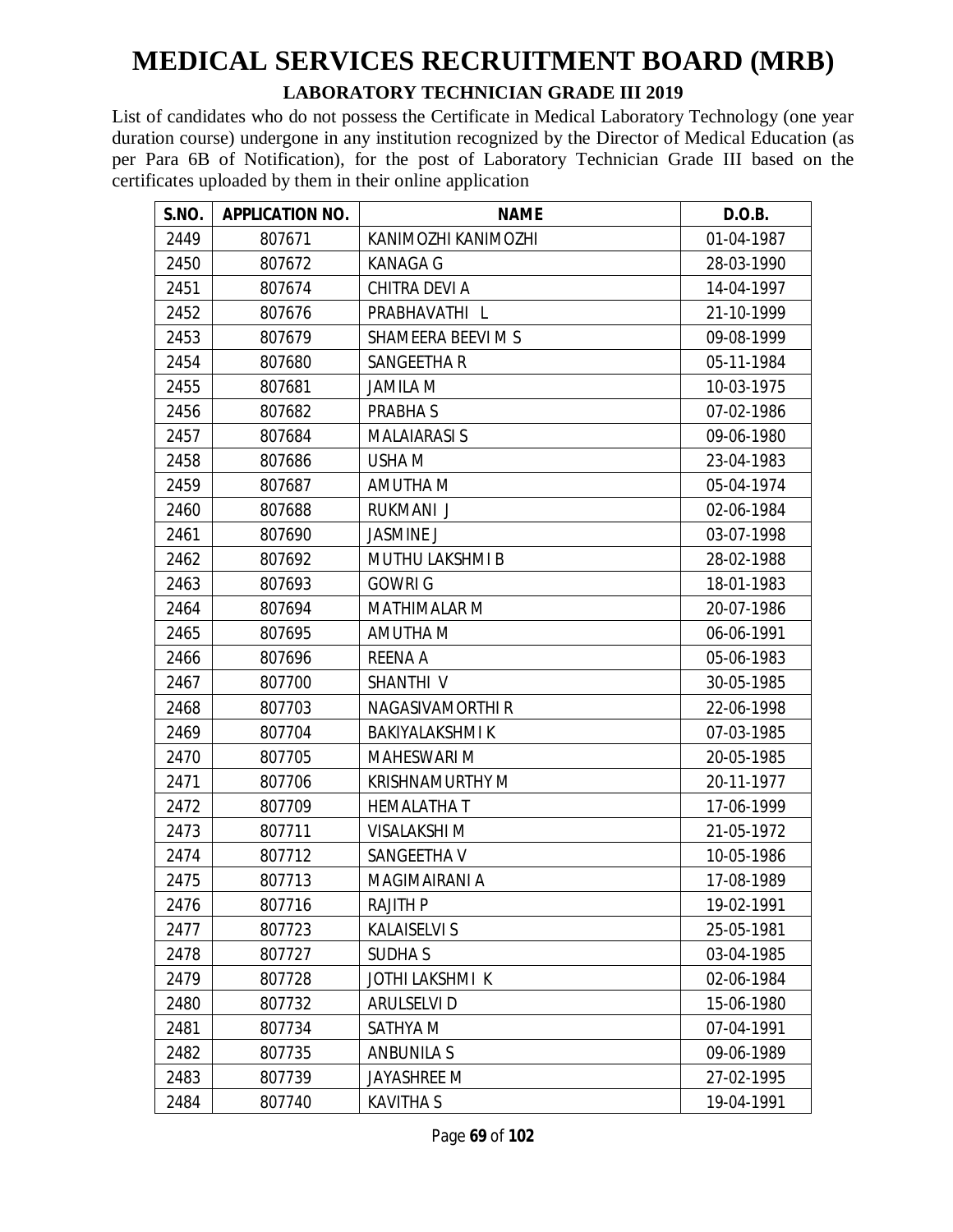# MEDICAL SERVICES RECRUITMENT BOARD (MRB)

## LABORATORY TECHNICIAN GRADE III 2019

List of candidates who do not possess the Certificate in Medical Laboratory Technology (one year duration course) undergone in any institution recognized by the Director of Medical Education (as per Para 6B of Notification), for the post of Laboratory Technician Grade III based on the certificates uploaded by them in their online application

| S.NO. | APPLICATION NO. | NAME | D.O.B. |
|---|---|---|---|
| 2449 | 807671 | KANIMOZHI KANIMOZHI | 01-04-1987 |
| 2450 | 807672 | KANAGA G | 28-03-1990 |
| 2451 | 807674 | CHITRA DEVI A | 14-04-1997 |
| 2452 | 807676 | PRABHAVATHI L | 21-10-1999 |
| 2453 | 807679 | SHAMEERA BEEVI M S | 09-08-1999 |
| 2454 | 807680 | SANGEETHA R | 05-11-1984 |
| 2455 | 807681 | JAMILA M | 10-03-1975 |
| 2456 | 807682 | PRABHA S | 07-02-1986 |
| 2457 | 807684 | MALAIARASI S | 09-06-1980 |
| 2458 | 807686 | USHA M | 23-04-1983 |
| 2459 | 807687 | AMUTHA M | 05-04-1974 |
| 2460 | 807688 | RUKMANI J | 02-06-1984 |
| 2461 | 807690 | JASMINE J | 03-07-1998 |
| 2462 | 807692 | MUTHU LAKSHMI B | 28-02-1988 |
| 2463 | 807693 | GOWRI G | 18-01-1983 |
| 2464 | 807694 | MATHIMALAR M | 20-07-1986 |
| 2465 | 807695 | AMUTHA M | 06-06-1991 |
| 2466 | 807696 | REENA A | 05-06-1983 |
| 2467 | 807700 | SHANTHI V | 30-05-1985 |
| 2468 | 807703 | NAGASIVAMORTHI R | 22-06-1998 |
| 2469 | 807704 | BAKIYALAKSHMI K | 07-03-1985 |
| 2470 | 807705 | MAHESWARI M | 20-05-1985 |
| 2471 | 807706 | KRISHNAMURTHY M | 20-11-1977 |
| 2472 | 807709 | HEMALATHA T | 17-06-1999 |
| 2473 | 807711 | VISALAKSHI M | 21-05-1972 |
| 2474 | 807712 | SANGEETHA V | 10-05-1986 |
| 2475 | 807713 | MAGIMAIRANI A | 17-08-1989 |
| 2476 | 807716 | RAJITH P | 19-02-1991 |
| 2477 | 807723 | KALAISELVI S | 25-05-1981 |
| 2478 | 807727 | SUDHA S | 03-04-1985 |
| 2479 | 807728 | JOTHI LAKSHMI K | 02-06-1984 |
| 2480 | 807732 | ARULSELVI D | 15-06-1980 |
| 2481 | 807734 | SATHYA M | 07-04-1991 |
| 2482 | 807735 | ANBUNILA S | 09-06-1989 |
| 2483 | 807739 | JAYASHREE M | 27-02-1995 |
| 2484 | 807740 | KAVITHA S | 19-04-1991 |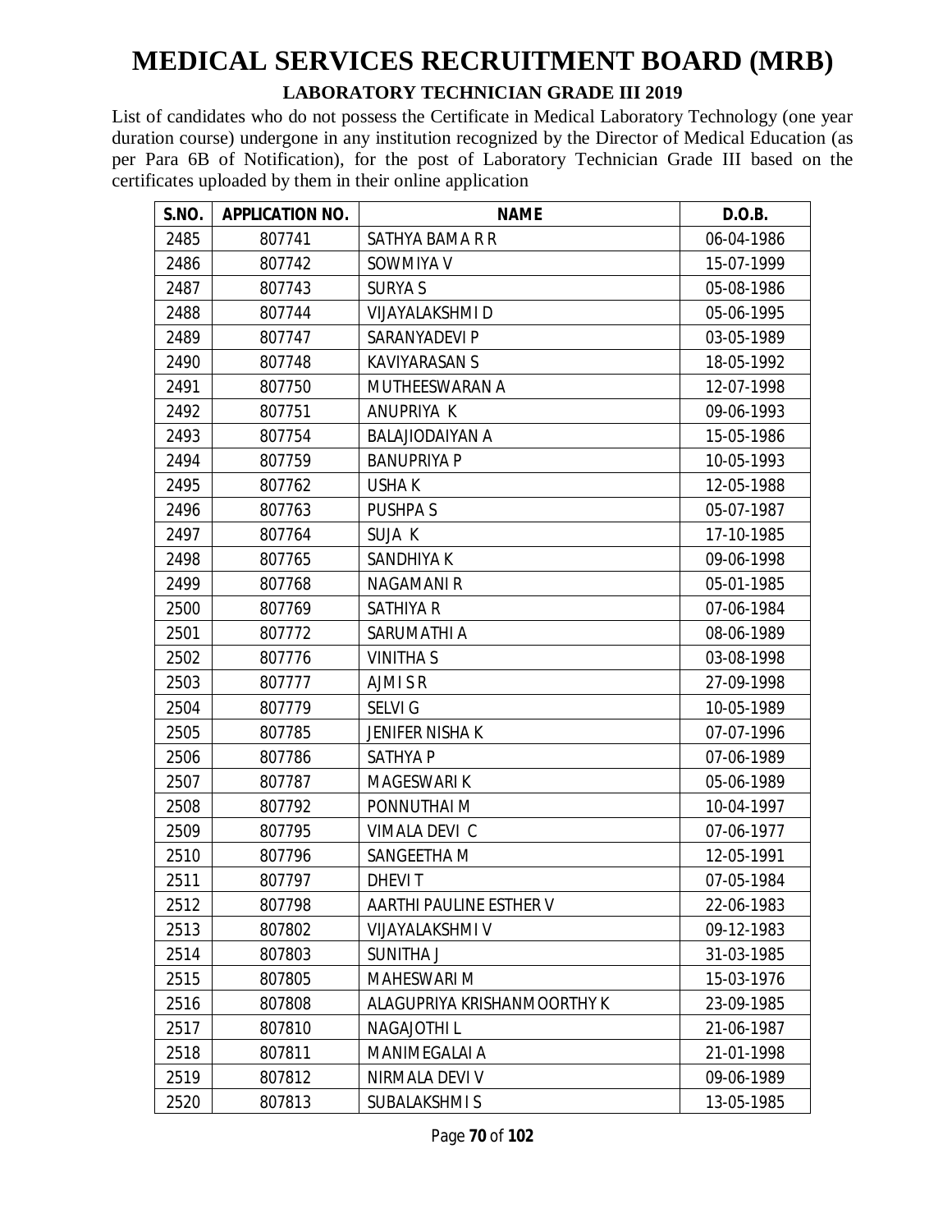# MEDICAL SERVICES RECRUITMENT BOARD (MRB)

## LABORATORY TECHNICIAN GRADE III 2019

List of candidates who do not possess the Certificate in Medical Laboratory Technology (one year duration course) undergone in any institution recognized by the Director of Medical Education (as per Para 6B of Notification), for the post of Laboratory Technician Grade III based on the certificates uploaded by them in their online application

| S.NO. | APPLICATION NO. | NAME | D.O.B. |
|---|---|---|---|
| 2485 | 807741 | SATHYA BAMA R R | 06-04-1986 |
| 2486 | 807742 | SOWMIYA V | 15-07-1999 |
| 2487 | 807743 | SURYA S | 05-08-1986 |
| 2488 | 807744 | VIJAYALAKSHMI D | 05-06-1995 |
| 2489 | 807747 | SARANYADEVI P | 03-05-1989 |
| 2490 | 807748 | KAVIYARASAN S | 18-05-1992 |
| 2491 | 807750 | MUTHEESWARAN A | 12-07-1998 |
| 2492 | 807751 | ANUPRIYA K | 09-06-1993 |
| 2493 | 807754 | BALAJIODAIYAN A | 15-05-1986 |
| 2494 | 807759 | BANUPRIYA P | 10-05-1993 |
| 2495 | 807762 | USHA K | 12-05-1988 |
| 2496 | 807763 | PUSHPA S | 05-07-1987 |
| 2497 | 807764 | SUJA K | 17-10-1985 |
| 2498 | 807765 | SANDHIYA K | 09-06-1998 |
| 2499 | 807768 | NAGAMANI R | 05-01-1985 |
| 2500 | 807769 | SATHIYA R | 07-06-1984 |
| 2501 | 807772 | SARUMATHI A | 08-06-1989 |
| 2502 | 807776 | VINITHA S | 03-08-1998 |
| 2503 | 807777 | AJMI S R | 27-09-1998 |
| 2504 | 807779 | SELVI G | 10-05-1989 |
| 2505 | 807785 | JENIFER NISHA K | 07-07-1996 |
| 2506 | 807786 | SATHYA P | 07-06-1989 |
| 2507 | 807787 | MAGESWARI K | 05-06-1989 |
| 2508 | 807792 | PONNUTHAI M | 10-04-1997 |
| 2509 | 807795 | VIMALA DEVI C | 07-06-1977 |
| 2510 | 807796 | SANGEETHA M | 12-05-1991 |
| 2511 | 807797 | DHEVI T | 07-05-1984 |
| 2512 | 807798 | AARTHI PAULINE ESTHER V | 22-06-1983 |
| 2513 | 807802 | VIJAYALAKSHMI V | 09-12-1983 |
| 2514 | 807803 | SUNITHA J | 31-03-1985 |
| 2515 | 807805 | MAHESWARI M | 15-03-1976 |
| 2516 | 807808 | ALAGUPRIYA KRISHANMOORTHY K | 23-09-1985 |
| 2517 | 807810 | NAGAJOTHI L | 21-06-1987 |
| 2518 | 807811 | MANIMEGALAI A | 21-01-1998 |
| 2519 | 807812 | NIRMALA DEVI V | 09-06-1989 |
| 2520 | 807813 | SUBALAKSHMI S | 13-05-1985 |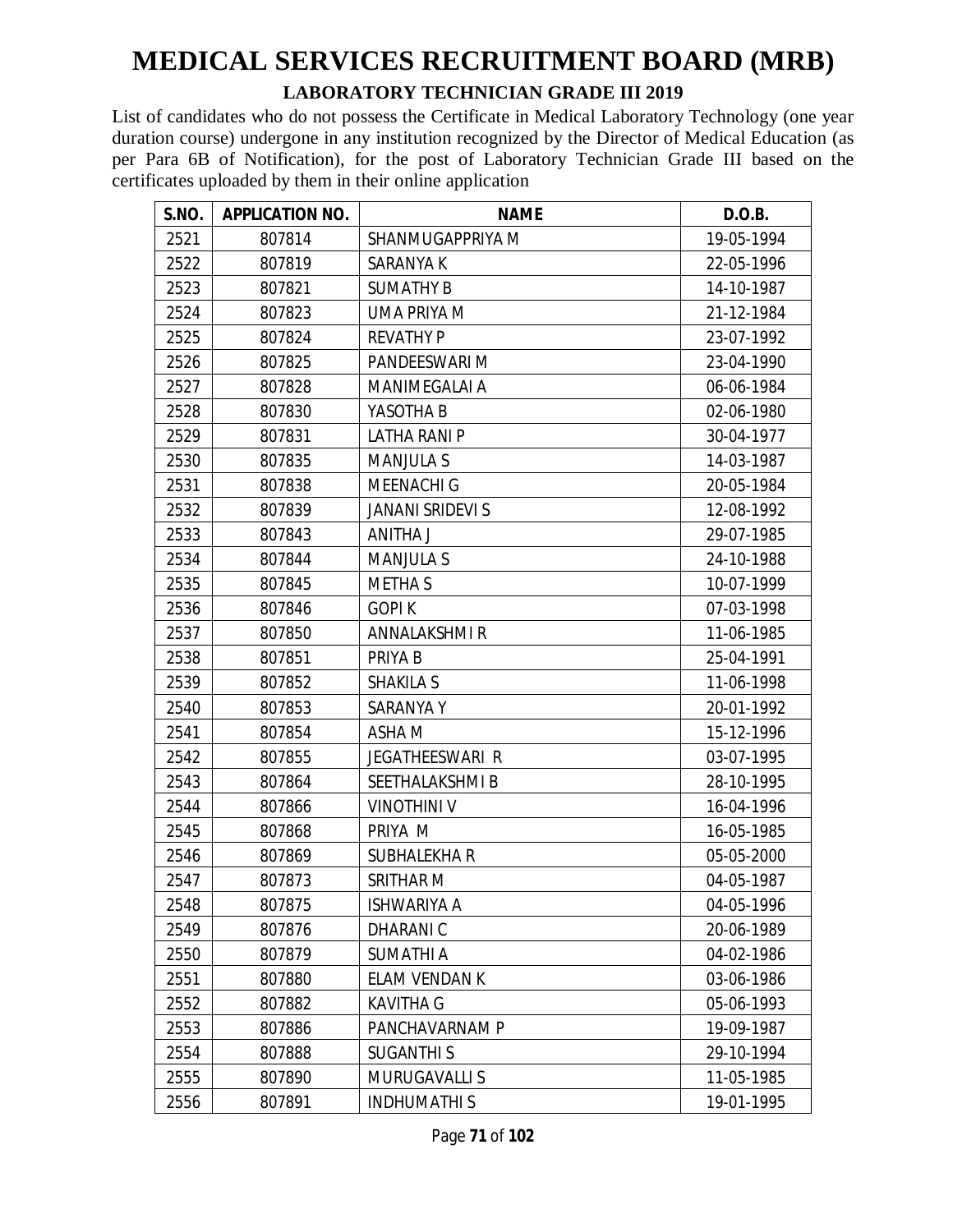# MEDICAL SERVICES RECRUITMENT BOARD (MRB)

## LABORATORY TECHNICIAN GRADE III 2019

List of candidates who do not possess the Certificate in Medical Laboratory Technology (one year duration course) undergone in any institution recognized by the Director of Medical Education (as per Para 6B of Notification), for the post of Laboratory Technician Grade III based on the certificates uploaded by them in their online application

| S.NO. | APPLICATION NO. | NAME | D.O.B. |
|---|---|---|---|
| 2521 | 807814 | SHANMUGAPPRIYA M | 19-05-1994 |
| 2522 | 807819 | SARANYA K | 22-05-1996 |
| 2523 | 807821 | SUMATHY B | 14-10-1987 |
| 2524 | 807823 | UMA PRIYA M | 21-12-1984 |
| 2525 | 807824 | REVATHY P | 23-07-1992 |
| 2526 | 807825 | PANDEESWARI M | 23-04-1990 |
| 2527 | 807828 | MANIMEGALAI A | 06-06-1984 |
| 2528 | 807830 | YASOTHA B | 02-06-1980 |
| 2529 | 807831 | LATHA RANI P | 30-04-1977 |
| 2530 | 807835 | MANJULA S | 14-03-1987 |
| 2531 | 807838 | MEENACHI G | 20-05-1984 |
| 2532 | 807839 | JANANI SRIDEVI S | 12-08-1992 |
| 2533 | 807843 | ANITHA J | 29-07-1985 |
| 2534 | 807844 | MANJULA S | 24-10-1988 |
| 2535 | 807845 | METHA S | 10-07-1999 |
| 2536 | 807846 | GOPI K | 07-03-1998 |
| 2537 | 807850 | ANNALAKSHMI R | 11-06-1985 |
| 2538 | 807851 | PRIYA B | 25-04-1991 |
| 2539 | 807852 | SHAKILA S | 11-06-1998 |
| 2540 | 807853 | SARANYA Y | 20-01-1992 |
| 2541 | 807854 | ASHA M | 15-12-1996 |
| 2542 | 807855 | JEGATHEESWARI R | 03-07-1995 |
| 2543 | 807864 | SEETHALAKSHMI B | 28-10-1995 |
| 2544 | 807866 | VINOTHINI V | 16-04-1996 |
| 2545 | 807868 | PRIYA M | 16-05-1985 |
| 2546 | 807869 | SUBHALEKHA R | 05-05-2000 |
| 2547 | 807873 | SRITHAR M | 04-05-1987 |
| 2548 | 807875 | ISHWARIYA A | 04-05-1996 |
| 2549 | 807876 | DHARANI C | 20-06-1989 |
| 2550 | 807879 | SUMATHI A | 04-02-1986 |
| 2551 | 807880 | ELAM VENDAN K | 03-06-1986 |
| 2552 | 807882 | KAVITHA G | 05-06-1993 |
| 2553 | 807886 | PANCHAVARNAM P | 19-09-1987 |
| 2554 | 807888 | SUGANTHI S | 29-10-1994 |
| 2555 | 807890 | MURUGAVALLI S | 11-05-1985 |
| 2556 | 807891 | INDHUMATHI S | 19-01-1995 |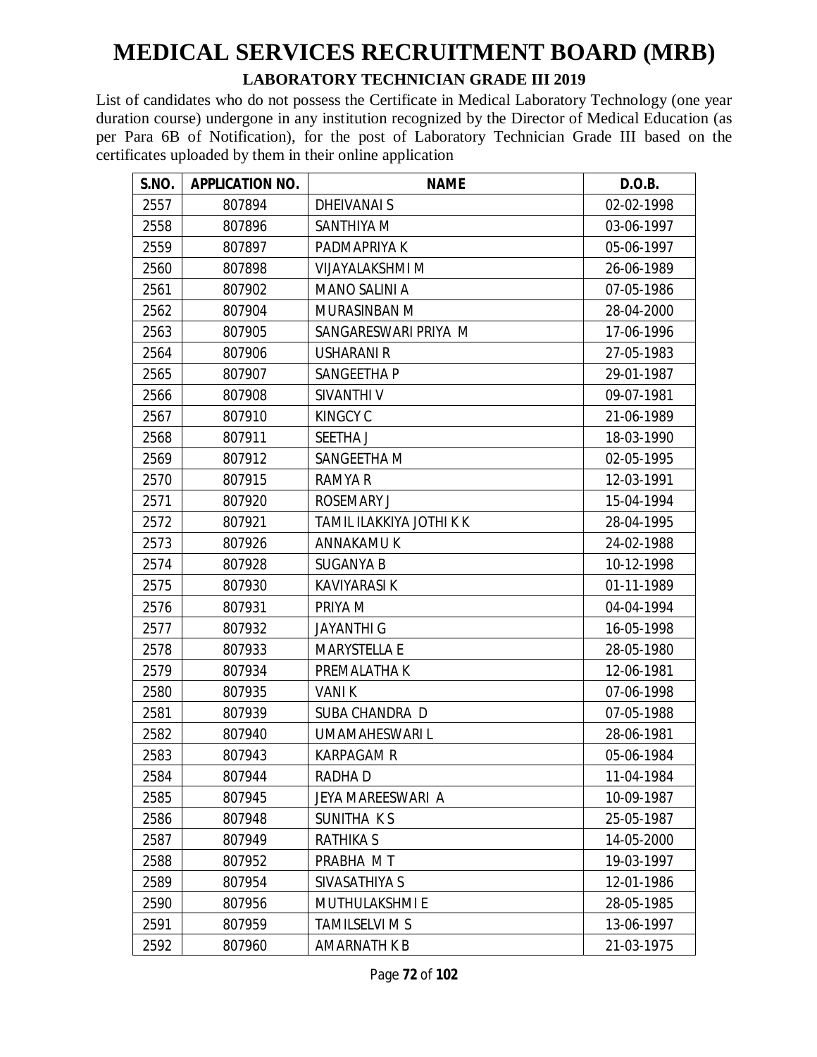# MEDICAL SERVICES RECRUITMENT BOARD (MRB)

## LABORATORY TECHNICIAN GRADE III 2019

List of candidates who do not possess the Certificate in Medical Laboratory Technology (one year duration course) undergone in any institution recognized by the Director of Medical Education (as per Para 6B of Notification), for the post of Laboratory Technician Grade III based on the certificates uploaded by them in their online application

| S.NO. | APPLICATION NO. | NAME | D.O.B. |
|---|---|---|---|
| 2557 | 807894 | DHEIVANAI S | 02-02-1998 |
| 2558 | 807896 | SANTHIYA M | 03-06-1997 |
| 2559 | 807897 | PADMAPRIYA K | 05-06-1997 |
| 2560 | 807898 | VIJAYALAKSHMI M | 26-06-1989 |
| 2561 | 807902 | MANO SALINI A | 07-05-1986 |
| 2562 | 807904 | MURASINBAN M | 28-04-2000 |
| 2563 | 807905 | SANGARESWARI PRIYA M | 17-06-1996 |
| 2564 | 807906 | USHARANI R | 27-05-1983 |
| 2565 | 807907 | SANGEETHA P | 29-01-1987 |
| 2566 | 807908 | SIVANTHI V | 09-07-1981 |
| 2567 | 807910 | KINGCY C | 21-06-1989 |
| 2568 | 807911 | SEETHA J | 18-03-1990 |
| 2569 | 807912 | SANGEETHA M | 02-05-1995 |
| 2570 | 807915 | RAMYA R | 12-03-1991 |
| 2571 | 807920 | ROSEMARY J | 15-04-1994 |
| 2572 | 807921 | TAMIL ILAKKIYA JOTHI K K | 28-04-1995 |
| 2573 | 807926 | ANNAKAMU K | 24-02-1988 |
| 2574 | 807928 | SUGANYA B | 10-12-1998 |
| 2575 | 807930 | KAVIYARASI K | 01-11-1989 |
| 2576 | 807931 | PRIYA M | 04-04-1994 |
| 2577 | 807932 | JAYANTHI G | 16-05-1998 |
| 2578 | 807933 | MARYSTELLA E | 28-05-1980 |
| 2579 | 807934 | PREMALATHA K | 12-06-1981 |
| 2580 | 807935 | VANI K | 07-06-1998 |
| 2581 | 807939 | SUBA CHANDRA D | 07-05-1988 |
| 2582 | 807940 | UMAMAHESWARI L | 28-06-1981 |
| 2583 | 807943 | KARPAGAM R | 05-06-1984 |
| 2584 | 807944 | RADHA D | 11-04-1984 |
| 2585 | 807945 | JEYA MAREESWARI A | 10-09-1987 |
| 2586 | 807948 | SUNITHA K S | 25-05-1987 |
| 2587 | 807949 | RATHIKA S | 14-05-2000 |
| 2588 | 807952 | PRABHA M T | 19-03-1997 |
| 2589 | 807954 | SIVASATHIYA S | 12-01-1986 |
| 2590 | 807956 | MUTHULAKSHMI E | 28-05-1985 |
| 2591 | 807959 | TAMILSELVI M S | 13-06-1997 |
| 2592 | 807960 | AMARNATH K B | 21-03-1975 |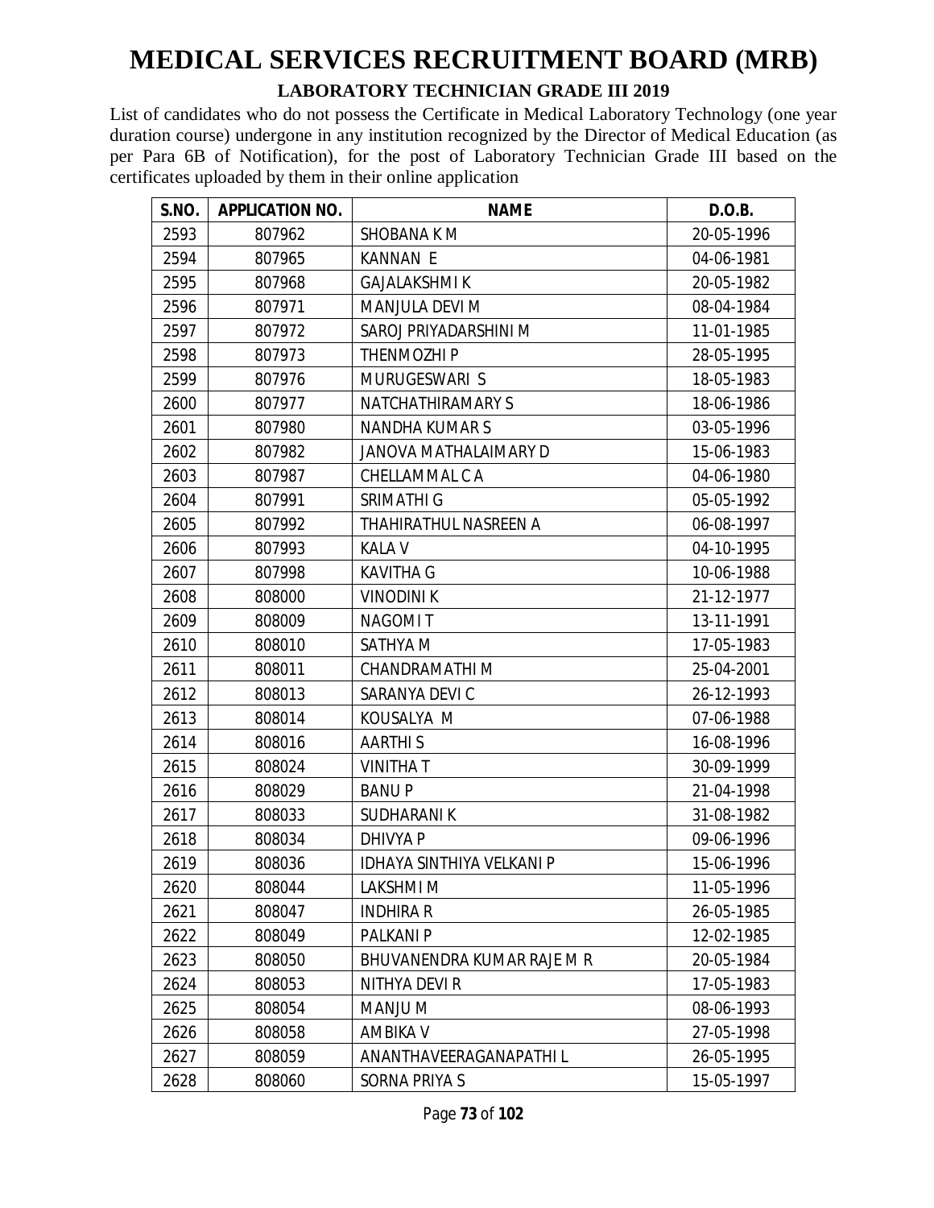# MEDICAL SERVICES RECRUITMENT BOARD (MRB)

**LABORATORY TECHNICIAN GRADE III 2019**

List of candidates who do not possess the Certificate in Medical Laboratory Technology (one year duration course) undergone in any institution recognized by the Director of Medical Education (as per Para 6B of Notification), for the post of Laboratory Technician Grade III based on the certificates uploaded by them in their online application

| S.NO. | APPLICATION NO. | NAME | D.O.B. |
|---|---|---|---|
| 2593 | 807962 | SHOBANA K M | 20-05-1996 |
| 2594 | 807965 | KANNAN E | 04-06-1981 |
| 2595 | 807968 | GAJALAKSHMI K | 20-05-1982 |
| 2596 | 807971 | MANJULA DEVI M | 08-04-1984 |
| 2597 | 807972 | SAROJ PRIYADARSHINI M | 11-01-1985 |
| 2598 | 807973 | THENMOZHI P | 28-05-1995 |
| 2599 | 807976 | MURUGESWARI S | 18-05-1983 |
| 2600 | 807977 | NATCHATHIRAMARY S | 18-06-1986 |
| 2601 | 807980 | NANDHA KUMAR S | 03-05-1996 |
| 2602 | 807982 | JANOVA MATHALAIMARY D | 15-06-1983 |
| 2603 | 807987 | CHELLAMMAL C A | 04-06-1980 |
| 2604 | 807991 | SRIMATHI G | 05-05-1992 |
| 2605 | 807992 | THAHIRATHUL NASREEN A | 06-08-1997 |
| 2606 | 807993 | KALA V | 04-10-1995 |
| 2607 | 807998 | KAVITHA G | 10-06-1988 |
| 2608 | 808000 | VINODINI K | 21-12-1977 |
| 2609 | 808009 | NAGOMI T | 13-11-1991 |
| 2610 | 808010 | SATHYA M | 17-05-1983 |
| 2611 | 808011 | CHANDRAMATHI M | 25-04-2001 |
| 2612 | 808013 | SARANYA DEVI C | 26-12-1993 |
| 2613 | 808014 | KOUSALYA M | 07-06-1988 |
| 2614 | 808016 | AARTHI S | 16-08-1996 |
| 2615 | 808024 | VINITHA T | 30-09-1999 |
| 2616 | 808029 | BANU P | 21-04-1998 |
| 2617 | 808033 | SUDHARANI K | 31-08-1982 |
| 2618 | 808034 | DHIVYA P | 09-06-1996 |
| 2619 | 808036 | IDHAYA SINTHIYA VELKANI P | 15-06-1996 |
| 2620 | 808044 | LAKSHMI M | 11-05-1996 |
| 2621 | 808047 | INDHIRA R | 26-05-1985 |
| 2622 | 808049 | PALKANI P | 12-02-1985 |
| 2623 | 808050 | BHUVANENDRA KUMAR RAJE M R | 20-05-1984 |
| 2624 | 808053 | NITHYA DEVI R | 17-05-1983 |
| 2625 | 808054 | MANJU M | 08-06-1993 |
| 2626 | 808058 | AMBIKA V | 27-05-1998 |
| 2627 | 808059 | ANANTHAVEERAGANAPATHI L | 26-05-1995 |
| 2628 | 808060 | SORNA PRIYA S | 15-05-1997 |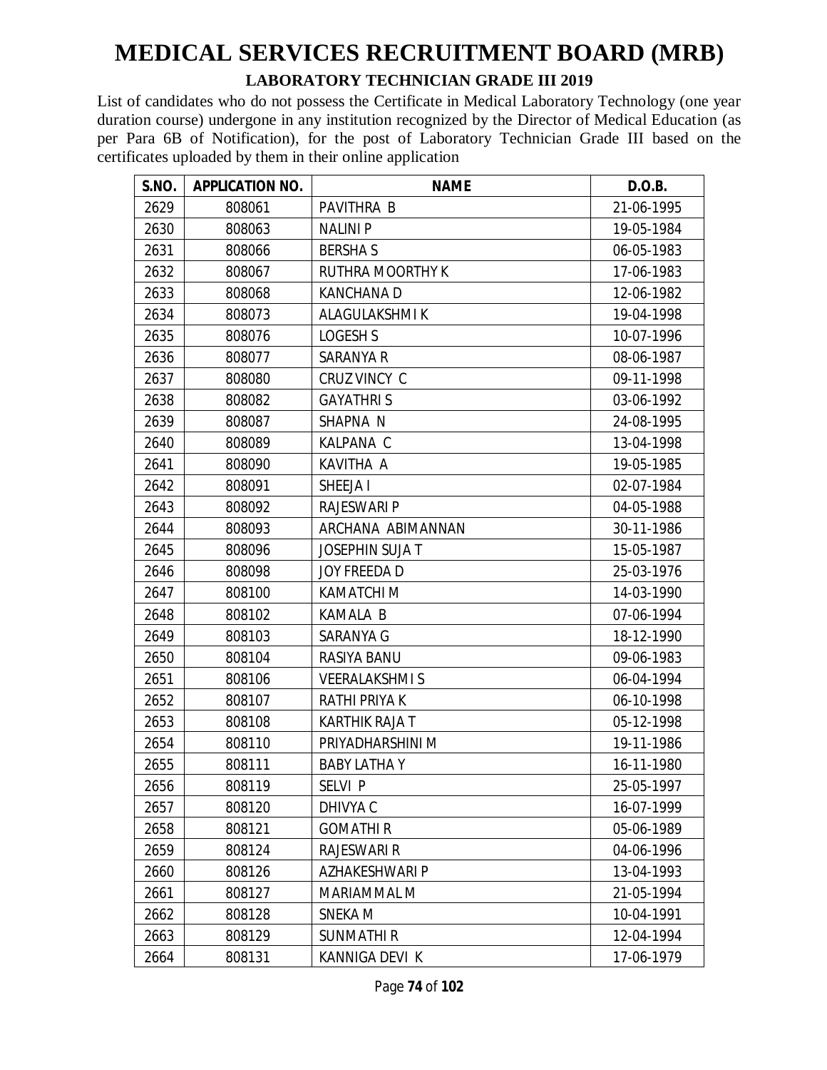# MEDICAL SERVICES RECRUITMENT BOARD (MRB)

## LABORATORY TECHNICIAN GRADE III 2019

List of candidates who do not possess the Certificate in Medical Laboratory Technology (one year duration course) undergone in any institution recognized by the Director of Medical Education (as per Para 6B of Notification), for the post of Laboratory Technician Grade III based on the certificates uploaded by them in their online application

| S.NO. | APPLICATION NO. | NAME | D.O.B. |
|---|---|---|---|
| 2629 | 808061 | PAVITHRA B | 21-06-1995 |
| 2630 | 808063 | NALINI P | 19-05-1984 |
| 2631 | 808066 | BERSHA S | 06-05-1983 |
| 2632 | 808067 | RUTHRA MOORTHY K | 17-06-1983 |
| 2633 | 808068 | KANCHANA D | 12-06-1982 |
| 2634 | 808073 | ALAGULAKSHMI K | 19-04-1998 |
| 2635 | 808076 | LOGESH S | 10-07-1996 |
| 2636 | 808077 | SARANYA R | 08-06-1987 |
| 2637 | 808080 | CRUZ VINCY C | 09-11-1998 |
| 2638 | 808082 | GAYATHRI S | 03-06-1992 |
| 2639 | 808087 | SHAPNA N | 24-08-1995 |
| 2640 | 808089 | KALPANA C | 13-04-1998 |
| 2641 | 808090 | KAVITHA A | 19-05-1985 |
| 2642 | 808091 | SHEEJA I | 02-07-1984 |
| 2643 | 808092 | RAJESWARI P | 04-05-1988 |
| 2644 | 808093 | ARCHANA ABIMANNAN | 30-11-1986 |
| 2645 | 808096 | JOSEPHIN SUJA T | 15-05-1987 |
| 2646 | 808098 | JOY FREEDA D | 25-03-1976 |
| 2647 | 808100 | KAMATCHI M | 14-03-1990 |
| 2648 | 808102 | KAMALA B | 07-06-1994 |
| 2649 | 808103 | SARANYA G | 18-12-1990 |
| 2650 | 808104 | RASIYA BANU | 09-06-1983 |
| 2651 | 808106 | VEERALAKSHMI S | 06-04-1994 |
| 2652 | 808107 | RATHI PRIYA K | 06-10-1998 |
| 2653 | 808108 | KARTHIK RAJA T | 05-12-1998 |
| 2654 | 808110 | PRIYADHARSHINI M | 19-11-1986 |
| 2655 | 808111 | BABY LATHA Y | 16-11-1980 |
| 2656 | 808119 | SELVI P | 25-05-1997 |
| 2657 | 808120 | DHIVYA C | 16-07-1999 |
| 2658 | 808121 | GOMATHI R | 05-06-1989 |
| 2659 | 808124 | RAJESWARI R | 04-06-1996 |
| 2660 | 808126 | AZHAKESHWARI P | 13-04-1993 |
| 2661 | 808127 | MARIAMMAL M | 21-05-1994 |
| 2662 | 808128 | SNEKA M | 10-04-1991 |
| 2663 | 808129 | SUNMATHI R | 12-04-1994 |
| 2664 | 808131 | KANNIGA DEVI K | 17-06-1979 |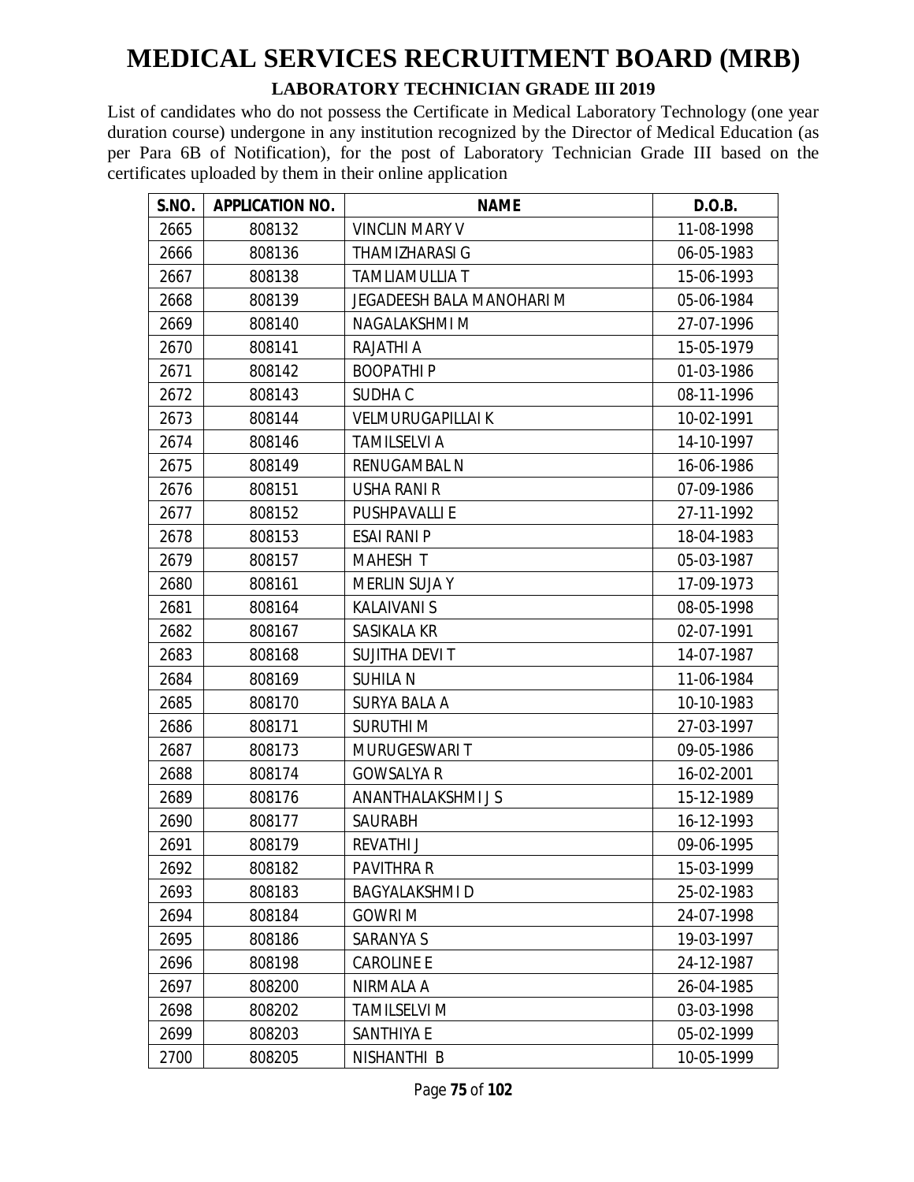# MEDICAL SERVICES RECRUITMENT BOARD (MRB)

## LABORATORY TECHNICIAN GRADE III 2019

List of candidates who do not possess the Certificate in Medical Laboratory Technology (one year duration course) undergone in any institution recognized by the Director of Medical Education (as per Para 6B of Notification), for the post of Laboratory Technician Grade III based on the certificates uploaded by them in their online application

| S.NO. | APPLICATION NO. | NAME | D.O.B. |
|---|---|---|---|
| 2665 | 808132 | VINCLIN MARY V | 11-08-1998 |
| 2666 | 808136 | THAMIZHARASI G | 06-05-1983 |
| 2667 | 808138 | TAMLIAMULLIA T | 15-06-1993 |
| 2668 | 808139 | JEGADEESH BALA MANOHARI M | 05-06-1984 |
| 2669 | 808140 | NAGALAKSHMI M | 27-07-1996 |
| 2670 | 808141 | RAJATHI A | 15-05-1979 |
| 2671 | 808142 | BOOPATHI P | 01-03-1986 |
| 2672 | 808143 | SUDHA C | 08-11-1996 |
| 2673 | 808144 | VELMURUGAPILLAI K | 10-02-1991 |
| 2674 | 808146 | TAMILSELVI A | 14-10-1997 |
| 2675 | 808149 | RENUGAMBAL N | 16-06-1986 |
| 2676 | 808151 | USHA RANI R | 07-09-1986 |
| 2677 | 808152 | PUSHPAVALLI E | 27-11-1992 |
| 2678 | 808153 | ESAI RANI P | 18-04-1983 |
| 2679 | 808157 | MAHESH T | 05-03-1987 |
| 2680 | 808161 | MERLIN SUJA Y | 17-09-1973 |
| 2681 | 808164 | KALAIVANI S | 08-05-1998 |
| 2682 | 808167 | SASIKALA KR | 02-07-1991 |
| 2683 | 808168 | SUJITHA DEVI T | 14-07-1987 |
| 2684 | 808169 | SUHILA N | 11-06-1984 |
| 2685 | 808170 | SURYA BALA A | 10-10-1983 |
| 2686 | 808171 | SURUTHI M | 27-03-1997 |
| 2687 | 808173 | MURUGESWARI T | 09-05-1986 |
| 2688 | 808174 | GOWSALYA R | 16-02-2001 |
| 2689 | 808176 | ANANTHALAKSHMI J S | 15-12-1989 |
| 2690 | 808177 | SAURABH | 16-12-1993 |
| 2691 | 808179 | REVATHI J | 09-06-1995 |
| 2692 | 808182 | PAVITHRA R | 15-03-1999 |
| 2693 | 808183 | BAGYALAKSHMI D | 25-02-1983 |
| 2694 | 808184 | GOWRI M | 24-07-1998 |
| 2695 | 808186 | SARANYA S | 19-03-1997 |
| 2696 | 808198 | CAROLINE E | 24-12-1987 |
| 2697 | 808200 | NIRMALA A | 26-04-1985 |
| 2698 | 808202 | TAMILSELVI M | 03-03-1998 |
| 2699 | 808203 | SANTHIYA E | 05-02-1999 |
| 2700 | 808205 | NISHANTHI B | 10-05-1999 |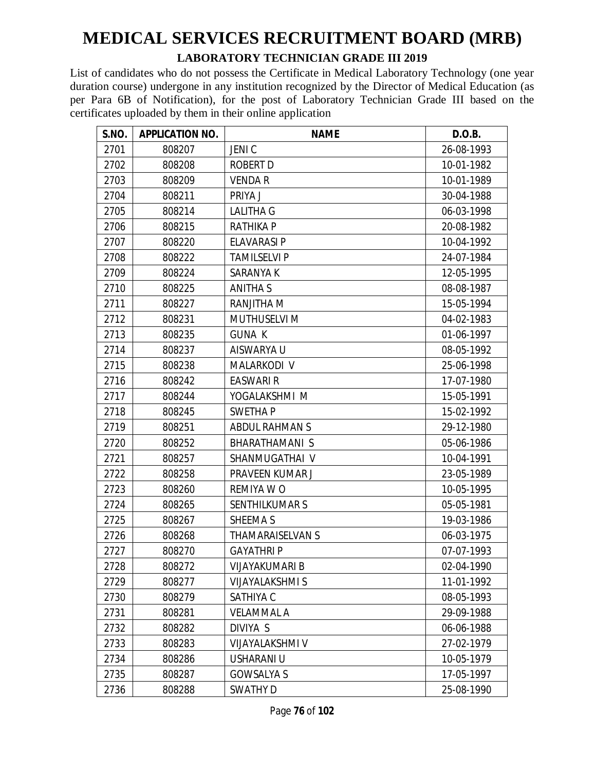# MEDICAL SERVICES RECRUITMENT BOARD (MRB)

### LABORATORY TECHNICIAN GRADE III 2019

List of candidates who do not possess the Certificate in Medical Laboratory Technology (one year duration course) undergone in any institution recognized by the Director of Medical Education (as per Para 6B of Notification), for the post of Laboratory Technician Grade III based on the certificates uploaded by them in their online application

| S.NO. | APPLICATION NO. | NAME | D.O.B. |
|---|---|---|---|
| 2701 | 808207 | JENI C | 26-08-1993 |
| 2702 | 808208 | ROBERT D | 10-01-1982 |
| 2703 | 808209 | VENDA R | 10-01-1989 |
| 2704 | 808211 | PRIYA J | 30-04-1988 |
| 2705 | 808214 | LALITHA G | 06-03-1998 |
| 2706 | 808215 | RATHIKA P | 20-08-1982 |
| 2707 | 808220 | ELAVARASI P | 10-04-1992 |
| 2708 | 808222 | TAMILSELVI P | 24-07-1984 |
| 2709 | 808224 | SARANYA K | 12-05-1995 |
| 2710 | 808225 | ANITHA S | 08-08-1987 |
| 2711 | 808227 | RANJITHA M | 15-05-1994 |
| 2712 | 808231 | MUTHUSELVI M | 04-02-1983 |
| 2713 | 808235 | GUNA K | 01-06-1997 |
| 2714 | 808237 | AISWARYA U | 08-05-1992 |
| 2715 | 808238 | MALARKODI V | 25-06-1998 |
| 2716 | 808242 | EASWARI R | 17-07-1980 |
| 2717 | 808244 | YOGALAKSHMI M | 15-05-1991 |
| 2718 | 808245 | SWETHA P | 15-02-1992 |
| 2719 | 808251 | ABDUL RAHMAN S | 29-12-1980 |
| 2720 | 808252 | BHARATHAMANI S | 05-06-1986 |
| 2721 | 808257 | SHANMUGATHAI V | 10-04-1991 |
| 2722 | 808258 | PRAVEEN KUMAR J | 23-05-1989 |
| 2723 | 808260 | REMIYA W O | 10-05-1995 |
| 2724 | 808265 | SENTHILKUMAR S | 05-05-1981 |
| 2725 | 808267 | SHEEMA S | 19-03-1986 |
| 2726 | 808268 | THAMARAISELVAN S | 06-03-1975 |
| 2727 | 808270 | GAYATHRI P | 07-07-1993 |
| 2728 | 808272 | VIJAYAKUMARI B | 02-04-1990 |
| 2729 | 808277 | VIJAYALAKSHMI S | 11-01-1992 |
| 2730 | 808279 | SATHIYA C | 08-05-1993 |
| 2731 | 808281 | VELAMMAL A | 29-09-1988 |
| 2732 | 808282 | DIVIYA S | 06-06-1988 |
| 2733 | 808283 | VIJAYALAKSHMI V | 27-02-1979 |
| 2734 | 808286 | USHARANI U | 10-05-1979 |
| 2735 | 808287 | GOWSALYA S | 17-05-1997 |
| 2736 | 808288 | SWATHY D | 25-08-1990 |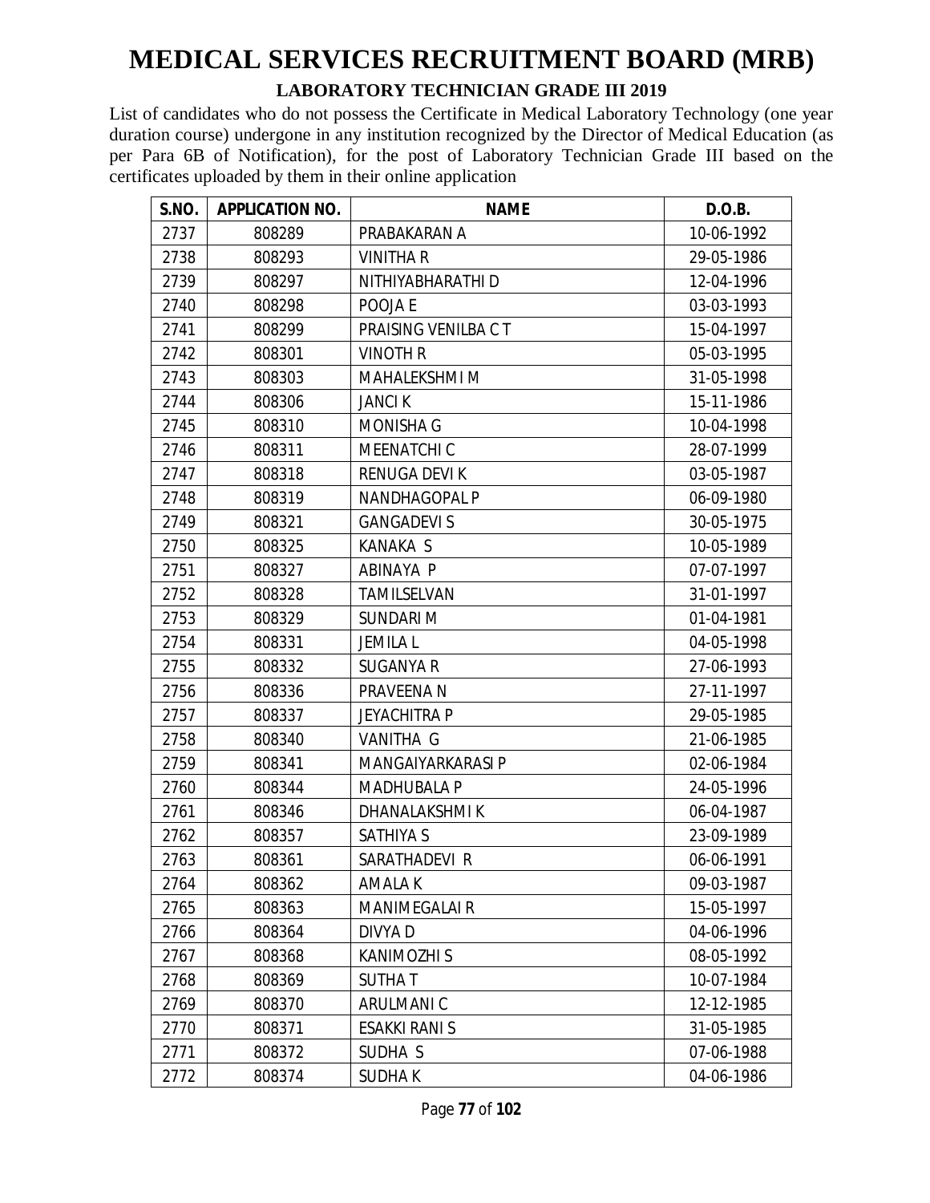# MEDICAL SERVICES RECRUITMENT BOARD (MRB)

## LABORATORY TECHNICIAN GRADE III 2019

List of candidates who do not possess the Certificate in Medical Laboratory Technology (one year duration course) undergone in any institution recognized by the Director of Medical Education (as per Para 6B of Notification), for the post of Laboratory Technician Grade III based on the certificates uploaded by them in their online application

| S.NO. | APPLICATION NO. | NAME | D.O.B. |
|---|---|---|---|
| 2737 | 808289 | PRABAKARAN A | 10-06-1992 |
| 2738 | 808293 | VINITHA R | 29-05-1986 |
| 2739 | 808297 | NITHIYABHARATHI D | 12-04-1996 |
| 2740 | 808298 | POOJA E | 03-03-1993 |
| 2741 | 808299 | PRAISING VENILBA C T | 15-04-1997 |
| 2742 | 808301 | VINOTH R | 05-03-1995 |
| 2743 | 808303 | MAHALEKSHMI M | 31-05-1998 |
| 2744 | 808306 | JANCI K | 15-11-1986 |
| 2745 | 808310 | MONISHA G | 10-04-1998 |
| 2746 | 808311 | MEENATCHI C | 28-07-1999 |
| 2747 | 808318 | RENUGA DEVI K | 03-05-1987 |
| 2748 | 808319 | NANDHAGOPAL P | 06-09-1980 |
| 2749 | 808321 | GANGADEVI S | 30-05-1975 |
| 2750 | 808325 | KANAKA S | 10-05-1989 |
| 2751 | 808327 | ABINAYA P | 07-07-1997 |
| 2752 | 808328 | TAMILSELVAN | 31-01-1997 |
| 2753 | 808329 | SUNDARI M | 01-04-1981 |
| 2754 | 808331 | JEMILA L | 04-05-1998 |
| 2755 | 808332 | SUGANYA R | 27-06-1993 |
| 2756 | 808336 | PRAVEENA N | 27-11-1997 |
| 2757 | 808337 | JEYACHITRA P | 29-05-1985 |
| 2758 | 808340 | VANITHA G | 21-06-1985 |
| 2759 | 808341 | MANGAIYARKARASI P | 02-06-1984 |
| 2760 | 808344 | MADHUBALA P | 24-05-1996 |
| 2761 | 808346 | DHANALAKSHMI K | 06-04-1987 |
| 2762 | 808357 | SATHIYA S | 23-09-1989 |
| 2763 | 808361 | SARATHADEVI R | 06-06-1991 |
| 2764 | 808362 | AMALA K | 09-03-1987 |
| 2765 | 808363 | MANIMEGALAI R | 15-05-1997 |
| 2766 | 808364 | DIVYA D | 04-06-1996 |
| 2767 | 808368 | KANIMOZHI S | 08-05-1992 |
| 2768 | 808369 | SUTHA T | 10-07-1984 |
| 2769 | 808370 | ARULMANI C | 12-12-1985 |
| 2770 | 808371 | ESAKKI RANI S | 31-05-1985 |
| 2771 | 808372 | SUDHA S | 07-06-1988 |
| 2772 | 808374 | SUDHA K | 04-06-1986 |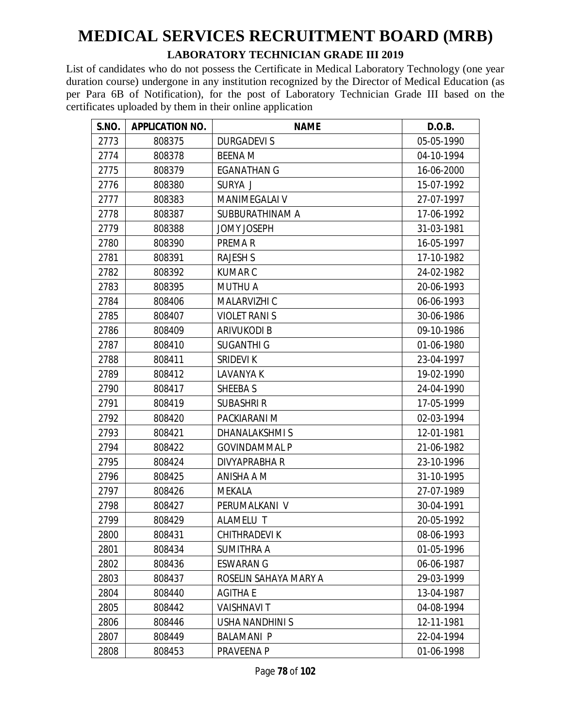# MEDICAL SERVICES RECRUITMENT BOARD (MRB)

## LABORATORY TECHNICIAN GRADE III 2019

List of candidates who do not possess the Certificate in Medical Laboratory Technology (one year duration course) undergone in any institution recognized by the Director of Medical Education (as per Para 6B of Notification), for the post of Laboratory Technician Grade III based on the certificates uploaded by them in their online application

| S.NO. | APPLICATION NO. | NAME | D.O.B. |
|---|---|---|---|
| 2773 | 808375 | DURGADEVI S | 05-05-1990 |
| 2774 | 808378 | BEENA M | 04-10-1994 |
| 2775 | 808379 | EGANATHAN G | 16-06-2000 |
| 2776 | 808380 | SURYA J | 15-07-1992 |
| 2777 | 808383 | MANIMEGALAI V | 27-07-1997 |
| 2778 | 808387 | SUBBURATHINAM A | 17-06-1992 |
| 2779 | 808388 | JOMY JOSEPH | 31-03-1981 |
| 2780 | 808390 | PREMA R | 16-05-1997 |
| 2781 | 808391 | RAJESH S | 17-10-1982 |
| 2782 | 808392 | KUMAR C | 24-02-1982 |
| 2783 | 808395 | MUTHU A | 20-06-1993 |
| 2784 | 808406 | MALARVIZHI C | 06-06-1993 |
| 2785 | 808407 | VIOLET RANI S | 30-06-1986 |
| 2786 | 808409 | ARIVUKODI B | 09-10-1986 |
| 2787 | 808410 | SUGANTHI G | 01-06-1980 |
| 2788 | 808411 | SRIDEVI K | 23-04-1997 |
| 2789 | 808412 | LAVANYA K | 19-02-1990 |
| 2790 | 808417 | SHEEBA S | 24-04-1990 |
| 2791 | 808419 | SUBASHRI R | 17-05-1999 |
| 2792 | 808420 | PACKIARANI M | 02-03-1994 |
| 2793 | 808421 | DHANALAKSHMI S | 12-01-1981 |
| 2794 | 808422 | GOVINDAMMAL P | 21-06-1982 |
| 2795 | 808424 | DIVYAPRABHA R | 23-10-1996 |
| 2796 | 808425 | ANISHA A M | 31-10-1995 |
| 2797 | 808426 | MEKALA | 27-07-1989 |
| 2798 | 808427 | PERUMALKANI V | 30-04-1991 |
| 2799 | 808429 | ALAMELU T | 20-05-1992 |
| 2800 | 808431 | CHITHRADEVI K | 08-06-1993 |
| 2801 | 808434 | SUMITHRA A | 01-05-1996 |
| 2802 | 808436 | ESWARAN G | 06-06-1987 |
| 2803 | 808437 | ROSELIN SAHAYA MARY A | 29-03-1999 |
| 2804 | 808440 | AGITHA E | 13-04-1987 |
| 2805 | 808442 | VAISHNAVI T | 04-08-1994 |
| 2806 | 808446 | USHA NANDHINI S | 12-11-1981 |
| 2807 | 808449 | BALAMANI P | 22-04-1994 |
| 2808 | 808453 | PRAVEENA P | 01-06-1998 |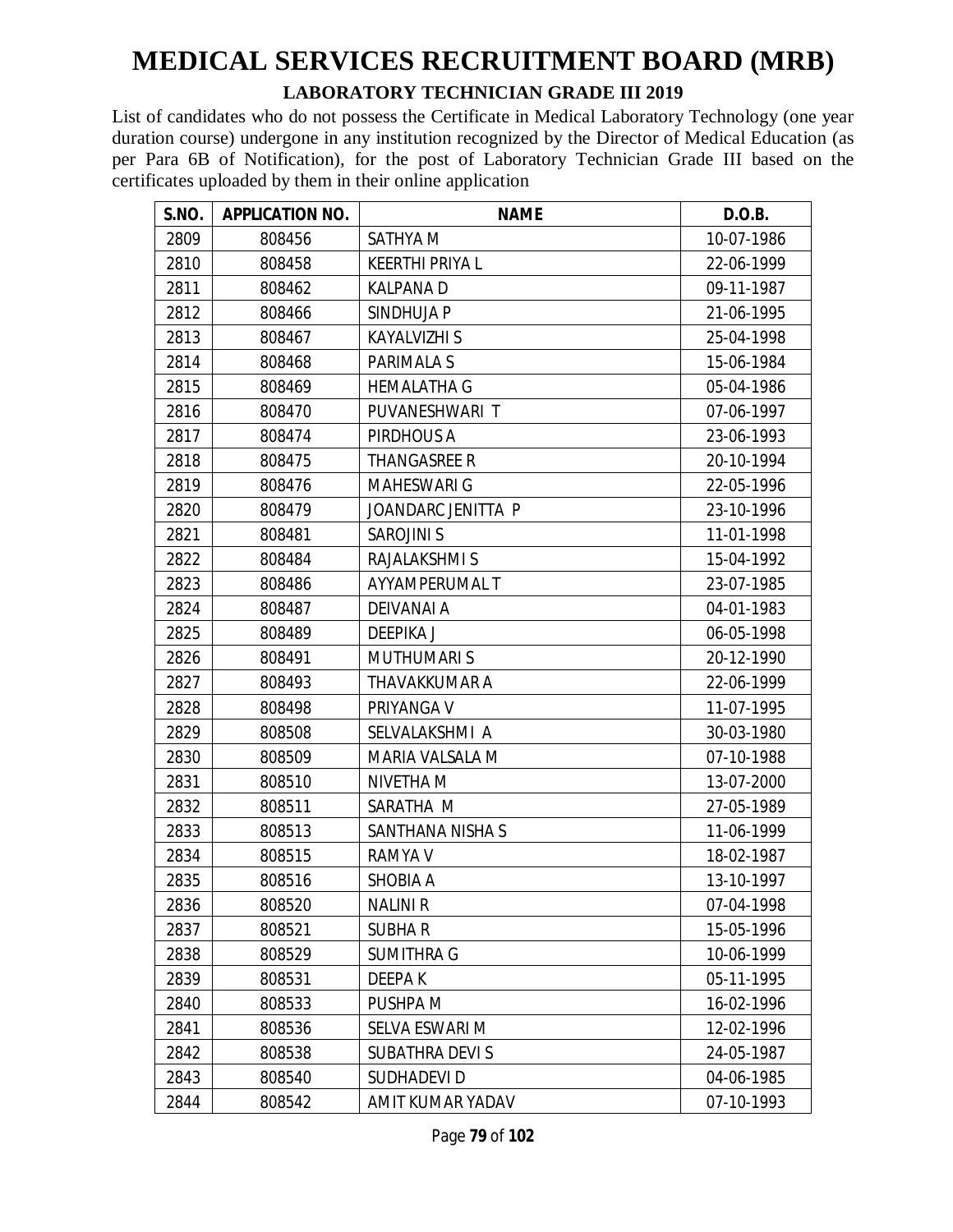# MEDICAL SERVICES RECRUITMENT BOARD (MRB)

## LABORATORY TECHNICIAN GRADE III 2019

List of candidates who do not possess the Certificate in Medical Laboratory Technology (one year duration course) undergone in any institution recognized by the Director of Medical Education (as per Para 6B of Notification), for the post of Laboratory Technician Grade III based on the certificates uploaded by them in their online application

| S.NO. | APPLICATION NO. | NAME | D.O.B. |
|---|---|---|---|
| 2809 | 808456 | SATHYA M | 10-07-1986 |
| 2810 | 808458 | KEERTHI PRIYA L | 22-06-1999 |
| 2811 | 808462 | KALPANA D | 09-11-1987 |
| 2812 | 808466 | SINDHUJA P | 21-06-1995 |
| 2813 | 808467 | KAYALVIZHI S | 25-04-1998 |
| 2814 | 808468 | PARIMALA S | 15-06-1984 |
| 2815 | 808469 | HEMALATHA G | 05-04-1986 |
| 2816 | 808470 | PUVANESHWARI T | 07-06-1997 |
| 2817 | 808474 | PIRDHOUS A | 23-06-1993 |
| 2818 | 808475 | THANGASREE R | 20-10-1994 |
| 2819 | 808476 | MAHESWARI G | 22-05-1996 |
| 2820 | 808479 | JOANDARC JENITTA P | 23-10-1996 |
| 2821 | 808481 | SAROJINI S | 11-01-1998 |
| 2822 | 808484 | RAJALAKSHMI S | 15-04-1992 |
| 2823 | 808486 | AYYAMPERUMAL T | 23-07-1985 |
| 2824 | 808487 | DEIVANAI A | 04-01-1983 |
| 2825 | 808489 | DEEPIKA J | 06-05-1998 |
| 2826 | 808491 | MUTHUMARI S | 20-12-1990 |
| 2827 | 808493 | THAVAKKUMAR A | 22-06-1999 |
| 2828 | 808498 | PRIYANGA V | 11-07-1995 |
| 2829 | 808508 | SELVALAKSHMI A | 30-03-1980 |
| 2830 | 808509 | MARIA VALSALA M | 07-10-1988 |
| 2831 | 808510 | NIVETHA M | 13-07-2000 |
| 2832 | 808511 | SARATHA M | 27-05-1989 |
| 2833 | 808513 | SANTHANA NISHA S | 11-06-1999 |
| 2834 | 808515 | RAMYA V | 18-02-1987 |
| 2835 | 808516 | SHOBIA A | 13-10-1997 |
| 2836 | 808520 | NALINI R | 07-04-1998 |
| 2837 | 808521 | SUBHA R | 15-05-1996 |
| 2838 | 808529 | SUMITHRA G | 10-06-1999 |
| 2839 | 808531 | DEEPA K | 05-11-1995 |
| 2840 | 808533 | PUSHPA M | 16-02-1996 |
| 2841 | 808536 | SELVA ESWARI M | 12-02-1996 |
| 2842 | 808538 | SUBATHRA DEVI S | 24-05-1987 |
| 2843 | 808540 | SUDHADEVI D | 04-06-1985 |
| 2844 | 808542 | AMIT KUMAR YADAV | 07-10-1993 |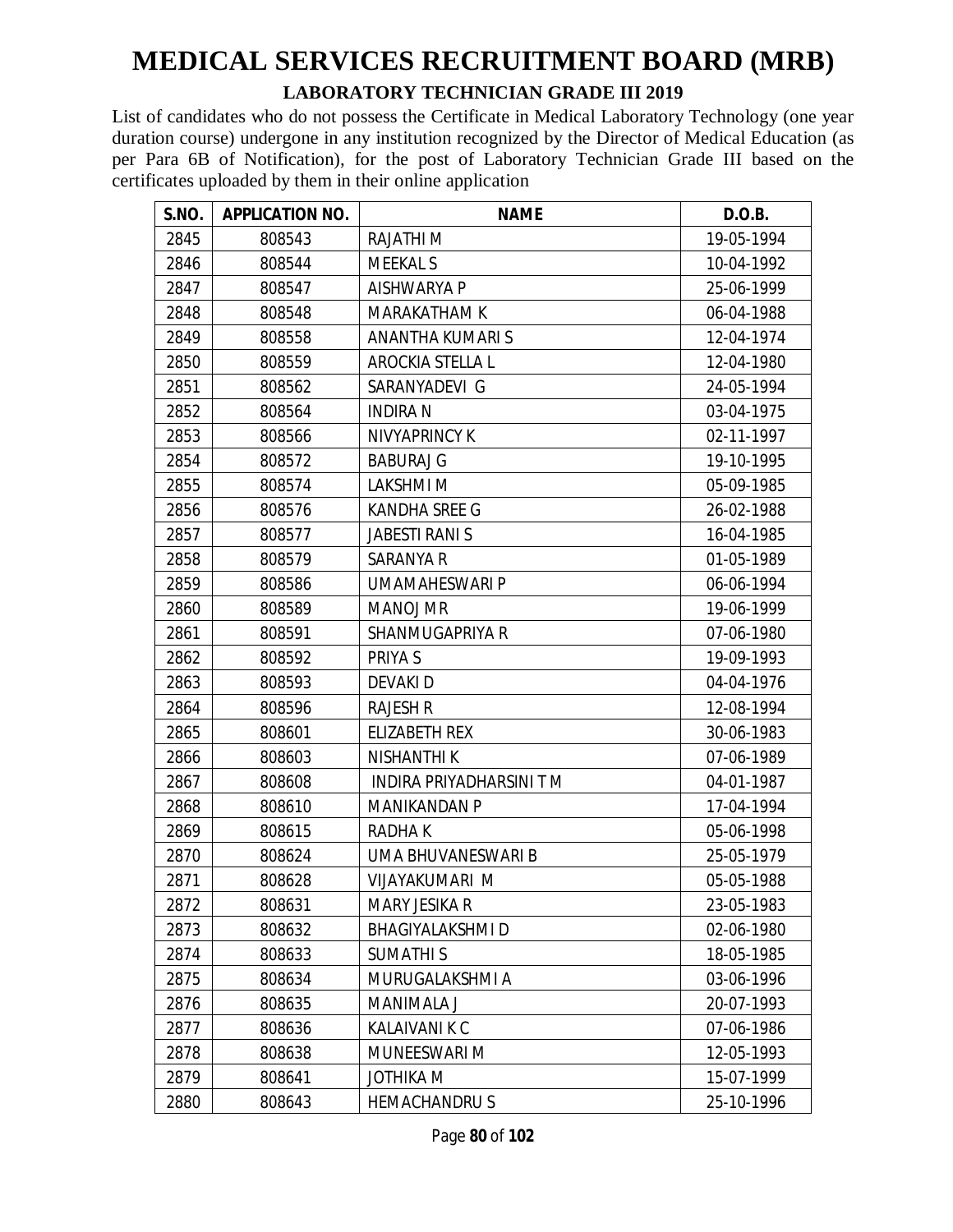# MEDICAL SERVICES RECRUITMENT BOARD (MRB)

## LABORATORY TECHNICIAN GRADE III 2019

List of candidates who do not possess the Certificate in Medical Laboratory Technology (one year duration course) undergone in any institution recognized by the Director of Medical Education (as per Para 6B of Notification), for the post of Laboratory Technician Grade III based on the certificates uploaded by them in their online application

| S.NO. | APPLICATION NO. | NAME | D.O.B. |
|---|---|---|---|
| 2845 | 808543 | RAJATHI M | 19-05-1994 |
| 2846 | 808544 | MEEKAL S | 10-04-1992 |
| 2847 | 808547 | AISHWARYA P | 25-06-1999 |
| 2848 | 808548 | MARAKATHAM K | 06-04-1988 |
| 2849 | 808558 | ANANTHA KUMARI S | 12-04-1974 |
| 2850 | 808559 | AROCKIA STELLA L | 12-04-1980 |
| 2851 | 808562 | SARANYADEVI G | 24-05-1994 |
| 2852 | 808564 | INDIRA N | 03-04-1975 |
| 2853 | 808566 | NIVYAPRINCY K | 02-11-1997 |
| 2854 | 808572 | BABURAJ G | 19-10-1995 |
| 2855 | 808574 | LAKSHMI M | 05-09-1985 |
| 2856 | 808576 | KANDHA SREE G | 26-02-1988 |
| 2857 | 808577 | JABESTI RANI S | 16-04-1985 |
| 2858 | 808579 | SARANYA R | 01-05-1989 |
| 2859 | 808586 | UMAMAHESWARI P | 06-06-1994 |
| 2860 | 808589 | MANOJ M R | 19-06-1999 |
| 2861 | 808591 | SHANMUGAPRIYA R | 07-06-1980 |
| 2862 | 808592 | PRIYA S | 19-09-1993 |
| 2863 | 808593 | DEVAKI D | 04-04-1976 |
| 2864 | 808596 | RAJESH R | 12-08-1994 |
| 2865 | 808601 | ELIZABETH REX | 30-06-1983 |
| 2866 | 808603 | NISHANTHI K | 07-06-1989 |
| 2867 | 808608 | INDIRA PRIYADHARSINI T M | 04-01-1987 |
| 2868 | 808610 | MANIKANDAN P | 17-04-1994 |
| 2869 | 808615 | RADHA K | 05-06-1998 |
| 2870 | 808624 | UMA BHUVANESWARI B | 25-05-1979 |
| 2871 | 808628 | VIJAYAKUMARI M | 05-05-1988 |
| 2872 | 808631 | MARY JESIKA R | 23-05-1983 |
| 2873 | 808632 | BHAGIYALAKSHMI D | 02-06-1980 |
| 2874 | 808633 | SUMATHI S | 18-05-1985 |
| 2875 | 808634 | MURUGALAKSHMI A | 03-06-1996 |
| 2876 | 808635 | MANIMALA J | 20-07-1993 |
| 2877 | 808636 | KALAIVANI K C | 07-06-1986 |
| 2878 | 808638 | MUNEESWARI M | 12-05-1993 |
| 2879 | 808641 | JOTHIKA M | 15-07-1999 |
| 2880 | 808643 | HEMACHANDRU S | 25-10-1996 |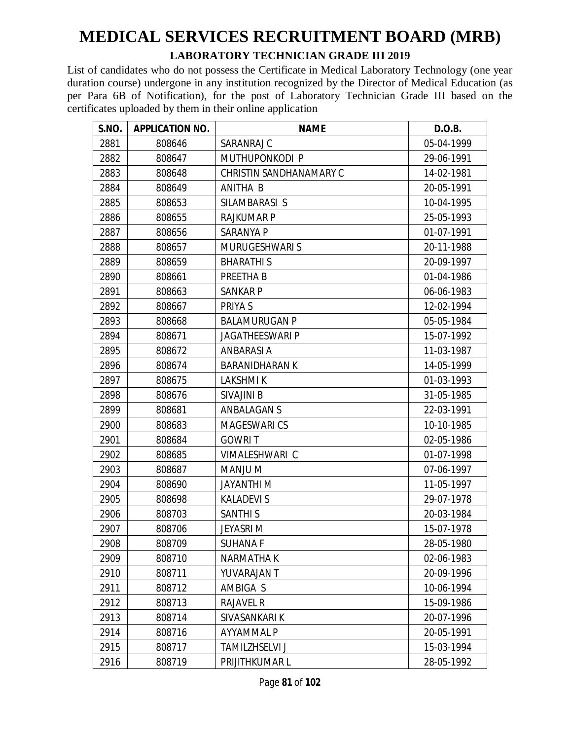# MEDICAL SERVICES RECRUITMENT BOARD (MRB)

## LABORATORY TECHNICIAN GRADE III 2019

List of candidates who do not possess the Certificate in Medical Laboratory Technology (one year duration course) undergone in any institution recognized by the Director of Medical Education (as per Para 6B of Notification), for the post of Laboratory Technician Grade III based on the certificates uploaded by them in their online application

| S.NO. | APPLICATION NO. | NAME | D.O.B. |
|---|---|---|---|
| 2881 | 808646 | SARANRAJ C | 05-04-1999 |
| 2882 | 808647 | MUTHUPONKODI P | 29-06-1991 |
| 2883 | 808648 | CHRISTIN SANDHANAMARY C | 14-02-1981 |
| 2884 | 808649 | ANITHA B | 20-05-1991 |
| 2885 | 808653 | SILAMBARASI S | 10-04-1995 |
| 2886 | 808655 | RAJKUMAR P | 25-05-1993 |
| 2887 | 808656 | SARANYA P | 01-07-1991 |
| 2888 | 808657 | MURUGESHWARI S | 20-11-1988 |
| 2889 | 808659 | BHARATHI S | 20-09-1997 |
| 2890 | 808661 | PREETHA B | 01-04-1986 |
| 2891 | 808663 | SANKAR P | 06-06-1983 |
| 2892 | 808667 | PRIYA S | 12-02-1994 |
| 2893 | 808668 | BALAMURUGAN P | 05-05-1984 |
| 2894 | 808671 | JAGATHEESWARI P | 15-07-1992 |
| 2895 | 808672 | ANBARASI A | 11-03-1987 |
| 2896 | 808674 | BARANIDHARAN K | 14-05-1999 |
| 2897 | 808675 | LAKSHMI K | 01-03-1993 |
| 2898 | 808676 | SIVAJINI B | 31-05-1985 |
| 2899 | 808681 | ANBALAGAN S | 22-03-1991 |
| 2900 | 808683 | MAGESWARI CS | 10-10-1985 |
| 2901 | 808684 | GOWRI T | 02-05-1986 |
| 2902 | 808685 | VIMALESHWARI C | 01-07-1998 |
| 2903 | 808687 | MANJU M | 07-06-1997 |
| 2904 | 808690 | JAYANTHI M | 11-05-1997 |
| 2905 | 808698 | KALADEVI S | 29-07-1978 |
| 2906 | 808703 | SANTHI S | 20-03-1984 |
| 2907 | 808706 | JEYASRI M | 15-07-1978 |
| 2908 | 808709 | SUHANA F | 28-05-1980 |
| 2909 | 808710 | NARMATHA K | 02-06-1983 |
| 2910 | 808711 | YUVARAJAN T | 20-09-1996 |
| 2911 | 808712 | AMBIGA S | 10-06-1994 |
| 2912 | 808713 | RAJAVEL R | 15-09-1986 |
| 2913 | 808714 | SIVASANKARI K | 20-07-1996 |
| 2914 | 808716 | AYYAMMAL P | 20-05-1991 |
| 2915 | 808717 | TAMILZHSELVI J | 15-03-1994 |
| 2916 | 808719 | PRIJITHKUMAR L | 28-05-1992 |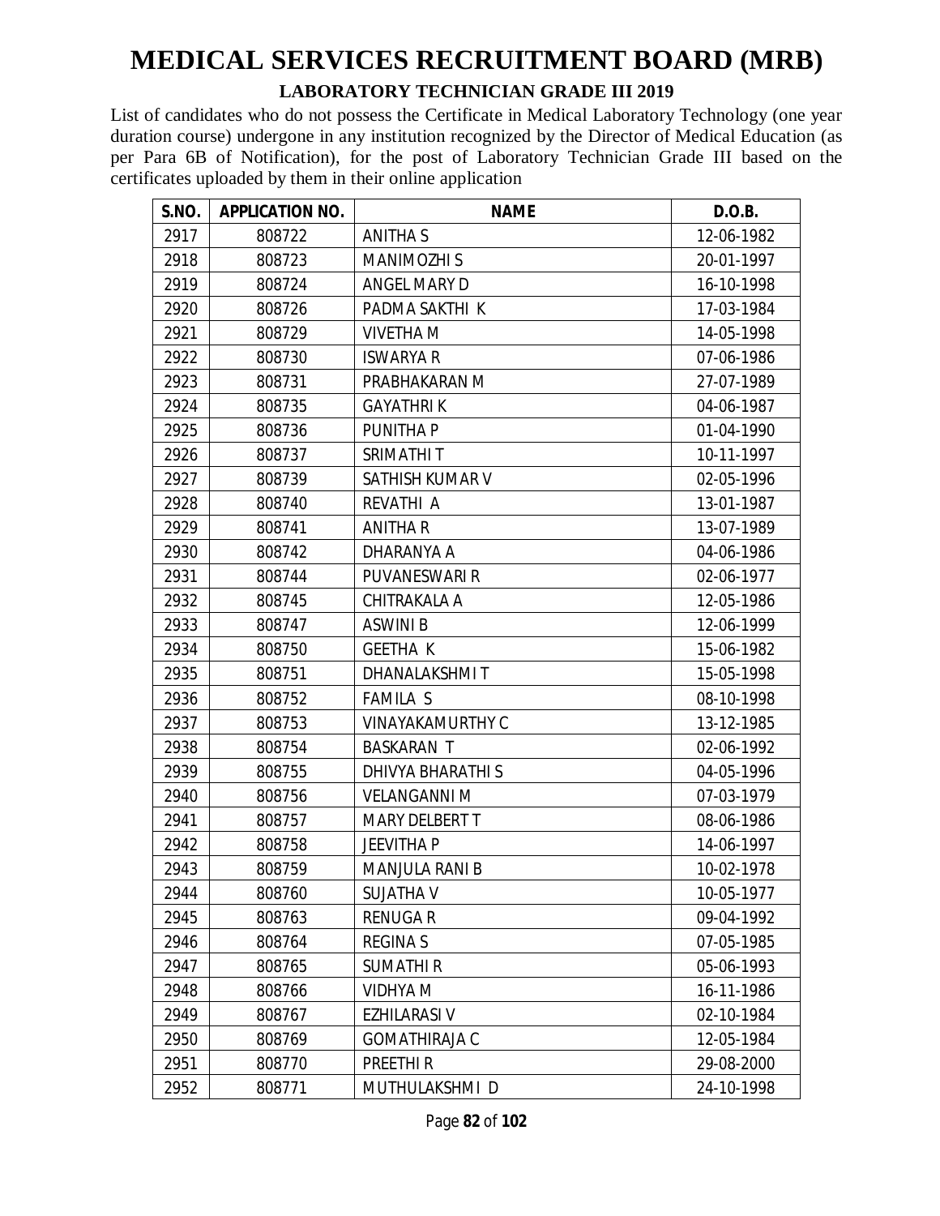# MEDICAL SERVICES RECRUITMENT BOARD (MRB)

## LABORATORY TECHNICIAN GRADE III 2019

List of candidates who do not possess the Certificate in Medical Laboratory Technology (one year duration course) undergone in any institution recognized by the Director of Medical Education (as per Para 6B of Notification), for the post of Laboratory Technician Grade III based on the certificates uploaded by them in their online application

| S.NO. | APPLICATION NO. | NAME | D.O.B. |
|---|---|---|---|
| 2917 | 808722 | ANITHA S | 12-06-1982 |
| 2918 | 808723 | MANIMOZHI S | 20-01-1997 |
| 2919 | 808724 | ANGEL MARY D | 16-10-1998 |
| 2920 | 808726 | PADMA SAKTHI K | 17-03-1984 |
| 2921 | 808729 | VIVETHA M | 14-05-1998 |
| 2922 | 808730 | ISWARYA R | 07-06-1986 |
| 2923 | 808731 | PRABHAKARAN M | 27-07-1989 |
| 2924 | 808735 | GAYATHRI K | 04-06-1987 |
| 2925 | 808736 | PUNITHA P | 01-04-1990 |
| 2926 | 808737 | SRIMATHI T | 10-11-1997 |
| 2927 | 808739 | SATHISH KUMAR V | 02-05-1996 |
| 2928 | 808740 | REVATHI A | 13-01-1987 |
| 2929 | 808741 | ANITHA R | 13-07-1989 |
| 2930 | 808742 | DHARANYA A | 04-06-1986 |
| 2931 | 808744 | PUVANESWARI R | 02-06-1977 |
| 2932 | 808745 | CHITRAKALA A | 12-05-1986 |
| 2933 | 808747 | ASWINI B | 12-06-1999 |
| 2934 | 808750 | GEETHA K | 15-06-1982 |
| 2935 | 808751 | DHANALAKSHMI T | 15-05-1998 |
| 2936 | 808752 | FAMILA S | 08-10-1998 |
| 2937 | 808753 | VINAYAKAMURTHY C | 13-12-1985 |
| 2938 | 808754 | BASKARAN T | 02-06-1992 |
| 2939 | 808755 | DHIVYA BHARATHI S | 04-05-1996 |
| 2940 | 808756 | VELANGANNI M | 07-03-1979 |
| 2941 | 808757 | MARY DELBERT T | 08-06-1986 |
| 2942 | 808758 | JEEVITHA P | 14-06-1997 |
| 2943 | 808759 | MANJULA RANI B | 10-02-1978 |
| 2944 | 808760 | SUJATHA V | 10-05-1977 |
| 2945 | 808763 | RENUGA R | 09-04-1992 |
| 2946 | 808764 | REGINA S | 07-05-1985 |
| 2947 | 808765 | SUMATHI R | 05-06-1993 |
| 2948 | 808766 | VIDHYA M | 16-11-1986 |
| 2949 | 808767 | EZHILARASI V | 02-10-1984 |
| 2950 | 808769 | GOMATHIRAJA C | 12-05-1984 |
| 2951 | 808770 | PREETHI R | 29-08-2000 |
| 2952 | 808771 | MUTHULAKSHMI D | 24-10-1998 |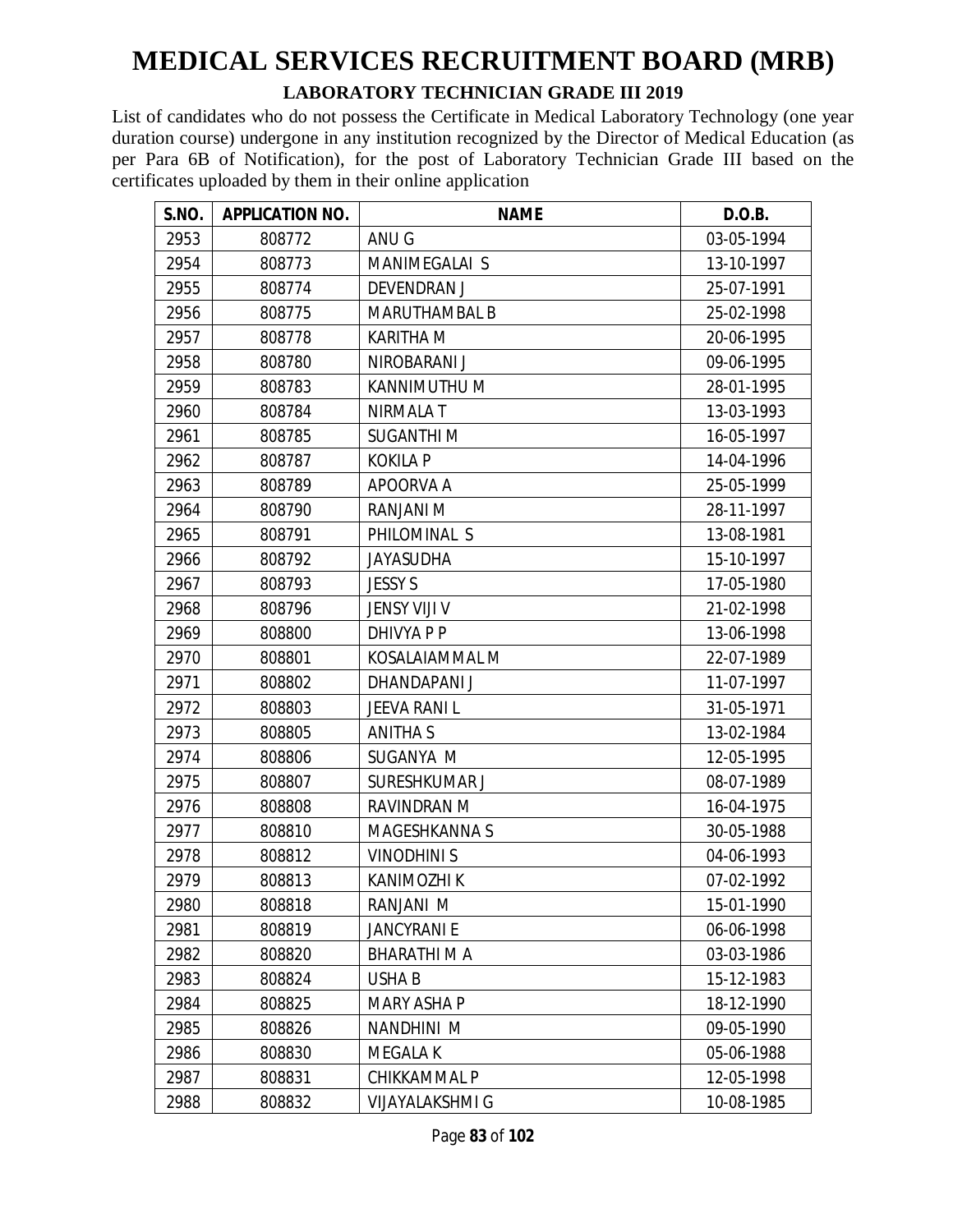# MEDICAL SERVICES RECRUITMENT BOARD (MRB)

## LABORATORY TECHNICIAN GRADE III 2019

List of candidates who do not possess the Certificate in Medical Laboratory Technology (one year duration course) undergone in any institution recognized by the Director of Medical Education (as per Para 6B of Notification), for the post of Laboratory Technician Grade III based on the certificates uploaded by them in their online application

| S.NO. | APPLICATION NO. | NAME | D.O.B. |
|---|---|---|---|
| 2953 | 808772 | ANU G | 03-05-1994 |
| 2954 | 808773 | MANIMEGALAI S | 13-10-1997 |
| 2955 | 808774 | DEVENDRAN J | 25-07-1991 |
| 2956 | 808775 | MARUTHAMBAL B | 25-02-1998 |
| 2957 | 808778 | KARITHA M | 20-06-1995 |
| 2958 | 808780 | NIROBARANI J | 09-06-1995 |
| 2959 | 808783 | KANNIMUTHU M | 28-01-1995 |
| 2960 | 808784 | NIRMALA T | 13-03-1993 |
| 2961 | 808785 | SUGANTHI M | 16-05-1997 |
| 2962 | 808787 | KOKILA P | 14-04-1996 |
| 2963 | 808789 | APOORVA A | 25-05-1999 |
| 2964 | 808790 | RANJANI M | 28-11-1997 |
| 2965 | 808791 | PHILOMINAL S | 13-08-1981 |
| 2966 | 808792 | JAYASUDHA | 15-10-1997 |
| 2967 | 808793 | JESSY S | 17-05-1980 |
| 2968 | 808796 | JENSY VIJI V | 21-02-1998 |
| 2969 | 808800 | DHIVYA P P | 13-06-1998 |
| 2970 | 808801 | KOSALAIAMMAL M | 22-07-1989 |
| 2971 | 808802 | DHANDAPANI J | 11-07-1997 |
| 2972 | 808803 | JEEVA RANI L | 31-05-1971 |
| 2973 | 808805 | ANITHA S | 13-02-1984 |
| 2974 | 808806 | SUGANYA M | 12-05-1995 |
| 2975 | 808807 | SURESHKUMAR J | 08-07-1989 |
| 2976 | 808808 | RAVINDRAN M | 16-04-1975 |
| 2977 | 808810 | MAGESHKANNA S | 30-05-1988 |
| 2978 | 808812 | VINODHINI S | 04-06-1993 |
| 2979 | 808813 | KANIMOZHI K | 07-02-1992 |
| 2980 | 808818 | RANJANI M | 15-01-1990 |
| 2981 | 808819 | JANCYRANI E | 06-06-1998 |
| 2982 | 808820 | BHARATHI M A | 03-03-1986 |
| 2983 | 808824 | USHA B | 15-12-1983 |
| 2984 | 808825 | MARY ASHA P | 18-12-1990 |
| 2985 | 808826 | NANDHINI M | 09-05-1990 |
| 2986 | 808830 | MEGALA K | 05-06-1988 |
| 2987 | 808831 | CHIKKAMMAL P | 12-05-1998 |
| 2988 | 808832 | VIJAYALAKSHMI G | 10-08-1985 |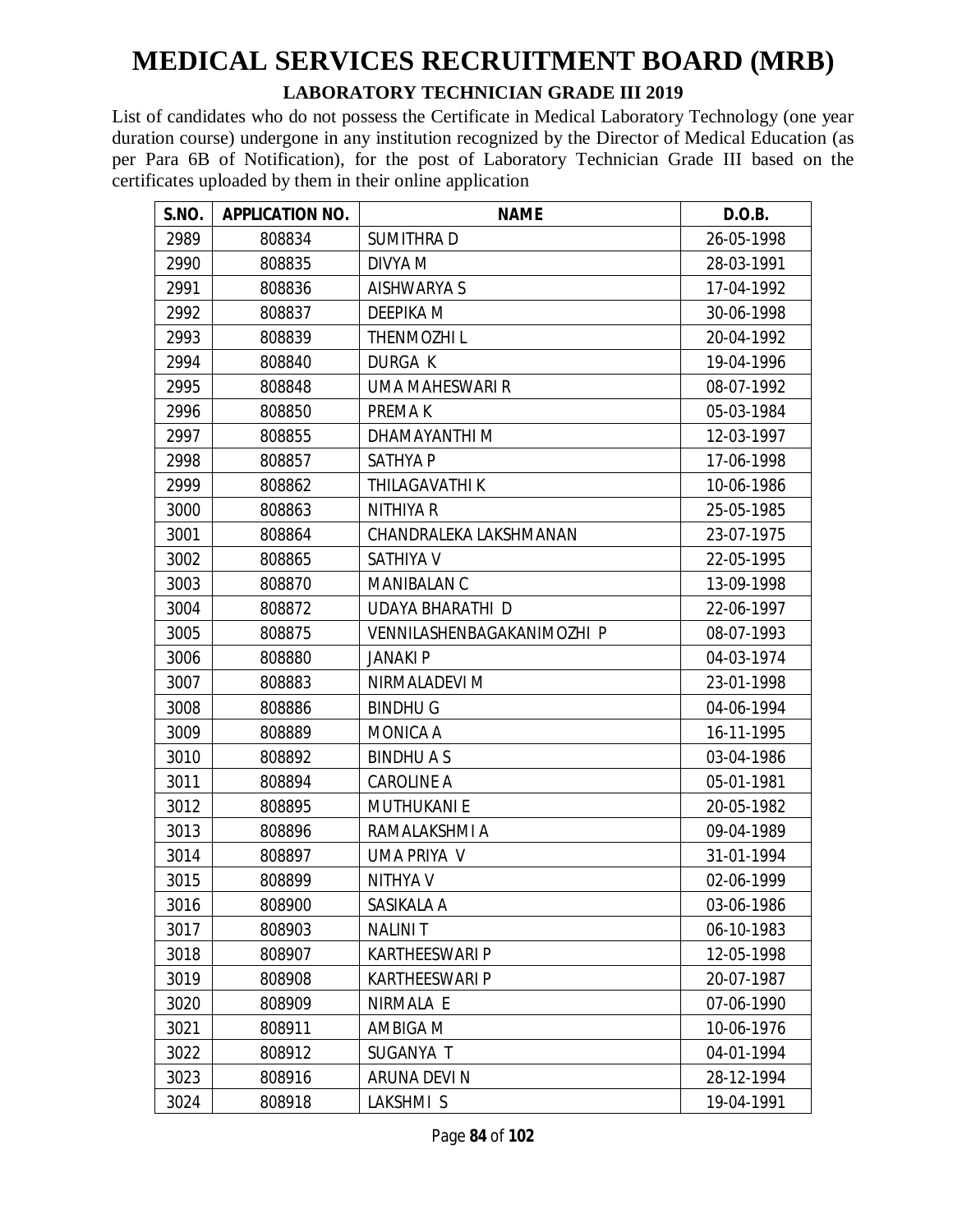# MEDICAL SERVICES RECRUITMENT BOARD (MRB)

## LABORATORY TECHNICIAN GRADE III 2019

List of candidates who do not possess the Certificate in Medical Laboratory Technology (one year duration course) undergone in any institution recognized by the Director of Medical Education (as per Para 6B of Notification), for the post of Laboratory Technician Grade III based on the certificates uploaded by them in their online application

| S.NO. | APPLICATION NO. | NAME | D.O.B. |
|---|---|---|---|
| 2989 | 808834 | SUMITHRA D | 26-05-1998 |
| 2990 | 808835 | DIVYA M | 28-03-1991 |
| 2991 | 808836 | AISHWARYA S | 17-04-1992 |
| 2992 | 808837 | DEEPIKA M | 30-06-1998 |
| 2993 | 808839 | THENMOZHI L | 20-04-1992 |
| 2994 | 808840 | DURGA K | 19-04-1996 |
| 2995 | 808848 | UMA MAHESWARI R | 08-07-1992 |
| 2996 | 808850 | PREMA K | 05-03-1984 |
| 2997 | 808855 | DHAMAYANTHI M | 12-03-1997 |
| 2998 | 808857 | SATHYA P | 17-06-1998 |
| 2999 | 808862 | THILAGAVATHI K | 10-06-1986 |
| 3000 | 808863 | NITHIYA R | 25-05-1985 |
| 3001 | 808864 | CHANDRALEKA LAKSHMANAN | 23-07-1975 |
| 3002 | 808865 | SATHIYA V | 22-05-1995 |
| 3003 | 808870 | MANIBALAN C | 13-09-1998 |
| 3004 | 808872 | UDAYA BHARATHI D | 22-06-1997 |
| 3005 | 808875 | VENNILASHENBAGAKANIMOZHI P | 08-07-1993 |
| 3006 | 808880 | JANAKI P | 04-03-1974 |
| 3007 | 808883 | NIRMALADEVI M | 23-01-1998 |
| 3008 | 808886 | BINDHU G | 04-06-1994 |
| 3009 | 808889 | MONICA A | 16-11-1995 |
| 3010 | 808892 | BINDHU A S | 03-04-1986 |
| 3011 | 808894 | CAROLINE A | 05-01-1981 |
| 3012 | 808895 | MUTHUKANI E | 20-05-1982 |
| 3013 | 808896 | RAMALAKSHMI A | 09-04-1989 |
| 3014 | 808897 | UMA PRIYA V | 31-01-1994 |
| 3015 | 808899 | NITHYA V | 02-06-1999 |
| 3016 | 808900 | SASIKALA A | 03-06-1986 |
| 3017 | 808903 | NALINI T | 06-10-1983 |
| 3018 | 808907 | KARTHEESWARI P | 12-05-1998 |
| 3019 | 808908 | KARTHEESWARI P | 20-07-1987 |
| 3020 | 808909 | NIRMALA E | 07-06-1990 |
| 3021 | 808911 | AMBIGA M | 10-06-1976 |
| 3022 | 808912 | SUGANYA T | 04-01-1994 |
| 3023 | 808916 | ARUNA DEVI N | 28-12-1994 |
| 3024 | 808918 | LAKSHMI S | 19-04-1991 |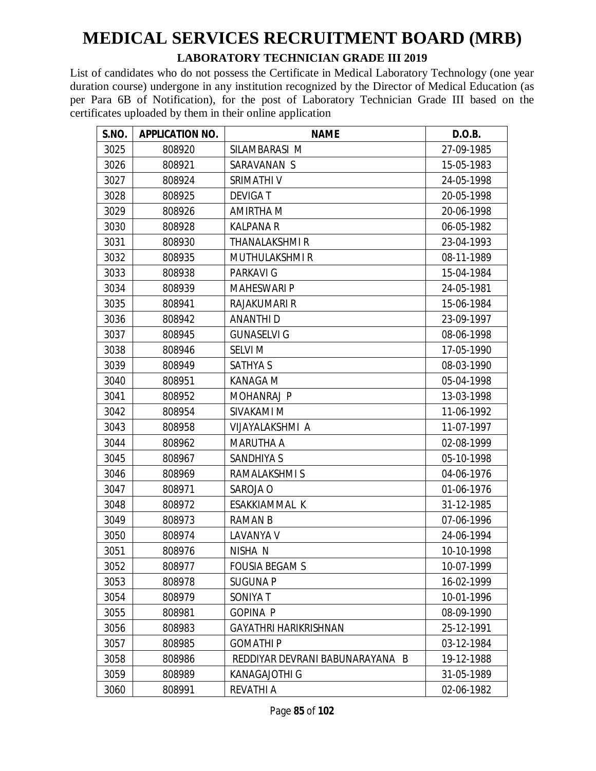# MEDICAL SERVICES RECRUITMENT BOARD (MRB)

## LABORATORY TECHNICIAN GRADE III 2019

List of candidates who do not possess the Certificate in Medical Laboratory Technology (one year duration course) undergone in any institution recognized by the Director of Medical Education (as per Para 6B of Notification), for the post of Laboratory Technician Grade III based on the certificates uploaded by them in their online application

| S.NO. | APPLICATION NO. | NAME | D.O.B. |
|---|---|---|---|
| 3025 | 808920 | SILAMBARASI M | 27-09-1985 |
| 3026 | 808921 | SARAVANAN S | 15-05-1983 |
| 3027 | 808924 | SRIMATHI V | 24-05-1998 |
| 3028 | 808925 | DEVIGA T | 20-05-1998 |
| 3029 | 808926 | AMIRTHA M | 20-06-1998 |
| 3030 | 808928 | KALPANA R | 06-05-1982 |
| 3031 | 808930 | THANALAKSHMI R | 23-04-1993 |
| 3032 | 808935 | MUTHULAKSHMI R | 08-11-1989 |
| 3033 | 808938 | PARKAVI G | 15-04-1984 |
| 3034 | 808939 | MAHESWARI P | 24-05-1981 |
| 3035 | 808941 | RAJAKUMARI R | 15-06-1984 |
| 3036 | 808942 | ANANTHI D | 23-09-1997 |
| 3037 | 808945 | GUNASELVI G | 08-06-1998 |
| 3038 | 808946 | SELVI M | 17-05-1990 |
| 3039 | 808949 | SATHYA S | 08-03-1990 |
| 3040 | 808951 | KANAGA M | 05-04-1998 |
| 3041 | 808952 | MOHANRAJ P | 13-03-1998 |
| 3042 | 808954 | SIVAKAMI M | 11-06-1992 |
| 3043 | 808958 | VIJAYALAKSHMI A | 11-07-1997 |
| 3044 | 808962 | MARUTHA A | 02-08-1999 |
| 3045 | 808967 | SANDHIYA S | 05-10-1998 |
| 3046 | 808969 | RAMALAKSHMI S | 04-06-1976 |
| 3047 | 808971 | SAROJA O | 01-06-1976 |
| 3048 | 808972 | ESAKKIAMMAL K | 31-12-1985 |
| 3049 | 808973 | RAMAN B | 07-06-1996 |
| 3050 | 808974 | LAVANYA V | 24-06-1994 |
| 3051 | 808976 | NISHA N | 10-10-1998 |
| 3052 | 808977 | FOUSIA BEGAM S | 10-07-1999 |
| 3053 | 808978 | SUGUNA P | 16-02-1999 |
| 3054 | 808979 | SONIYA T | 10-01-1996 |
| 3055 | 808981 | GOPINA P | 08-09-1990 |
| 3056 | 808983 | GAYATHRI HARIKRISHNAN | 25-12-1991 |
| 3057 | 808985 | GOMATHI P | 03-12-1984 |
| 3058 | 808986 | REDDIYAR DEVRANI BABUNARAYANA B | 19-12-1988 |
| 3059 | 808989 | KANAGAJOTHI G | 31-05-1989 |
| 3060 | 808991 | REVATHI A | 02-06-1982 |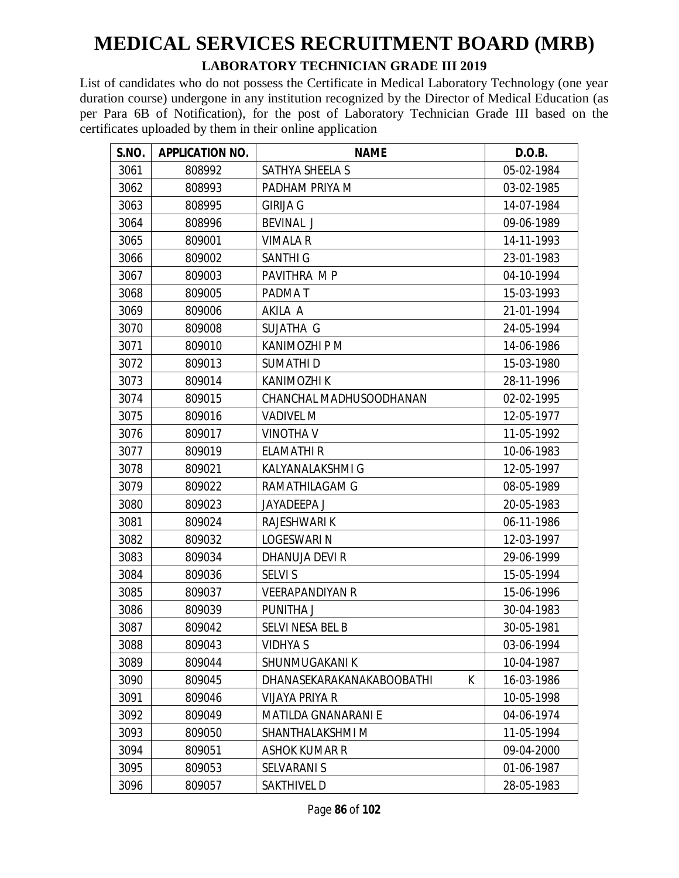# MEDICAL SERVICES RECRUITMENT BOARD (MRB)

## LABORATORY TECHNICIAN GRADE III 2019

List of candidates who do not possess the Certificate in Medical Laboratory Technology (one year duration course) undergone in any institution recognized by the Director of Medical Education (as per Para 6B of Notification), for the post of Laboratory Technician Grade III based on the certificates uploaded by them in their online application

| S.NO. | APPLICATION NO. | NAME | D.O.B. |
|---|---|---|---|
| 3061 | 808992 | SATHYA SHEELA S | 05-02-1984 |
| 3062 | 808993 | PADHAM PRIYA M | 03-02-1985 |
| 3063 | 808995 | GIRIJA G | 14-07-1984 |
| 3064 | 808996 | BEVINAL J | 09-06-1989 |
| 3065 | 809001 | VIMALA R | 14-11-1993 |
| 3066 | 809002 | SANTHI G | 23-01-1983 |
| 3067 | 809003 | PAVITHRA M P | 04-10-1994 |
| 3068 | 809005 | PADMA T | 15-03-1993 |
| 3069 | 809006 | AKILA A | 21-01-1994 |
| 3070 | 809008 | SUJATHA G | 24-05-1994 |
| 3071 | 809010 | KANIMOZHI P M | 14-06-1986 |
| 3072 | 809013 | SUMATHI D | 15-03-1980 |
| 3073 | 809014 | KANIMOZHI K | 28-11-1996 |
| 3074 | 809015 | CHANCHAL MADHUSOODHANAN | 02-02-1995 |
| 3075 | 809016 | VADIVEL M | 12-05-1977 |
| 3076 | 809017 | VINOTHA V | 11-05-1992 |
| 3077 | 809019 | ELAMATHI R | 10-06-1983 |
| 3078 | 809021 | KALYANALAKSHMI G | 12-05-1997 |
| 3079 | 809022 | RAMATHILAGAM G | 08-05-1989 |
| 3080 | 809023 | JAYADEEPA J | 20-05-1983 |
| 3081 | 809024 | RAJESHWARI K | 06-11-1986 |
| 3082 | 809032 | LOGESWARI N | 12-03-1997 |
| 3083 | 809034 | DHANUJA DEVI R | 29-06-1999 |
| 3084 | 809036 | SELVI S | 15-05-1994 |
| 3085 | 809037 | VEERAPANDIYAN R | 15-06-1996 |
| 3086 | 809039 | PUNITHA J | 30-04-1983 |
| 3087 | 809042 | SELVI NESA BEL B | 30-05-1981 |
| 3088 | 809043 | VIDHYA S | 03-06-1994 |
| 3089 | 809044 | SHUNMUGAKANI K | 10-04-1987 |
| 3090 | 809045 | DHANASEKARAKANAKABOOBATHI K | 16-03-1986 |
| 3091 | 809046 | VIJAYA PRIYA R | 10-05-1998 |
| 3092 | 809049 | MATILDA GNANARANI E | 04-06-1974 |
| 3093 | 809050 | SHANTHALAKSHMI M | 11-05-1994 |
| 3094 | 809051 | ASHOK KUMAR R | 09-04-2000 |
| 3095 | 809053 | SELVARANI S | 01-06-1987 |
| 3096 | 809057 | SAKTHIVEL D | 28-05-1983 |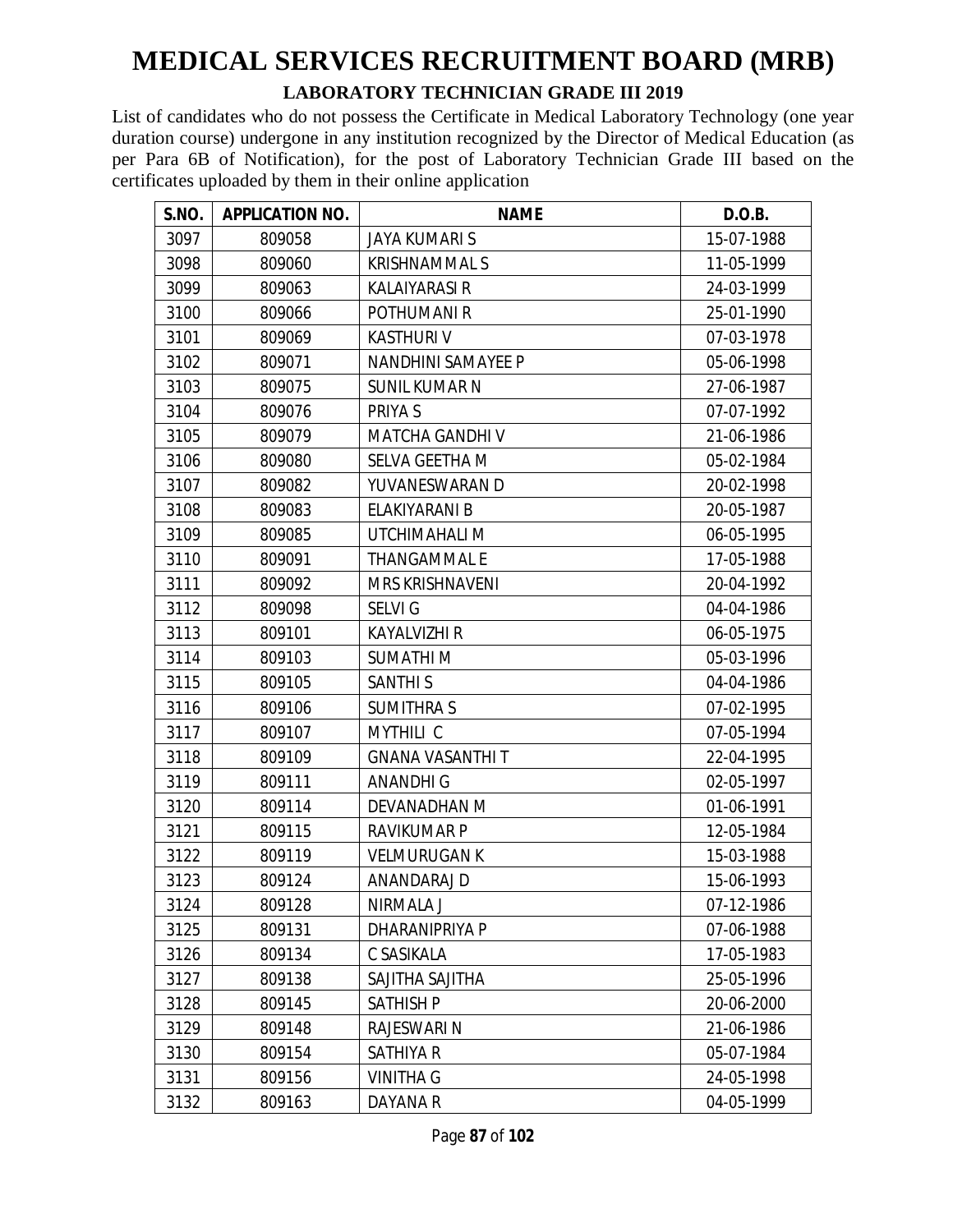# MEDICAL SERVICES RECRUITMENT BOARD (MRB)

## LABORATORY TECHNICIAN GRADE III 2019

List of candidates who do not possess the Certificate in Medical Laboratory Technology (one year duration course) undergone in any institution recognized by the Director of Medical Education (as per Para 6B of Notification), for the post of Laboratory Technician Grade III based on the certificates uploaded by them in their online application

| S.NO. | APPLICATION NO. | NAME | D.O.B. |
|---|---|---|---|
| 3097 | 809058 | JAYA KUMARI S | 15-07-1988 |
| 3098 | 809060 | KRISHNAMMAL S | 11-05-1999 |
| 3099 | 809063 | KALAIYARASI R | 24-03-1999 |
| 3100 | 809066 | POTHUMANI R | 25-01-1990 |
| 3101 | 809069 | KASTHURI V | 07-03-1978 |
| 3102 | 809071 | NANDHINI SAMAYEE P | 05-06-1998 |
| 3103 | 809075 | SUNIL KUMAR N | 27-06-1987 |
| 3104 | 809076 | PRIYA S | 07-07-1992 |
| 3105 | 809079 | MATCHA GANDHI V | 21-06-1986 |
| 3106 | 809080 | SELVA GEETHA M | 05-02-1984 |
| 3107 | 809082 | YUVANESWARAN D | 20-02-1998 |
| 3108 | 809083 | ELAKIYARANI B | 20-05-1987 |
| 3109 | 809085 | UTCHIMAHALI M | 06-05-1995 |
| 3110 | 809091 | THANGAMMAL E | 17-05-1988 |
| 3111 | 809092 | MRS KRISHNAVENI | 20-04-1992 |
| 3112 | 809098 | SELVI G | 04-04-1986 |
| 3113 | 809101 | KAYALVIZHI R | 06-05-1975 |
| 3114 | 809103 | SUMATHI M | 05-03-1996 |
| 3115 | 809105 | SANTHI S | 04-04-1986 |
| 3116 | 809106 | SUMITHRA S | 07-02-1995 |
| 3117 | 809107 | MYTHILI C | 07-05-1994 |
| 3118 | 809109 | GNANA VASANTHI T | 22-04-1995 |
| 3119 | 809111 | ANANDHI G | 02-05-1997 |
| 3120 | 809114 | DEVANADHAN M | 01-06-1991 |
| 3121 | 809115 | RAVIKUMAR P | 12-05-1984 |
| 3122 | 809119 | VELMURUGAN K | 15-03-1988 |
| 3123 | 809124 | ANANDARAJ D | 15-06-1993 |
| 3124 | 809128 | NIRMALA J | 07-12-1986 |
| 3125 | 809131 | DHARANIPRIYA P | 07-06-1988 |
| 3126 | 809134 | C SASIKALA | 17-05-1983 |
| 3127 | 809138 | SAJITHA SAJITHA | 25-05-1996 |
| 3128 | 809145 | SATHISH P | 20-06-2000 |
| 3129 | 809148 | RAJESWARI N | 21-06-1986 |
| 3130 | 809154 | SATHIYA R | 05-07-1984 |
| 3131 | 809156 | VINITHA G | 24-05-1998 |
| 3132 | 809163 | DAYANA R | 04-05-1999 |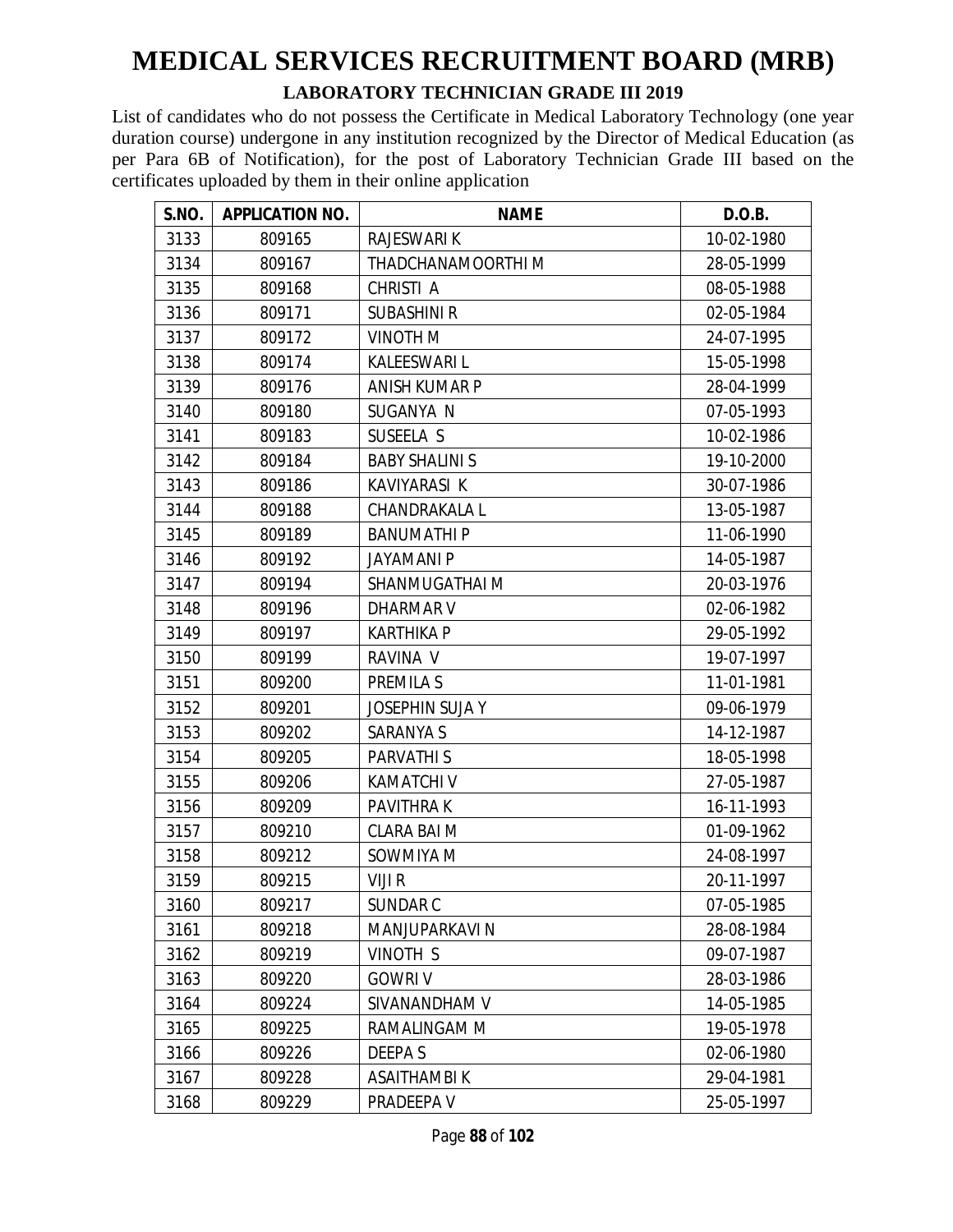# MEDICAL SERVICES RECRUITMENT BOARD (MRB)

## LABORATORY TECHNICIAN GRADE III 2019

List of candidates who do not possess the Certificate in Medical Laboratory Technology (one year duration course) undergone in any institution recognized by the Director of Medical Education (as per Para 6B of Notification), for the post of Laboratory Technician Grade III based on the certificates uploaded by them in their online application

| S.NO. | APPLICATION NO. | NAME | D.O.B. |
|---|---|---|---|
| 3133 | 809165 | RAJESWARI K | 10-02-1980 |
| 3134 | 809167 | THADCHANAMOORTHI M | 28-05-1999 |
| 3135 | 809168 | CHRISTI A | 08-05-1988 |
| 3136 | 809171 | SUBASHINI R | 02-05-1984 |
| 3137 | 809172 | VINOTH M | 24-07-1995 |
| 3138 | 809174 | KALEESWARI L | 15-05-1998 |
| 3139 | 809176 | ANISH KUMAR P | 28-04-1999 |
| 3140 | 809180 | SUGANYA N | 07-05-1993 |
| 3141 | 809183 | SUSEELA S | 10-02-1986 |
| 3142 | 809184 | BABY SHALINI S | 19-10-2000 |
| 3143 | 809186 | KAVIYARASI K | 30-07-1986 |
| 3144 | 809188 | CHANDRAKALA L | 13-05-1987 |
| 3145 | 809189 | BANUMATHI P | 11-06-1990 |
| 3146 | 809192 | JAYAMANI P | 14-05-1987 |
| 3147 | 809194 | SHANMUGATHAI M | 20-03-1976 |
| 3148 | 809196 | DHARMAR V | 02-06-1982 |
| 3149 | 809197 | KARTHIKA P | 29-05-1992 |
| 3150 | 809199 | RAVINA V | 19-07-1997 |
| 3151 | 809200 | PREMILA S | 11-01-1981 |
| 3152 | 809201 | JOSEPHIN SUJA Y | 09-06-1979 |
| 3153 | 809202 | SARANYA S | 14-12-1987 |
| 3154 | 809205 | PARVATHI S | 18-05-1998 |
| 3155 | 809206 | KAMATCHI V | 27-05-1987 |
| 3156 | 809209 | PAVITHRA K | 16-11-1993 |
| 3157 | 809210 | CLARA BAI M | 01-09-1962 |
| 3158 | 809212 | SOWMIYA M | 24-08-1997 |
| 3159 | 809215 | VIJI R | 20-11-1997 |
| 3160 | 809217 | SUNDAR C | 07-05-1985 |
| 3161 | 809218 | MANJUPARKAVI N | 28-08-1984 |
| 3162 | 809219 | VINOTH S | 09-07-1987 |
| 3163 | 809220 | GOWRI V | 28-03-1986 |
| 3164 | 809224 | SIVANANDHAM V | 14-05-1985 |
| 3165 | 809225 | RAMALINGAM M | 19-05-1978 |
| 3166 | 809226 | DEEPA S | 02-06-1980 |
| 3167 | 809228 | ASAITHAMBI K | 29-04-1981 |
| 3168 | 809229 | PRADEEPA V | 25-05-1997 |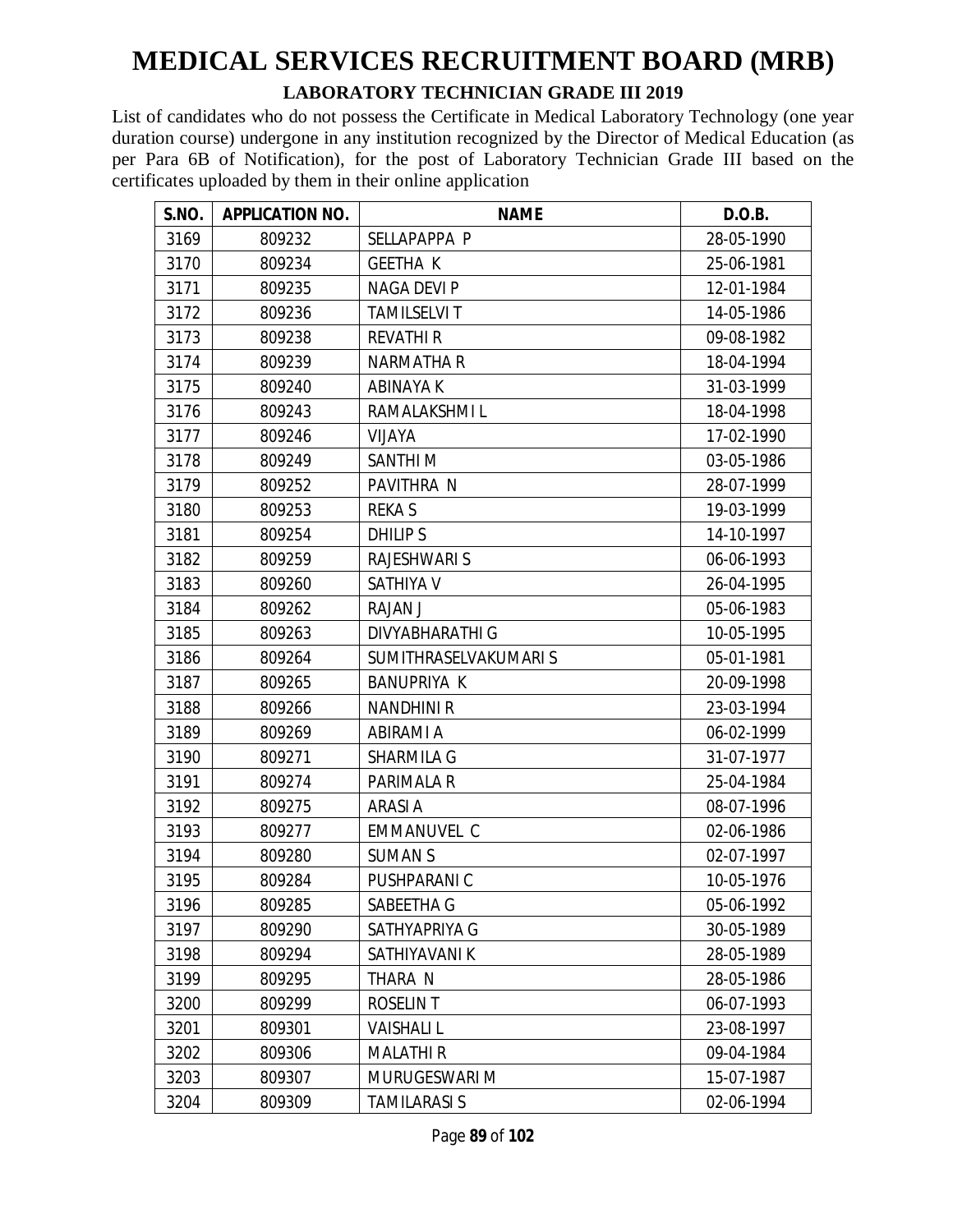# MEDICAL SERVICES RECRUITMENT BOARD (MRB)

## LABORATORY TECHNICIAN GRADE III 2019

List of candidates who do not possess the Certificate in Medical Laboratory Technology (one year duration course) undergone in any institution recognized by the Director of Medical Education (as per Para 6B of Notification), for the post of Laboratory Technician Grade III based on the certificates uploaded by them in their online application

| S.NO. | APPLICATION NO. | NAME | D.O.B. |
|---|---|---|---|
| 3169 | 809232 | SELLAPAPPA P | 28-05-1990 |
| 3170 | 809234 | GEETHA K | 25-06-1981 |
| 3171 | 809235 | NAGA DEVI P | 12-01-1984 |
| 3172 | 809236 | TAMILSELVI T | 14-05-1986 |
| 3173 | 809238 | REVATHI R | 09-08-1982 |
| 3174 | 809239 | NARMATHA R | 18-04-1994 |
| 3175 | 809240 | ABINAYA K | 31-03-1999 |
| 3176 | 809243 | RAMALAKSHMI L | 18-04-1998 |
| 3177 | 809246 | VIJAYA | 17-02-1990 |
| 3178 | 809249 | SANTHI M | 03-05-1986 |
| 3179 | 809252 | PAVITHRA N | 28-07-1999 |
| 3180 | 809253 | REKA S | 19-03-1999 |
| 3181 | 809254 | DHILIP S | 14-10-1997 |
| 3182 | 809259 | RAJESHWARI S | 06-06-1993 |
| 3183 | 809260 | SATHIYA V | 26-04-1995 |
| 3184 | 809262 | RAJAN J | 05-06-1983 |
| 3185 | 809263 | DIVYABHARATHI G | 10-05-1995 |
| 3186 | 809264 | SUMITHRASELVAKUMARI S | 05-01-1981 |
| 3187 | 809265 | BANUPRIYA K | 20-09-1998 |
| 3188 | 809266 | NANDHINI R | 23-03-1994 |
| 3189 | 809269 | ABIRAMI A | 06-02-1999 |
| 3190 | 809271 | SHARMILA G | 31-07-1977 |
| 3191 | 809274 | PARIMALA R | 25-04-1984 |
| 3192 | 809275 | ARASI A | 08-07-1996 |
| 3193 | 809277 | EMMANUVEL C | 02-06-1986 |
| 3194 | 809280 | SUMAN S | 02-07-1997 |
| 3195 | 809284 | PUSHPARANI C | 10-05-1976 |
| 3196 | 809285 | SABEETHA G | 05-06-1992 |
| 3197 | 809290 | SATHYAPRIYA G | 30-05-1989 |
| 3198 | 809294 | SATHIYAVANI K | 28-05-1989 |
| 3199 | 809295 | THARA N | 28-05-1986 |
| 3200 | 809299 | ROSELIN T | 06-07-1993 |
| 3201 | 809301 | VAISHALI L | 23-08-1997 |
| 3202 | 809306 | MALATHI R | 09-04-1984 |
| 3203 | 809307 | MURUGESWARI M | 15-07-1987 |
| 3204 | 809309 | TAMILARASI S | 02-06-1994 |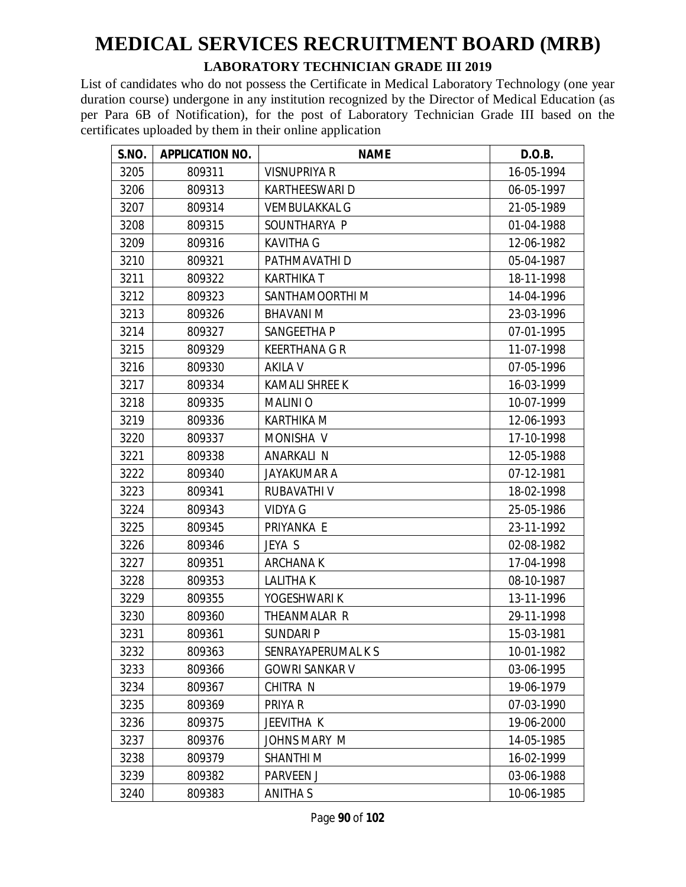# MEDICAL SERVICES RECRUITMENT BOARD (MRB)

## LABORATORY TECHNICIAN GRADE III 2019

List of candidates who do not possess the Certificate in Medical Laboratory Technology (one year duration course) undergone in any institution recognized by the Director of Medical Education (as per Para 6B of Notification), for the post of Laboratory Technician Grade III based on the certificates uploaded by them in their online application

| S.NO. | APPLICATION NO. | NAME | D.O.B. |
|---|---|---|---|
| 3205 | 809311 | VISNUPRIYA R | 16-05-1994 |
| 3206 | 809313 | KARTHEESWARI D | 06-05-1997 |
| 3207 | 809314 | VEMBULAKKAL G | 21-05-1989 |
| 3208 | 809315 | SOUNTHARYA P | 01-04-1988 |
| 3209 | 809316 | KAVITHA G | 12-06-1982 |
| 3210 | 809321 | PATHMAVATHI D | 05-04-1987 |
| 3211 | 809322 | KARTHIKA T | 18-11-1998 |
| 3212 | 809323 | SANTHAMOORTHI M | 14-04-1996 |
| 3213 | 809326 | BHAVANI M | 23-03-1996 |
| 3214 | 809327 | SANGEETHA P | 07-01-1995 |
| 3215 | 809329 | KEERTHANA G R | 11-07-1998 |
| 3216 | 809330 | AKILA V | 07-05-1996 |
| 3217 | 809334 | KAMALI SHREE K | 16-03-1999 |
| 3218 | 809335 | MALINI O | 10-07-1999 |
| 3219 | 809336 | KARTHIKA M | 12-06-1993 |
| 3220 | 809337 | MONISHA V | 17-10-1998 |
| 3221 | 809338 | ANARKALI N | 12-05-1988 |
| 3222 | 809340 | JAYAKUMAR A | 07-12-1981 |
| 3223 | 809341 | RUBAVATHI V | 18-02-1998 |
| 3224 | 809343 | VIDYA G | 25-05-1986 |
| 3225 | 809345 | PRIYANKA E | 23-11-1992 |
| 3226 | 809346 | JEYA S | 02-08-1982 |
| 3227 | 809351 | ARCHANA K | 17-04-1998 |
| 3228 | 809353 | LALITHA K | 08-10-1987 |
| 3229 | 809355 | YOGESHWARI K | 13-11-1996 |
| 3230 | 809360 | THEANMALAR R | 29-11-1998 |
| 3231 | 809361 | SUNDARI P | 15-03-1981 |
| 3232 | 809363 | SENRAYAPERUMAL K S | 10-01-1982 |
| 3233 | 809366 | GOWRI SANKAR V | 03-06-1995 |
| 3234 | 809367 | CHITRA N | 19-06-1979 |
| 3235 | 809369 | PRIYA R | 07-03-1990 |
| 3236 | 809375 | JEEVITHA K | 19-06-2000 |
| 3237 | 809376 | JOHNS MARY M | 14-05-1985 |
| 3238 | 809379 | SHANTHI M | 16-02-1999 |
| 3239 | 809382 | PARVEEN J | 03-06-1988 |
| 3240 | 809383 | ANITHA S | 10-06-1985 |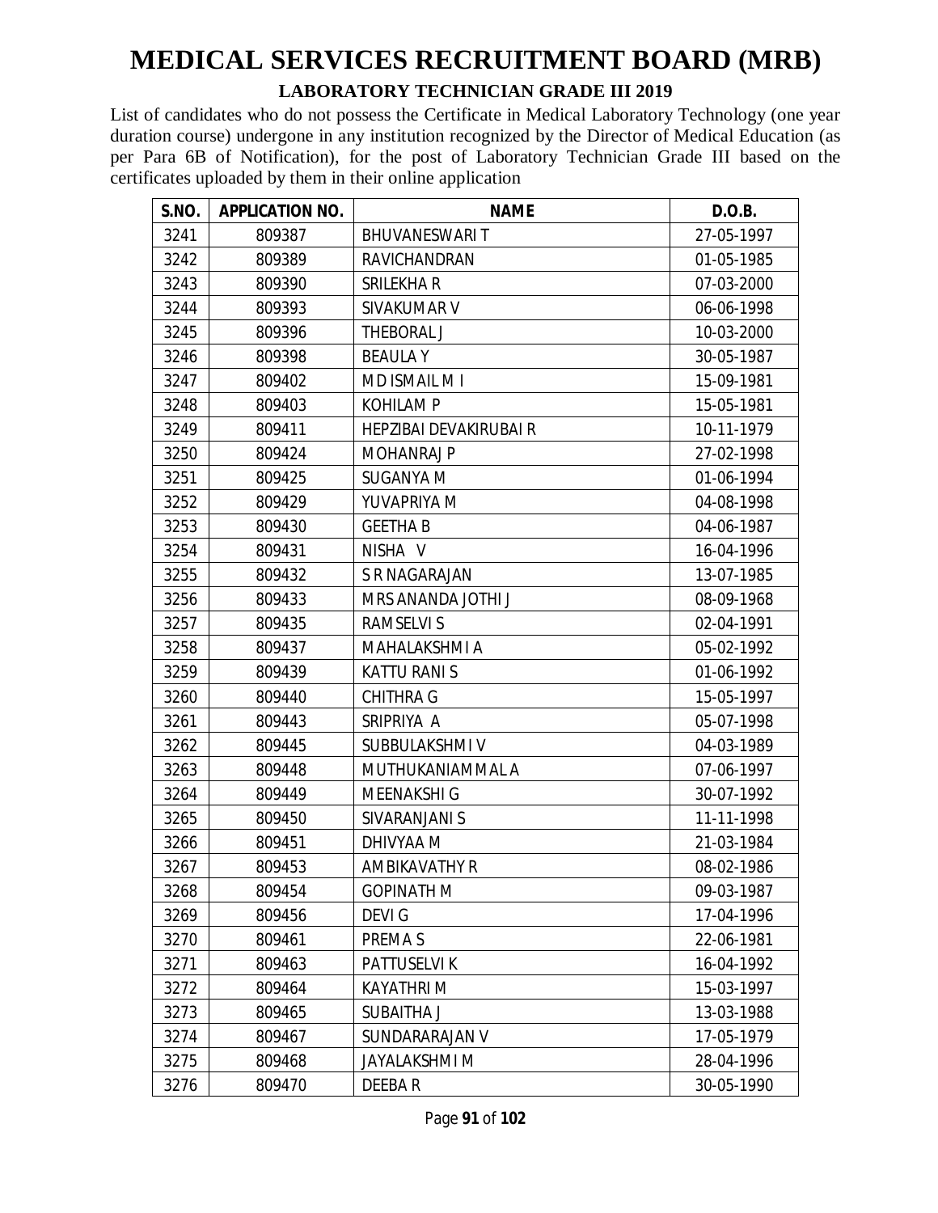# MEDICAL SERVICES RECRUITMENT BOARD (MRB)

## LABORATORY TECHNICIAN GRADE III 2019

List of candidates who do not possess the Certificate in Medical Laboratory Technology (one year duration course) undergone in any institution recognized by the Director of Medical Education (as per Para 6B of Notification), for the post of Laboratory Technician Grade III based on the certificates uploaded by them in their online application

| S.NO. | APPLICATION NO. | NAME | D.O.B. |
|---|---|---|---|
| 3241 | 809387 | BHUVANESWARI T | 27-05-1997 |
| 3242 | 809389 | RAVICHANDRAN | 01-05-1985 |
| 3243 | 809390 | SRILEKHA R | 07-03-2000 |
| 3244 | 809393 | SIVAKUMAR V | 06-06-1998 |
| 3245 | 809396 | THEBORAL J | 10-03-2000 |
| 3246 | 809398 | BEAULA Y | 30-05-1987 |
| 3247 | 809402 | MD ISMAIL M I | 15-09-1981 |
| 3248 | 809403 | KOHILAM P | 15-05-1981 |
| 3249 | 809411 | HEPZIBAI DEVAKIRUBAI R | 10-11-1979 |
| 3250 | 809424 | MOHANRAJ P | 27-02-1998 |
| 3251 | 809425 | SUGANYA M | 01-06-1994 |
| 3252 | 809429 | YUVAPRIYA M | 04-08-1998 |
| 3253 | 809430 | GEETHA B | 04-06-1987 |
| 3254 | 809431 | NISHA V | 16-04-1996 |
| 3255 | 809432 | S R NAGARAJAN | 13-07-1985 |
| 3256 | 809433 | MRS ANANDA JOTHI J | 08-09-1968 |
| 3257 | 809435 | RAMSELVI S | 02-04-1991 |
| 3258 | 809437 | MAHALAKSHMI A | 05-02-1992 |
| 3259 | 809439 | KATTU RANI S | 01-06-1992 |
| 3260 | 809440 | CHITHRA G | 15-05-1997 |
| 3261 | 809443 | SRIPRIYA A | 05-07-1998 |
| 3262 | 809445 | SUBBULAKSHMI V | 04-03-1989 |
| 3263 | 809448 | MUTHUKANIAMMAL A | 07-06-1997 |
| 3264 | 809449 | MEENAKSHI G | 30-07-1992 |
| 3265 | 809450 | SIVARANJANI S | 11-11-1998 |
| 3266 | 809451 | DHIVYAA M | 21-03-1984 |
| 3267 | 809453 | AMBIKAVATHY R | 08-02-1986 |
| 3268 | 809454 | GOPINATH M | 09-03-1987 |
| 3269 | 809456 | DEVI G | 17-04-1996 |
| 3270 | 809461 | PREMA S | 22-06-1981 |
| 3271 | 809463 | PATTUSELVI K | 16-04-1992 |
| 3272 | 809464 | KAYATHRI M | 15-03-1997 |
| 3273 | 809465 | SUBAITHA J | 13-03-1988 |
| 3274 | 809467 | SUNDARARAJAN V | 17-05-1979 |
| 3275 | 809468 | JAYALAKSHMI M | 28-04-1996 |
| 3276 | 809470 | DEEBA R | 30-05-1990 |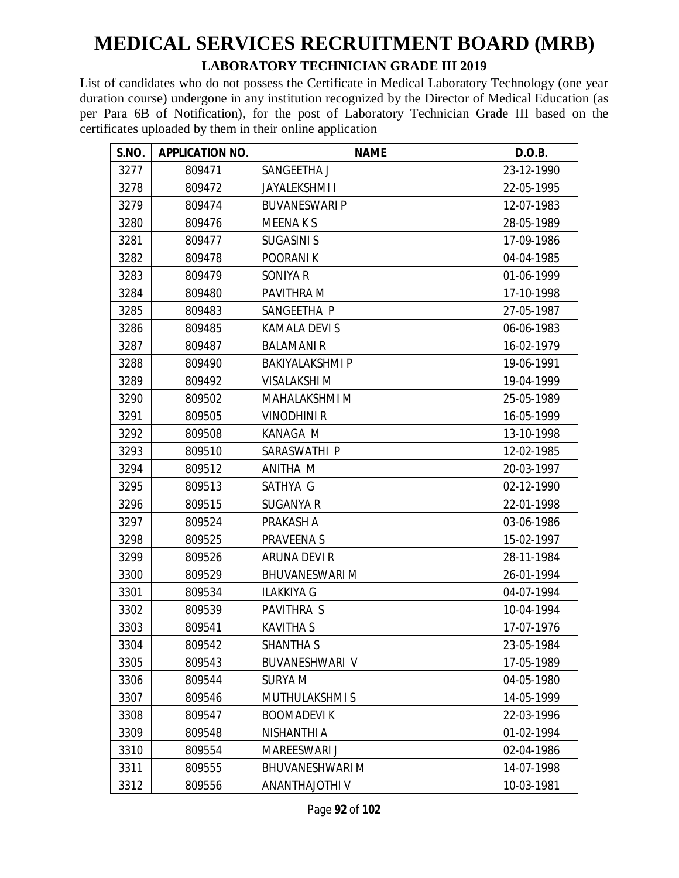# MEDICAL SERVICES RECRUITMENT BOARD (MRB)

## LABORATORY TECHNICIAN GRADE III 2019

List of candidates who do not possess the Certificate in Medical Laboratory Technology (one year duration course) undergone in any institution recognized by the Director of Medical Education (as per Para 6B of Notification), for the post of Laboratory Technician Grade III based on the certificates uploaded by them in their online application

| S.NO. | APPLICATION NO. | NAME | D.O.B. |
|---|---|---|---|
| 3277 | 809471 | SANGEETHA J | 23-12-1990 |
| 3278 | 809472 | JAYALEKSHMI I | 22-05-1995 |
| 3279 | 809474 | BUVANESWARI P | 12-07-1983 |
| 3280 | 809476 | MEENA K S | 28-05-1989 |
| 3281 | 809477 | SUGASINI S | 17-09-1986 |
| 3282 | 809478 | POORANI K | 04-04-1985 |
| 3283 | 809479 | SONIYA R | 01-06-1999 |
| 3284 | 809480 | PAVITHRA M | 17-10-1998 |
| 3285 | 809483 | SANGEETHA P | 27-05-1987 |
| 3286 | 809485 | KAMALA DEVI S | 06-06-1983 |
| 3287 | 809487 | BALAMANI R | 16-02-1979 |
| 3288 | 809490 | BAKIYALAKSHMI P | 19-06-1991 |
| 3289 | 809492 | VISALAKSHI M | 19-04-1999 |
| 3290 | 809502 | MAHALAKSHMI M | 25-05-1989 |
| 3291 | 809505 | VINODHINI R | 16-05-1999 |
| 3292 | 809508 | KANAGA M | 13-10-1998 |
| 3293 | 809510 | SARASWATHI P | 12-02-1985 |
| 3294 | 809512 | ANITHA M | 20-03-1997 |
| 3295 | 809513 | SATHYA G | 02-12-1990 |
| 3296 | 809515 | SUGANYA R | 22-01-1998 |
| 3297 | 809524 | PRAKASH A | 03-06-1986 |
| 3298 | 809525 | PRAVEENA S | 15-02-1997 |
| 3299 | 809526 | ARUNA DEVI R | 28-11-1984 |
| 3300 | 809529 | BHUVANESWARI M | 26-01-1994 |
| 3301 | 809534 | ILAKKIYA G | 04-07-1994 |
| 3302 | 809539 | PAVITHRA S | 10-04-1994 |
| 3303 | 809541 | KAVITHA S | 17-07-1976 |
| 3304 | 809542 | SHANTHA S | 23-05-1984 |
| 3305 | 809543 | BUVANESHWARI V | 17-05-1989 |
| 3306 | 809544 | SURYA M | 04-05-1980 |
| 3307 | 809546 | MUTHULAKSHMI S | 14-05-1999 |
| 3308 | 809547 | BOOMADEVI K | 22-03-1996 |
| 3309 | 809548 | NISHANTHI A | 01-02-1994 |
| 3310 | 809554 | MAREESWARI J | 02-04-1986 |
| 3311 | 809555 | BHUVANESHWARI M | 14-07-1998 |
| 3312 | 809556 | ANANTHAJOTHI V | 10-03-1981 |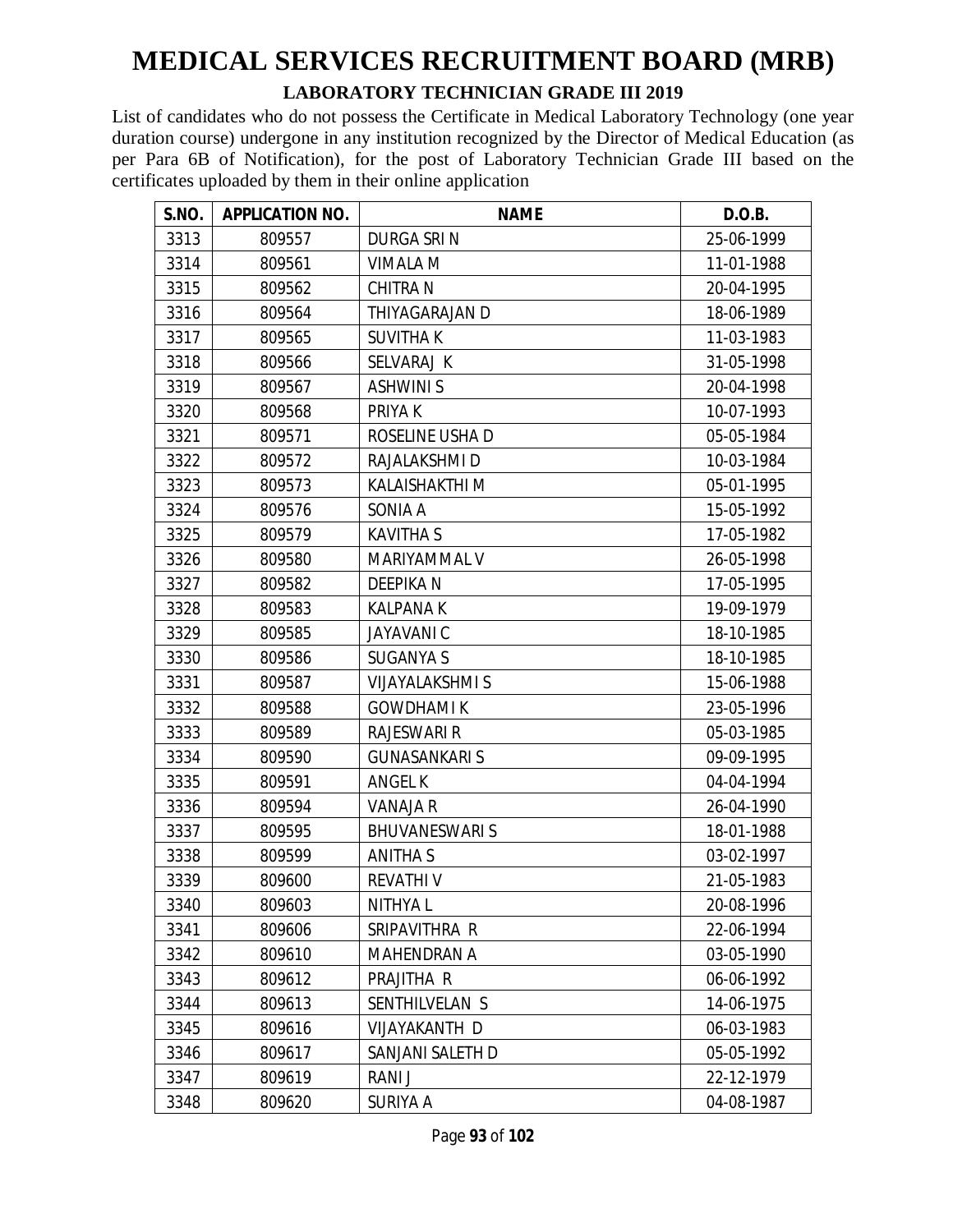# MEDICAL SERVICES RECRUITMENT BOARD (MRB)

## LABORATORY TECHNICIAN GRADE III 2019

List of candidates who do not possess the Certificate in Medical Laboratory Technology (one year duration course) undergone in any institution recognized by the Director of Medical Education (as per Para 6B of Notification), for the post of Laboratory Technician Grade III based on the certificates uploaded by them in their online application

| S.NO. | APPLICATION NO. | NAME | D.O.B. |
|---|---|---|---|
| 3313 | 809557 | DURGA SRI N | 25-06-1999 |
| 3314 | 809561 | VIMALA M | 11-01-1988 |
| 3315 | 809562 | CHITRA N | 20-04-1995 |
| 3316 | 809564 | THIYAGARAJAN D | 18-06-1989 |
| 3317 | 809565 | SUVITHA K | 11-03-1983 |
| 3318 | 809566 | SELVARAJ K | 31-05-1998 |
| 3319 | 809567 | ASHWINI S | 20-04-1998 |
| 3320 | 809568 | PRIYA K | 10-07-1993 |
| 3321 | 809571 | ROSELINE USHA D | 05-05-1984 |
| 3322 | 809572 | RAJALAKSHMI D | 10-03-1984 |
| 3323 | 809573 | KALAISHAKTHI M | 05-01-1995 |
| 3324 | 809576 | SONIA A | 15-05-1992 |
| 3325 | 809579 | KAVITHA S | 17-05-1982 |
| 3326 | 809580 | MARIYAMMAL V | 26-05-1998 |
| 3327 | 809582 | DEEPIKA N | 17-05-1995 |
| 3328 | 809583 | KALPANA K | 19-09-1979 |
| 3329 | 809585 | JAYAVANI C | 18-10-1985 |
| 3330 | 809586 | SUGANYA S | 18-10-1985 |
| 3331 | 809587 | VIJAYALAKSHMI S | 15-06-1988 |
| 3332 | 809588 | GOWDHAMI K | 23-05-1996 |
| 3333 | 809589 | RAJESWARI R | 05-03-1985 |
| 3334 | 809590 | GUNASANKARI S | 09-09-1995 |
| 3335 | 809591 | ANGEL K | 04-04-1994 |
| 3336 | 809594 | VANAJA R | 26-04-1990 |
| 3337 | 809595 | BHUVANESWARI S | 18-01-1988 |
| 3338 | 809599 | ANITHA S | 03-02-1997 |
| 3339 | 809600 | REVATHI V | 21-05-1983 |
| 3340 | 809603 | NITHYA L | 20-08-1996 |
| 3341 | 809606 | SRIPAVITHRA R | 22-06-1994 |
| 3342 | 809610 | MAHENDRAN A | 03-05-1990 |
| 3343 | 809612 | PRAJITHA R | 06-06-1992 |
| 3344 | 809613 | SENTHILVELAN S | 14-06-1975 |
| 3345 | 809616 | VIJAYAKANTH D | 06-03-1983 |
| 3346 | 809617 | SANJANI SALETH D | 05-05-1992 |
| 3347 | 809619 | RANI J | 22-12-1979 |
| 3348 | 809620 | SURIYA A | 04-08-1987 |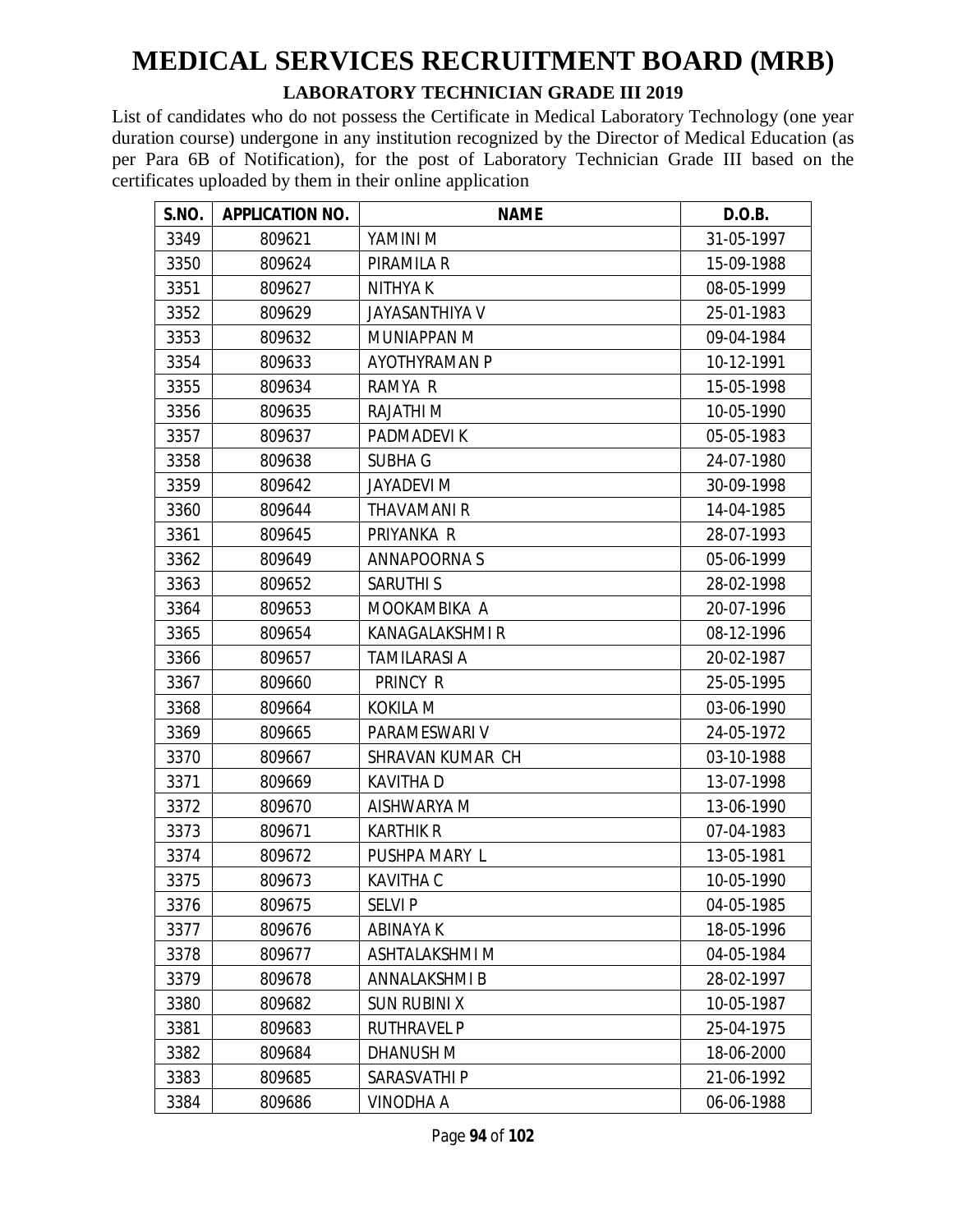# MEDICAL SERVICES RECRUITMENT BOARD (MRB)

## LABORATORY TECHNICIAN GRADE III 2019

List of candidates who do not possess the Certificate in Medical Laboratory Technology (one year duration course) undergone in any institution recognized by the Director of Medical Education (as per Para 6B of Notification), for the post of Laboratory Technician Grade III based on the certificates uploaded by them in their online application

| S.NO. | APPLICATION NO. | NAME | D.O.B. |
|---|---|---|---|
| 3349 | 809621 | YAMINI M | 31-05-1997 |
| 3350 | 809624 | PIRAMILA R | 15-09-1988 |
| 3351 | 809627 | NITHYA K | 08-05-1999 |
| 3352 | 809629 | JAYASANTHIYA V | 25-01-1983 |
| 3353 | 809632 | MUNIAPPAN M | 09-04-1984 |
| 3354 | 809633 | AYOTHYRAMAN P | 10-12-1991 |
| 3355 | 809634 | RAMYA R | 15-05-1998 |
| 3356 | 809635 | RAJATHI M | 10-05-1990 |
| 3357 | 809637 | PADMADEVI K | 05-05-1983 |
| 3358 | 809638 | SUBHA G | 24-07-1980 |
| 3359 | 809642 | JAYADEVI M | 30-09-1998 |
| 3360 | 809644 | THAVAMANI R | 14-04-1985 |
| 3361 | 809645 | PRIYANKA R | 28-07-1993 |
| 3362 | 809649 | ANNAPOORNA S | 05-06-1999 |
| 3363 | 809652 | SARUTHI S | 28-02-1998 |
| 3364 | 809653 | MOOKAMBIKA A | 20-07-1996 |
| 3365 | 809654 | KANAGALAKSHMI R | 08-12-1996 |
| 3366 | 809657 | TAMILARASI A | 20-02-1987 |
| 3367 | 809660 | PRINCY R | 25-05-1995 |
| 3368 | 809664 | KOKILA M | 03-06-1990 |
| 3369 | 809665 | PARAMESWARI V | 24-05-1972 |
| 3370 | 809667 | SHRAVAN KUMAR CH | 03-10-1988 |
| 3371 | 809669 | KAVITHA D | 13-07-1998 |
| 3372 | 809670 | AISHWARYA M | 13-06-1990 |
| 3373 | 809671 | KARTHIK R | 07-04-1983 |
| 3374 | 809672 | PUSHPA MARY L | 13-05-1981 |
| 3375 | 809673 | KAVITHA C | 10-05-1990 |
| 3376 | 809675 | SELVI P | 04-05-1985 |
| 3377 | 809676 | ABINAYA K | 18-05-1996 |
| 3378 | 809677 | ASHTALAKSHMI M | 04-05-1984 |
| 3379 | 809678 | ANNALAKSHMI B | 28-02-1997 |
| 3380 | 809682 | SUN RUBINI X | 10-05-1987 |
| 3381 | 809683 | RUTHRAVEL P | 25-04-1975 |
| 3382 | 809684 | DHANUSH M | 18-06-2000 |
| 3383 | 809685 | SARASVATHI P | 21-06-1992 |
| 3384 | 809686 | VINODHA A | 06-06-1988 |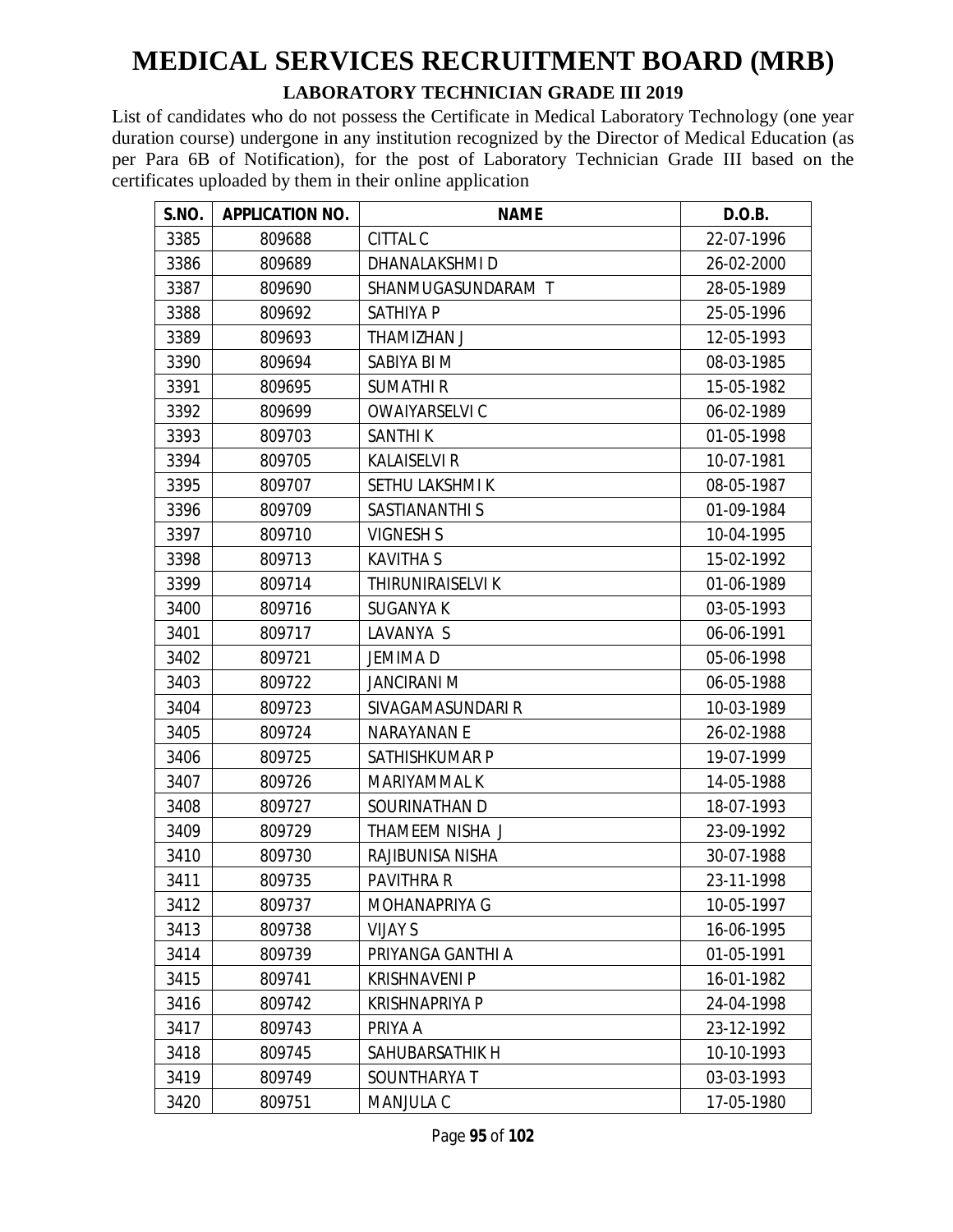# MEDICAL SERVICES RECRUITMENT BOARD (MRB)

## LABORATORY TECHNICIAN GRADE III 2019

List of candidates who do not possess the Certificate in Medical Laboratory Technology (one year duration course) undergone in any institution recognized by the Director of Medical Education (as per Para 6B of Notification), for the post of Laboratory Technician Grade III based on the certificates uploaded by them in their online application

| S.NO. | APPLICATION NO. | NAME | D.O.B. |
|---|---|---|---|
| 3385 | 809688 | CITTAL C | 22-07-1996 |
| 3386 | 809689 | DHANALAKSHMI D | 26-02-2000 |
| 3387 | 809690 | SHANMUGASUNDARAM T | 28-05-1989 |
| 3388 | 809692 | SATHIYA P | 25-05-1996 |
| 3389 | 809693 | THAMIZHAN J | 12-05-1993 |
| 3390 | 809694 | SABIYA BI M | 08-03-1985 |
| 3391 | 809695 | SUMATHI R | 15-05-1982 |
| 3392 | 809699 | OWAIYARSELVI C | 06-02-1989 |
| 3393 | 809703 | SANTHI K | 01-05-1998 |
| 3394 | 809705 | KALAISELVI R | 10-07-1981 |
| 3395 | 809707 | SETHU LAKSHMI K | 08-05-1987 |
| 3396 | 809709 | SASTIANANTHI S | 01-09-1984 |
| 3397 | 809710 | VIGNESH S | 10-04-1995 |
| 3398 | 809713 | KAVITHA S | 15-02-1992 |
| 3399 | 809714 | THIRUNIRAISELVI K | 01-06-1989 |
| 3400 | 809716 | SUGANYA K | 03-05-1993 |
| 3401 | 809717 | LAVANYA S | 06-06-1991 |
| 3402 | 809721 | JEMIMA D | 05-06-1998 |
| 3403 | 809722 | JANCIRANI M | 06-05-1988 |
| 3404 | 809723 | SIVAGAMASUNDARI R | 10-03-1989 |
| 3405 | 809724 | NARAYANAN E | 26-02-1988 |
| 3406 | 809725 | SATHISHKUMAR P | 19-07-1999 |
| 3407 | 809726 | MARIYAMMAL K | 14-05-1988 |
| 3408 | 809727 | SOURINATHAN D | 18-07-1993 |
| 3409 | 809729 | THAMEEM NISHA J | 23-09-1992 |
| 3410 | 809730 | RAJIBUNISA NISHA | 30-07-1988 |
| 3411 | 809735 | PAVITHRA R | 23-11-1998 |
| 3412 | 809737 | MOHANAPRIYA G | 10-05-1997 |
| 3413 | 809738 | VIJAY S | 16-06-1995 |
| 3414 | 809739 | PRIYANGA GANTHI A | 01-05-1991 |
| 3415 | 809741 | KRISHNAVENI P | 16-01-1982 |
| 3416 | 809742 | KRISHNAPRIYA P | 24-04-1998 |
| 3417 | 809743 | PRIYA A | 23-12-1992 |
| 3418 | 809745 | SAHUBARSATHIK H | 10-10-1993 |
| 3419 | 809749 | SOUNTHARYA T | 03-03-1993 |
| 3420 | 809751 | MANJULA C | 17-05-1980 |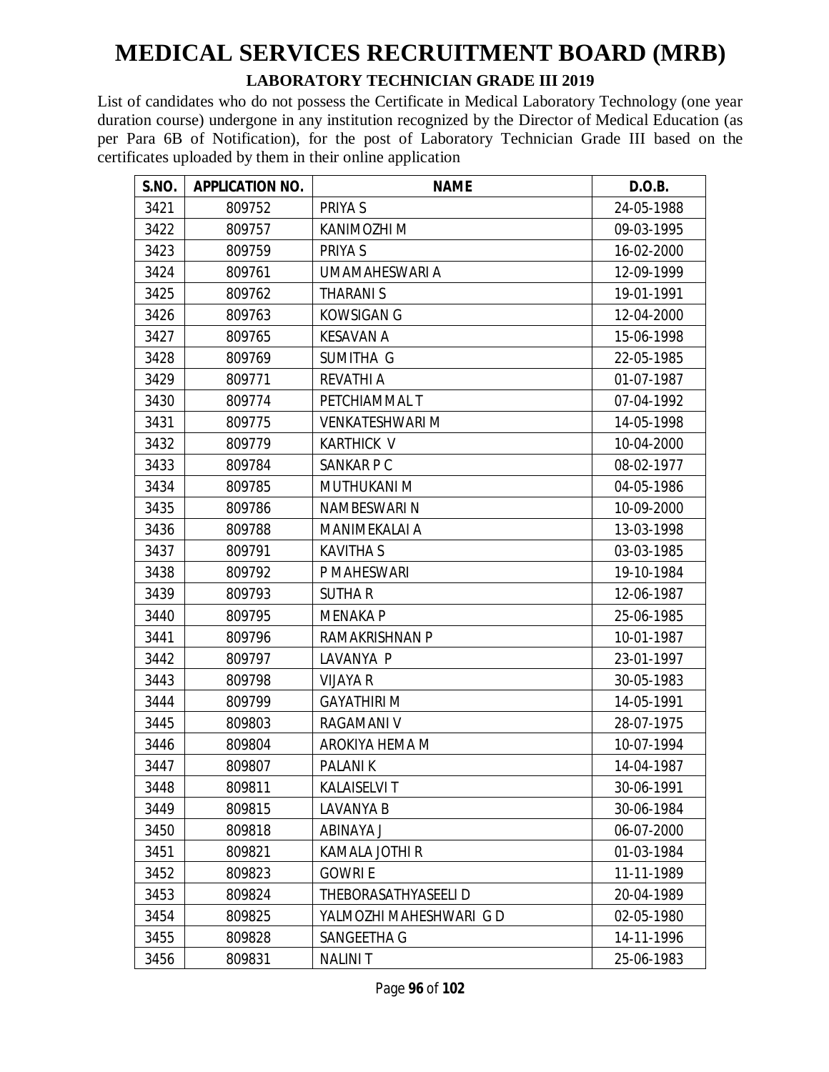# MEDICAL SERVICES RECRUITMENT BOARD (MRB)

## LABORATORY TECHNICIAN GRADE III 2019

List of candidates who do not possess the Certificate in Medical Laboratory Technology (one year duration course) undergone in any institution recognized by the Director of Medical Education (as per Para 6B of Notification), for the post of Laboratory Technician Grade III based on the certificates uploaded by them in their online application

| S.NO. | APPLICATION NO. | NAME | D.O.B. |
|---|---|---|---|
| 3421 | 809752 | PRIYA S | 24-05-1988 |
| 3422 | 809757 | KANIMOZHI M | 09-03-1995 |
| 3423 | 809759 | PRIYA S | 16-02-2000 |
| 3424 | 809761 | UMAMAHESWARI A | 12-09-1999 |
| 3425 | 809762 | THARANI S | 19-01-1991 |
| 3426 | 809763 | KOWSIGAN G | 12-04-2000 |
| 3427 | 809765 | KESAVAN A | 15-06-1998 |
| 3428 | 809769 | SUMITHA G | 22-05-1985 |
| 3429 | 809771 | REVATHI A | 01-07-1987 |
| 3430 | 809774 | PETCHIAMMAL T | 07-04-1992 |
| 3431 | 809775 | VENKATESHWARI M | 14-05-1998 |
| 3432 | 809779 | KARTHICK V | 10-04-2000 |
| 3433 | 809784 | SANKAR P C | 08-02-1977 |
| 3434 | 809785 | MUTHUKANI M | 04-05-1986 |
| 3435 | 809786 | NAMBESWARI N | 10-09-2000 |
| 3436 | 809788 | MANIMEKALAI A | 13-03-1998 |
| 3437 | 809791 | KAVITHA S | 03-03-1985 |
| 3438 | 809792 | P MAHESWARI | 19-10-1984 |
| 3439 | 809793 | SUTHA R | 12-06-1987 |
| 3440 | 809795 | MENAKA P | 25-06-1985 |
| 3441 | 809796 | RAMAKRISHNAN P | 10-01-1987 |
| 3442 | 809797 | LAVANYA P | 23-01-1997 |
| 3443 | 809798 | VIJAYA R | 30-05-1983 |
| 3444 | 809799 | GAYATHIRI M | 14-05-1991 |
| 3445 | 809803 | RAGAMANI V | 28-07-1975 |
| 3446 | 809804 | AROKIYA HEMA M | 10-07-1994 |
| 3447 | 809807 | PALANI K | 14-04-1987 |
| 3448 | 809811 | KALAISELVI T | 30-06-1991 |
| 3449 | 809815 | LAVANYA B | 30-06-1984 |
| 3450 | 809818 | ABINAYA J | 06-07-2000 |
| 3451 | 809821 | KAMALA JOTHI R | 01-03-1984 |
| 3452 | 809823 | GOWRI E | 11-11-1989 |
| 3453 | 809824 | THEBORASATHYASEELI D | 20-04-1989 |
| 3454 | 809825 | YALMOZHI MAHESHWARI G D | 02-05-1980 |
| 3455 | 809828 | SANGEETHA G | 14-11-1996 |
| 3456 | 809831 | NALINI T | 25-06-1983 |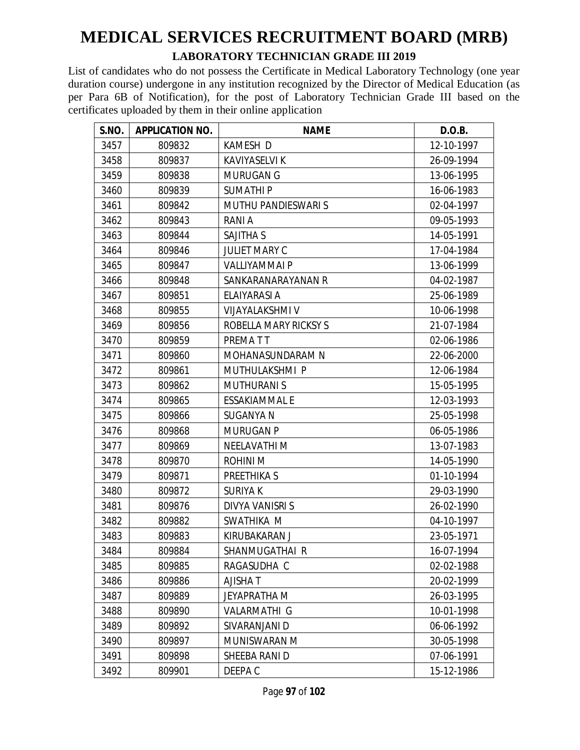# MEDICAL SERVICES RECRUITMENT BOARD (MRB)

**LABORATORY TECHNICIAN GRADE III 2019**

List of candidates who do not possess the Certificate in Medical Laboratory Technology (one year duration course) undergone in any institution recognized by the Director of Medical Education (as per Para 6B of Notification), for the post of Laboratory Technician Grade III based on the certificates uploaded by them in their online application

| S.NO. | APPLICATION NO. | NAME | D.O.B. |
|---|---|---|---|
| 3457 | 809832 | KAMESH D | 12-10-1997 |
| 3458 | 809837 | KAVIYASELVI K | 26-09-1994 |
| 3459 | 809838 | MURUGAN G | 13-06-1995 |
| 3460 | 809839 | SUMATHI P | 16-06-1983 |
| 3461 | 809842 | MUTHU PANDIESWARI S | 02-04-1997 |
| 3462 | 809843 | RANI A | 09-05-1993 |
| 3463 | 809844 | SAJITHA S | 14-05-1991 |
| 3464 | 809846 | JULIET MARY C | 17-04-1984 |
| 3465 | 809847 | VALLIYAMMAI P | 13-06-1999 |
| 3466 | 809848 | SANKARANARAYANAN R | 04-02-1987 |
| 3467 | 809851 | ELAIYARASI A | 25-06-1989 |
| 3468 | 809855 | VIJAYALAKSHMI V | 10-06-1998 |
| 3469 | 809856 | ROBELLA MARY RICKSY S | 21-07-1984 |
| 3470 | 809859 | PREMA T T | 02-06-1986 |
| 3471 | 809860 | MOHANASUNDARAM N | 22-06-2000 |
| 3472 | 809861 | MUTHULAKSHMI P | 12-06-1984 |
| 3473 | 809862 | MUTHURANI S | 15-05-1995 |
| 3474 | 809865 | ESSAKIAMMAL E | 12-03-1993 |
| 3475 | 809866 | SUGANYA N | 25-05-1998 |
| 3476 | 809868 | MURUGAN P | 06-05-1986 |
| 3477 | 809869 | NEELAVATHI M | 13-07-1983 |
| 3478 | 809870 | ROHINI M | 14-05-1990 |
| 3479 | 809871 | PREETHIKA S | 01-10-1994 |
| 3480 | 809872 | SURIYA K | 29-03-1990 |
| 3481 | 809876 | DIVYA VANISRI S | 26-02-1990 |
| 3482 | 809882 | SWATHIKA M | 04-10-1997 |
| 3483 | 809883 | KIRUBAKARAN J | 23-05-1971 |
| 3484 | 809884 | SHANMUGATHAI R | 16-07-1994 |
| 3485 | 809885 | RAGASUDHA C | 02-02-1988 |
| 3486 | 809886 | AJISHA T | 20-02-1999 |
| 3487 | 809889 | JEYAPRATHA M | 26-03-1995 |
| 3488 | 809890 | VALARMATHI G | 10-01-1998 |
| 3489 | 809892 | SIVARANJANI D | 06-06-1992 |
| 3490 | 809897 | MUNISWARAN M | 30-05-1998 |
| 3491 | 809898 | SHEEBA RANI D | 07-06-1991 |
| 3492 | 809901 | DEEPA C | 15-12-1986 |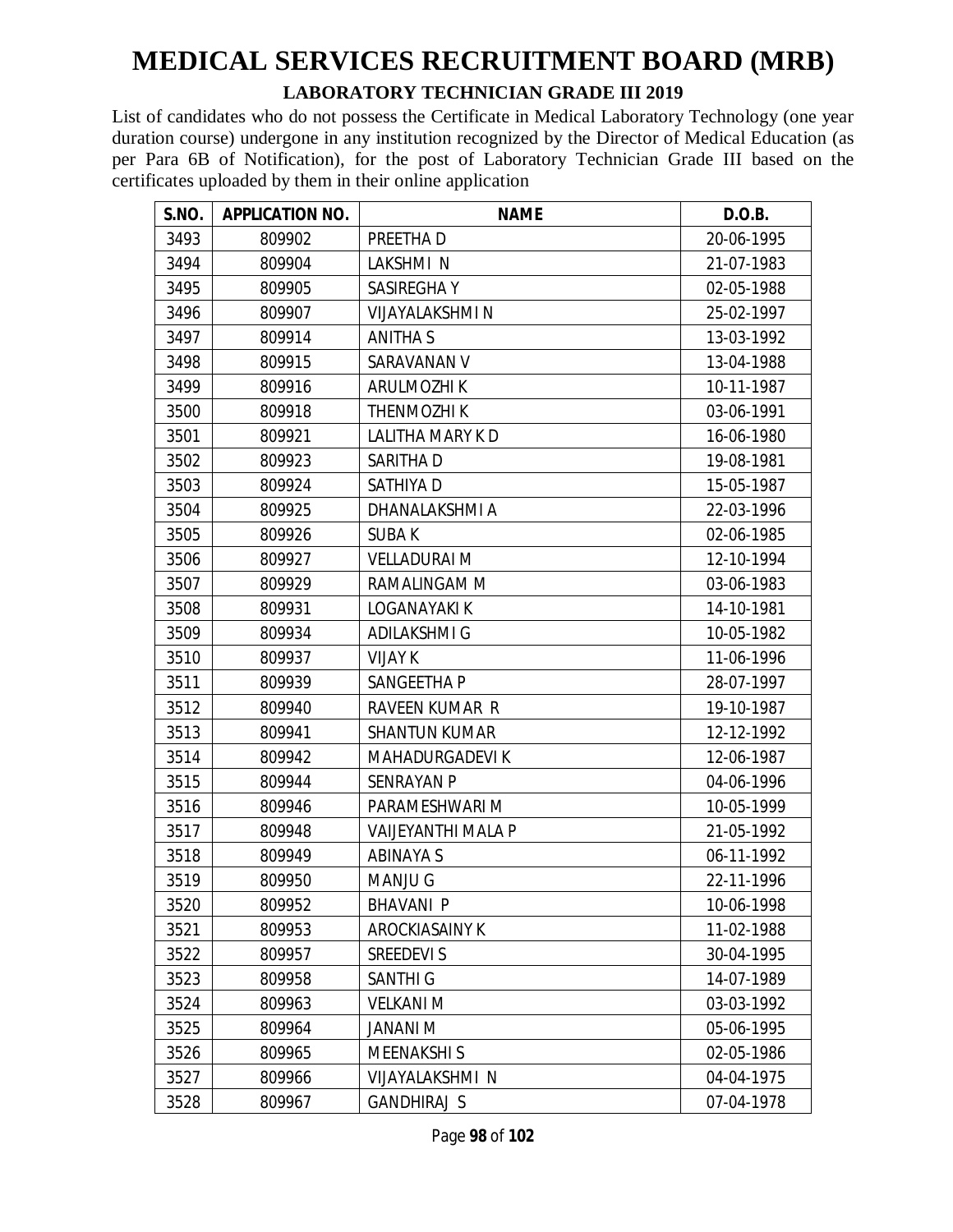# MEDICAL SERVICES RECRUITMENT BOARD (MRB)

## LABORATORY TECHNICIAN GRADE III 2019

List of candidates who do not possess the Certificate in Medical Laboratory Technology (one year duration course) undergone in any institution recognized by the Director of Medical Education (as per Para 6B of Notification), for the post of Laboratory Technician Grade III based on the certificates uploaded by them in their online application

| S.NO. | APPLICATION NO. | NAME | D.O.B. |
|---|---|---|---|
| 3493 | 809902 | PREETHA D | 20-06-1995 |
| 3494 | 809904 | LAKSHMI N | 21-07-1983 |
| 3495 | 809905 | SASIREGHA Y | 02-05-1988 |
| 3496 | 809907 | VIJAYALAKSHMI N | 25-02-1997 |
| 3497 | 809914 | ANITHA S | 13-03-1992 |
| 3498 | 809915 | SARAVANAN V | 13-04-1988 |
| 3499 | 809916 | ARULMOZHI K | 10-11-1987 |
| 3500 | 809918 | THENMOZHI K | 03-06-1991 |
| 3501 | 809921 | LALITHA MARY K D | 16-06-1980 |
| 3502 | 809923 | SARITHA D | 19-08-1981 |
| 3503 | 809924 | SATHIYA D | 15-05-1987 |
| 3504 | 809925 | DHANALAKSHMI A | 22-03-1996 |
| 3505 | 809926 | SUBA K | 02-06-1985 |
| 3506 | 809927 | VELLADURAI M | 12-10-1994 |
| 3507 | 809929 | RAMALINGAM M | 03-06-1983 |
| 3508 | 809931 | LOGANAYAKI K | 14-10-1981 |
| 3509 | 809934 | ADILAKSHMI G | 10-05-1982 |
| 3510 | 809937 | VIJAY K | 11-06-1996 |
| 3511 | 809939 | SANGEETHA P | 28-07-1997 |
| 3512 | 809940 | RAVEEN KUMAR R | 19-10-1987 |
| 3513 | 809941 | SHANTUN KUMAR | 12-12-1992 |
| 3514 | 809942 | MAHADURGADEVI K | 12-06-1987 |
| 3515 | 809944 | SENRAYAN P | 04-06-1996 |
| 3516 | 809946 | PARAMESHWARI M | 10-05-1999 |
| 3517 | 809948 | VAIJEYANTHI MALA P | 21-05-1992 |
| 3518 | 809949 | ABINAYA S | 06-11-1992 |
| 3519 | 809950 | MANJU G | 22-11-1996 |
| 3520 | 809952 | BHAVANI P | 10-06-1998 |
| 3521 | 809953 | AROCKIASAINY K | 11-02-1988 |
| 3522 | 809957 | SREEDEVI S | 30-04-1995 |
| 3523 | 809958 | SANTHI G | 14-07-1989 |
| 3524 | 809963 | VELKANI M | 03-03-1992 |
| 3525 | 809964 | JANANI M | 05-06-1995 |
| 3526 | 809965 | MEENAKSHI S | 02-05-1986 |
| 3527 | 809966 | VIJAYALAKSHMI N | 04-04-1975 |
| 3528 | 809967 | GANDHIRAJ S | 07-04-1978 |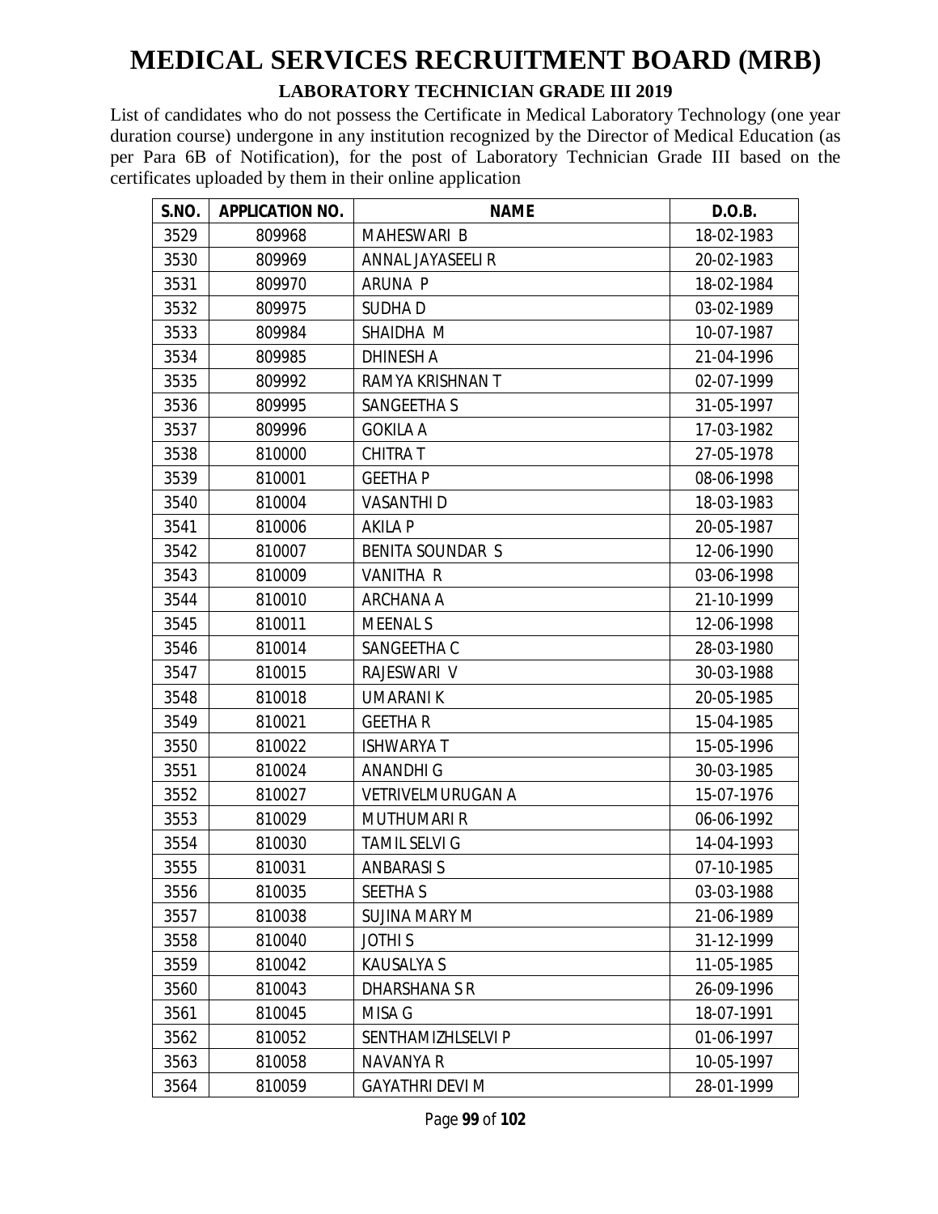# MEDICAL SERVICES RECRUITMENT BOARD (MRB)

## LABORATORY TECHNICIAN GRADE III 2019

List of candidates who do not possess the Certificate in Medical Laboratory Technology (one year duration course) undergone in any institution recognized by the Director of Medical Education (as per Para 6B of Notification), for the post of Laboratory Technician Grade III based on the certificates uploaded by them in their online application

| S.NO. | APPLICATION NO. | NAME | D.O.B. |
|---|---|---|---|
| 3529 | 809968 | MAHESWARI B | 18-02-1983 |
| 3530 | 809969 | ANNAL JAYASEELI R | 20-02-1983 |
| 3531 | 809970 | ARUNA P | 18-02-1984 |
| 3532 | 809975 | SUDHA D | 03-02-1989 |
| 3533 | 809984 | SHAIDHA M | 10-07-1987 |
| 3534 | 809985 | DHINESH A | 21-04-1996 |
| 3535 | 809992 | RAMYA KRISHNAN T | 02-07-1999 |
| 3536 | 809995 | SANGEETHA S | 31-05-1997 |
| 3537 | 809996 | GOKILA A | 17-03-1982 |
| 3538 | 810000 | CHITRA T | 27-05-1978 |
| 3539 | 810001 | GEETHA P | 08-06-1998 |
| 3540 | 810004 | VASANTHI D | 18-03-1983 |
| 3541 | 810006 | AKILA P | 20-05-1987 |
| 3542 | 810007 | BENITA SOUNDAR S | 12-06-1990 |
| 3543 | 810009 | VANITHA R | 03-06-1998 |
| 3544 | 810010 | ARCHANA A | 21-10-1999 |
| 3545 | 810011 | MEENAL S | 12-06-1998 |
| 3546 | 810014 | SANGEETHA C | 28-03-1980 |
| 3547 | 810015 | RAJESWARI V | 30-03-1988 |
| 3548 | 810018 | UMARANI K | 20-05-1985 |
| 3549 | 810021 | GEETHA R | 15-04-1985 |
| 3550 | 810022 | ISHWARYA T | 15-05-1996 |
| 3551 | 810024 | ANANDHI G | 30-03-1985 |
| 3552 | 810027 | VETRIVELMURUGAN A | 15-07-1976 |
| 3553 | 810029 | MUTHUMARI R | 06-06-1992 |
| 3554 | 810030 | TAMIL SELVI G | 14-04-1993 |
| 3555 | 810031 | ANBARASI S | 07-10-1985 |
| 3556 | 810035 | SEETHA S | 03-03-1988 |
| 3557 | 810038 | SUJINA MARY M | 21-06-1989 |
| 3558 | 810040 | JOTHI S | 31-12-1999 |
| 3559 | 810042 | KAUSALYA S | 11-05-1985 |
| 3560 | 810043 | DHARSHANA S R | 26-09-1996 |
| 3561 | 810045 | MISA G | 18-07-1991 |
| 3562 | 810052 | SENTHAMIZHLSELVI P | 01-06-1997 |
| 3563 | 810058 | NAVANYA R | 10-05-1997 |
| 3564 | 810059 | GAYATHRI DEVI M | 28-01-1999 |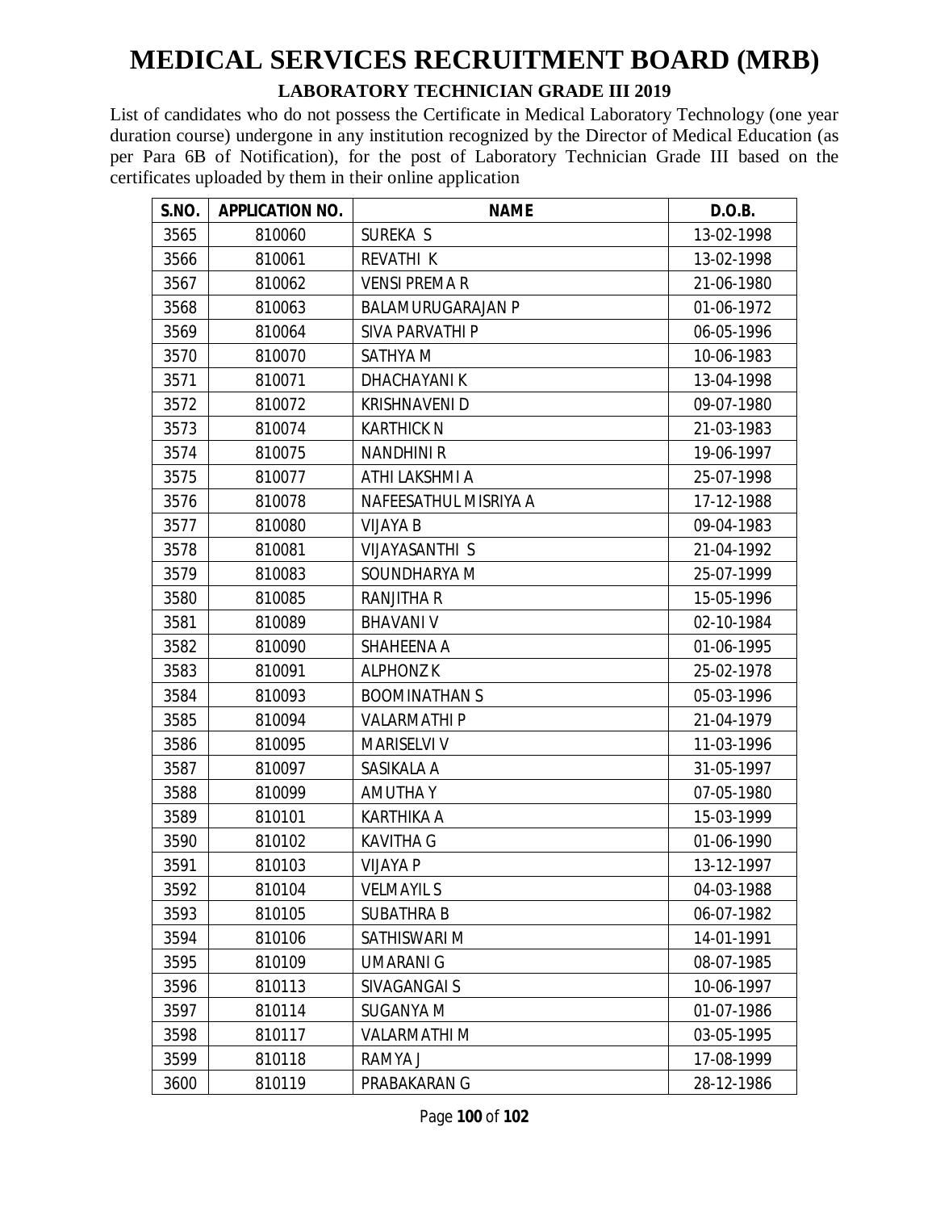# MEDICAL SERVICES RECRUITMENT BOARD (MRB)

## LABORATORY TECHNICIAN GRADE III 2019

List of candidates who do not possess the Certificate in Medical Laboratory Technology (one year duration course) undergone in any institution recognized by the Director of Medical Education (as per Para 6B of Notification), for the post of Laboratory Technician Grade III based on the certificates uploaded by them in their online application

| S.NO. | APPLICATION NO. | NAME | D.O.B. |
|---|---|---|---|
| 3565 | 810060 | SUREKA S | 13-02-1998 |
| 3566 | 810061 | REVATHI K | 13-02-1998 |
| 3567 | 810062 | VENSI PREMA R | 21-06-1980 |
| 3568 | 810063 | BALAMURUGARAJAN P | 01-06-1972 |
| 3569 | 810064 | SIVA PARVATHI P | 06-05-1996 |
| 3570 | 810070 | SATHYA M | 10-06-1983 |
| 3571 | 810071 | DHACHAYANI K | 13-04-1998 |
| 3572 | 810072 | KRISHNAVENI D | 09-07-1980 |
| 3573 | 810074 | KARTHICK N | 21-03-1983 |
| 3574 | 810075 | NANDHINI R | 19-06-1997 |
| 3575 | 810077 | ATHI LAKSHMI A | 25-07-1998 |
| 3576 | 810078 | NAFEESATHUL MISRIYA A | 17-12-1988 |
| 3577 | 810080 | VIJAYA B | 09-04-1983 |
| 3578 | 810081 | VIJAYASANTHI S | 21-04-1992 |
| 3579 | 810083 | SOUNDHARYA M | 25-07-1999 |
| 3580 | 810085 | RANJITHA R | 15-05-1996 |
| 3581 | 810089 | BHAVANI V | 02-10-1984 |
| 3582 | 810090 | SHAHEENA A | 01-06-1995 |
| 3583 | 810091 | ALPHONZ K | 25-02-1978 |
| 3584 | 810093 | BOOMINATHAN S | 05-03-1996 |
| 3585 | 810094 | VALARMATHI P | 21-04-1979 |
| 3586 | 810095 | MARISELVI V | 11-03-1996 |
| 3587 | 810097 | SASIKALA A | 31-05-1997 |
| 3588 | 810099 | AMUTHA Y | 07-05-1980 |
| 3589 | 810101 | KARTHIKA A | 15-03-1999 |
| 3590 | 810102 | KAVITHA G | 01-06-1990 |
| 3591 | 810103 | VIJAYA P | 13-12-1997 |
| 3592 | 810104 | VELMAYIL S | 04-03-1988 |
| 3593 | 810105 | SUBATHRA B | 06-07-1982 |
| 3594 | 810106 | SATHISWARI M | 14-01-1991 |
| 3595 | 810109 | UMARANI G | 08-07-1985 |
| 3596 | 810113 | SIVAGANGAI S | 10-06-1997 |
| 3597 | 810114 | SUGANYA M | 01-07-1986 |
| 3598 | 810117 | VALARMATHI M | 03-05-1995 |
| 3599 | 810118 | RAMYA J | 17-08-1999 |
| 3600 | 810119 | PRABAKARAN G | 28-12-1986 |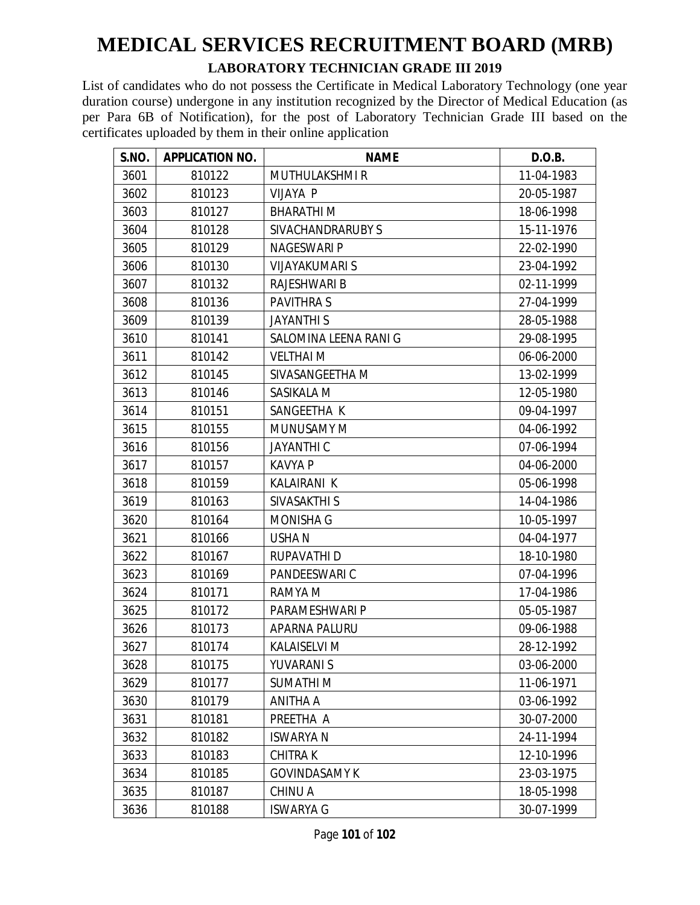# MEDICAL SERVICES RECRUITMENT BOARD (MRB)

## LABORATORY TECHNICIAN GRADE III 2019

List of candidates who do not possess the Certificate in Medical Laboratory Technology (one year duration course) undergone in any institution recognized by the Director of Medical Education (as per Para 6B of Notification), for the post of Laboratory Technician Grade III based on the certificates uploaded by them in their online application

| S.NO. | APPLICATION NO. | NAME | D.O.B. |
|---|---|---|---|
| 3601 | 810122 | MUTHULAKSHMI R | 11-04-1983 |
| 3602 | 810123 | VIJAYA P | 20-05-1987 |
| 3603 | 810127 | BHARATHI M | 18-06-1998 |
| 3604 | 810128 | SIVACHANDRARUBY S | 15-11-1976 |
| 3605 | 810129 | NAGESWARI P | 22-02-1990 |
| 3606 | 810130 | VIJAYAKUMARI S | 23-04-1992 |
| 3607 | 810132 | RAJESHWARI B | 02-11-1999 |
| 3608 | 810136 | PAVITHRA S | 27-04-1999 |
| 3609 | 810139 | JAYANTHI S | 28-05-1988 |
| 3610 | 810141 | SALOMINA LEENA RANI G | 29-08-1995 |
| 3611 | 810142 | VELTHAI M | 06-06-2000 |
| 3612 | 810145 | SIVASANGEETHA M | 13-02-1999 |
| 3613 | 810146 | SASIKALA M | 12-05-1980 |
| 3614 | 810151 | SANGEETHA K | 09-04-1997 |
| 3615 | 810155 | MUNUSAMY M | 04-06-1992 |
| 3616 | 810156 | JAYANTHI C | 07-06-1994 |
| 3617 | 810157 | KAVYA P | 04-06-2000 |
| 3618 | 810159 | KALAIRANI K | 05-06-1998 |
| 3619 | 810163 | SIVASAKTHI S | 14-04-1986 |
| 3620 | 810164 | MONISHA G | 10-05-1997 |
| 3621 | 810166 | USHA N | 04-04-1977 |
| 3622 | 810167 | RUPAVATHI D | 18-10-1980 |
| 3623 | 810169 | PANDEESWARI C | 07-04-1996 |
| 3624 | 810171 | RAMYA M | 17-04-1986 |
| 3625 | 810172 | PARAMESHWARI P | 05-05-1987 |
| 3626 | 810173 | APARNA PALURU | 09-06-1988 |
| 3627 | 810174 | KALAISELVI M | 28-12-1992 |
| 3628 | 810175 | YUVARANI S | 03-06-2000 |
| 3629 | 810177 | SUMATHI M | 11-06-1971 |
| 3630 | 810179 | ANITHA A | 03-06-1992 |
| 3631 | 810181 | PREETHA A | 30-07-2000 |
| 3632 | 810182 | ISWARYA N | 24-11-1994 |
| 3633 | 810183 | CHITRA K | 12-10-1996 |
| 3634 | 810185 | GOVINDASAMY K | 23-03-1975 |
| 3635 | 810187 | CHINU A | 18-05-1998 |
| 3636 | 810188 | ISWARYA G | 30-07-1999 |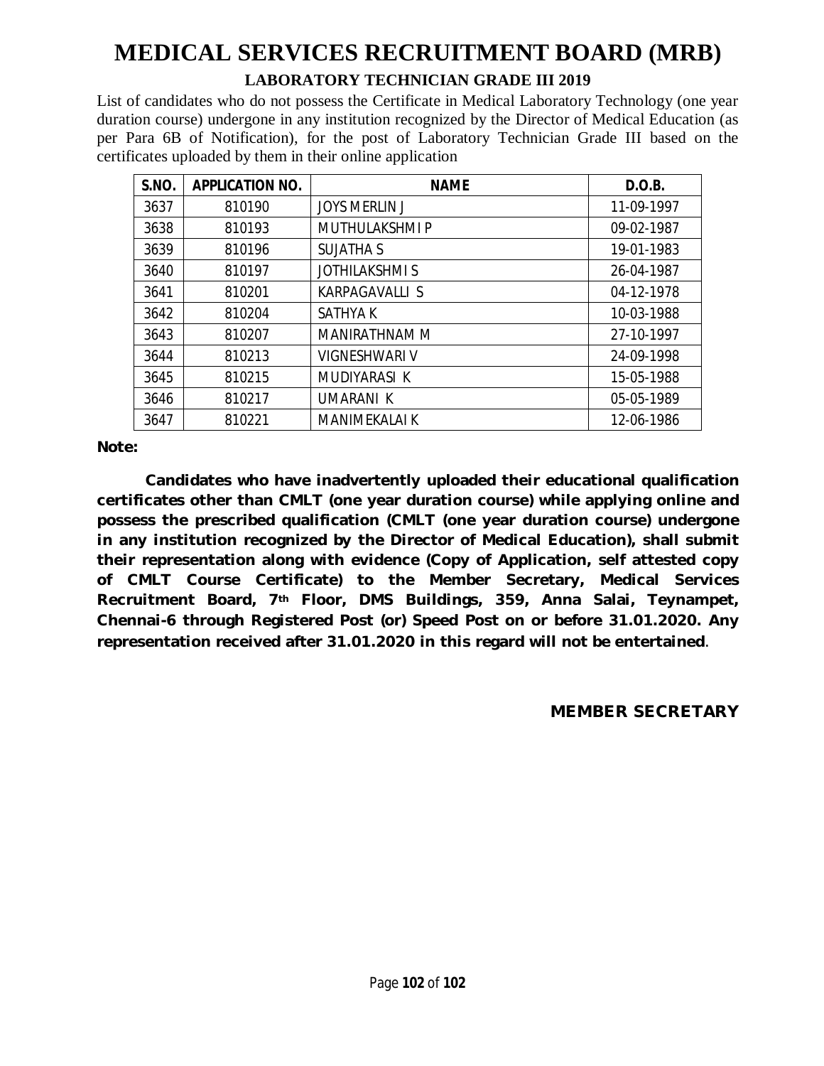# MEDICAL SERVICES RECRUITMENT BOARD (MRB)

### LABORATORY TECHNICIAN GRADE III 2019

List of candidates who do not possess the Certificate in Medical Laboratory Technology (one year duration course) undergone in any institution recognized by the Director of Medical Education (as per Para 6B of Notification), for the post of Laboratory Technician Grade III based on the certificates uploaded by them in their online application

| S.NO. | APPLICATION NO. | NAME | D.O.B. |
|---|---|---|---|
| 3637 | 810190 | JOYS MERLIN J | 11-09-1997 |
| 3638 | 810193 | MUTHULAKSHMI P | 09-02-1987 |
| 3639 | 810196 | SUJATHA S | 19-01-1983 |
| 3640 | 810197 | JOTHILAKSHMI S | 26-04-1987 |
| 3641 | 810201 | KARPAGAVALLI S | 04-12-1978 |
| 3642 | 810204 | SATHYA K | 10-03-1988 |
| 3643 | 810207 | MANIRATHNAM M | 27-10-1997 |
| 3644 | 810213 | VIGNESHWARI V | 24-09-1998 |
| 3645 | 810215 | MUDIYARASI K | 15-05-1988 |
| 3646 | 810217 | UMARANI K | 05-05-1989 |
| 3647 | 810221 | MANIMEKALAI K | 12-06-1986 |

**Note:**

**Candidates who have inadvertently uploaded their educational qualification certificates other than CMLT (one year duration course) while applying online and possess the prescribed qualification (CMLT (one year duration course) undergone in any institution recognized by the Director of Medical Education), shall submit their representation along with evidence (Copy of Application, self attested copy of CMLT Course Certificate) to the Member Secretary, Medical Services Recruitment Board, 7th Floor, DMS Buildings, 359, Anna Salai, Teynampet, Chennai-6 through Registered Post (or) Speed Post on or before 31.01.2020. Any representation received after 31.01.2020 in this regard will not be entertained**.

**MEMBER SECRETARY**